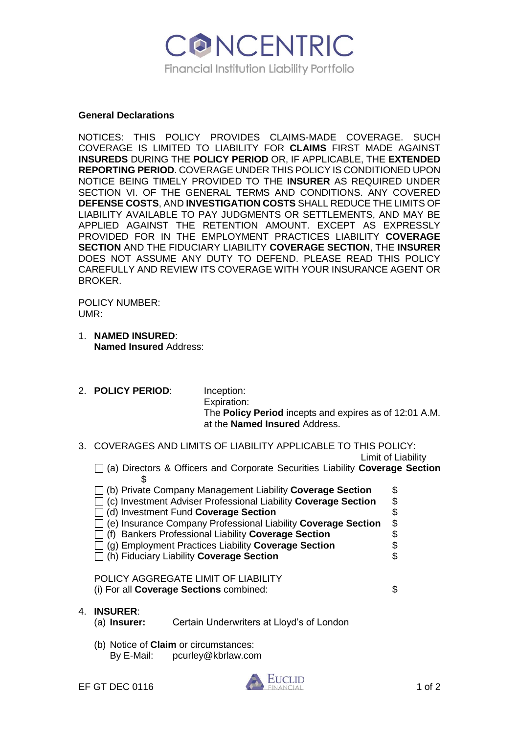# CONCENTRIC

Financial Institution Liability Portfolio

## General Declarations

NOTICES: THIS POLICY PROVIDES CLAIMS-MADE COVERAGE. SUCH COVERAGE IS LIMITED TO LIABILITY FOR **CLAIMS** FIRST MADE AGAINST **INSUREDS** DURING THE **POLICY PERIOD** OR, IF APPLICABLE, THE **EXTENDED REPORTING PERIOD**. COVERAGE UNDER THIS POLICY IS CONDITIONED UPON NOTICE BEING TIMELY PROVIDED TO THE **INSURER** AS REQUIRED UNDER SECTION VI. OF THE GENERAL TERMS AND CONDITIONS. ANY COVERED **DEFENSE COSTS**, AND **INVESTIGATION COSTS** SHALL REDUCE THE LIMITS OF LIABILITY AVAILABLE TO PAY JUDGMENTS OR SETTLEMENTS, AND MAY BE APPLIED AGAINST THE RETENTION AMOUNT. EXCEPT AS EXPRESSLY PROVIDED FOR IN THE EMPLOYMENT PRACTICES LIABILITY **COVERAGE SECTION** AND THE FIDUCIARY LIABILITY **COVERAGE SECTION**, THE **INSURER** DOES NOT ASSUME ANY DUTY TO DEFEND. PLEASE READ THIS POLICY CAREFULLY AND REVIEW ITS COVERAGE WITH YOUR INSURANCE AGENT OR BROKER.

POLICY NUMBER:
UMR:

1. **NAMED INSURED**:
   **Named Insured** Address:

2. **POLICY PERIOD**: Inception:
   Expiration:
   The **Policy Period** incepts and expires as of 12:01 A.M. at the **Named Insured** Address.

3. COVERAGES AND LIMITS OF LIABILITY APPLICABLE TO THIS POLICY:

| Coverage | Limit of Liability |
|---|---|
| ☐ (a) Directors & Officers and Corporate Securities Liability **Coverage Section** | $ |
| ☐ (b) Private Company Management Liability **Coverage Section** | $ |
| ☐ (c) Investment Adviser Professional Liability **Coverage Section** | $ |
| ☐ (d) Investment Fund **Coverage Section** | $ |
| ☐ (e) Insurance Company Professional Liability **Coverage Section** | $ |
| ☐ (f) Bankers Professional Liability **Coverage Section** | $ |
| ☐ (g) Employment Practices Liability **Coverage Section** | $ |
| ☐ (h) Fiduciary Liability **Coverage Section** | $ |

   POLICY AGGREGATE LIMIT OF LIABILITY
   (i) For all **Coverage Sections** combined: $

4. **INSURER**:
   (a) **Insurer:** Certain Underwriters at Lloyd's of London

   (b) Notice of **Claim** or circumstances:
   By E-Mail: pcurley@kbrlaw.com

EF GT DEC 0116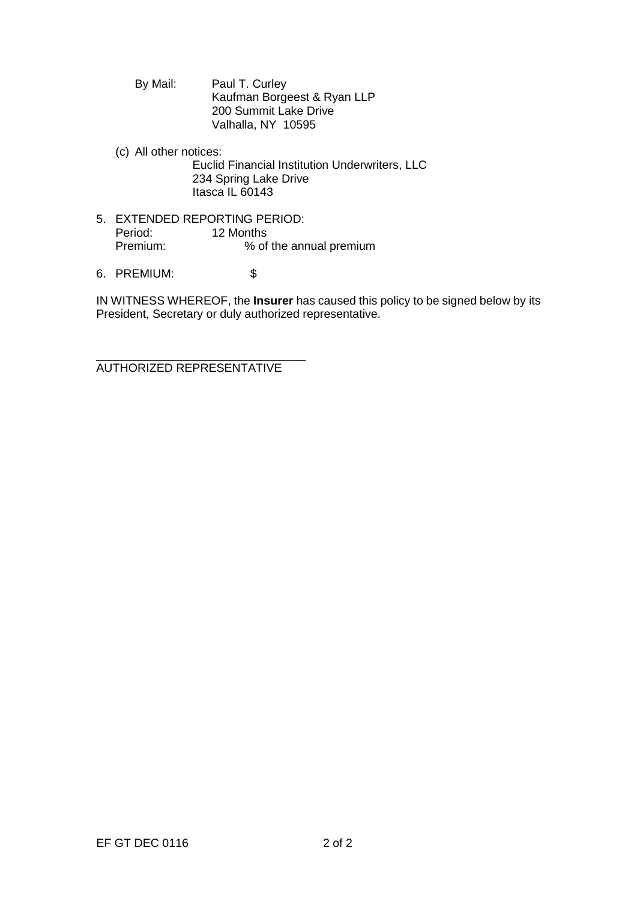By Mail: Paul T. Curley
Kaufman Borgeest & Ryan LLP
200 Summit Lake Drive
Valhalla, NY 10595

(c) All other notices:
Euclid Financial Institution Underwriters, LLC
234 Spring Lake Drive
Itasca IL 60143

5. EXTENDED REPORTING PERIOD:
   Period: 12 Months
   Premium: % of the annual premium

6. PREMIUM: $

IN WITNESS WHEREOF, the **Insurer** has caused this policy to be signed below by its President, Secretary or duly authorized representative.

\_\_\_\_\_\_\_\_\_\_\_\_\_\_\_\_\_\_\_\_\_\_\_\_\_\_\_\_\_\_\_\_
AUTHORIZED REPRESENTATIVE

EF GT DEC 0116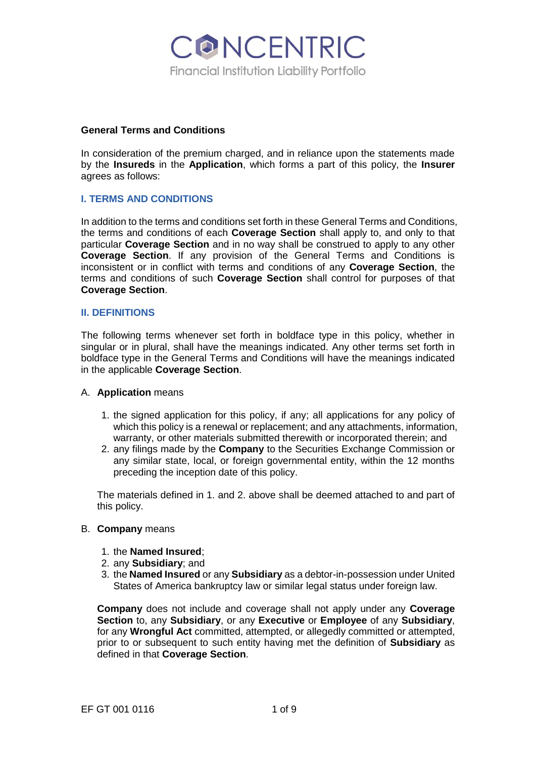**General Terms and Conditions**

In consideration of the premium charged, and in reliance upon the statements made by the **Insureds** in the **Application**, which forms a part of this policy, the **Insurer** agrees as follows:

## I. TERMS AND CONDITIONS

In addition to the terms and conditions set forth in these General Terms and Conditions, the terms and conditions of each **Coverage Section** shall apply to, and only to that particular **Coverage Section** and in no way shall be construed to apply to any other **Coverage Section**. If any provision of the General Terms and Conditions is inconsistent or in conflict with terms and conditions of any **Coverage Section**, the terms and conditions of such **Coverage Section** shall control for purposes of that **Coverage Section**.

## II. DEFINITIONS

The following terms whenever set forth in boldface type in this policy, whether in singular or in plural, shall have the meanings indicated. Any other terms set forth in boldface type in the General Terms and Conditions will have the meanings indicated in the applicable **Coverage Section**.

A. **Application** means

1. the signed application for this policy, if any; all applications for any policy of which this policy is a renewal or replacement; and any attachments, information, warranty, or other materials submitted therewith or incorporated therein; and
2. any filings made by the **Company** to the Securities Exchange Commission or any similar state, local, or foreign governmental entity, within the 12 months preceding the inception date of this policy.

The materials defined in 1. and 2. above shall be deemed attached to and part of this policy.

B. **Company** means

1. the **Named Insured**;
2. any **Subsidiary**; and
3. the **Named Insured** or any **Subsidiary** as a debtor-in-possession under United States of America bankruptcy law or similar legal status under foreign law.

**Company** does not include and coverage shall not apply under any **Coverage Section** to, any **Subsidiary**, or any **Executive** or **Employee** of any **Subsidiary**, for any **Wrongful Act** committed, attempted, or allegedly committed or attempted, prior to or subsequent to such entity having met the definition of **Subsidiary** as defined in that **Coverage Section**.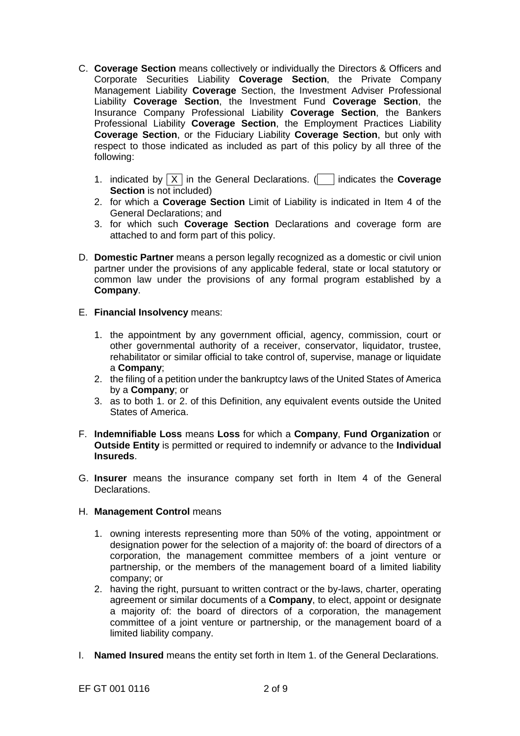C. **Coverage Section** means collectively or individually the Directors & Officers and Corporate Securities Liability **Coverage Section**, the Private Company Management Liability **Coverage** Section, the Investment Adviser Professional Liability **Coverage Section**, the Investment Fund **Coverage Section**, the Insurance Company Professional Liability **Coverage Section**, the Bankers Professional Liability **Coverage Section**, the Employment Practices Liability **Coverage Section**, or the Fiduciary Liability **Coverage Section**, but only with respect to those indicated as included as part of this policy by all three of the following:

   1. indicated by [X] in the General Declarations. ([ ] indicates the **Coverage Section** is not included)
   2. for which a **Coverage Section** Limit of Liability is indicated in Item 4 of the General Declarations; and
   3. for which such **Coverage Section** Declarations and coverage form are attached to and form part of this policy.

D. **Domestic Partner** means a person legally recognized as a domestic or civil union partner under the provisions of any applicable federal, state or local statutory or common law under the provisions of any formal program established by a **Company**.

E. **Financial Insolvency** means:

   1. the appointment by any government official, agency, commission, court or other governmental authority of a receiver, conservator, liquidator, trustee, rehabilitator or similar official to take control of, supervise, manage or liquidate a **Company**;
   2. the filing of a petition under the bankruptcy laws of the United States of America by a **Company**; or
   3. as to both 1. or 2. of this Definition, any equivalent events outside the United States of America.

F. **Indemnifiable Loss** means **Loss** for which a **Company**, **Fund Organization** or **Outside Entity** is permitted or required to indemnify or advance to the **Individual Insureds**.

G. **Insurer** means the insurance company set forth in Item 4 of the General Declarations.

H. **Management Control** means

   1. owning interests representing more than 50% of the voting, appointment or designation power for the selection of a majority of: the board of directors of a corporation, the management committee members of a joint venture or partnership, or the members of the management board of a limited liability company; or
   2. having the right, pursuant to written contract or the by-laws, charter, operating agreement or similar documents of a **Company**, to elect, appoint or designate a majority of: the board of directors of a corporation, the management committee of a joint venture or partnership, or the management board of a limited liability company.

I. **Named Insured** means the entity set forth in Item 1. of the General Declarations.

EF GT 001 0116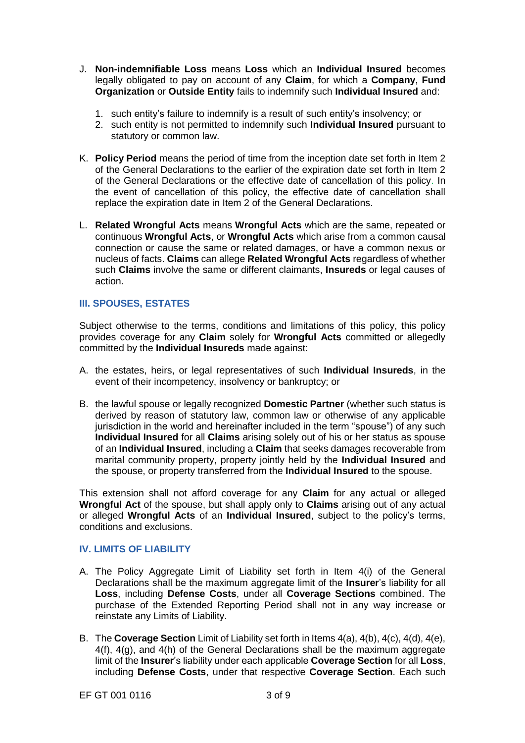J. **Non-indemnifiable Loss** means **Loss** which an **Individual Insured** becomes legally obligated to pay on account of any **Claim**, for which a **Company**, **Fund Organization** or **Outside Entity** fails to indemnify such **Individual Insured** and:

   1. such entity's failure to indemnify is a result of such entity's insolvency; or
   2. such entity is not permitted to indemnify such **Individual Insured** pursuant to statutory or common law.

K. **Policy Period** means the period of time from the inception date set forth in Item 2 of the General Declarations to the earlier of the expiration date set forth in Item 2 of the General Declarations or the effective date of cancellation of this policy. In the event of cancellation of this policy, the effective date of cancellation shall replace the expiration date in Item 2 of the General Declarations.

L. **Related Wrongful Acts** means **Wrongful Acts** which are the same, repeated or continuous **Wrongful Acts**, or **Wrongful Acts** which arise from a common causal connection or cause the same or related damages, or have a common nexus or nucleus of facts. **Claims** can allege **Related Wrongful Acts** regardless of whether such **Claims** involve the same or different claimants, **Insureds** or legal causes of action.

## III. SPOUSES, ESTATES

Subject otherwise to the terms, conditions and limitations of this policy, this policy provides coverage for any **Claim** solely for **Wrongful Acts** committed or allegedly committed by the **Individual Insureds** made against:

A. the estates, heirs, or legal representatives of such **Individual Insureds**, in the event of their incompetency, insolvency or bankruptcy; or

B. the lawful spouse or legally recognized **Domestic Partner** (whether such status is derived by reason of statutory law, common law or otherwise of any applicable jurisdiction in the world and hereinafter included in the term "spouse") of any such **Individual Insured** for all **Claims** arising solely out of his or her status as spouse of an **Individual Insured**, including a **Claim** that seeks damages recoverable from marital community property, property jointly held by the **Individual Insured** and the spouse, or property transferred from the **Individual Insured** to the spouse.

This extension shall not afford coverage for any **Claim** for any actual or alleged **Wrongful Act** of the spouse, but shall apply only to **Claims** arising out of any actual or alleged **Wrongful Acts** of an **Individual Insured**, subject to the policy's terms, conditions and exclusions.

## IV. LIMITS OF LIABILITY

A. The Policy Aggregate Limit of Liability set forth in Item 4(i) of the General Declarations shall be the maximum aggregate limit of the **Insurer**'s liability for all **Loss**, including **Defense Costs**, under all **Coverage Sections** combined. The purchase of the Extended Reporting Period shall not in any way increase or reinstate any Limits of Liability.

B. The **Coverage Section** Limit of Liability set forth in Items 4(a), 4(b), 4(c), 4(d), 4(e), 4(f), 4(g), and 4(h) of the General Declarations shall be the maximum aggregate limit of the **Insurer**'s liability under each applicable **Coverage Section** for all **Loss**, including **Defense Costs**, under that respective **Coverage Section**. Each such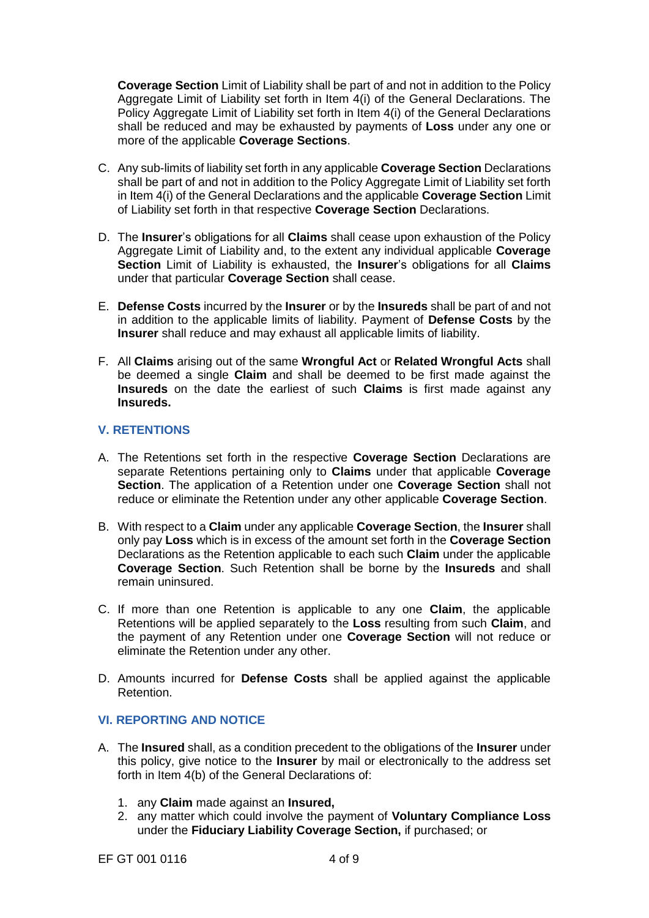**Coverage Section** Limit of Liability shall be part of and not in addition to the Policy Aggregate Limit of Liability set forth in Item 4(i) of the General Declarations. The Policy Aggregate Limit of Liability set forth in Item 4(i) of the General Declarations shall be reduced and may be exhausted by payments of **Loss** under any one or more of the applicable **Coverage Sections**.

C. Any sub-limits of liability set forth in any applicable **Coverage Section** Declarations shall be part of and not in addition to the Policy Aggregate Limit of Liability set forth in Item 4(i) of the General Declarations and the applicable **Coverage Section** Limit of Liability set forth in that respective **Coverage Section** Declarations.

D. The **Insurer**'s obligations for all **Claims** shall cease upon exhaustion of the Policy Aggregate Limit of Liability and, to the extent any individual applicable **Coverage Section** Limit of Liability is exhausted, the **Insurer**'s obligations for all **Claims** under that particular **Coverage Section** shall cease.

E. **Defense Costs** incurred by the **Insurer** or by the **Insureds** shall be part of and not in addition to the applicable limits of liability. Payment of **Defense Costs** by the **Insurer** shall reduce and may exhaust all applicable limits of liability.

F. All **Claims** arising out of the same **Wrongful Act** or **Related Wrongful Acts** shall be deemed a single **Claim** and shall be deemed to be first made against the **Insureds** on the date the earliest of such **Claims** is first made against any **Insureds.**

## V. RETENTIONS

A. The Retentions set forth in the respective **Coverage Section** Declarations are separate Retentions pertaining only to **Claims** under that applicable **Coverage Section**. The application of a Retention under one **Coverage Section** shall not reduce or eliminate the Retention under any other applicable **Coverage Section**.

B. With respect to a **Claim** under any applicable **Coverage Section**, the **Insurer** shall only pay **Loss** which is in excess of the amount set forth in the **Coverage Section** Declarations as the Retention applicable to each such **Claim** under the applicable **Coverage Section**. Such Retention shall be borne by the **Insureds** and shall remain uninsured.

C. If more than one Retention is applicable to any one **Claim**, the applicable Retentions will be applied separately to the **Loss** resulting from such **Claim**, and the payment of any Retention under one **Coverage Section** will not reduce or eliminate the Retention under any other.

D. Amounts incurred for **Defense Costs** shall be applied against the applicable Retention.

## VI. REPORTING AND NOTICE

A. The **Insured** shall, as a condition precedent to the obligations of the **Insurer** under this policy, give notice to the **Insurer** by mail or electronically to the address set forth in Item 4(b) of the General Declarations of:

   1. any **Claim** made against an **Insured,**
   2. any matter which could involve the payment of **Voluntary Compliance Loss** under the **Fiduciary Liability Coverage Section,** if purchased; or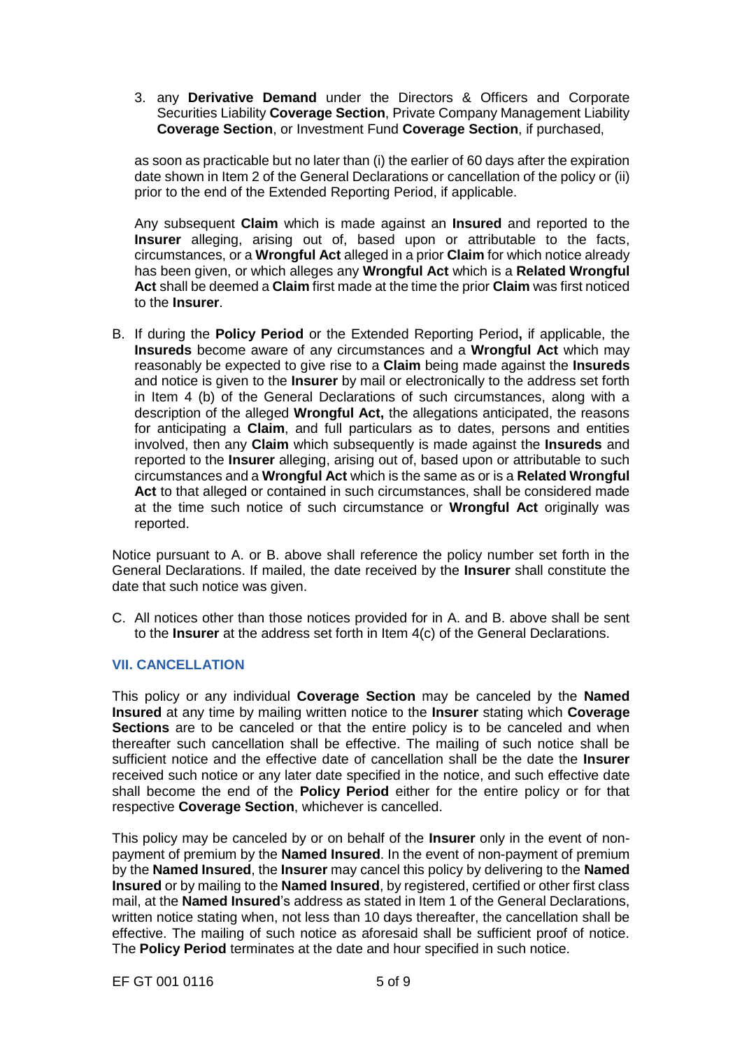3. any **Derivative Demand** under the Directors & Officers and Corporate Securities Liability **Coverage Section**, Private Company Management Liability **Coverage Section**, or Investment Fund **Coverage Section**, if purchased,

as soon as practicable but no later than (i) the earlier of 60 days after the expiration date shown in Item 2 of the General Declarations or cancellation of the policy or (ii) prior to the end of the Extended Reporting Period, if applicable.

Any subsequent **Claim** which is made against an **Insured** and reported to the **Insurer** alleging, arising out of, based upon or attributable to the facts, circumstances, or a **Wrongful Act** alleged in a prior **Claim** for which notice already has been given, or which alleges any **Wrongful Act** which is a **Related Wrongful Act** shall be deemed a **Claim** first made at the time the prior **Claim** was first noticed to the **Insurer**.

B. If during the **Policy Period** or the Extended Reporting Period**,** if applicable, the **Insureds** become aware of any circumstances and a **Wrongful Act** which may reasonably be expected to give rise to a **Claim** being made against the **Insureds** and notice is given to the **Insurer** by mail or electronically to the address set forth in Item 4 (b) of the General Declarations of such circumstances, along with a description of the alleged **Wrongful Act,** the allegations anticipated, the reasons for anticipating a **Claim**, and full particulars as to dates, persons and entities involved, then any **Claim** which subsequently is made against the **Insureds** and reported to the **Insurer** alleging, arising out of, based upon or attributable to such circumstances and a **Wrongful Act** which is the same as or is a **Related Wrongful Act** to that alleged or contained in such circumstances, shall be considered made at the time such notice of such circumstance or **Wrongful Act** originally was reported.

Notice pursuant to A. or B. above shall reference the policy number set forth in the General Declarations. If mailed, the date received by the **Insurer** shall constitute the date that such notice was given.

C. All notices other than those notices provided for in A. and B. above shall be sent to the **Insurer** at the address set forth in Item 4(c) of the General Declarations.

## VII. CANCELLATION

This policy or any individual **Coverage Section** may be canceled by the **Named Insured** at any time by mailing written notice to the **Insurer** stating which **Coverage Sections** are to be canceled or that the entire policy is to be canceled and when thereafter such cancellation shall be effective. The mailing of such notice shall be sufficient notice and the effective date of cancellation shall be the date the **Insurer** received such notice or any later date specified in the notice, and such effective date shall become the end of the **Policy Period** either for the entire policy or for that respective **Coverage Section**, whichever is cancelled.

This policy may be canceled by or on behalf of the **Insurer** only in the event of non-payment of premium by the **Named Insured**. In the event of non-payment of premium by the **Named Insured**, the **Insurer** may cancel this policy by delivering to the **Named Insured** or by mailing to the **Named Insured**, by registered, certified or other first class mail, at the **Named Insured**'s address as stated in Item 1 of the General Declarations, written notice stating when, not less than 10 days thereafter, the cancellation shall be effective. The mailing of such notice as aforesaid shall be sufficient proof of notice. The **Policy Period** terminates at the date and hour specified in such notice.

EF GT 001 0116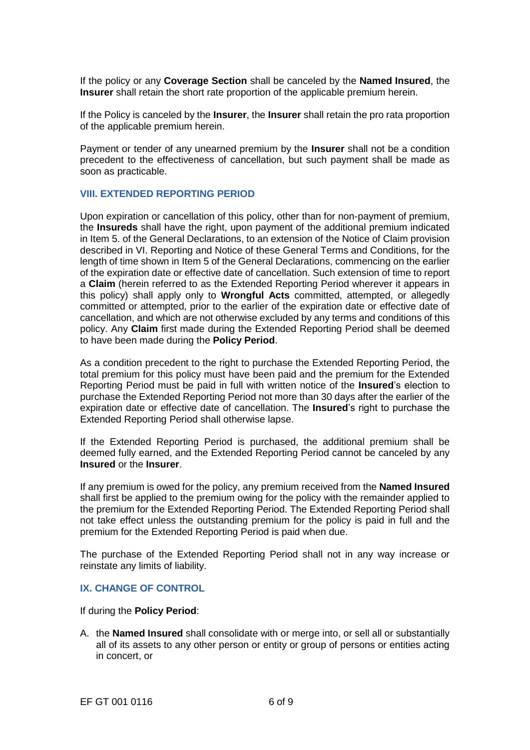If the policy or any **Coverage Section** shall be canceled by the **Named Insured**, the **Insurer** shall retain the short rate proportion of the applicable premium herein.

If the Policy is canceled by the **Insurer**, the **Insurer** shall retain the pro rata proportion of the applicable premium herein.

Payment or tender of any unearned premium by the **Insurer** shall not be a condition precedent to the effectiveness of cancellation, but such payment shall be made as soon as practicable.

## VIII. EXTENDED REPORTING PERIOD

Upon expiration or cancellation of this policy, other than for non-payment of premium, the **Insureds** shall have the right, upon payment of the additional premium indicated in Item 5. of the General Declarations, to an extension of the Notice of Claim provision described in VI. Reporting and Notice of these General Terms and Conditions, for the length of time shown in Item 5 of the General Declarations, commencing on the earlier of the expiration date or effective date of cancellation. Such extension of time to report a **Claim** (herein referred to as the Extended Reporting Period wherever it appears in this policy) shall apply only to **Wrongful Acts** committed, attempted, or allegedly committed or attempted, prior to the earlier of the expiration date or effective date of cancellation, and which are not otherwise excluded by any terms and conditions of this policy. Any **Claim** first made during the Extended Reporting Period shall be deemed to have been made during the **Policy Period**.

As a condition precedent to the right to purchase the Extended Reporting Period, the total premium for this policy must have been paid and the premium for the Extended Reporting Period must be paid in full with written notice of the **Insured**'s election to purchase the Extended Reporting Period not more than 30 days after the earlier of the expiration date or effective date of cancellation. The **Insured**'s right to purchase the Extended Reporting Period shall otherwise lapse.

If the Extended Reporting Period is purchased, the additional premium shall be deemed fully earned, and the Extended Reporting Period cannot be canceled by any **Insured** or the **Insurer**.

If any premium is owed for the policy, any premium received from the **Named Insured** shall first be applied to the premium owing for the policy with the remainder applied to the premium for the Extended Reporting Period. The Extended Reporting Period shall not take effect unless the outstanding premium for the policy is paid in full and the premium for the Extended Reporting Period is paid when due.

The purchase of the Extended Reporting Period shall not in any way increase or reinstate any limits of liability.

## IX. CHANGE OF CONTROL

If during the **Policy Period**:

A. the **Named Insured** shall consolidate with or merge into, or sell all or substantially all of its assets to any other person or entity or group of persons or entities acting in concert, or

EF GT 001 0116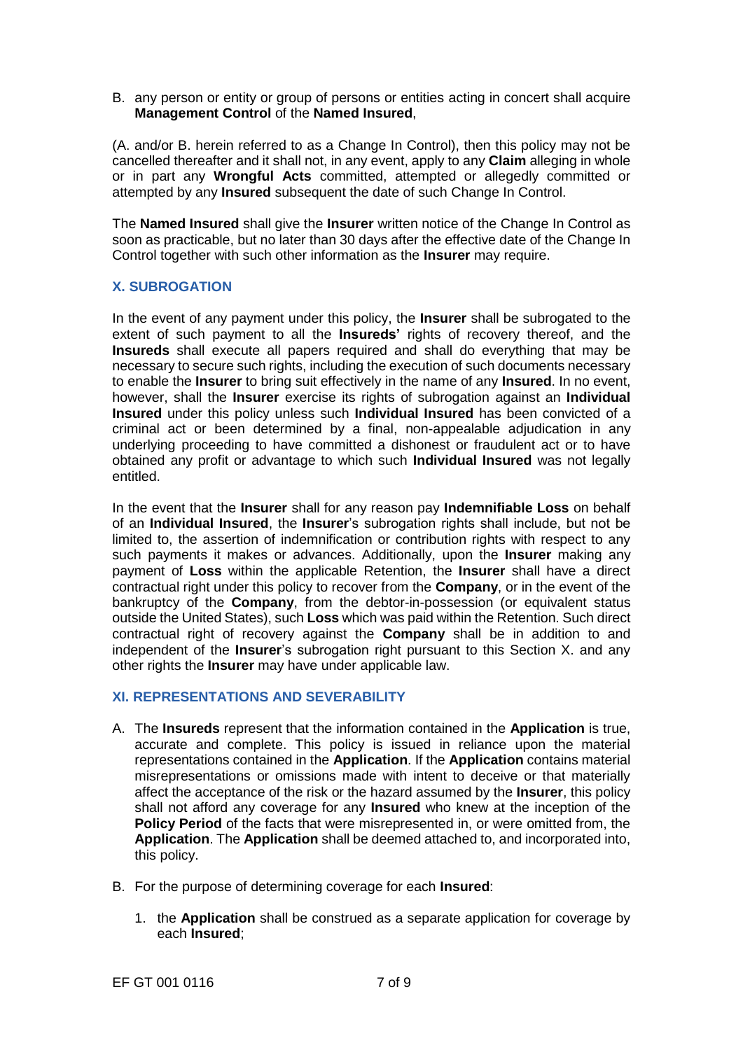B. any person or entity or group of persons or entities acting in concert shall acquire **Management Control** of the **Named Insured**,

(A. and/or B. herein referred to as a Change In Control), then this policy may not be cancelled thereafter and it shall not, in any event, apply to any **Claim** alleging in whole or in part any **Wrongful Acts** committed, attempted or allegedly committed or attempted by any **Insured** subsequent the date of such Change In Control.

The **Named Insured** shall give the **Insurer** written notice of the Change In Control as soon as practicable, but no later than 30 days after the effective date of the Change In Control together with such other information as the **Insurer** may require.

## X. SUBROGATION

In the event of any payment under this policy, the **Insurer** shall be subrogated to the extent of such payment to all the **Insureds'** rights of recovery thereof, and the **Insureds** shall execute all papers required and shall do everything that may be necessary to secure such rights, including the execution of such documents necessary to enable the **Insurer** to bring suit effectively in the name of any **Insured**. In no event, however, shall the **Insurer** exercise its rights of subrogation against an **Individual Insured** under this policy unless such **Individual Insured** has been convicted of a criminal act or been determined by a final, non-appealable adjudication in any underlying proceeding to have committed a dishonest or fraudulent act or to have obtained any profit or advantage to which such **Individual Insured** was not legally entitled.

In the event that the **Insurer** shall for any reason pay **Indemnifiable Loss** on behalf of an **Individual Insured**, the **Insurer**'s subrogation rights shall include, but not be limited to, the assertion of indemnification or contribution rights with respect to any such payments it makes or advances. Additionally, upon the **Insurer** making any payment of **Loss** within the applicable Retention, the **Insurer** shall have a direct contractual right under this policy to recover from the **Company**, or in the event of the bankruptcy of the **Company**, from the debtor-in-possession (or equivalent status outside the United States), such **Loss** which was paid within the Retention. Such direct contractual right of recovery against the **Company** shall be in addition to and independent of the **Insurer**'s subrogation right pursuant to this Section X. and any other rights the **Insurer** may have under applicable law.

## XI. REPRESENTATIONS AND SEVERABILITY

A. The **Insureds** represent that the information contained in the **Application** is true, accurate and complete. This policy is issued in reliance upon the material representations contained in the **Application**. If the **Application** contains material misrepresentations or omissions made with intent to deceive or that materially affect the acceptance of the risk or the hazard assumed by the **Insurer**, this policy shall not afford any coverage for any **Insured** who knew at the inception of the **Policy Period** of the facts that were misrepresented in, or were omitted from, the **Application**. The **Application** shall be deemed attached to, and incorporated into, this policy.

B. For the purpose of determining coverage for each **Insured**:

   1. the **Application** shall be construed as a separate application for coverage by each **Insured**;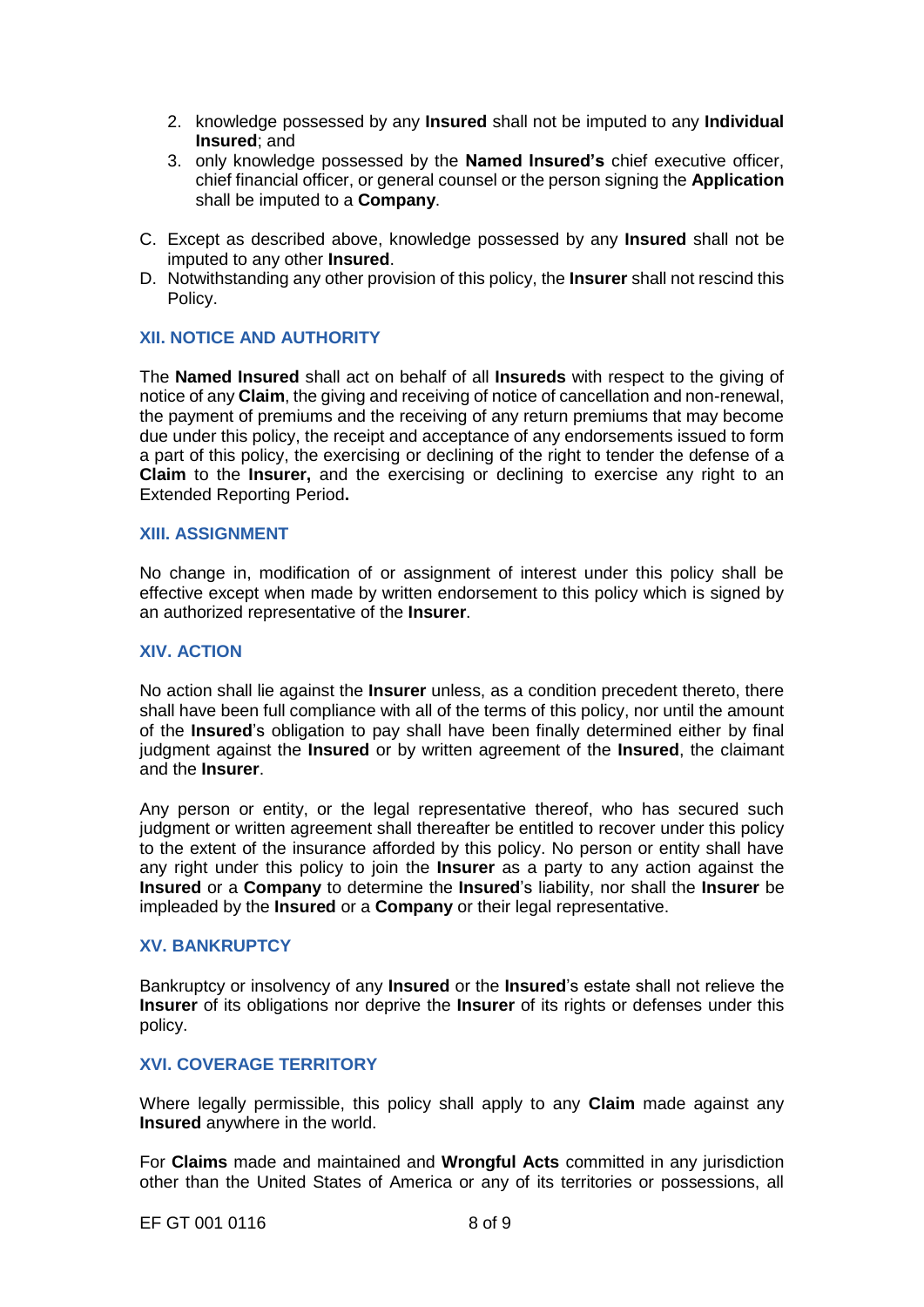2. knowledge possessed by any **Insured** shall not be imputed to any **Individual Insured**; and
3. only knowledge possessed by the **Named Insured's** chief executive officer, chief financial officer, or general counsel or the person signing the **Application** shall be imputed to a **Company**.

C. Except as described above, knowledge possessed by any **Insured** shall not be imputed to any other **Insured**.
D. Notwithstanding any other provision of this policy, the **Insurer** shall not rescind this Policy.

## XII. NOTICE AND AUTHORITY

The **Named Insured** shall act on behalf of all **Insureds** with respect to the giving of notice of any **Claim**, the giving and receiving of notice of cancellation and non-renewal, the payment of premiums and the receiving of any return premiums that may become due under this policy, the receipt and acceptance of any endorsements issued to form a part of this policy, the exercising or declining of the right to tender the defense of a **Claim** to the **Insurer,** and the exercising or declining to exercise any right to an Extended Reporting Period**.**

## XIII. ASSIGNMENT

No change in, modification of or assignment of interest under this policy shall be effective except when made by written endorsement to this policy which is signed by an authorized representative of the **Insurer**.

## XIV. ACTION

No action shall lie against the **Insurer** unless, as a condition precedent thereto, there shall have been full compliance with all of the terms of this policy, nor until the amount of the **Insured**'s obligation to pay shall have been finally determined either by final judgment against the **Insured** or by written agreement of the **Insured**, the claimant and the **Insurer**.

Any person or entity, or the legal representative thereof, who has secured such judgment or written agreement shall thereafter be entitled to recover under this policy to the extent of the insurance afforded by this policy. No person or entity shall have any right under this policy to join the **Insurer** as a party to any action against the **Insured** or a **Company** to determine the **Insured**'s liability, nor shall the **Insurer** be impleaded by the **Insured** or a **Company** or their legal representative.

## XV. BANKRUPTCY

Bankruptcy or insolvency of any **Insured** or the **Insured**'s estate shall not relieve the **Insurer** of its obligations nor deprive the **Insurer** of its rights or defenses under this policy.

## XVI. COVERAGE TERRITORY

Where legally permissible, this policy shall apply to any **Claim** made against any **Insured** anywhere in the world.

For **Claims** made and maintained and **Wrongful Acts** committed in any jurisdiction other than the United States of America or any of its territories or possessions, all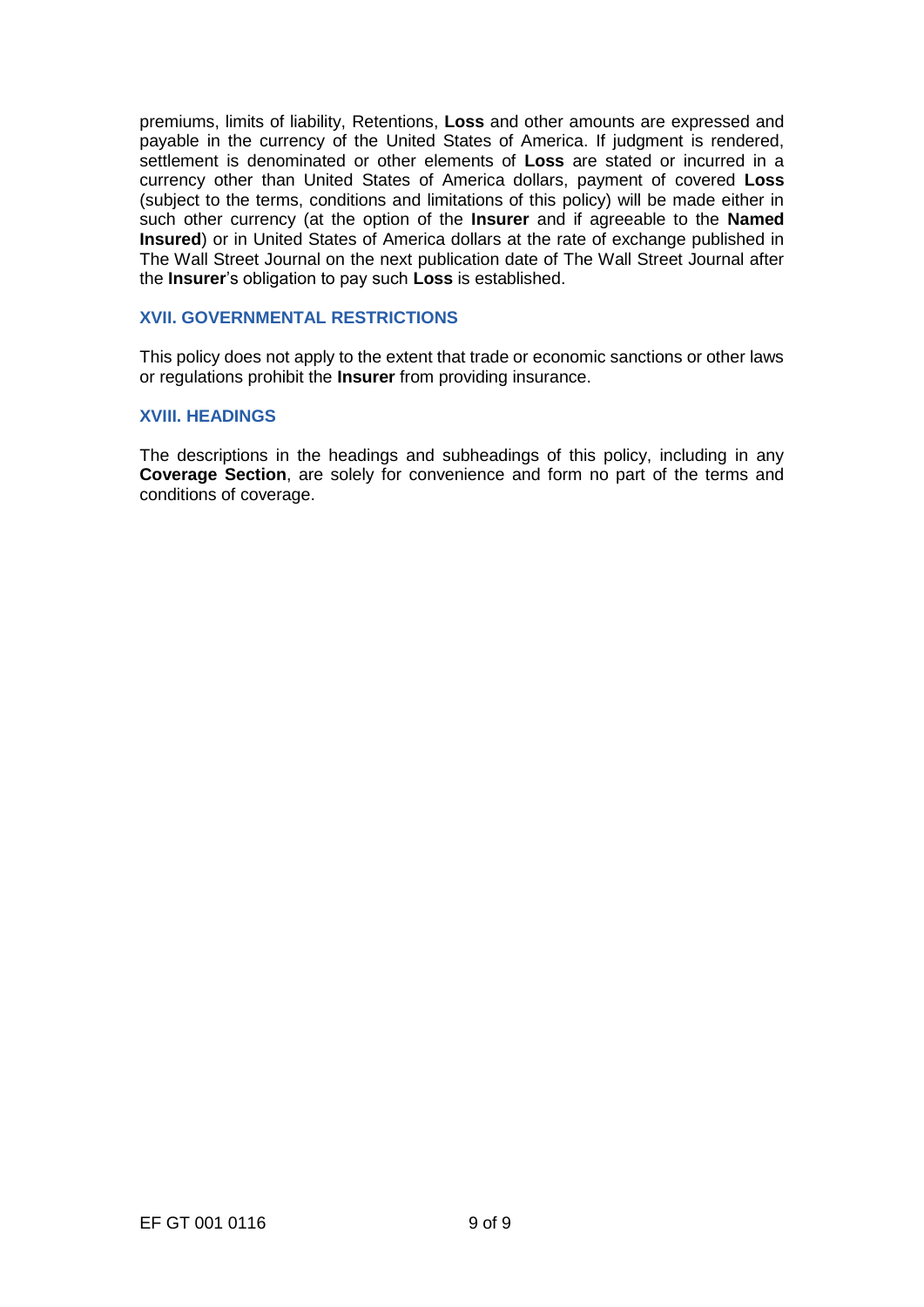premiums, limits of liability, Retentions, **Loss** and other amounts are expressed and payable in the currency of the United States of America. If judgment is rendered, settlement is denominated or other elements of **Loss** are stated or incurred in a currency other than United States of America dollars, payment of covered **Loss** (subject to the terms, conditions and limitations of this policy) will be made either in such other currency (at the option of the **Insurer** and if agreeable to the **Named Insured**) or in United States of America dollars at the rate of exchange published in The Wall Street Journal on the next publication date of The Wall Street Journal after the **Insurer**'s obligation to pay such **Loss** is established.

### XVII. GOVERNMENTAL RESTRICTIONS

This policy does not apply to the extent that trade or economic sanctions or other laws or regulations prohibit the **Insurer** from providing insurance.

### XVIII. HEADINGS

The descriptions in the headings and subheadings of this policy, including in any **Coverage Section**, are solely for convenience and form no part of the terms and conditions of coverage.

EF GT 001 0116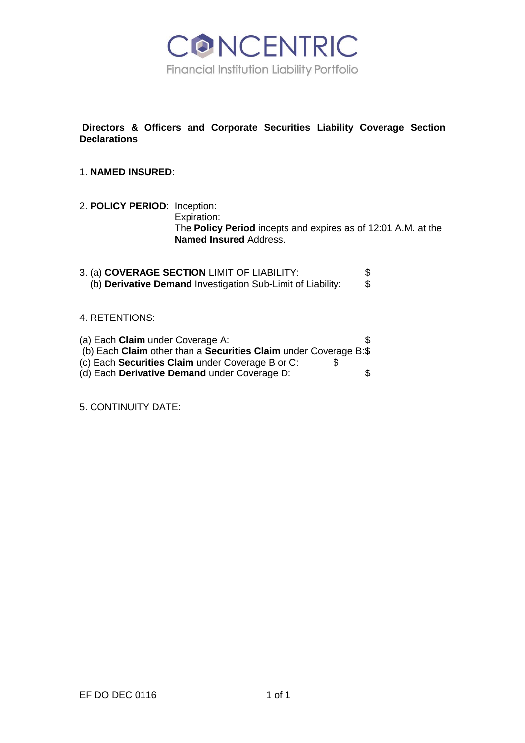# CONCENTRIC

Financial Institution Liability Portfolio

**Directors & Officers and Corporate Securities Liability Coverage Section Declarations**

1. **NAMED INSURED**:

2. **POLICY PERIOD**: Inception:
   Expiration:
   The **Policy Period** incepts and expires as of 12:01 A.M. at the **Named Insured** Address.

3. (a) **COVERAGE SECTION** LIMIT OF LIABILITY: $
   (b) **Derivative Demand** Investigation Sub-Limit of Liability: $

4. RETENTIONS:

(a) Each **Claim** under Coverage A: $
(b) Each **Claim** other than a **Securities Claim** under Coverage B: $
(c) Each **Securities Claim** under Coverage B or C: $
(d) Each **Derivative Demand** under Coverage D: $

5. CONTINUITY DATE:

EF DO DEC 0116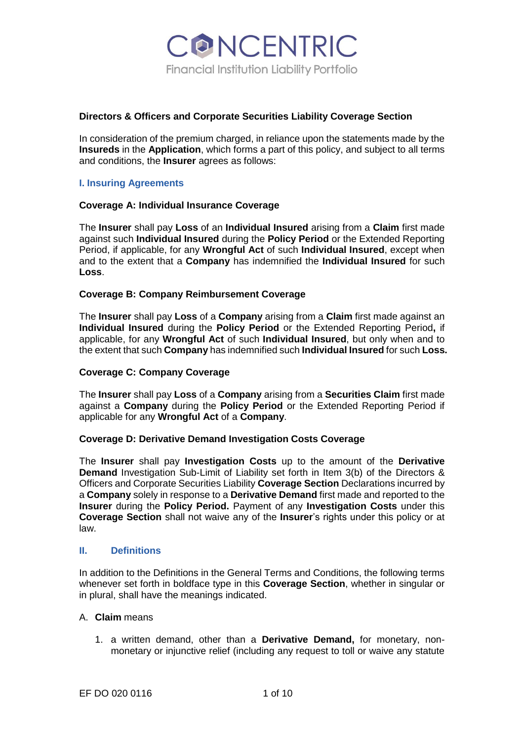# Directors & Officers and Corporate Securities Liability Coverage Section

In consideration of the premium charged, in reliance upon the statements made by the **Insureds** in the **Application**, which forms a part of this policy, and subject to all terms and conditions, the **Insurer** agrees as follows:

## I. Insuring Agreements

### Coverage A: Individual Insurance Coverage

The **Insurer** shall pay **Loss** of an **Individual Insured** arising from a **Claim** first made against such **Individual Insured** during the **Policy Period** or the Extended Reporting Period, if applicable, for any **Wrongful Act** of such **Individual Insured**, except when and to the extent that a **Company** has indemnified the **Individual Insured** for such **Loss**.

### Coverage B: Company Reimbursement Coverage

The **Insurer** shall pay **Loss** of a **Company** arising from a **Claim** first made against an **Individual Insured** during the **Policy Period** or the Extended Reporting Period**,** if applicable, for any **Wrongful Act** of such **Individual Insured**, but only when and to the extent that such **Company** has indemnified such **Individual Insured** for such **Loss.**

### Coverage C: Company Coverage

The **Insurer** shall pay **Loss** of a **Company** arising from a **Securities Claim** first made against a **Company** during the **Policy Period** or the Extended Reporting Period if applicable for any **Wrongful Act** of a **Company**.

### Coverage D: Derivative Demand Investigation Costs Coverage

The **Insurer** shall pay **Investigation Costs** up to the amount of the **Derivative Demand** Investigation Sub-Limit of Liability set forth in Item 3(b) of the Directors & Officers and Corporate Securities Liability **Coverage Section** Declarations incurred by a **Company** solely in response to a **Derivative Demand** first made and reported to the **Insurer** during the **Policy Period.** Payment of any **Investigation Costs** under this **Coverage Section** shall not waive any of the **Insurer**'s rights under this policy or at law.

## II. Definitions

In addition to the Definitions in the General Terms and Conditions, the following terms whenever set forth in boldface type in this **Coverage Section**, whether in singular or in plural, shall have the meanings indicated.

A. **Claim** means

1. a written demand, other than a **Derivative Demand,** for monetary, non-monetary or injunctive relief (including any request to toll or waive any statute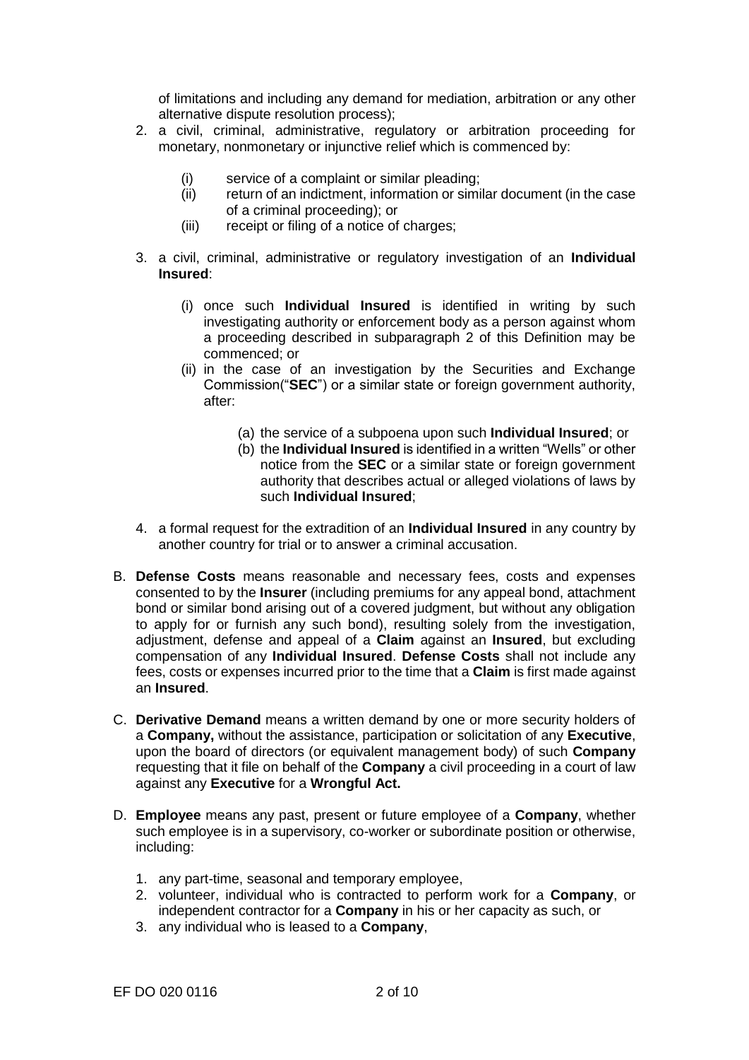of limitations and including any demand for mediation, arbitration or any other alternative dispute resolution process);

2. a civil, criminal, administrative, regulatory or arbitration proceeding for monetary, nonmonetary or injunctive relief which is commenced by:

   (i) service of a complaint or similar pleading;
   (ii) return of an indictment, information or similar document (in the case of a criminal proceeding); or
   (iii) receipt or filing of a notice of charges;

3. a civil, criminal, administrative or regulatory investigation of an **Individual Insured**:

   (i) once such **Individual Insured** is identified in writing by such investigating authority or enforcement body as a person against whom a proceeding described in subparagraph 2 of this Definition may be commenced; or
   (ii) in the case of an investigation by the Securities and Exchange Commission("**SEC**") or a similar state or foreign government authority, after:

      (a) the service of a subpoena upon such **Individual Insured**; or
      (b) the **Individual Insured** is identified in a written "Wells" or other notice from the **SEC** or a similar state or foreign government authority that describes actual or alleged violations of laws by such **Individual Insured**;

4. a formal request for the extradition of an **Individual Insured** in any country by another country for trial or to answer a criminal accusation.

B. **Defense Costs** means reasonable and necessary fees, costs and expenses consented to by the **Insurer** (including premiums for any appeal bond, attachment bond or similar bond arising out of a covered judgment, but without any obligation to apply for or furnish any such bond), resulting solely from the investigation, adjustment, defense and appeal of a **Claim** against an **Insured**, but excluding compensation of any **Individual Insured**. **Defense Costs** shall not include any fees, costs or expenses incurred prior to the time that a **Claim** is first made against an **Insured**.

C. **Derivative Demand** means a written demand by one or more security holders of a **Company,** without the assistance, participation or solicitation of any **Executive**, upon the board of directors (or equivalent management body) of such **Company** requesting that it file on behalf of the **Company** a civil proceeding in a court of law against any **Executive** for a **Wrongful Act.**

D. **Employee** means any past, present or future employee of a **Company**, whether such employee is in a supervisory, co-worker or subordinate position or otherwise, including:

   1. any part-time, seasonal and temporary employee,
   2. volunteer, individual who is contracted to perform work for a **Company**, or independent contractor for a **Company** in his or her capacity as such, or
   3. any individual who is leased to a **Company**,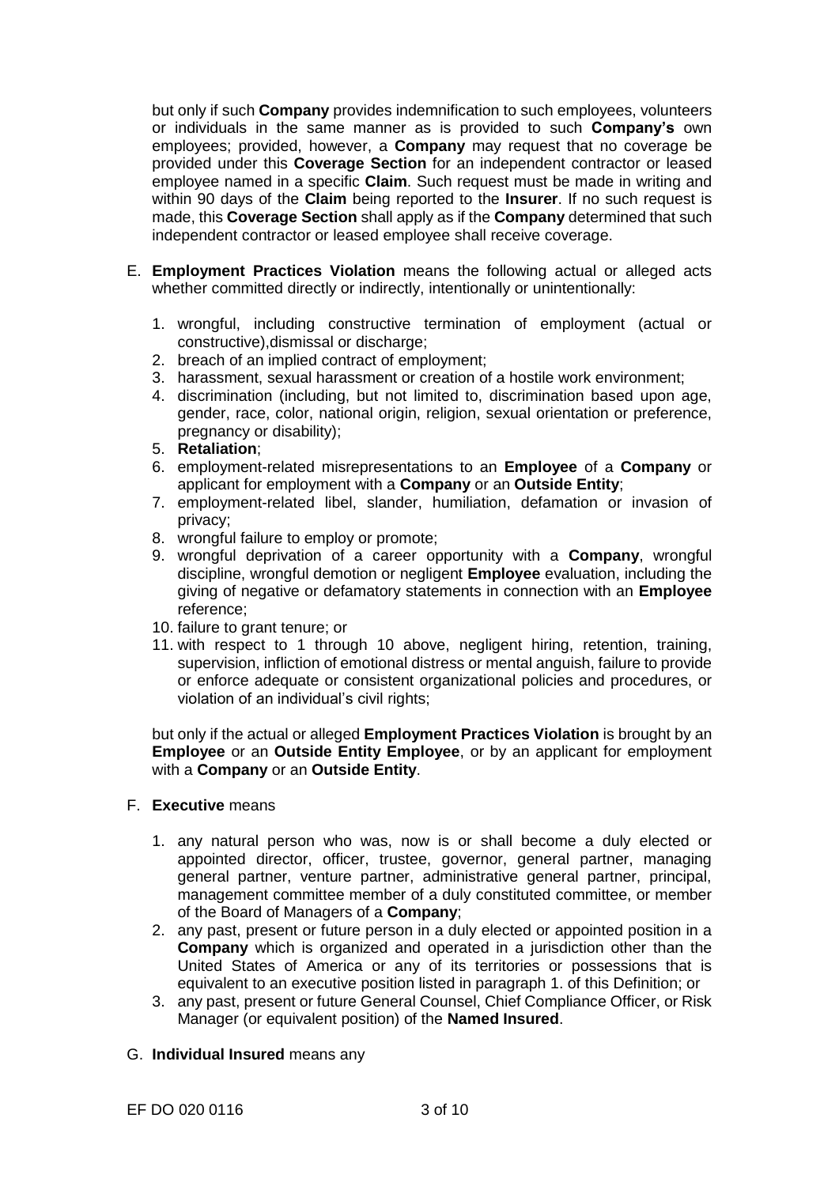but only if such **Company** provides indemnification to such employees, volunteers or individuals in the same manner as is provided to such **Company's** own employees; provided, however, a **Company** may request that no coverage be provided under this **Coverage Section** for an independent contractor or leased employee named in a specific **Claim**. Such request must be made in writing and within 90 days of the **Claim** being reported to the **Insurer**. If no such request is made, this **Coverage Section** shall apply as if the **Company** determined that such independent contractor or leased employee shall receive coverage.

E. **Employment Practices Violation** means the following actual or alleged acts whether committed directly or indirectly, intentionally or unintentionally:

1. wrongful, including constructive termination of employment (actual or constructive),dismissal or discharge;
2. breach of an implied contract of employment;
3. harassment, sexual harassment or creation of a hostile work environment;
4. discrimination (including, but not limited to, discrimination based upon age, gender, race, color, national origin, religion, sexual orientation or preference, pregnancy or disability);
5. **Retaliation**;
6. employment-related misrepresentations to an **Employee** of a **Company** or applicant for employment with a **Company** or an **Outside Entity**;
7. employment-related libel, slander, humiliation, defamation or invasion of privacy;
8. wrongful failure to employ or promote;
9. wrongful deprivation of a career opportunity with a **Company**, wrongful discipline, wrongful demotion or negligent **Employee** evaluation, including the giving of negative or defamatory statements in connection with an **Employee** reference;
10. failure to grant tenure; or
11. with respect to 1 through 10 above, negligent hiring, retention, training, supervision, infliction of emotional distress or mental anguish, failure to provide or enforce adequate or consistent organizational policies and procedures, or violation of an individual's civil rights;

but only if the actual or alleged **Employment Practices Violation** is brought by an **Employee** or an **Outside Entity Employee**, or by an applicant for employment with a **Company** or an **Outside Entity**.

F. **Executive** means

1. any natural person who was, now is or shall become a duly elected or appointed director, officer, trustee, governor, general partner, managing general partner, venture partner, administrative general partner, principal, management committee member of a duly constituted committee, or member of the Board of Managers of a **Company**;
2. any past, present or future person in a duly elected or appointed position in a **Company** which is organized and operated in a jurisdiction other than the United States of America or any of its territories or possessions that is equivalent to an executive position listed in paragraph 1. of this Definition; or
3. any past, present or future General Counsel, Chief Compliance Officer, or Risk Manager (or equivalent position) of the **Named Insured**.

G. **Individual Insured** means any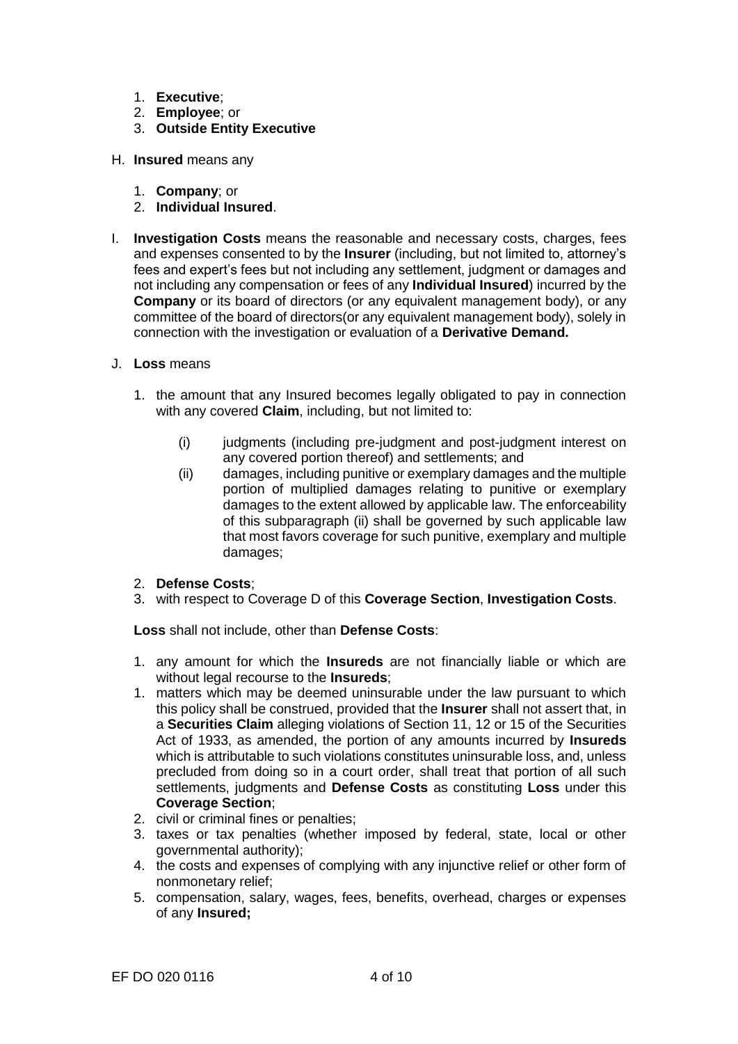1. **Executive**;
2. **Employee**; or
3. **Outside Entity Executive**

H. **Insured** means any

1. **Company**; or
2. **Individual Insured**.

I. **Investigation Costs** means the reasonable and necessary costs, charges, fees and expenses consented to by the **Insurer** (including, but not limited to, attorney's fees and expert's fees but not including any settlement, judgment or damages and not including any compensation or fees of any **Individual Insured**) incurred by the **Company** or its board of directors (or any equivalent management body), or any committee of the board of directors(or any equivalent management body), solely in connection with the investigation or evaluation of a **Derivative Demand.**

J. **Loss** means

1. the amount that any Insured becomes legally obligated to pay in connection with any covered **Claim**, including, but not limited to:

   (i) judgments (including pre-judgment and post-judgment interest on any covered portion thereof) and settlements; and

   (ii) damages, including punitive or exemplary damages and the multiple portion of multiplied damages relating to punitive or exemplary damages to the extent allowed by applicable law. The enforceability of this subparagraph (ii) shall be governed by such applicable law that most favors coverage for such punitive, exemplary and multiple damages;

2. **Defense Costs**;
3. with respect to Coverage D of this **Coverage Section**, **Investigation Costs**.

**Loss** shall not include, other than **Defense Costs**:

1. any amount for which the **Insureds** are not financially liable or which are without legal recourse to the **Insureds**;
1. matters which may be deemed uninsurable under the law pursuant to which this policy shall be construed, provided that the **Insurer** shall not assert that, in a **Securities Claim** alleging violations of Section 11, 12 or 15 of the Securities Act of 1933, as amended, the portion of any amounts incurred by **Insureds** which is attributable to such violations constitutes uninsurable loss, and, unless precluded from doing so in a court order, shall treat that portion of all such settlements, judgments and **Defense Costs** as constituting **Loss** under this **Coverage Section**;
2. civil or criminal fines or penalties;
3. taxes or tax penalties (whether imposed by federal, state, local or other governmental authority);
4. the costs and expenses of complying with any injunctive relief or other form of nonmonetary relief;
5. compensation, salary, wages, fees, benefits, overhead, charges or expenses of any **Insured;**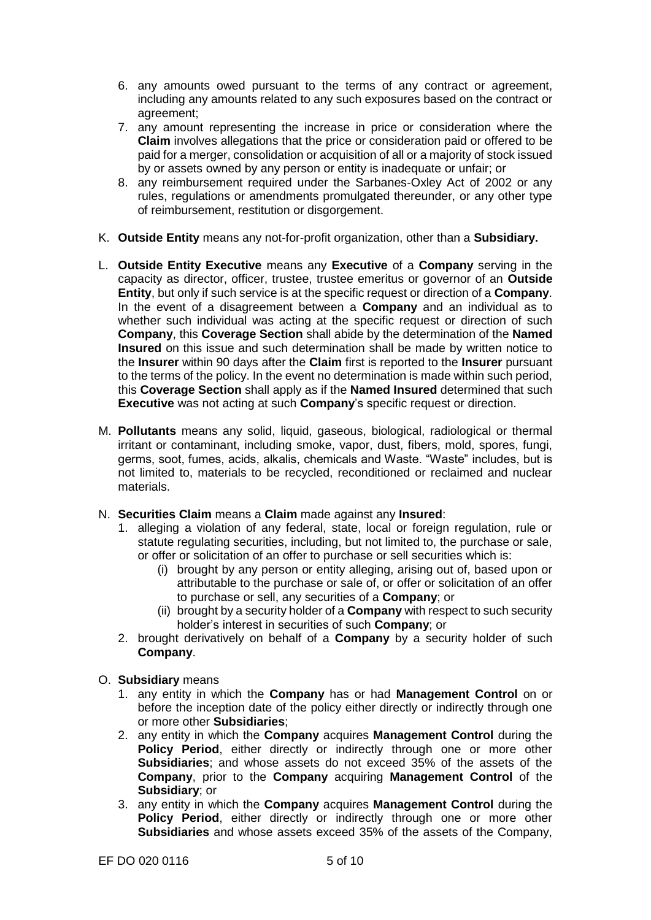6. any amounts owed pursuant to the terms of any contract or agreement, including any amounts related to any such exposures based on the contract or agreement;
7. any amount representing the increase in price or consideration where the **Claim** involves allegations that the price or consideration paid or offered to be paid for a merger, consolidation or acquisition of all or a majority of stock issued by or assets owned by any person or entity is inadequate or unfair; or
8. any reimbursement required under the Sarbanes-Oxley Act of 2002 or any rules, regulations or amendments promulgated thereunder, or any other type of reimbursement, restitution or disgorgement.

K. **Outside Entity** means any not-for-profit organization, other than a **Subsidiary.**

L. **Outside Entity Executive** means any **Executive** of a **Company** serving in the capacity as director, officer, trustee, trustee emeritus or governor of an **Outside Entity**, but only if such service is at the specific request or direction of a **Company**. In the event of a disagreement between a **Company** and an individual as to whether such individual was acting at the specific request or direction of such **Company**, this **Coverage Section** shall abide by the determination of the **Named Insured** on this issue and such determination shall be made by written notice to the **Insurer** within 90 days after the **Claim** first is reported to the **Insurer** pursuant to the terms of the policy. In the event no determination is made within such period, this **Coverage Section** shall apply as if the **Named Insured** determined that such **Executive** was not acting at such **Company**'s specific request or direction.

M. **Pollutants** means any solid, liquid, gaseous, biological, radiological or thermal irritant or contaminant, including smoke, vapor, dust, fibers, mold, spores, fungi, germs, soot, fumes, acids, alkalis, chemicals and Waste. "Waste" includes, but is not limited to, materials to be recycled, reconditioned or reclaimed and nuclear materials.

N. **Securities Claim** means a **Claim** made against any **Insured**:
   1. alleging a violation of any federal, state, local or foreign regulation, rule or statute regulating securities, including, but not limited to, the purchase or sale, or offer or solicitation of an offer to purchase or sell securities which is:
      (i) brought by any person or entity alleging, arising out of, based upon or attributable to the purchase or sale of, or offer or solicitation of an offer to purchase or sell, any securities of a **Company**; or
      (ii) brought by a security holder of a **Company** with respect to such security holder's interest in securities of such **Company**; or
   2. brought derivatively on behalf of a **Company** by a security holder of such **Company**.

O. **Subsidiary** means
   1. any entity in which the **Company** has or had **Management Control** on or before the inception date of the policy either directly or indirectly through one or more other **Subsidiaries**;
   2. any entity in which the **Company** acquires **Management Control** during the **Policy Period**, either directly or indirectly through one or more other **Subsidiaries**; and whose assets do not exceed 35% of the assets of the **Company**, prior to the **Company** acquiring **Management Control** of the **Subsidiary**; or
   3. any entity in which the **Company** acquires **Management Control** during the **Policy Period**, either directly or indirectly through one or more other **Subsidiaries** and whose assets exceed 35% of the assets of the Company,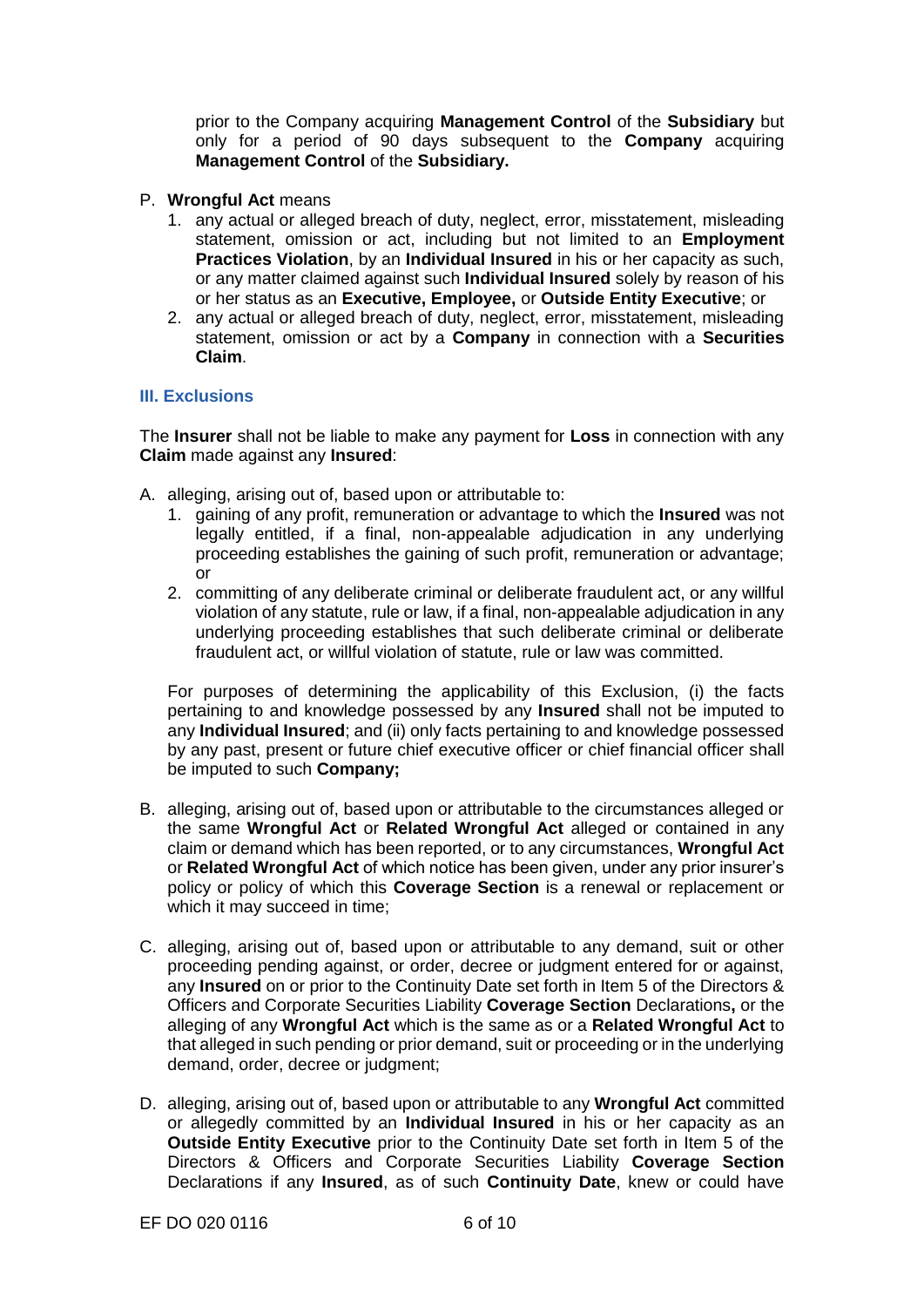prior to the Company acquiring **Management Control** of the **Subsidiary** but only for a period of 90 days subsequent to the **Company** acquiring **Management Control** of the **Subsidiary.**

P. **Wrongful Act** means

1. any actual or alleged breach of duty, neglect, error, misstatement, misleading statement, omission or act, including but not limited to an **Employment Practices Violation**, by an **Individual Insured** in his or her capacity as such, or any matter claimed against such **Individual Insured** solely by reason of his or her status as an **Executive, Employee,** or **Outside Entity Executive**; or
2. any actual or alleged breach of duty, neglect, error, misstatement, misleading statement, omission or act by a **Company** in connection with a **Securities Claim**.

### III. Exclusions

The **Insurer** shall not be liable to make any payment for **Loss** in connection with any **Claim** made against any **Insured**:

A. alleging, arising out of, based upon or attributable to:

1. gaining of any profit, remuneration or advantage to which the **Insured** was not legally entitled, if a final, non-appealable adjudication in any underlying proceeding establishes the gaining of such profit, remuneration or advantage; or
2. committing of any deliberate criminal or deliberate fraudulent act, or any willful violation of any statute, rule or law, if a final, non-appealable adjudication in any underlying proceeding establishes that such deliberate criminal or deliberate fraudulent act, or willful violation of statute, rule or law was committed.

For purposes of determining the applicability of this Exclusion, (i) the facts pertaining to and knowledge possessed by any **Insured** shall not be imputed to any **Individual Insured**; and (ii) only facts pertaining to and knowledge possessed by any past, present or future chief executive officer or chief financial officer shall be imputed to such **Company;**

B. alleging, arising out of, based upon or attributable to the circumstances alleged or the same **Wrongful Act** or **Related Wrongful Act** alleged or contained in any claim or demand which has been reported, or to any circumstances, **Wrongful Act** or **Related Wrongful Act** of which notice has been given, under any prior insurer's policy or policy of which this **Coverage Section** is a renewal or replacement or which it may succeed in time;

C. alleging, arising out of, based upon or attributable to any demand, suit or other proceeding pending against, or order, decree or judgment entered for or against, any **Insured** on or prior to the Continuity Date set forth in Item 5 of the Directors & Officers and Corporate Securities Liability **Coverage Section** Declarations**,** or the alleging of any **Wrongful Act** which is the same as or a **Related Wrongful Act** to that alleged in such pending or prior demand, suit or proceeding or in the underlying demand, order, decree or judgment;

D. alleging, arising out of, based upon or attributable to any **Wrongful Act** committed or allegedly committed by an **Individual Insured** in his or her capacity as an **Outside Entity Executive** prior to the Continuity Date set forth in Item 5 of the Directors & Officers and Corporate Securities Liability **Coverage Section** Declarations if any **Insured**, as of such **Continuity Date**, knew or could have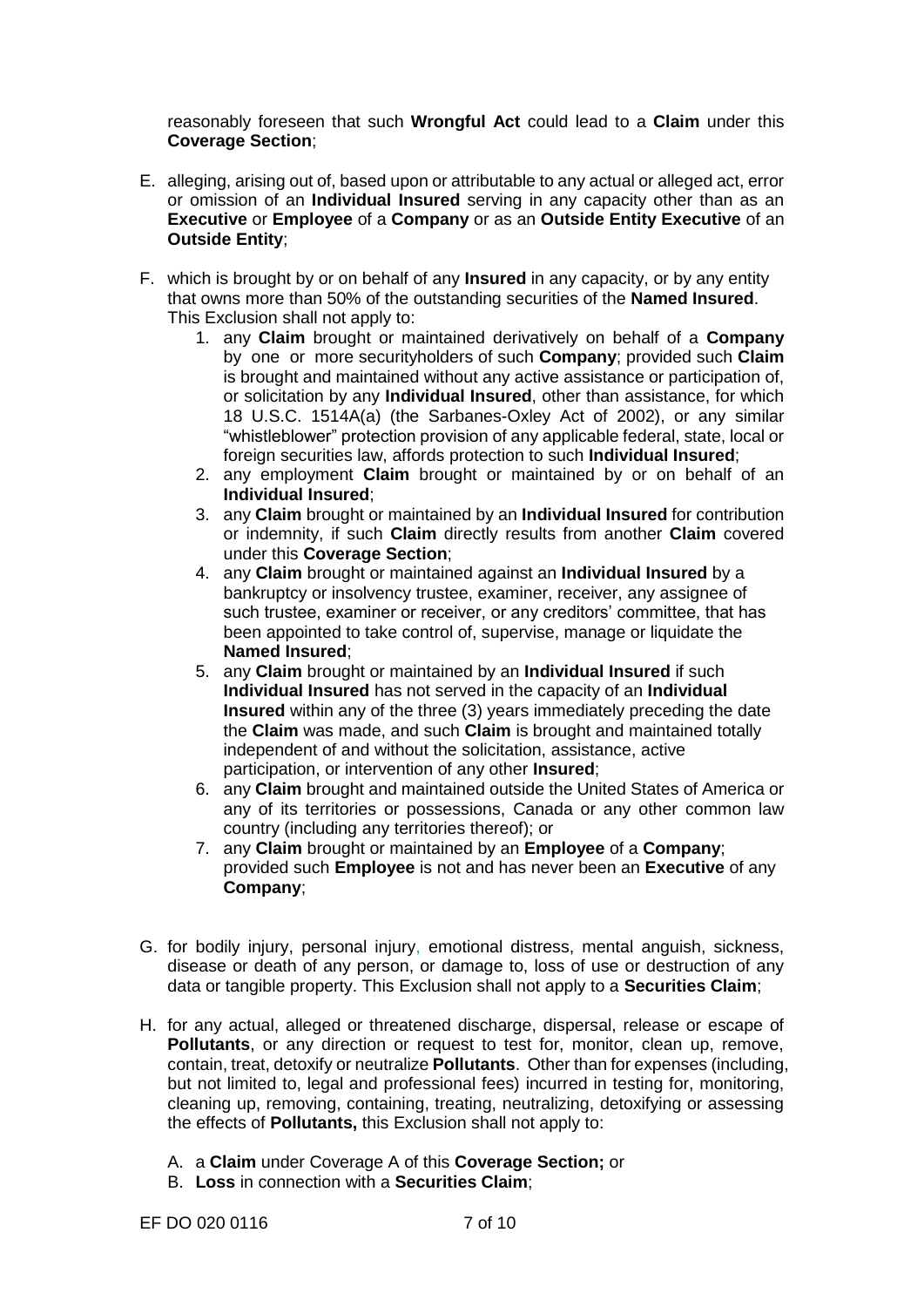reasonably foreseen that such **Wrongful Act** could lead to a **Claim** under this **Coverage Section**;

E. alleging, arising out of, based upon or attributable to any actual or alleged act, error or omission of an **Individual Insured** serving in any capacity other than as an **Executive** or **Employee** of a **Company** or as an **Outside Entity Executive** of an **Outside Entity**;

F. which is brought by or on behalf of any **Insured** in any capacity, or by any entity that owns more than 50% of the outstanding securities of the **Named Insured**. This Exclusion shall not apply to:
   1. any **Claim** brought or maintained derivatively on behalf of a **Company** by one or more securityholders of such **Company**; provided such **Claim** is brought and maintained without any active assistance or participation of, or solicitation by any **Individual Insured**, other than assistance, for which 18 U.S.C. 1514A(a) (the Sarbanes-Oxley Act of 2002), or any similar "whistleblower" protection provision of any applicable federal, state, local or foreign securities law, affords protection to such **Individual Insured**;
   2. any employment **Claim** brought or maintained by or on behalf of an **Individual Insured**;
   3. any **Claim** brought or maintained by an **Individual Insured** for contribution or indemnity, if such **Claim** directly results from another **Claim** covered under this **Coverage Section**;
   4. any **Claim** brought or maintained against an **Individual Insured** by a bankruptcy or insolvency trustee, examiner, receiver, any assignee of such trustee, examiner or receiver, or any creditors' committee, that has been appointed to take control of, supervise, manage or liquidate the **Named Insured**;
   5. any **Claim** brought or maintained by an **Individual Insured** if such **Individual Insured** has not served in the capacity of an **Individual Insured** within any of the three (3) years immediately preceding the date the **Claim** was made, and such **Claim** is brought and maintained totally independent of and without the solicitation, assistance, active participation, or intervention of any other **Insured**;
   6. any **Claim** brought and maintained outside the United States of America or any of its territories or possessions, Canada or any other common law country (including any territories thereof); or
   7. any **Claim** brought or maintained by an **Employee** of a **Company**; provided such **Employee** is not and has never been an **Executive** of any **Company**;

G. for bodily injury, personal injury, emotional distress, mental anguish, sickness, disease or death of any person, or damage to, loss of use or destruction of any data or tangible property. This Exclusion shall not apply to a **Securities Claim**;

H. for any actual, alleged or threatened discharge, dispersal, release or escape of **Pollutants**, or any direction or request to test for, monitor, clean up, remove, contain, treat, detoxify or neutralize **Pollutants**. Other than for expenses (including, but not limited to, legal and professional fees) incurred in testing for, monitoring, cleaning up, removing, containing, treating, neutralizing, detoxifying or assessing the effects of **Pollutants,** this Exclusion shall not apply to:

   A. a **Claim** under Coverage A of this **Coverage Section;** or
   B. **Loss** in connection with a **Securities Claim**;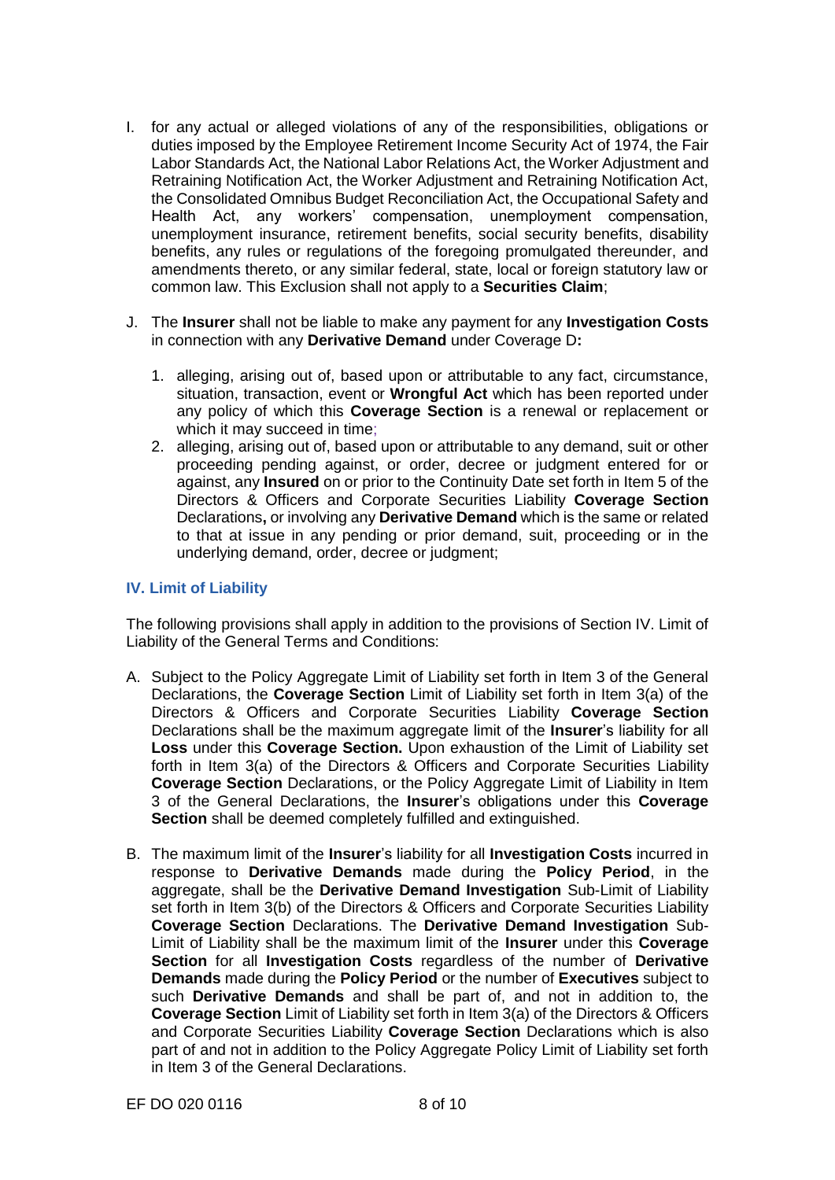I. for any actual or alleged violations of any of the responsibilities, obligations or duties imposed by the Employee Retirement Income Security Act of 1974, the Fair Labor Standards Act, the National Labor Relations Act, the Worker Adjustment and Retraining Notification Act, the Worker Adjustment and Retraining Notification Act, the Consolidated Omnibus Budget Reconciliation Act, the Occupational Safety and Health Act, any workers' compensation, unemployment compensation, unemployment insurance, retirement benefits, social security benefits, disability benefits, any rules or regulations of the foregoing promulgated thereunder, and amendments thereto, or any similar federal, state, local or foreign statutory law or common law. This Exclusion shall not apply to a **Securities Claim**;

J. The **Insurer** shall not be liable to make any payment for any **Investigation Costs** in connection with any **Derivative Demand** under Coverage D**:**

   1. alleging, arising out of, based upon or attributable to any fact, circumstance, situation, transaction, event or **Wrongful Act** which has been reported under any policy of which this **Coverage Section** is a renewal or replacement or which it may succeed in time;
   2. alleging, arising out of, based upon or attributable to any demand, suit or other proceeding pending against, or order, decree or judgment entered for or against, any **Insured** on or prior to the Continuity Date set forth in Item 5 of the Directors & Officers and Corporate Securities Liability **Coverage Section** Declarations**,** or involving any **Derivative Demand** which is the same or related to that at issue in any pending or prior demand, suit, proceeding or in the underlying demand, order, decree or judgment;

### IV. Limit of Liability

The following provisions shall apply in addition to the provisions of Section IV. Limit of Liability of the General Terms and Conditions:

A. Subject to the Policy Aggregate Limit of Liability set forth in Item 3 of the General Declarations, the **Coverage Section** Limit of Liability set forth in Item 3(a) of the Directors & Officers and Corporate Securities Liability **Coverage Section** Declarations shall be the maximum aggregate limit of the **Insurer**'s liability for all **Loss** under this **Coverage Section.** Upon exhaustion of the Limit of Liability set forth in Item 3(a) of the Directors & Officers and Corporate Securities Liability **Coverage Section** Declarations, or the Policy Aggregate Limit of Liability in Item 3 of the General Declarations, the **Insurer**'s obligations under this **Coverage Section** shall be deemed completely fulfilled and extinguished.

B. The maximum limit of the **Insurer**'s liability for all **Investigation Costs** incurred in response to **Derivative Demands** made during the **Policy Period**, in the aggregate, shall be the **Derivative Demand Investigation** Sub-Limit of Liability set forth in Item 3(b) of the Directors and Officers and Corporate Securities Liability **Coverage Section** Declarations. The **Derivative Demand Investigation** Sub-Limit of Liability shall be the maximum limit of the **Insurer** under this **Coverage Section** for all **Investigation Costs** regardless of the number of **Derivative Demands** made during the **Policy Period** or the number of **Executives** subject to such **Derivative Demands** and shall be part of, and not in addition to, the **Coverage Section** Limit of Liability set forth in Item 3(a) of the Directors & Officers and Corporate Securities Liability **Coverage Section** Declarations which is also part of and not in addition to the Policy Aggregate Policy Limit of Liability set forth in Item 3 of the General Declarations.

EF DO 020 0116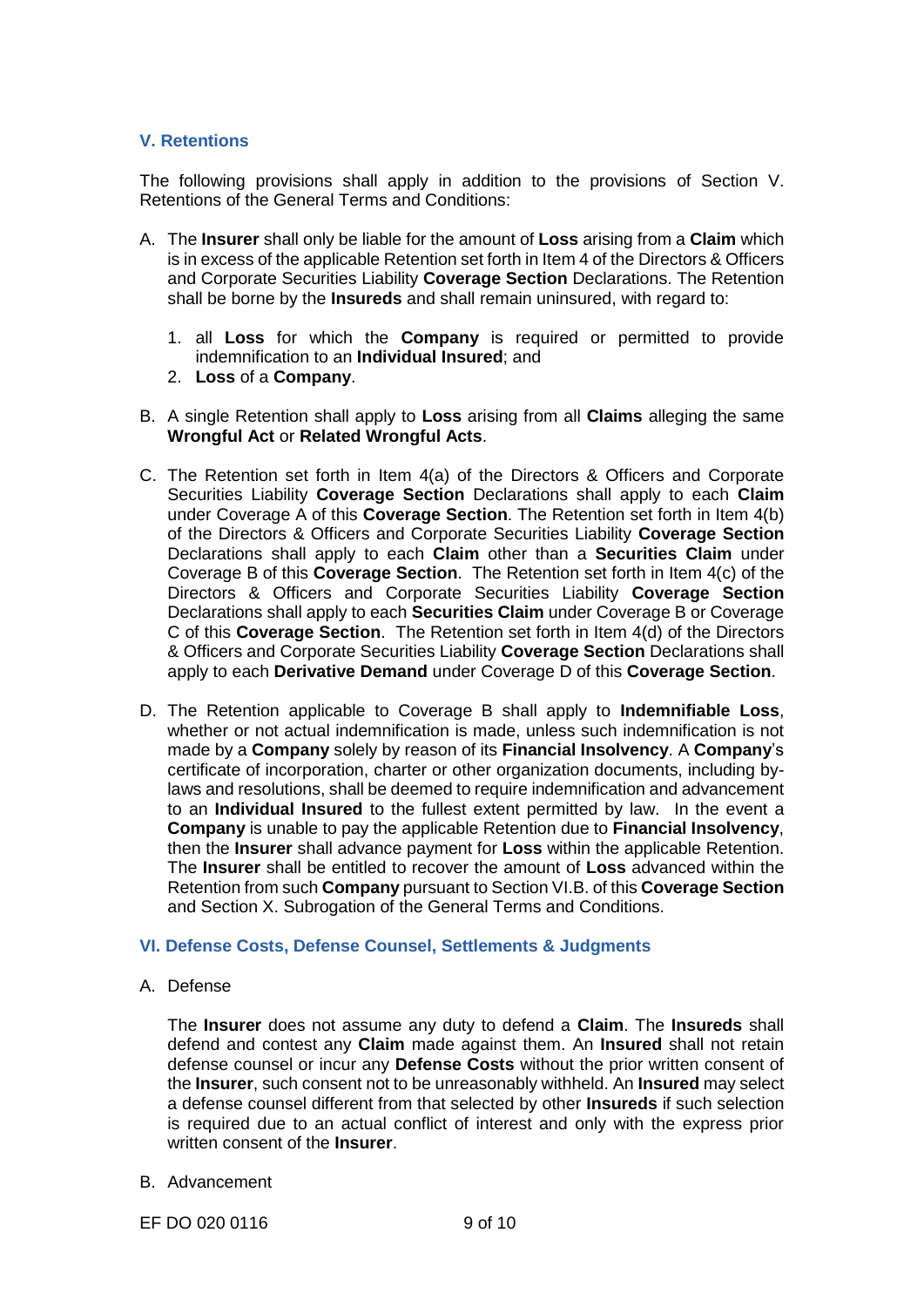## V. Retentions

The following provisions shall apply in addition to the provisions of Section V. Retentions of the General Terms and Conditions:

A. The **Insurer** shall only be liable for the amount of **Loss** arising from a **Claim** which is in excess of the applicable Retention set forth in Item 4 of the Directors & Officers and Corporate Securities Liability **Coverage Section** Declarations. The Retention shall be borne by the **Insureds** and shall remain uninsured, with regard to:

   1. all **Loss** for which the **Company** is required or permitted to provide indemnification to an **Individual Insured**; and
   2. **Loss** of a **Company**.

B. A single Retention shall apply to **Loss** arising from all **Claims** alleging the same **Wrongful Act** or **Related Wrongful Acts**.

C. The Retention set forth in Item 4(a) of the Directors & Officers and Corporate Securities Liability **Coverage Section** Declarations shall apply to each **Claim** under Coverage A of this **Coverage Section**. The Retention set forth in Item 4(b) of the Directors & Officers and Corporate Securities Liability **Coverage Section** Declarations shall apply to each **Claim** other than a **Securities Claim** under Coverage B of this **Coverage Section**. The Retention set forth in Item 4(c) of the Directors & Officers and Corporate Securities Liability **Coverage Section** Declarations shall apply to each **Securities Claim** under Coverage B or Coverage C of this **Coverage Section**. The Retention set forth in Item 4(d) of the Directors & Officers and Corporate Securities Liability **Coverage Section** Declarations shall apply to each **Derivative Demand** under Coverage D of this **Coverage Section**.

D. The Retention applicable to Coverage B shall apply to **Indemnifiable Loss**, whether or not actual indemnification is made, unless such indemnification is not made by a **Company** solely by reason of its **Financial Insolvency**. A **Company**'s certificate of incorporation, charter or other organization documents, including by-laws and resolutions, shall be deemed to require indemnification and advancement to an **Individual Insured** to the fullest extent permitted by law. In the event a **Company** is unable to pay the applicable Retention due to **Financial Insolvency**, then the **Insurer** shall advance payment for **Loss** within the applicable Retention. The **Insurer** shall be entitled to recover the amount of **Loss** advanced within the Retention from such **Company** pursuant to Section VI.B. of this **Coverage Section** and Section X. Subrogation of the General Terms and Conditions.

## VI. Defense Costs, Defense Counsel, Settlements & Judgments

A. Defense

   The **Insurer** does not assume any duty to defend a **Claim**. The **Insureds** shall defend and contest any **Claim** made against them. An **Insured** shall not retain defense counsel or incur any **Defense Costs** without the prior written consent of the **Insurer**, such consent not to be unreasonably withheld. An **Insured** may select a defense counsel different from that selected by other **Insureds** if such selection is required due to an actual conflict of interest and only with the express prior written consent of the **Insurer**.

B. Advancement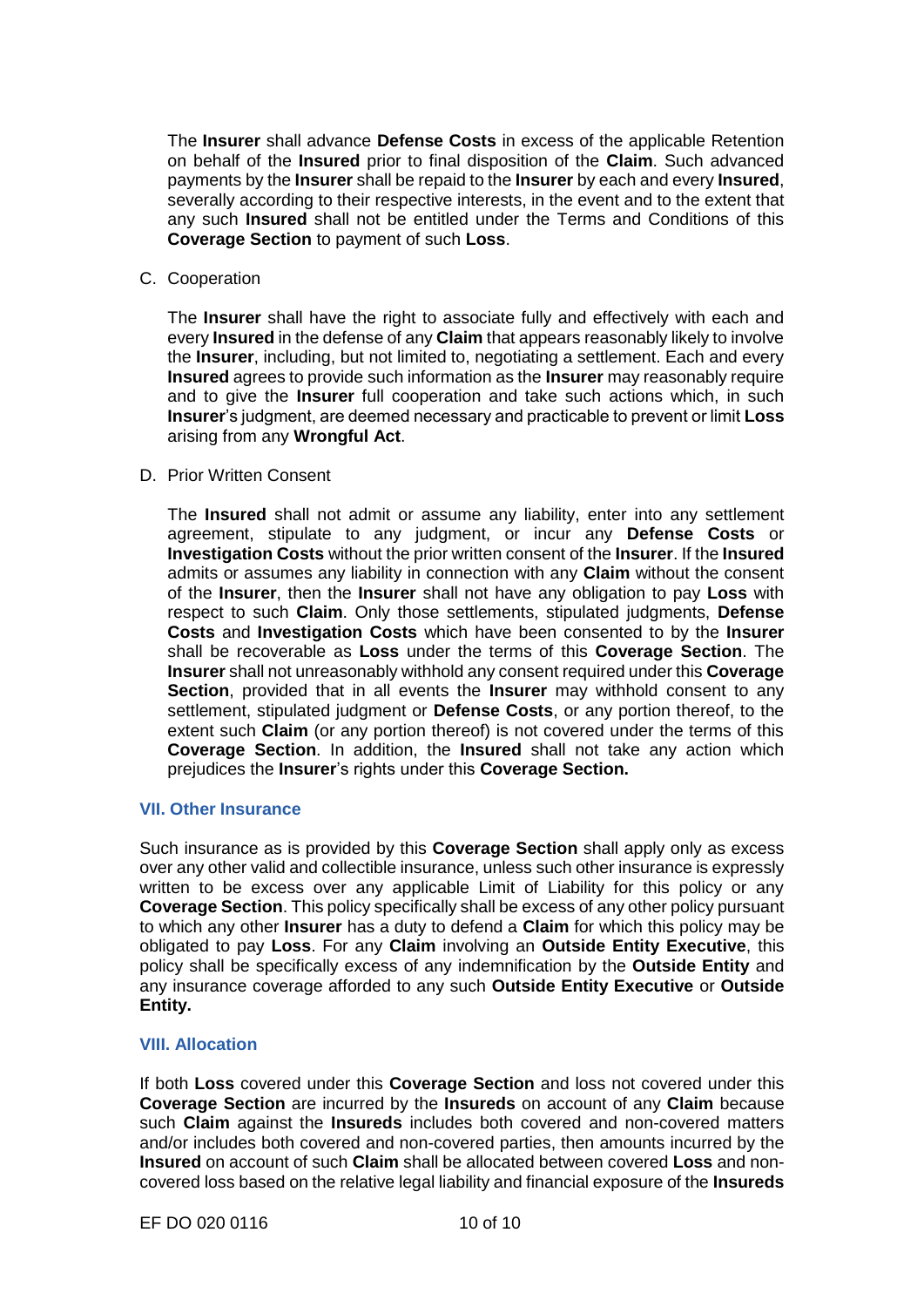The **Insurer** shall advance **Defense Costs** in excess of the applicable Retention on behalf of the **Insured** prior to final disposition of the **Claim**. Such advanced payments by the **Insurer** shall be repaid to the **Insurer** by each and every **Insured**, severally according to their respective interests, in the event and to the extent that any such **Insured** shall not be entitled under the Terms and Conditions of this **Coverage Section** to payment of such **Loss**.

C. Cooperation

The **Insurer** shall have the right to associate fully and effectively with each and every **Insured** in the defense of any **Claim** that appears reasonably likely to involve the **Insurer**, including, but not limited to, negotiating a settlement. Each and every **Insured** agrees to provide such information as the **Insurer** may reasonably require and to give the **Insurer** full cooperation and take such actions which, in such **Insurer**'s judgment, are deemed necessary and practicable to prevent or limit **Loss** arising from any **Wrongful Act**.

D. Prior Written Consent

The **Insured** shall not admit or assume any liability, enter into any settlement agreement, stipulate to any judgment, or incur any **Defense Costs** or **Investigation Costs** without the prior written consent of the **Insurer**. If the **Insured** admits or assumes any liability in connection with any **Claim** without the consent of the **Insurer**, then the **Insurer** shall not have any obligation to pay **Loss** with respect to such **Claim**. Only those settlements, stipulated judgments, **Defense Costs** and **Investigation Costs** which have been consented to by the **Insurer** shall be recoverable as **Loss** under the terms of this **Coverage Section**. The **Insurer** shall not unreasonably withhold any consent required under this **Coverage Section**, provided that in all events the **Insurer** may withhold consent to any settlement, stipulated judgment or **Defense Costs**, or any portion thereof, to the extent such **Claim** (or any portion thereof) is not covered under the terms of this **Coverage Section**. In addition, the **Insured** shall not take any action which prejudices the **Insurer**'s rights under this **Coverage Section.**

## VII. Other Insurance

Such insurance as is provided by this **Coverage Section** shall apply only as excess over any other valid and collectible insurance, unless such other insurance is expressly written to be excess over any applicable Limit of Liability for this policy or any **Coverage Section**. This policy specifically shall be excess of any other policy pursuant to which any other **Insurer** has a duty to defend a **Claim** for which this policy may be obligated to pay **Loss**. For any **Claim** involving an **Outside Entity Executive**, this policy shall be specifically excess of any indemnification by the **Outside Entity** and any insurance coverage afforded to any such **Outside Entity Executive** or **Outside Entity.**

## VIII. Allocation

If both **Loss** covered under this **Coverage Section** and loss not covered under this **Coverage Section** are incurred by the **Insureds** on account of any **Claim** because such **Claim** against the **Insureds** includes both covered and non-covered matters and/or includes both covered and non-covered parties, then amounts incurred by the **Insured** on account of such **Claim** shall be allocated between covered **Loss** and non-covered loss based on the relative legal liability and financial exposure of the **Insureds**

EF DO 020 0116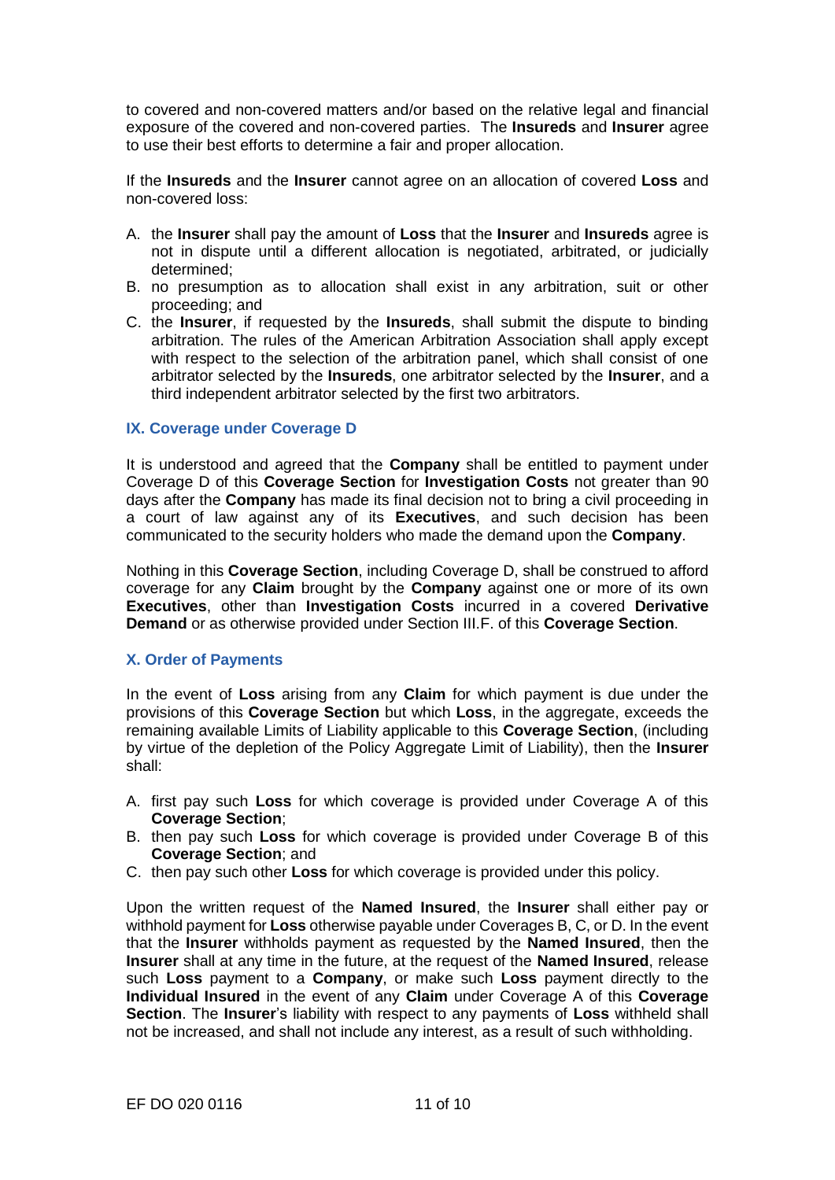to covered and non-covered matters and/or based on the relative legal and financial exposure of the covered and non-covered parties. The **Insureds** and **Insurer** agree to use their best efforts to determine a fair and proper allocation.

If the **Insureds** and the **Insurer** cannot agree on an allocation of covered **Loss** and non-covered loss:

A. the **Insurer** shall pay the amount of **Loss** that the **Insurer** and **Insureds** agree is not in dispute until a different allocation is negotiated, arbitrated, or judicially determined;
B. no presumption as to allocation shall exist in any arbitration, suit or other proceeding; and
C. the **Insurer**, if requested by the **Insureds**, shall submit the dispute to binding arbitration. The rules of the American Arbitration Association shall apply except with respect to the selection of the arbitration panel, which shall consist of one arbitrator selected by the **Insureds**, one arbitrator selected by the **Insurer**, and a third independent arbitrator selected by the first two arbitrators.

## IX. Coverage under Coverage D

It is understood and agreed that the **Company** shall be entitled to payment under Coverage D of this **Coverage Section** for **Investigation Costs** not greater than 90 days after the **Company** has made its final decision not to bring a civil proceeding in a court of law against any of its **Executives**, and such decision has been communicated to the security holders who made the demand upon the **Company**.

Nothing in this **Coverage Section**, including Coverage D, shall be construed to afford coverage for any **Claim** brought by the **Company** against one or more of its own **Executives**, other than **Investigation Costs** incurred in a covered **Derivative Demand** or as otherwise provided under Section III.F. of this **Coverage Section**.

## X. Order of Payments

In the event of **Loss** arising from any **Claim** for which payment is due under the provisions of this **Coverage Section** but which **Loss**, in the aggregate, exceeds the remaining available Limits of Liability applicable to this **Coverage Section**, (including by virtue of the depletion of the Policy Aggregate Limit of Liability), then the **Insurer** shall:

A. first pay such **Loss** for which coverage is provided under Coverage A of this **Coverage Section**;
B. then pay such **Loss** for which coverage is provided under Coverage B of this **Coverage Section**; and
C. then pay such other **Loss** for which coverage is provided under this policy.

Upon the written request of the **Named Insured**, the **Insurer** shall either pay or withhold payment for **Loss** otherwise payable under Coverages B, C, or D. In the event that the **Insurer** withholds payment as requested by the **Named Insured**, then the **Insurer** shall at any time in the future, at the request of the **Named Insured**, release such **Loss** payment to a **Company**, or make such **Loss** payment directly to the **Individual Insured** in the event of any **Claim** under Coverage A of this **Coverage Section**. The **Insurer**'s liability with respect to any payments of **Loss** withheld shall not be increased, and shall not include any interest, as a result of such withholding.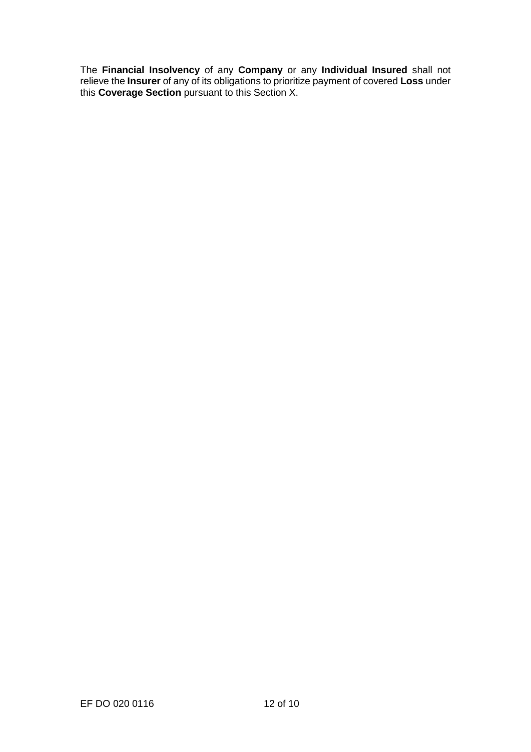The **Financial Insolvency** of any **Company** or any **Individual Insured** shall not relieve the **Insurer** of any of its obligations to prioritize payment of covered **Loss** under this **Coverage Section** pursuant to this Section X.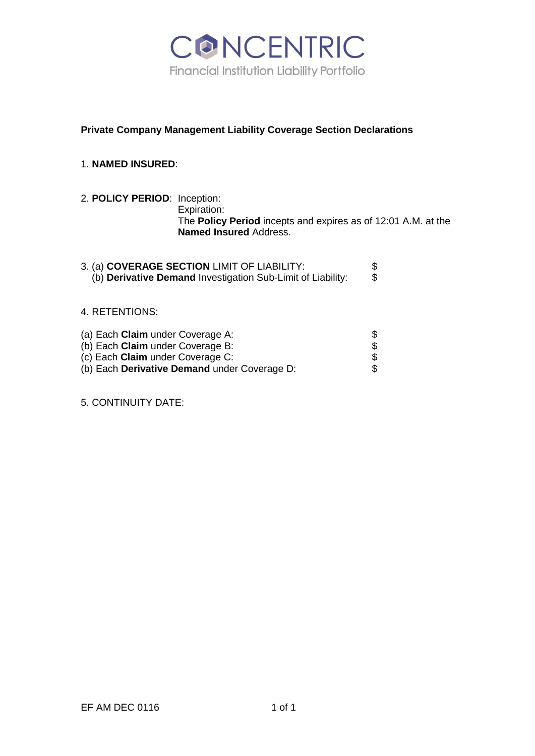# CONCENTRIC

Financial Institution Liability Portfolio

**Private Company Management Liability Coverage Section Declarations**

1. **NAMED INSURED**:

2. **POLICY PERIOD**: Inception:
   Expiration:
   The **Policy Period** incepts and expires as of 12:01 A.M. at the **Named Insured** Address.

3. (a) **COVERAGE SECTION** LIMIT OF LIABILITY: $
   (b) **Derivative Demand** Investigation Sub-Limit of Liability: $

4. RETENTIONS:

(a) Each **Claim** under Coverage A: $
(b) Each **Claim** under Coverage B: $
(c) Each **Claim** under Coverage C: $
(b) Each **Derivative Demand** under Coverage D: $

5. CONTINUITY DATE:

EF AM DEC 0116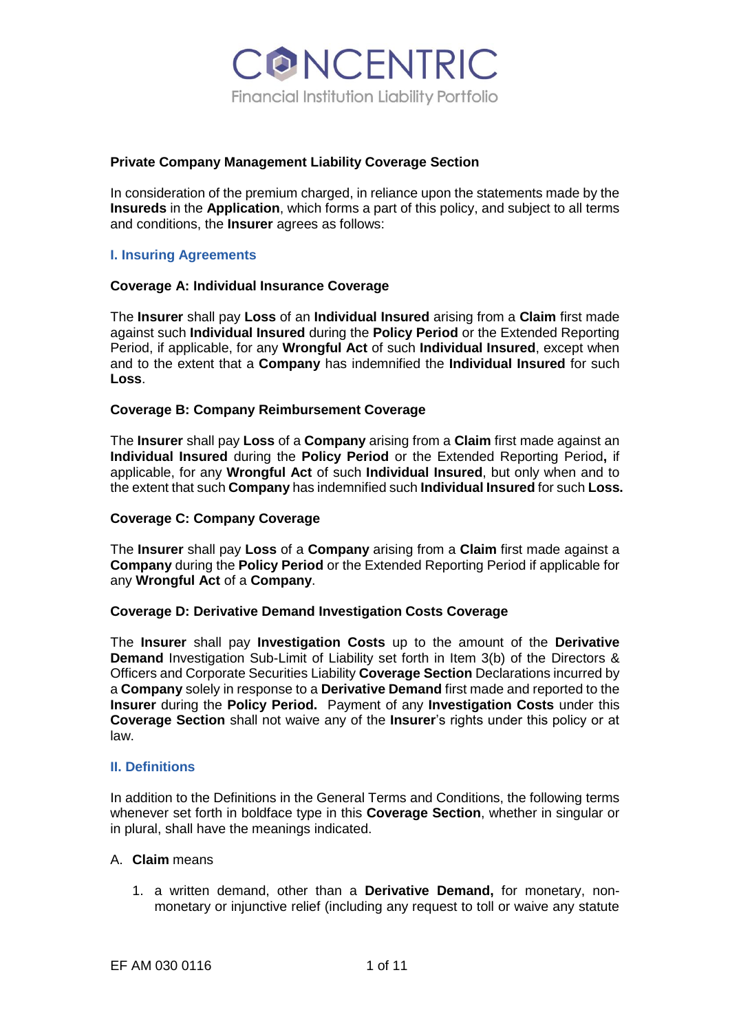**Private Company Management Liability Coverage Section**

In consideration of the premium charged, in reliance upon the statements made by the **Insureds** in the **Application**, which forms a part of this policy, and subject to all terms and conditions, the **Insurer** agrees as follows:

## I. Insuring Agreements

### Coverage A: Individual Insurance Coverage

The **Insurer** shall pay **Loss** of an **Individual Insured** arising from a **Claim** first made against such **Individual Insured** during the **Policy Period** or the Extended Reporting Period, if applicable, for any **Wrongful Act** of such **Individual Insured**, except when and to the extent that a **Company** has indemnified the **Individual Insured** for such **Loss**.

### Coverage B: Company Reimbursement Coverage

The **Insurer** shall pay **Loss** of a **Company** arising from a **Claim** first made against an **Individual Insured** during the **Policy Period** or the Extended Reporting Period**,** if applicable, for any **Wrongful Act** of such **Individual Insured**, but only when and to the extent that such **Company** has indemnified such **Individual Insured** for such **Loss.**

### Coverage C: Company Coverage

The **Insurer** shall pay **Loss** of a **Company** arising from a **Claim** first made against a **Company** during the **Policy Period** or the Extended Reporting Period if applicable for any **Wrongful Act** of a **Company**.

### Coverage D: Derivative Demand Investigation Costs Coverage

The **Insurer** shall pay **Investigation Costs** up to the amount of the **Derivative Demand** Investigation Sub-Limit of Liability set forth in Item 3(b) of the Directors & Officers and Corporate Securities Liability **Coverage Section** Declarations incurred by a **Company** solely in response to a **Derivative Demand** first made and reported to the **Insurer** during the **Policy Period.** Payment of any **Investigation Costs** under this **Coverage Section** shall not waive any of the **Insurer**'s rights under this policy or at law.

## II. Definitions

In addition to the Definitions in the General Terms and Conditions, the following terms whenever set forth in boldface type in this **Coverage Section**, whether in singular or in plural, shall have the meanings indicated.

A. **Claim** means

1. a written demand, other than a **Derivative Demand,** for monetary, non-monetary or injunctive relief (including any request to toll or waive any statute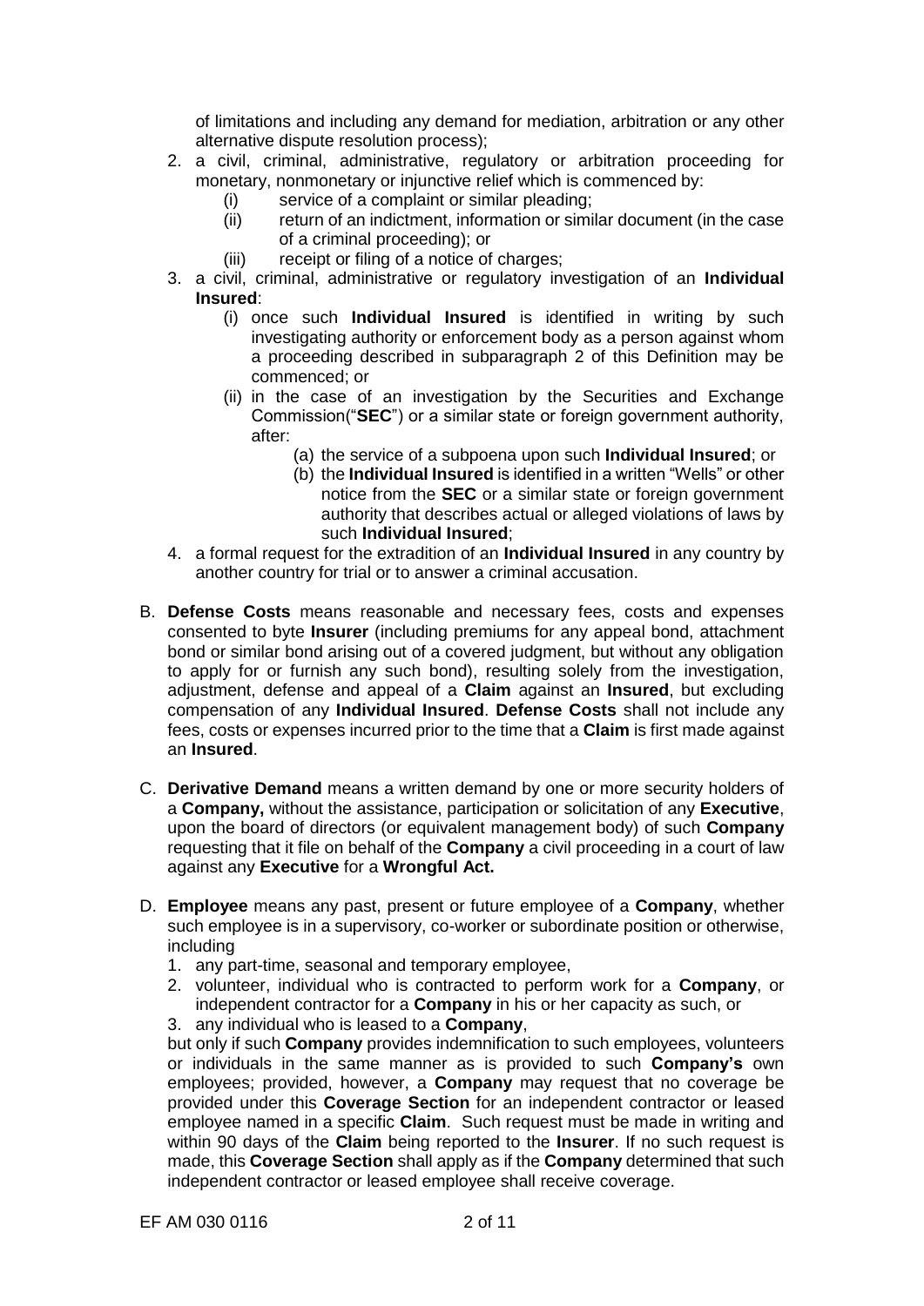of limitations and including any demand for mediation, arbitration or any other alternative dispute resolution process);

2. a civil, criminal, administrative, regulatory or arbitration proceeding for monetary, nonmonetary or injunctive relief which is commenced by:
   (i) service of a complaint or similar pleading;
   (ii) return of an indictment, information or similar document (in the case of a criminal proceeding); or
   (iii) receipt or filing of a notice of charges;
3. a civil, criminal, administrative or regulatory investigation of an **Individual Insured**:
   (i) once such **Individual Insured** is identified in writing by such investigating authority or enforcement body as a person against whom a proceeding described in subparagraph 2 of this Definition may be commenced; or
   (ii) in the case of an investigation by the Securities and Exchange Commission("**SEC**") or a similar state or foreign government authority, after:
      (a) the service of a subpoena upon such **Individual Insured**; or
      (b) the **Individual Insured** is identified in a written "Wells" or other notice from the **SEC** or a similar state or foreign government authority that describes actual or alleged violations of laws by such **Individual Insured**;
4. a formal request for the extradition of an **Individual Insured** in any country by another country for trial or to answer a criminal accusation.

B. **Defense Costs** means reasonable and necessary fees, costs and expenses consented to byte **Insurer** (including premiums for any appeal bond, attachment bond or similar bond arising out of a covered judgment, but without any obligation to apply for or furnish any such bond), resulting solely from the investigation, adjustment, defense and appeal of a **Claim** against an **Insured**, but excluding compensation of any **Individual Insured**. **Defense Costs** shall not include any fees, costs or expenses incurred prior to the time that a **Claim** is first made against an **Insured**.

C. **Derivative Demand** means a written demand by one or more security holders of a **Company,** without the assistance, participation or solicitation of any **Executive**, upon the board of directors (or equivalent management body) of such **Company** requesting that it file on behalf of the **Company** a civil proceeding in a court of law against any **Executive** for a **Wrongful Act.**

D. **Employee** means any past, present or future employee of a **Company**, whether such employee is in a supervisory, co-worker or subordinate position or otherwise, including
   1. any part-time, seasonal and temporary employee,
   2. volunteer, individual who is contracted to perform work for a **Company**, or independent contractor for a **Company** in his or her capacity as such, or
   3. any individual who is leased to a **Company**,

   but only if such **Company** provides indemnification to such employees, volunteers or individuals in the same manner as is provided to such **Company's** own employees; provided, however, a **Company** may request that no coverage be provided under this **Coverage Section** for an independent contractor or leased employee named in a specific **Claim**. Such request must be made in writing and within 90 days of the **Claim** being reported to the **Insurer**. If no such request is made, this **Coverage Section** shall apply as if the **Company** determined that such independent contractor or leased employee shall receive coverage.

EF AM 030 0116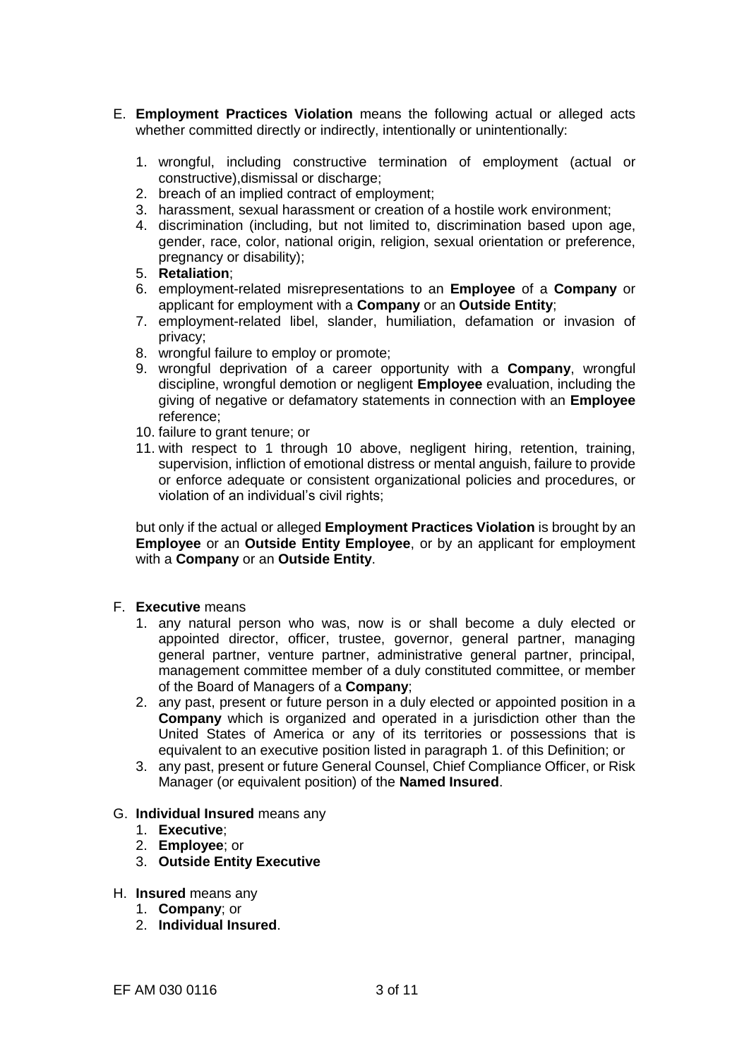E. **Employment Practices Violation** means the following actual or alleged acts whether committed directly or indirectly, intentionally or unintentionally:

   1. wrongful, including constructive termination of employment (actual or constructive),dismissal or discharge;
   2. breach of an implied contract of employment;
   3. harassment, sexual harassment or creation of a hostile work environment;
   4. discrimination (including, but not limited to, discrimination based upon age, gender, race, color, national origin, religion, sexual orientation or preference, pregnancy or disability);
   5. **Retaliation**;
   6. employment-related misrepresentations to an **Employee** of a **Company** or applicant for employment with a **Company** or an **Outside Entity**;
   7. employment-related libel, slander, humiliation, defamation or invasion of privacy;
   8. wrongful failure to employ or promote;
   9. wrongful deprivation of a career opportunity with a **Company**, wrongful discipline, wrongful demotion or negligent **Employee** evaluation, including the giving of negative or defamatory statements in connection with an **Employee** reference;
   10. failure to grant tenure; or
   11. with respect to 1 through 10 above, negligent hiring, retention, training, supervision, infliction of emotional distress or mental anguish, failure to provide or enforce adequate or consistent organizational policies and procedures, or violation of an individual's civil rights;

   but only if the actual or alleged **Employment Practices Violation** is brought by an **Employee** or an **Outside Entity Employee**, or by an applicant for employment with a **Company** or an **Outside Entity**.

F. **Executive** means
   1. any natural person who was, now is or shall become a duly elected or appointed director, officer, trustee, governor, general partner, managing general partner, venture partner, administrative general partner, principal, management committee member of a duly constituted committee, or member of the Board of Managers of a **Company**;
   2. any past, present or future person in a duly elected or appointed position in a **Company** which is organized and operated in a jurisdiction other than the United States of America or any of its territories or possessions that is equivalent to an executive position listed in paragraph 1. of this Definition; or
   3. any past, present or future General Counsel, Chief Compliance Officer, or Risk Manager (or equivalent position) of the **Named Insured**.

G. **Individual Insured** means any
   1. **Executive**;
   2. **Employee**; or
   3. **Outside Entity Executive**

H. **Insured** means any
   1. **Company**; or
   2. **Individual Insured**.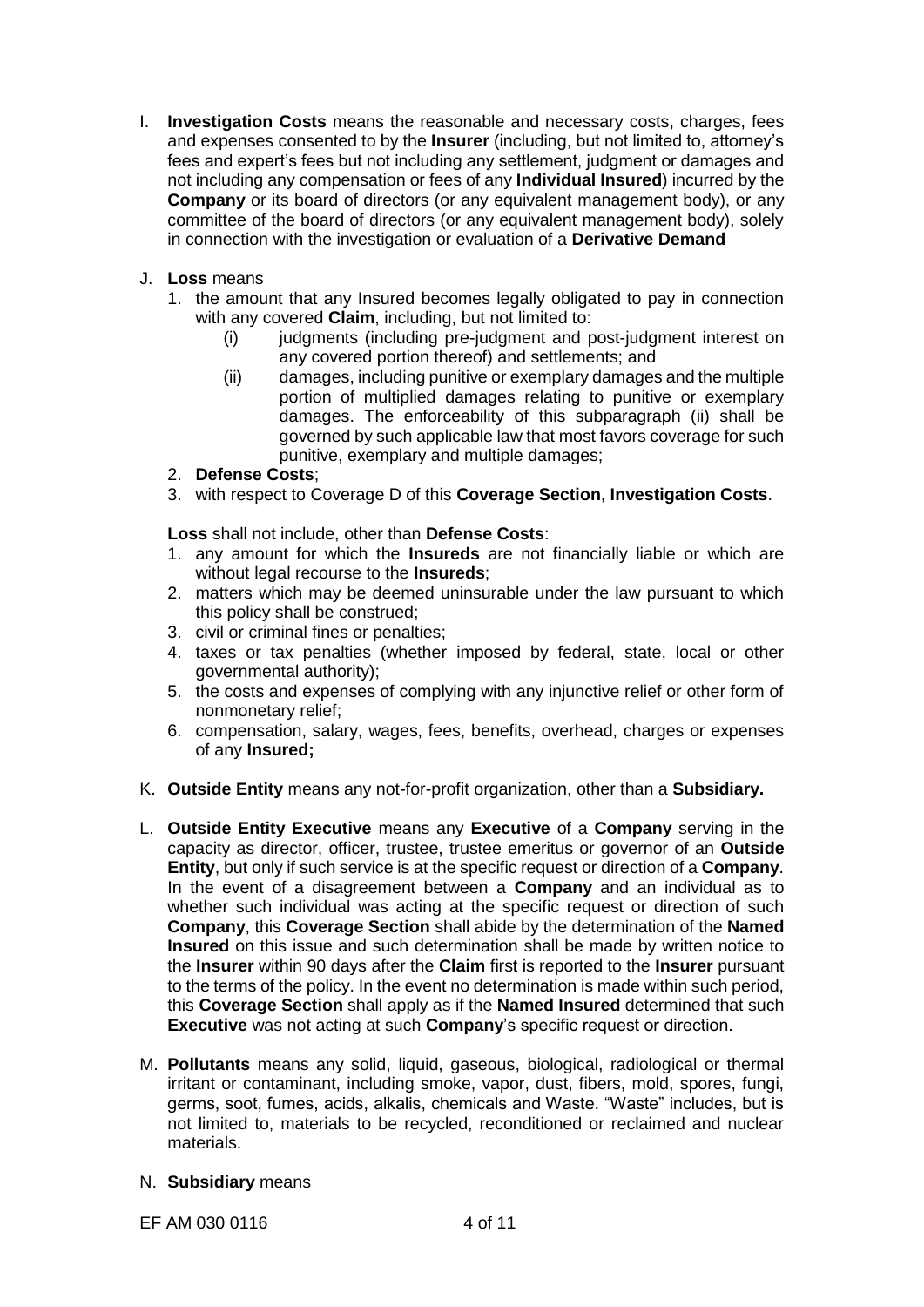I. **Investigation Costs** means the reasonable and necessary costs, charges, fees and expenses consented to by the **Insurer** (including, but not limited to, attorney's fees and expert's fees but not including any settlement, judgment or damages and not including any compensation or fees of any **Individual Insured**) incurred by the **Company** or its board of directors (or any equivalent management body), or any committee of the board of directors (or any equivalent management body), solely in connection with the investigation or evaluation of a **Derivative Demand**

J. **Loss** means

1. the amount that any Insured becomes legally obligated to pay in connection with any covered **Claim**, including, but not limited to:
   - (i) judgments (including pre-judgment and post-judgment interest on any covered portion thereof) and settlements; and
   - (ii) damages, including punitive or exemplary damages and the multiple portion of multiplied damages relating to punitive or exemplary damages. The enforceability of this subparagraph (ii) shall be governed by such applicable law that most favors coverage for such punitive, exemplary and multiple damages;
2. **Defense Costs**;
3. with respect to Coverage D of this **Coverage Section**, **Investigation Costs**.

**Loss** shall not include, other than **Defense Costs**:

1. any amount for which the **Insureds** are not financially liable or which are without legal recourse to the **Insureds**;
2. matters which may be deemed uninsurable under the law pursuant to which this policy shall be construed;
3. civil or criminal fines or penalties;
4. taxes or tax penalties (whether imposed by federal, state, local or other governmental authority);
5. the costs and expenses of complying with any injunctive relief or other form of nonmonetary relief;
6. compensation, salary, wages, fees, benefits, overhead, charges or expenses of any **Insured;**

K. **Outside Entity** means any not-for-profit organization, other than a **Subsidiary.**

L. **Outside Entity Executive** means any **Executive** of a **Company** serving in the capacity as director, officer, trustee, trustee emeritus or governor of an **Outside Entity**, but only if such service is at the specific request or direction of a **Company**. In the event of a disagreement between a **Company** and an individual as to whether such individual was acting at the specific request or direction of such **Company**, this **Coverage Section** shall abide by the determination of the **Named Insured** on this issue and such determination shall be made by written notice to the **Insurer** within 90 days after the **Claim** first is reported to the **Insurer** pursuant to the terms of the policy. In the event no determination is made within such period, this **Coverage Section** shall apply as if the **Named Insured** determined that such **Executive** was not acting at such **Company**'s specific request or direction.

M. **Pollutants** means any solid, liquid, gaseous, biological, radiological or thermal irritant or contaminant, including smoke, vapor, dust, fibers, mold, spores, fungi, germs, soot, fumes, acids, alkalis, chemicals and Waste. "Waste" includes, but is not limited to, materials to be recycled, reconditioned or reclaimed and nuclear materials.

N. **Subsidiary** means

EF AM 030 0116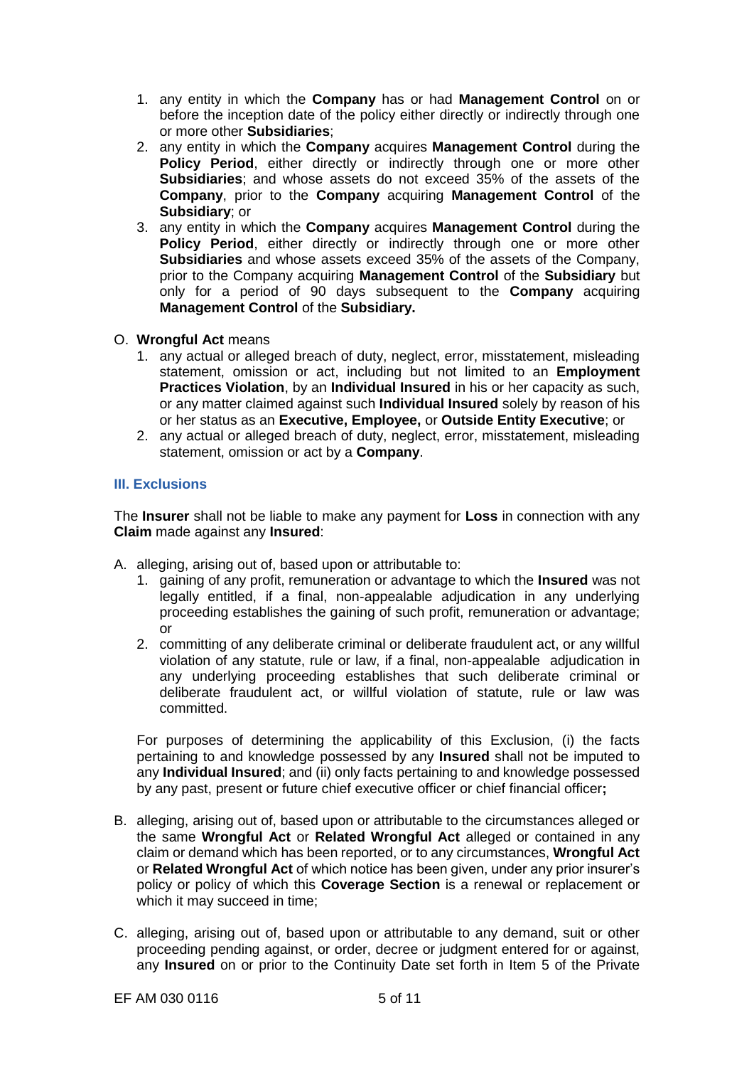1. any entity in which the **Company** has or had **Management Control** on or before the inception date of the policy either directly or indirectly through one or more other **Subsidiaries**;
2. any entity in which the **Company** acquires **Management Control** during the **Policy Period**, either directly or indirectly through one or more other **Subsidiaries**; and whose assets do not exceed 35% of the assets of the **Company**, prior to the **Company** acquiring **Management Control** of the **Subsidiary**; or
3. any entity in which the **Company** acquires **Management Control** during the **Policy Period**, either directly or indirectly through one or more other **Subsidiaries** and whose assets exceed 35% of the assets of the Company, prior to the Company acquiring **Management Control** of the **Subsidiary** but only for a period of 90 days subsequent to the **Company** acquiring **Management Control** of the **Subsidiary.**

O. **Wrongful Act** means

1. any actual or alleged breach of duty, neglect, error, misstatement, misleading statement, omission or act, including but not limited to an **Employment Practices Violation**, by an **Individual Insured** in his or her capacity as such, or any matter claimed against such **Individual Insured** solely by reason of his or her status as an **Executive, Employee,** or **Outside Entity Executive**; or
2. any actual or alleged breach of duty, neglect, error, misstatement, misleading statement, omission or act by a **Company**.

### III. Exclusions

The **Insurer** shall not be liable to make any payment for **Loss** in connection with any **Claim** made against any **Insured**:

A. alleging, arising out of, based upon or attributable to:

1. gaining of any profit, remuneration or advantage to which the **Insured** was not legally entitled, if a final, non-appealable adjudication in any underlying proceeding establishes the gaining of such profit, remuneration or advantage; or
2. committing of any deliberate criminal or deliberate fraudulent act, or any willful violation of any statute, rule or law, if a final, non-appealable adjudication in any underlying proceeding establishes that such deliberate criminal or deliberate fraudulent act, or willful violation of statute, rule or law was committed.

For purposes of determining the applicability of this Exclusion, (i) the facts pertaining to and knowledge possessed by any **Insured** shall not be imputed to any **Individual Insured**; and (ii) only facts pertaining to and knowledge possessed by any past, present or future chief executive officer or chief financial officer**;**

B. alleging, arising out of, based upon or attributable to the circumstances alleged or the same **Wrongful Act** or **Related Wrongful Act** alleged or contained in any claim or demand which has been reported, or to any circumstances, **Wrongful Act** or **Related Wrongful Act** of which notice has been given, under any prior insurer's policy or policy of which this **Coverage Section** is a renewal or replacement or which it may succeed in time;

C. alleging, arising out of, based upon or attributable to any demand, suit or other proceeding pending against, or order, decree or judgment entered for or against, any **Insured** on or prior to the Continuity Date set forth in Item 5 of the Private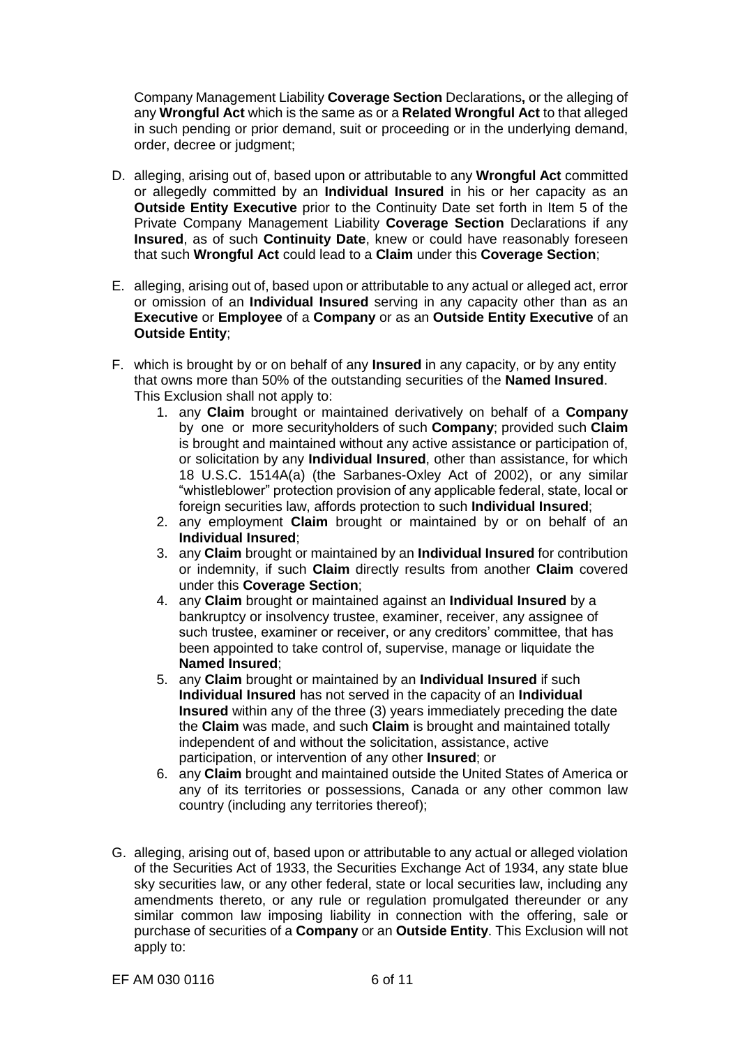Company Management Liability **Coverage Section** Declarations**,** or the alleging of any **Wrongful Act** which is the same as or a **Related Wrongful Act** to that alleged in such pending or prior demand, suit or proceeding or in the underlying demand, order, decree or judgment;

D. alleging, arising out of, based upon or attributable to any **Wrongful Act** committed or allegedly committed by an **Individual Insured** in his or her capacity as an **Outside Entity Executive** prior to the Continuity Date set forth in Item 5 of the Private Company Management Liability **Coverage Section** Declarations if any **Insured**, as of such **Continuity Date**, knew or could have reasonably foreseen that such **Wrongful Act** could lead to a **Claim** under this **Coverage Section**;

E. alleging, arising out of, based upon or attributable to any actual or alleged act, error or omission of an **Individual Insured** serving in any capacity other than as an **Executive** or **Employee** of a **Company** or as an **Outside Entity Executive** of an **Outside Entity**;

F. which is brought by or on behalf of any **Insured** in any capacity, or by any entity that owns more than 50% of the outstanding securities of the **Named Insured**. This Exclusion shall not apply to:
   1. any **Claim** brought or maintained derivatively on behalf of a **Company** by one or more securityholders of such **Company**; provided such **Claim** is brought and maintained without any active assistance or participation of, or solicitation by any **Individual Insured**, other than assistance, for which 18 U.S.C. 1514A(a) (the Sarbanes-Oxley Act of 2002), or any similar "whistleblower" protection provision of any applicable federal, state, local or foreign securities law, affords protection to such **Individual Insured**;
   2. any employment **Claim** brought or maintained by or on behalf of an **Individual Insured**;
   3. any **Claim** brought or maintained by an **Individual Insured** for contribution or indemnity, if such **Claim** directly results from another **Claim** covered under this **Coverage Section**;
   4. any **Claim** brought or maintained against an **Individual Insured** by a bankruptcy or insolvency trustee, examiner, receiver, any assignee of such trustee, examiner or receiver, or any creditors' committee, that has been appointed to take control of, supervise, manage or liquidate the **Named Insured**;
   5. any **Claim** brought or maintained by an **Individual Insured** if such **Individual Insured** has not served in the capacity of an **Individual Insured** within any of the three (3) years immediately preceding the date the **Claim** was made, and such **Claim** is brought and maintained totally independent of and without the solicitation, assistance, active participation, or intervention of any other **Insured**; or
   6. any **Claim** brought and maintained outside the United States of America or any of its territories or possessions, Canada or any other common law country (including any territories thereof);

G. alleging, arising out of, based upon or attributable to any actual or alleged violation of the Securities Act of 1933, the Securities Exchange Act of 1934, any state blue sky securities law, or any other federal, state or local securities law, including any amendments thereto, or any rule or regulation promulgated thereunder or any similar common law imposing liability in connection with the offering, sale or purchase of securities of a **Company** or an **Outside Entity**. This Exclusion will not apply to: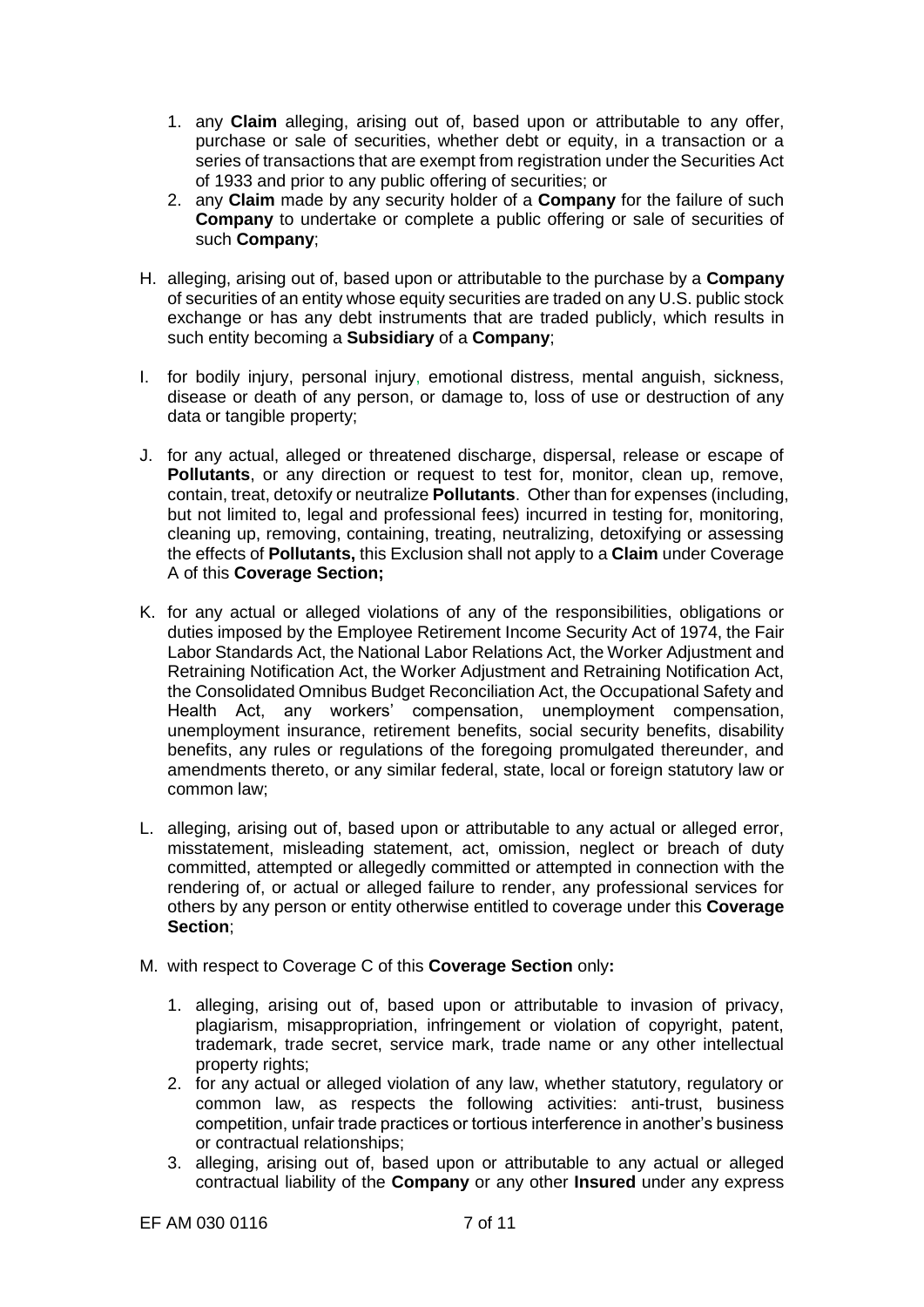1. any **Claim** alleging, arising out of, based upon or attributable to any offer, purchase or sale of securities, whether debt or equity, in a transaction or a series of transactions that are exempt from registration under the Securities Act of 1933 and prior to any public offering of securities; or
2. any **Claim** made by any security holder of a **Company** for the failure of such **Company** to undertake or complete a public offering or sale of securities of such **Company**;

H. alleging, arising out of, based upon or attributable to the purchase by a **Company** of securities of an entity whose equity securities are traded on any U.S. public stock exchange or has any debt instruments that are traded publicly, which results in such entity becoming a **Subsidiary** of a **Company**;

I. for bodily injury, personal injury, emotional distress, mental anguish, sickness, disease or death of any person, or damage to, loss of use or destruction of any data or tangible property;

J. for any actual, alleged or threatened discharge, dispersal, release or escape of **Pollutants**, or any direction or request to test for, monitor, clean up, remove, contain, treat, detoxify or neutralize **Pollutants**. Other than for expenses (including, but not limited to, legal and professional fees) incurred in testing for, monitoring, cleaning up, removing, containing, treating, neutralizing, detoxifying or assessing the effects of **Pollutants,** this Exclusion shall not apply to a **Claim** under Coverage A of this **Coverage Section;**

K. for any actual or alleged violations of any of the responsibilities, obligations or duties imposed by the Employee Retirement Income Security Act of 1974, the Fair Labor Standards Act, the National Labor Relations Act, the Worker Adjustment and Retraining Notification Act, the Worker Adjustment and Retraining Notification Act, the Consolidated Omnibus Budget Reconciliation Act, the Occupational Safety and Health Act, any workers' compensation, unemployment compensation, unemployment insurance, retirement benefits, social security benefits, disability benefits, any rules or regulations of the foregoing promulgated thereunder, and amendments thereto, or any similar federal, state, local or foreign statutory law or common law;

L. alleging, arising out of, based upon or attributable to any actual or alleged error, misstatement, misleading statement, act, omission, neglect or breach of duty committed, attempted or allegedly committed or attempted in connection with the rendering of, or actual or alleged failure to render, any professional services for others by any person or entity otherwise entitled to coverage under this **Coverage Section**;

M. with respect to Coverage C of this **Coverage Section** only**:**

1. alleging, arising out of, based upon or attributable to invasion of privacy, plagiarism, misappropriation, infringement or violation of copyright, patent, trademark, trade secret, service mark, trade name or any other intellectual property rights;
2. for any actual or alleged violation of any law, whether statutory, regulatory or common law, as respects the following activities: anti-trust, business competition, unfair trade practices or tortious interference in another's business or contractual relationships;
3. alleging, arising out of, based upon or attributable to any actual or alleged contractual liability of the **Company** or any other **Insured** under any express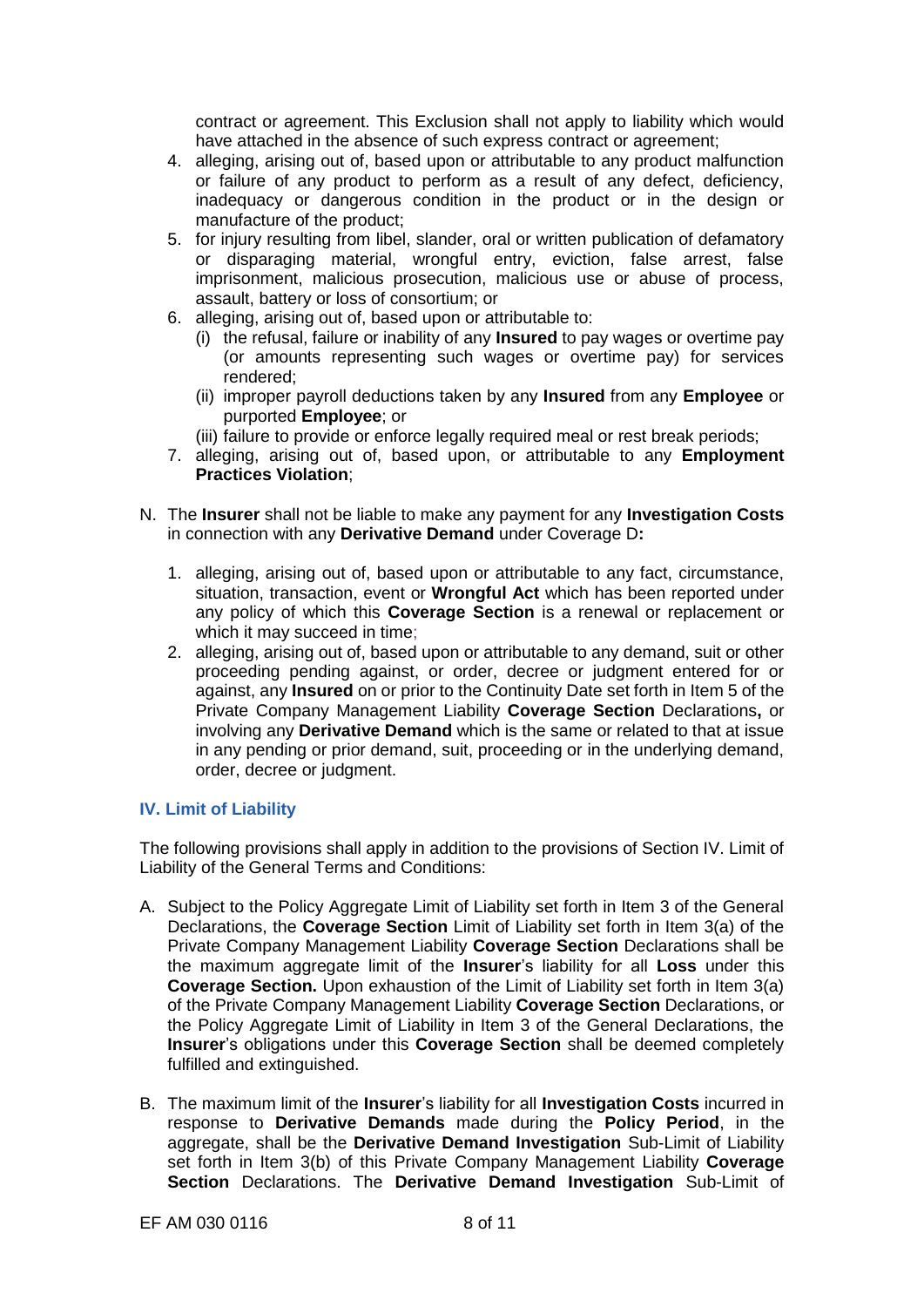contract or agreement. This Exclusion shall not apply to liability which would have attached in the absence of such express contract or agreement;

4. alleging, arising out of, based upon or attributable to any product malfunction or failure of any product to perform as a result of any defect, deficiency, inadequacy or dangerous condition in the product or in the design or manufacture of the product;
5. for injury resulting from libel, slander, oral or written publication of defamatory or disparaging material, wrongful entry, eviction, false arrest, false imprisonment, malicious prosecution, malicious use or abuse of process, assault, battery or loss of consortium; or
6. alleging, arising out of, based upon or attributable to:
   (i) the refusal, failure or inability of any **Insured** to pay wages or overtime pay (or amounts representing such wages or overtime pay) for services rendered;
   (ii) improper payroll deductions taken by any **Insured** from any **Employee** or purported **Employee**; or
   (iii) failure to provide or enforce legally required meal or rest break periods;
7. alleging, arising out of, based upon, or attributable to any **Employment Practices Violation**;

N. The **Insurer** shall not be liable to make any payment for any **Investigation Costs** in connection with any **Derivative Demand** under Coverage D**:**

1. alleging, arising out of, based upon or attributable to any fact, circumstance, situation, transaction, event or **Wrongful Act** which has been reported under any policy of which this **Coverage Section** is a renewal or replacement or which it may succeed in time;
2. alleging, arising out of, based upon or attributable to any demand, suit or other proceeding pending against, or order, decree or judgment entered for or against, any **Insured** on or prior to the Continuity Date set forth in Item 5 of the Private Company Management Liability **Coverage Section** Declarations**,** or involving any **Derivative Demand** which is the same or related to that at issue in any pending or prior demand, suit, proceeding or in the underlying demand, order, decree or judgment.

## IV. Limit of Liability

The following provisions shall apply in addition to the provisions of Section IV. Limit of Liability of the General Terms and Conditions:

A. Subject to the Policy Aggregate Limit of Liability set forth in Item 3 of the General Declarations, the **Coverage Section** Limit of Liability set forth in Item 3(a) of the Private Company Management Liability **Coverage Section** Declarations shall be the maximum aggregate limit of the **Insurer**'s liability for all **Loss** under this **Coverage Section.** Upon exhaustion of the Limit of Liability set forth in Item 3(a) of the Private Company Management Liability **Coverage Section** Declarations, or the Policy Aggregate Limit of Liability in Item 3 of the General Declarations, the **Insurer**'s obligations under this **Coverage Section** shall be deemed completely fulfilled and extinguished.

B. The maximum limit of the **Insurer**'s liability for all **Investigation Costs** incurred in response to **Derivative Demands** made during the **Policy Period**, in the aggregate, shall be the **Derivative Demand Investigation** Sub-Limit of Liability set forth in Item 3(b) of this Private Company Management Liability **Coverage Section** Declarations. The **Derivative Demand Investigation** Sub-Limit of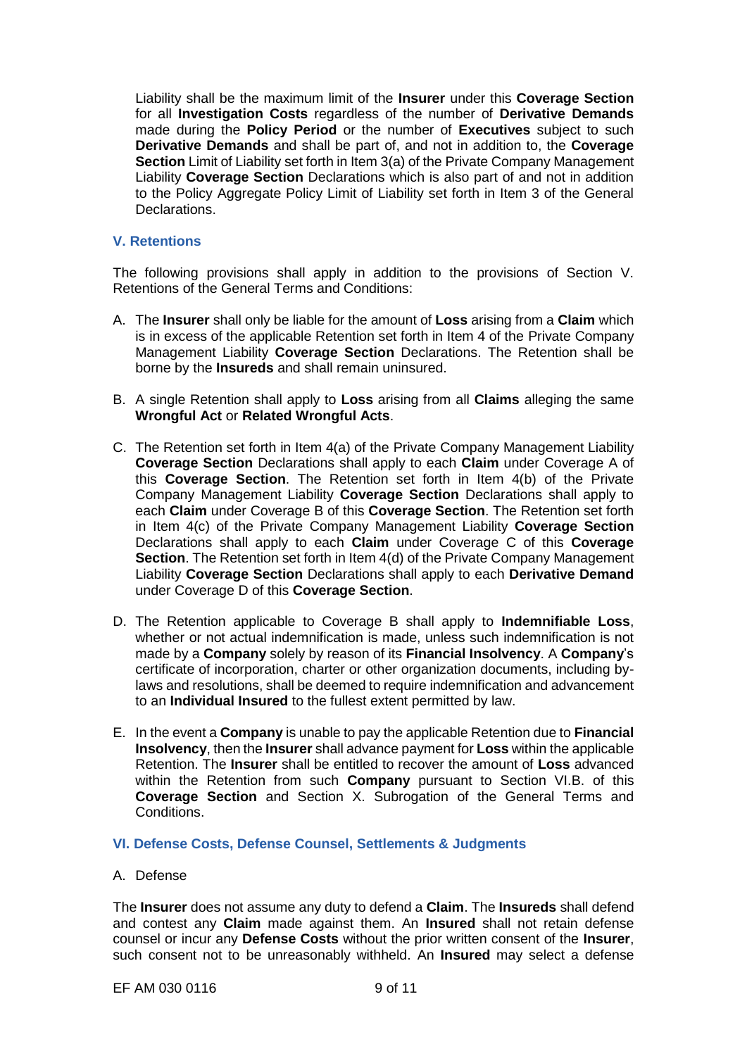Liability shall be the maximum limit of the **Insurer** under this **Coverage Section** for all **Investigation Costs** regardless of the number of **Derivative Demands** made during the **Policy Period** or the number of **Executives** subject to such **Derivative Demands** and shall be part of, and not in addition to, the **Coverage Section** Limit of Liability set forth in Item 3(a) of the Private Company Management Liability **Coverage Section** Declarations which is also part of and not in addition to the Policy Aggregate Policy Limit of Liability set forth in Item 3 of the General Declarations.

## V. Retentions

The following provisions shall apply in addition to the provisions of Section V. Retentions of the General Terms and Conditions:

A. The **Insurer** shall only be liable for the amount of **Loss** arising from a **Claim** which is in excess of the applicable Retention set forth in Item 4 of the Private Company Management Liability **Coverage Section** Declarations. The Retention shall be borne by the **Insureds** and shall remain uninsured.

B. A single Retention shall apply to **Loss** arising from all **Claims** alleging the same **Wrongful Act** or **Related Wrongful Acts**.

C. The Retention set forth in Item 4(a) of the Private Company Management Liability **Coverage Section** Declarations shall apply to each **Claim** under Coverage A of this **Coverage Section**. The Retention set forth in Item 4(b) of the Private Company Management Liability **Coverage Section** Declarations shall apply to each **Claim** under Coverage B of this **Coverage Section**. The Retention set forth in Item 4(c) of the Private Company Management Liability **Coverage Section** Declarations shall apply to each **Claim** under Coverage C of this **Coverage Section**. The Retention set forth in Item 4(d) of the Private Company Management Liability **Coverage Section** Declarations shall apply to each **Derivative Demand** under Coverage D of this **Coverage Section**.

D. The Retention applicable to Coverage B shall apply to **Indemnifiable Loss**, whether or not actual indemnification is made, unless such indemnification is not made by a **Company** solely by reason of its **Financial Insolvency**. A **Company**'s certificate of incorporation, charter or other organization documents, including by-laws and resolutions, shall be deemed to require indemnification and advancement to an **Individual Insured** to the fullest extent permitted by law.

E. In the event a **Company** is unable to pay the applicable Retention due to **Financial Insolvency**, then the **Insurer** shall advance payment for **Loss** within the applicable Retention. The **Insurer** shall be entitled to recover the amount of **Loss** advanced within the Retention from such **Company** pursuant to Section VI.B. of this **Coverage Section** and Section X. Subrogation of the General Terms and Conditions.

## VI. Defense Costs, Defense Counsel, Settlements & Judgments

A. Defense

The **Insurer** does not assume any duty to defend a **Claim**. The **Insureds** shall defend and contest any **Claim** made against them. An **Insured** shall not retain defense counsel or incur any **Defense Costs** without the prior written consent of the **Insurer**, such consent not to be unreasonably withheld. An **Insured** may select a defense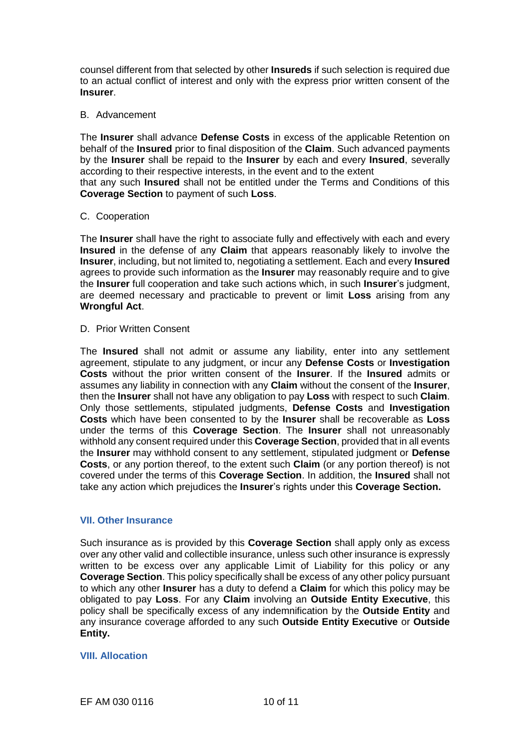counsel different from that selected by other **Insureds** if such selection is required due to an actual conflict of interest and only with the express prior written consent of the **Insurer**.

B. Advancement

The **Insurer** shall advance **Defense Costs** in excess of the applicable Retention on behalf of the **Insured** prior to final disposition of the **Claim**. Such advanced payments by the **Insurer** shall be repaid to the **Insurer** by each and every **Insured**, severally according to their respective interests, in the event and to the extent that any such **Insured** shall not be entitled under the Terms and Conditions of this **Coverage Section** to payment of such **Loss**.

C. Cooperation

The **Insurer** shall have the right to associate fully and effectively with each and every **Insured** in the defense of any **Claim** that appears reasonably likely to involve the **Insurer**, including, but not limited to, negotiating a settlement. Each and every **Insured** agrees to provide such information as the **Insurer** may reasonably require and to give the **Insurer** full cooperation and take such actions which, in such **Insurer**'s judgment, are deemed necessary and practicable to prevent or limit **Loss** arising from any **Wrongful Act**.

D. Prior Written Consent

The **Insured** shall not admit or assume any liability, enter into any settlement agreement, stipulate to any judgment, or incur any **Defense Costs** or **Investigation Costs** without the prior written consent of the **Insurer**. If the **Insured** admits or assumes any liability in connection with any **Claim** without the consent of the **Insurer**, then the **Insurer** shall not have any obligation to pay **Loss** with respect to such **Claim**. Only those settlements, stipulated judgments, **Defense Costs** and **Investigation Costs** which have been consented to by the **Insurer** shall be recoverable as **Loss** under the terms of this **Coverage Section**. The **Insurer** shall not unreasonably withhold any consent required under this **Coverage Section**, provided that in all events the **Insurer** may withhold consent to any settlement, stipulated judgment or **Defense Costs**, or any portion thereof, to the extent such **Claim** (or any portion thereof) is not covered under the terms of this **Coverage Section**. In addition, the **Insured** shall not take any action which prejudices the **Insurer**'s rights under this **Coverage Section.**

### VII. Other Insurance

Such insurance as is provided by this **Coverage Section** shall apply only as excess over any other valid and collectible insurance, unless such other insurance is expressly written to be excess over any applicable Limit of Liability for this policy or any **Coverage Section**. This policy specifically shall be excess of any other policy pursuant to which any other **Insurer** has a duty to defend a **Claim** for which this policy may be obligated to pay **Loss**. For any **Claim** involving an **Outside Entity Executive**, this policy shall be specifically excess of any indemnification by the **Outside Entity** and any insurance coverage afforded to any such **Outside Entity Executive** or **Outside Entity.**

### VIII. Allocation

EF AM 030 0116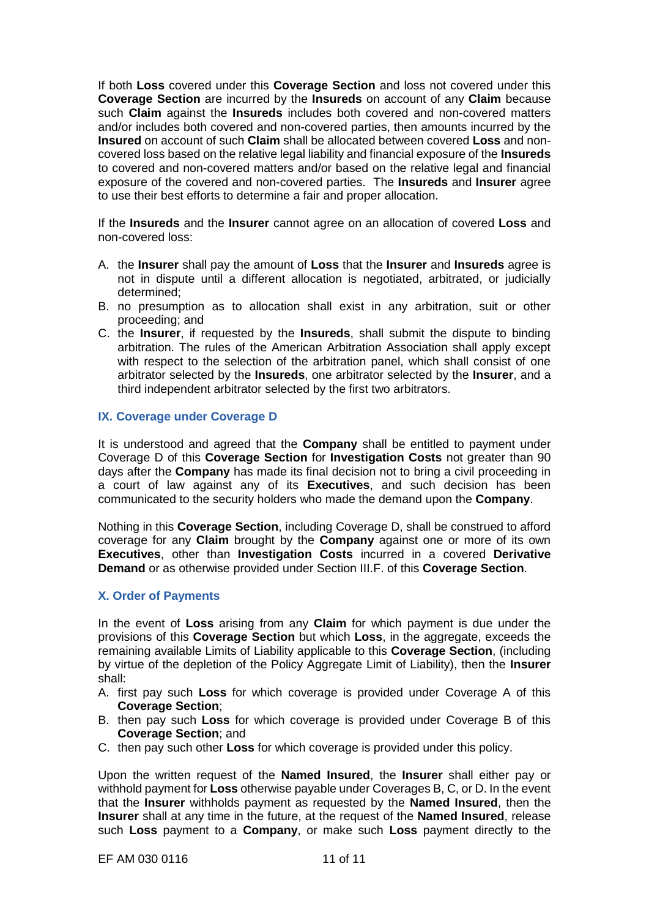If both **Loss** covered under this **Coverage Section** and loss not covered under this **Coverage Section** are incurred by the **Insureds** on account of any **Claim** because such **Claim** against the **Insureds** includes both covered and non-covered matters and/or includes both covered and non-covered parties, then amounts incurred by the **Insured** on account of such **Claim** shall be allocated between covered **Loss** and non-covered loss based on the relative legal liability and financial exposure of the **Insureds** to covered and non-covered matters and/or based on the relative legal and financial exposure of the covered and non-covered parties. The **Insureds** and **Insurer** agree to use their best efforts to determine a fair and proper allocation.

If the **Insureds** and the **Insurer** cannot agree on an allocation of covered **Loss** and non-covered loss:

A. the **Insurer** shall pay the amount of **Loss** that the **Insurer** and **Insureds** agree is not in dispute until a different allocation is negotiated, arbitrated, or judicially determined;
B. no presumption as to allocation shall exist in any arbitration, suit or other proceeding; and
C. the **Insurer**, if requested by the **Insureds**, shall submit the dispute to binding arbitration. The rules of the American Arbitration Association shall apply except with respect to the selection of the arbitration panel, which shall consist of one arbitrator selected by the **Insureds**, one arbitrator selected by the **Insurer**, and a third independent arbitrator selected by the first two arbitrators.

## IX. Coverage under Coverage D

It is understood and agreed that the **Company** shall be entitled to payment under Coverage D of this **Coverage Section** for **Investigation Costs** not greater than 90 days after the **Company** has made its final decision not to bring a civil proceeding in a court of law against any of its **Executives**, and such decision has been communicated to the security holders who made the demand upon the **Company**.

Nothing in this **Coverage Section**, including Coverage D, shall be construed to afford coverage for any **Claim** brought by the **Company** against one or more of its own **Executives**, other than **Investigation Costs** incurred in a covered **Derivative Demand** or as otherwise provided under Section III.F. of this **Coverage Section**.

## X. Order of Payments

In the event of **Loss** arising from any **Claim** for which payment is due under the provisions of this **Coverage Section** but which **Loss**, in the aggregate, exceeds the remaining available Limits of Liability applicable to this **Coverage Section**, (including by virtue of the depletion of the Policy Aggregate Limit of Liability), then the **Insurer** shall:

A. first pay such **Loss** for which coverage is provided under Coverage A of this **Coverage Section**;
B. then pay such **Loss** for which coverage is provided under Coverage B of this **Coverage Section**; and
C. then pay such other **Loss** for which coverage is provided under this policy.

Upon the written request of the **Named Insured**, the **Insurer** shall either pay or withhold payment for **Loss** otherwise payable under Coverages B, C, or D. In the event that the **Insurer** withholds payment as requested by the **Named Insured**, then the **Insurer** shall at any time in the future, at the request of the **Named Insured**, release such **Loss** payment to a **Company**, or make such **Loss** payment directly to the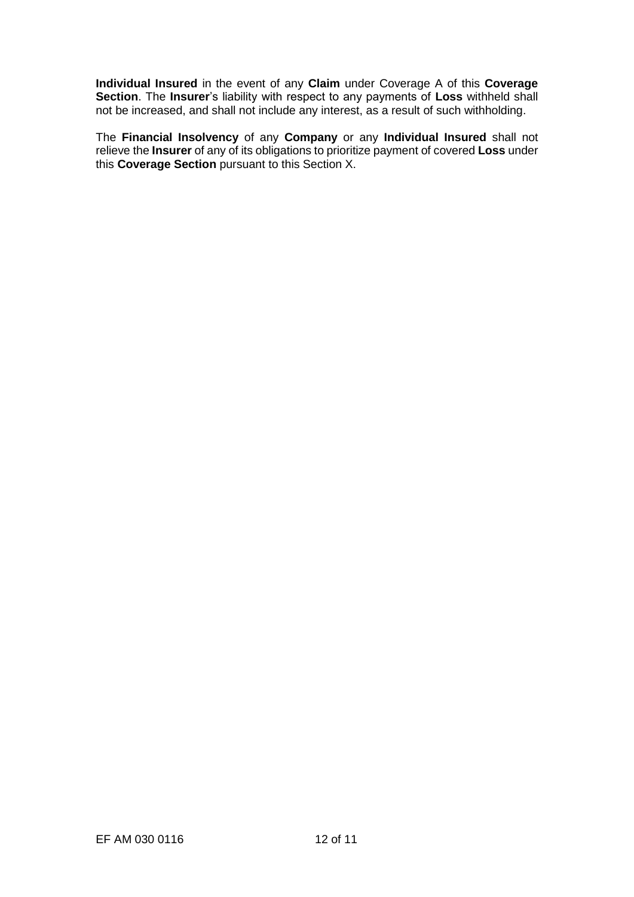**Individual Insured** in the event of any **Claim** under Coverage A of this **Coverage Section**. The **Insurer**'s liability with respect to any payments of **Loss** withheld shall not be increased, and shall not include any interest, as a result of such withholding.

The **Financial Insolvency** of any **Company** or any **Individual Insured** shall not relieve the **Insurer** of any of its obligations to prioritize payment of covered **Loss** under this **Coverage Section** pursuant to this Section X.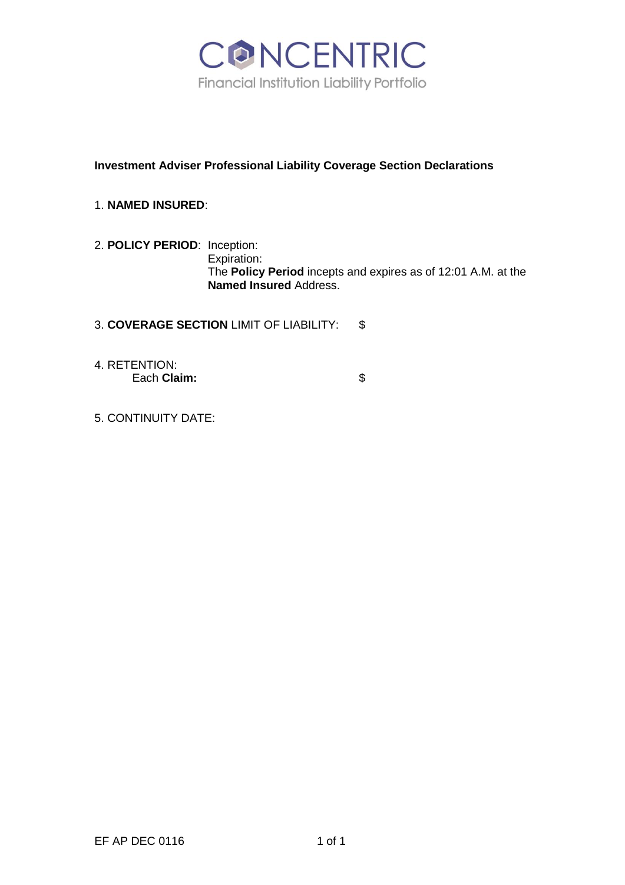# CONCENTRIC

Financial Institution Liability Portfolio

**Investment Adviser Professional Liability Coverage Section Declarations**

1. **NAMED INSURED**:

2. **POLICY PERIOD**: Inception:
   Expiration:
   The **Policy Period** incepts and expires as of 12:01 A.M. at the **Named Insured** Address.

3. **COVERAGE SECTION** LIMIT OF LIABILITY: $

4. RETENTION:
   Each **Claim:** $

5. CONTINUITY DATE:

EF AP DEC 0116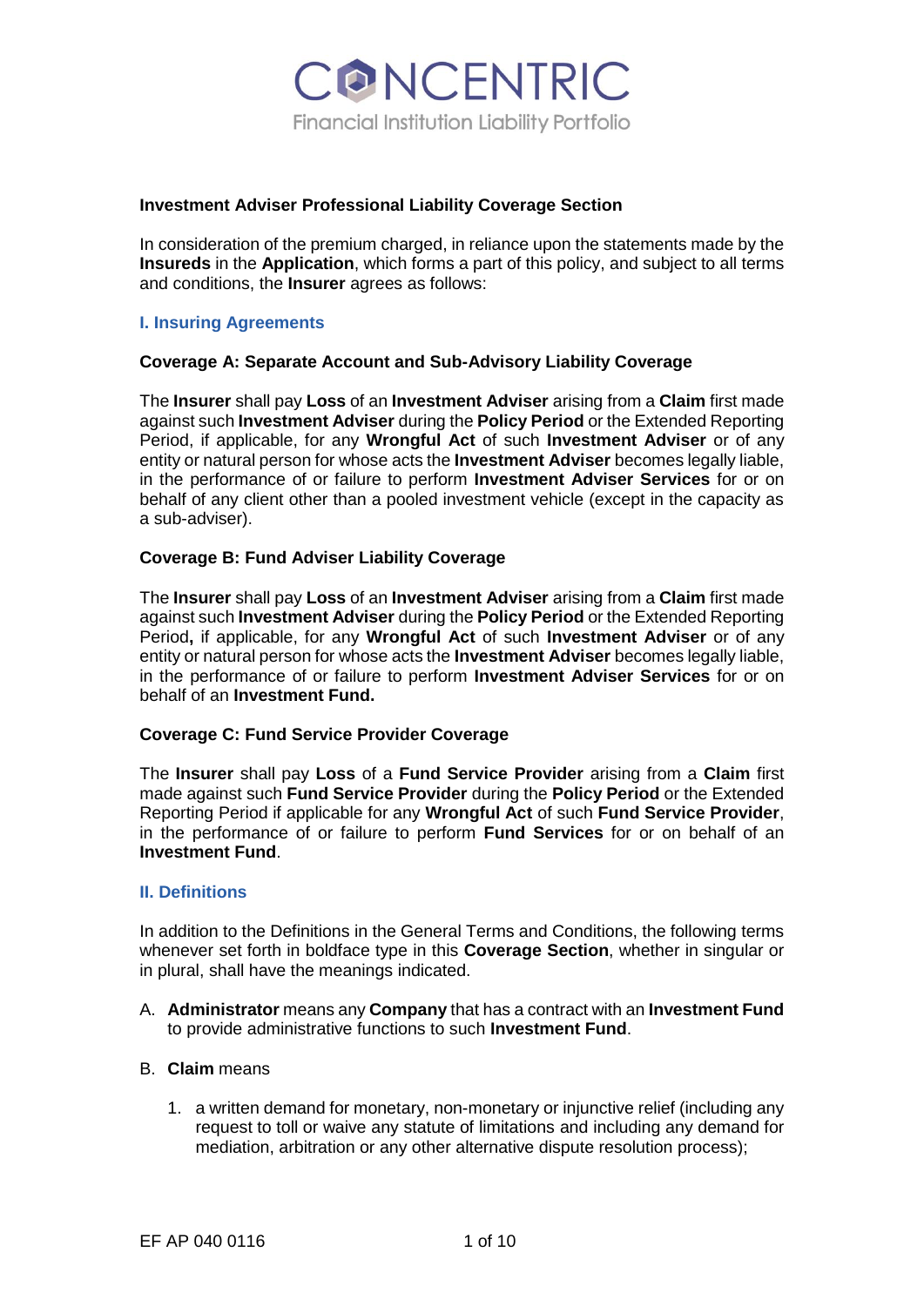**Investment Adviser Professional Liability Coverage Section**

In consideration of the premium charged, in reliance upon the statements made by the **Insureds** in the **Application**, which forms a part of this policy, and subject to all terms and conditions, the **Insurer** agrees as follows:

## I. Insuring Agreements

### Coverage A: Separate Account and Sub-Advisory Liability Coverage

The **Insurer** shall pay **Loss** of an **Investment Adviser** arising from a **Claim** first made against such **Investment Adviser** during the **Policy Period** or the Extended Reporting Period, if applicable, for any **Wrongful Act** of such **Investment Adviser** or of any entity or natural person for whose acts the **Investment Adviser** becomes legally liable, in the performance of or failure to perform **Investment Adviser Services** for or on behalf of any client other than a pooled investment vehicle (except in the capacity as a sub-adviser).

### Coverage B: Fund Adviser Liability Coverage

The **Insurer** shall pay **Loss** of an **Investment Adviser** arising from a **Claim** first made against such **Investment Adviser** during the **Policy Period** or the Extended Reporting Period**,** if applicable, for any **Wrongful Act** of such **Investment Adviser** or of any entity or natural person for whose acts the **Investment Adviser** becomes legally liable, in the performance of or failure to perform **Investment Adviser Services** for or on behalf of an **Investment Fund.**

### Coverage C: Fund Service Provider Coverage

The **Insurer** shall pay **Loss** of a **Fund Service Provider** arising from a **Claim** first made against such **Fund Service Provider** during the **Policy Period** or the Extended Reporting Period if applicable for any **Wrongful Act** of such **Fund Service Provider**, in the performance of or failure to perform **Fund Services** for or on behalf of an **Investment Fund**.

## II. Definitions

In addition to the Definitions in the General Terms and Conditions, the following terms whenever set forth in boldface type in this **Coverage Section**, whether in singular or in plural, shall have the meanings indicated.

A. **Administrator** means any **Company** that has a contract with an **Investment Fund** to provide administrative functions to such **Investment Fund**.

B. **Claim** means

1. a written demand for monetary, non-monetary or injunctive relief (including any request to toll or waive any statute of limitations and including any demand for mediation, arbitration or any other alternative dispute resolution process);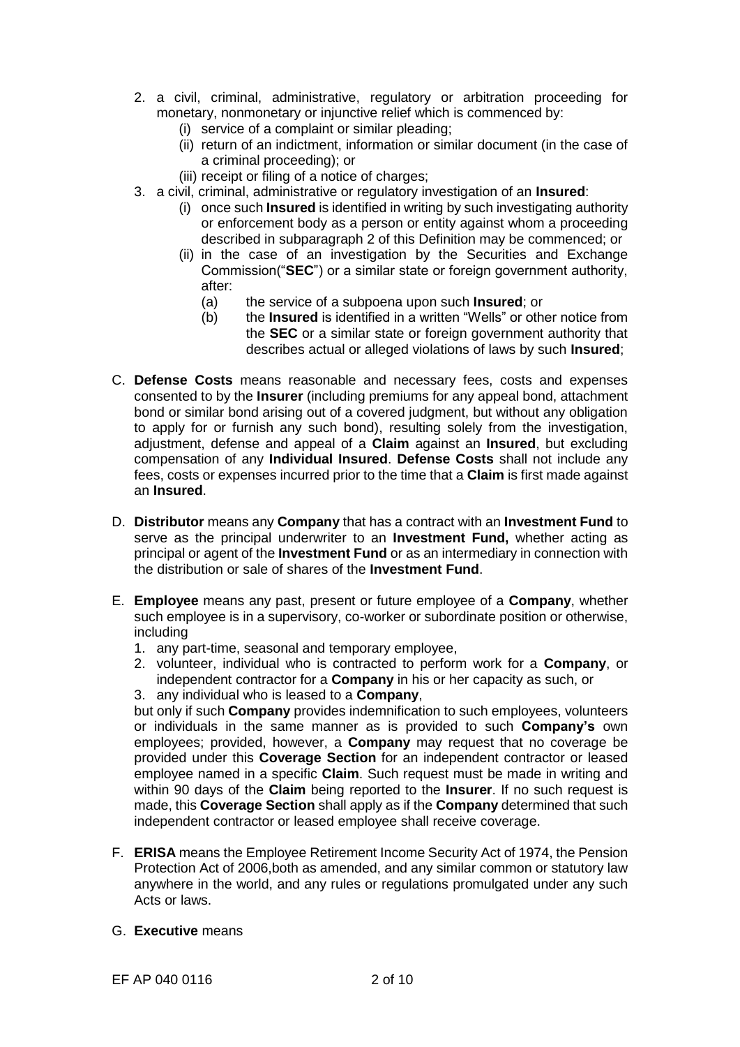2. a civil, criminal, administrative, regulatory or arbitration proceeding for monetary, nonmonetary or injunctive relief which is commenced by:
   (i) service of a complaint or similar pleading;
   (ii) return of an indictment, information or similar document (in the case of a criminal proceeding); or
   (iii) receipt or filing of a notice of charges;
3. a civil, criminal, administrative or regulatory investigation of an **Insured**:
   (i) once such **Insured** is identified in writing by such investigating authority or enforcement body as a person or entity against whom a proceeding described in subparagraph 2 of this Definition may be commenced; or
   (ii) in the case of an investigation by the Securities and Exchange Commission("**SEC**") or a similar state or foreign government authority, after:
      (a) the service of a subpoena upon such **Insured**; or
      (b) the **Insured** is identified in a written "Wells" or other notice from the **SEC** or a similar state or foreign government authority that describes actual or alleged violations of laws by such **Insured**;

C. **Defense Costs** means reasonable and necessary fees, costs and expenses consented to by the **Insurer** (including premiums for any appeal bond, attachment bond or similar bond arising out of a covered judgment, but without any obligation to apply for or furnish any such bond), resulting solely from the investigation, adjustment, defense and appeal of a **Claim** against an **Insured**, but excluding compensation of any **Individual Insured**. **Defense Costs** shall not include any fees, costs or expenses incurred prior to the time that a **Claim** is first made against an **Insured**.

D. **Distributor** means any **Company** that has a contract with an **Investment Fund** to serve as the principal underwriter to an **Investment Fund,** whether acting as principal or agent of the **Investment Fund** or as an intermediary in connection with the distribution or sale of shares of the **Investment Fund**.

E. **Employee** means any past, present or future employee of a **Company**, whether such employee is in a supervisory, co-worker or subordinate position or otherwise, including
   1. any part-time, seasonal and temporary employee,
   2. volunteer, individual who is contracted to perform work for a **Company**, or independent contractor for a **Company** in his or her capacity as such, or
   3. any individual who is leased to a **Company**,

   but only if such **Company** provides indemnification to such employees, volunteers or individuals in the same manner as is provided to such **Company's** own employees; provided, however, a **Company** may request that no coverage be provided under this **Coverage Section** for an independent contractor or leased employee named in a specific **Claim**. Such request must be made in writing and within 90 days of the **Claim** being reported to the **Insurer**. If no such request is made, this **Coverage Section** shall apply as if the **Company** determined that such independent contractor or leased employee shall receive coverage.

F. **ERISA** means the Employee Retirement Income Security Act of 1974, the Pension Protection Act of 2006,both as amended, and any similar common or statutory law anywhere in the world, and any rules or regulations promulgated under any such Acts or laws.

G. **Executive** means

EF AP 040 0116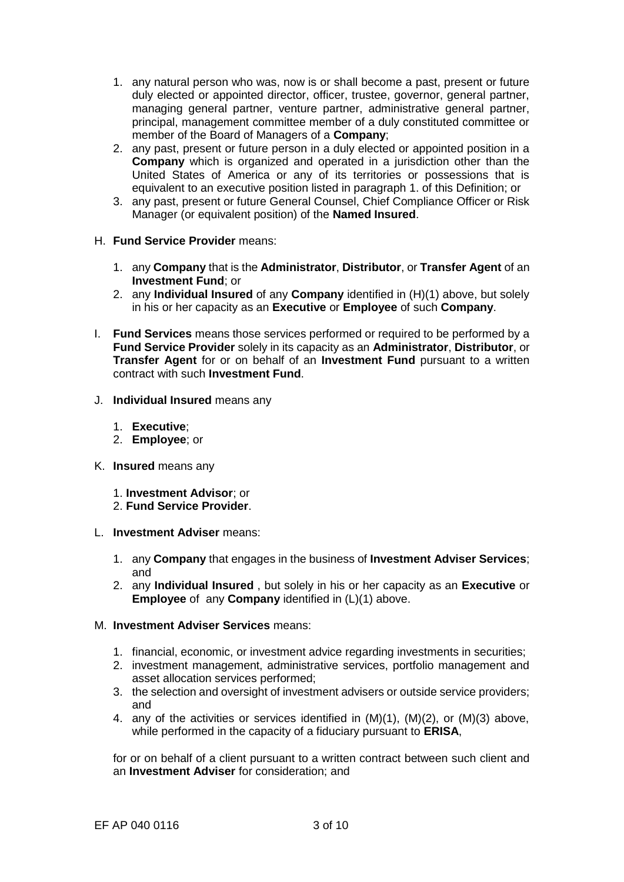1. any natural person who was, now is or shall become a past, present or future duly elected or appointed director, officer, trustee, governor, general partner, managing general partner, venture partner, administrative general partner, principal, management committee member of a duly constituted committee or member of the Board of Managers of a **Company**;
2. any past, present or future person in a duly elected or appointed position in a **Company** which is organized and operated in a jurisdiction other than the United States of America or any of its territories or possessions that is equivalent to an executive position listed in paragraph 1. of this Definition; or
3. any past, present or future General Counsel, Chief Compliance Officer or Risk Manager (or equivalent position) of the **Named Insured**.

H. **Fund Service Provider** means:

1. any **Company** that is the **Administrator**, **Distributor**, or **Transfer Agent** of an **Investment Fund**; or
2. any **Individual Insured** of any **Company** identified in (H)(1) above, but solely in his or her capacity as an **Executive** or **Employee** of such **Company**.

I. **Fund Services** means those services performed or required to be performed by a **Fund Service Provider** solely in its capacity as an **Administrator**, **Distributor**, or **Transfer Agent** for or on behalf of an **Investment Fund** pursuant to a written contract with such **Investment Fund**.

J. **Individual Insured** means any

1. **Executive**;
2. **Employee**; or

K. **Insured** means any

1. **Investment Advisor**; or
2. **Fund Service Provider**.

L. **Investment Adviser** means:

1. any **Company** that engages in the business of **Investment Adviser Services**; and
2. any **Individual Insured** , but solely in his or her capacity as an **Executive** or **Employee** of any **Company** identified in (L)(1) above.

M. **Investment Adviser Services** means:

1. financial, economic, or investment advice regarding investments in securities;
2. investment management, administrative services, portfolio management and asset allocation services performed;
3. the selection and oversight of investment advisers or outside service providers; and
4. any of the activities or services identified in (M)(1), (M)(2), or (M)(3) above, while performed in the capacity of a fiduciary pursuant to **ERISA**,

for or on behalf of a client pursuant to a written contract between such client and an **Investment Adviser** for consideration; and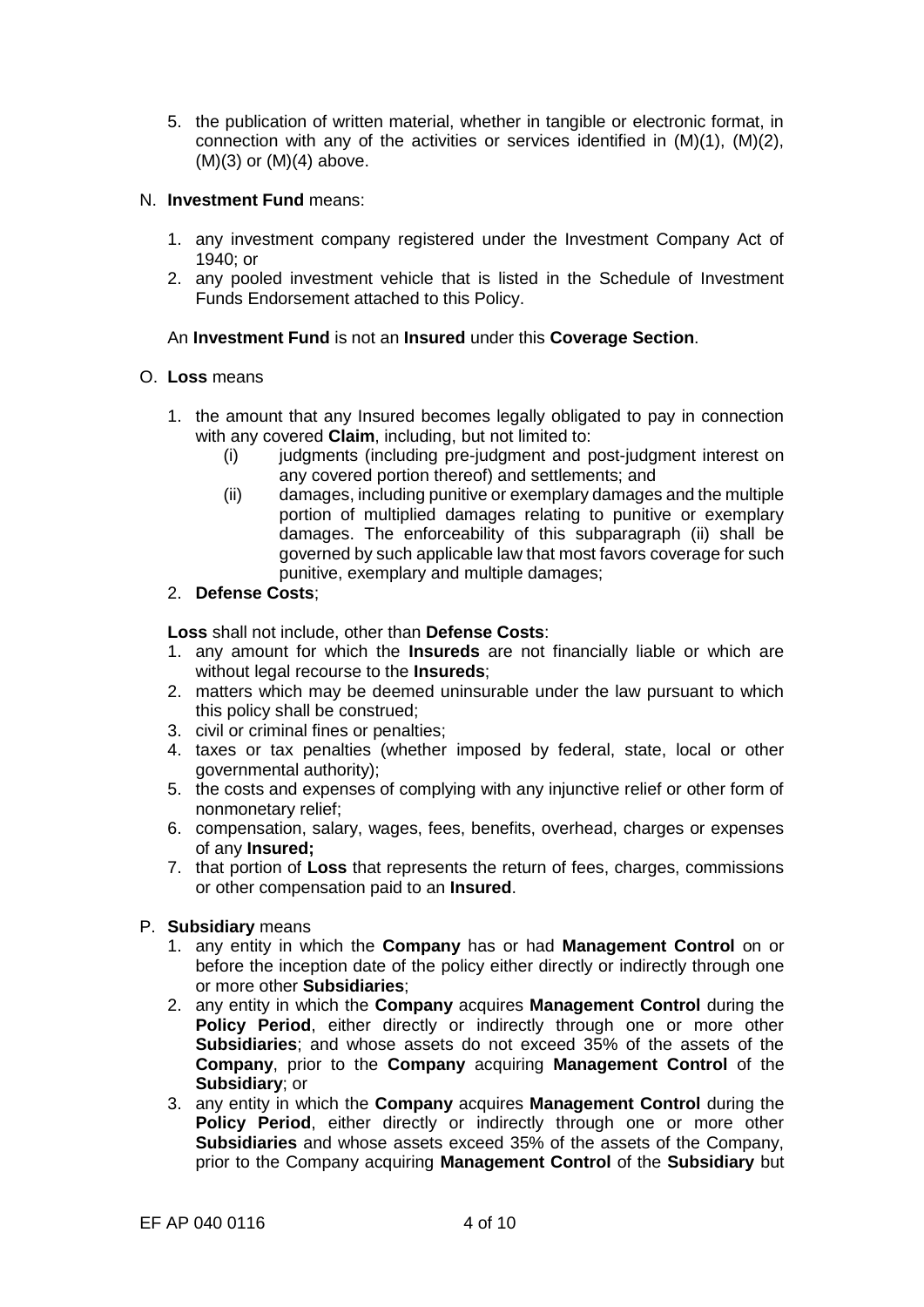5. the publication of written material, whether in tangible or electronic format, in connection with any of the activities or services identified in (M)(1), (M)(2), (M)(3) or (M)(4) above.

N. **Investment Fund** means:

1. any investment company registered under the Investment Company Act of 1940; or
2. any pooled investment vehicle that is listed in the Schedule of Investment Funds Endorsement attached to this Policy.

An **Investment Fund** is not an **Insured** under this **Coverage Section**.

O. **Loss** means

1. the amount that any Insured becomes legally obligated to pay in connection with any covered **Claim**, including, but not limited to:
   (i) judgments (including pre-judgment and post-judgment interest on any covered portion thereof) and settlements; and
   (ii) damages, including punitive or exemplary damages and the multiple portion of multiplied damages relating to punitive or exemplary damages. The enforceability of this subparagraph (ii) shall be governed by such applicable law that most favors coverage for such punitive, exemplary and multiple damages;
2. **Defense Costs**;

**Loss** shall not include, other than **Defense Costs**:

1. any amount for which the **Insureds** are not financially liable or which are without legal recourse to the **Insureds**;
2. matters which may be deemed uninsurable under the law pursuant to which this policy shall be construed;
3. civil or criminal fines or penalties;
4. taxes or tax penalties (whether imposed by federal, state, local or other governmental authority);
5. the costs and expenses of complying with any injunctive relief or other form of nonmonetary relief;
6. compensation, salary, wages, fees, benefits, overhead, charges or expenses of any **Insured;**
7. that portion of **Loss** that represents the return of fees, charges, commissions or other compensation paid to an **Insured**.

P. **Subsidiary** means

1. any entity in which the **Company** has or had **Management Control** on or before the inception date of the policy either directly or indirectly through one or more other **Subsidiaries**;
2. any entity in which the **Company** acquires **Management Control** during the **Policy Period**, either directly or indirectly through one or more other **Subsidiaries**; and whose assets do not exceed 35% of the assets of the **Company**, prior to the **Company** acquiring **Management Control** of the **Subsidiary**; or
3. any entity in which the **Company** acquires **Management Control** during the **Policy Period**, either directly or indirectly through one or more other **Subsidiaries** and whose assets exceed 35% of the assets of the Company, prior to the Company acquiring **Management Control** of the **Subsidiary** but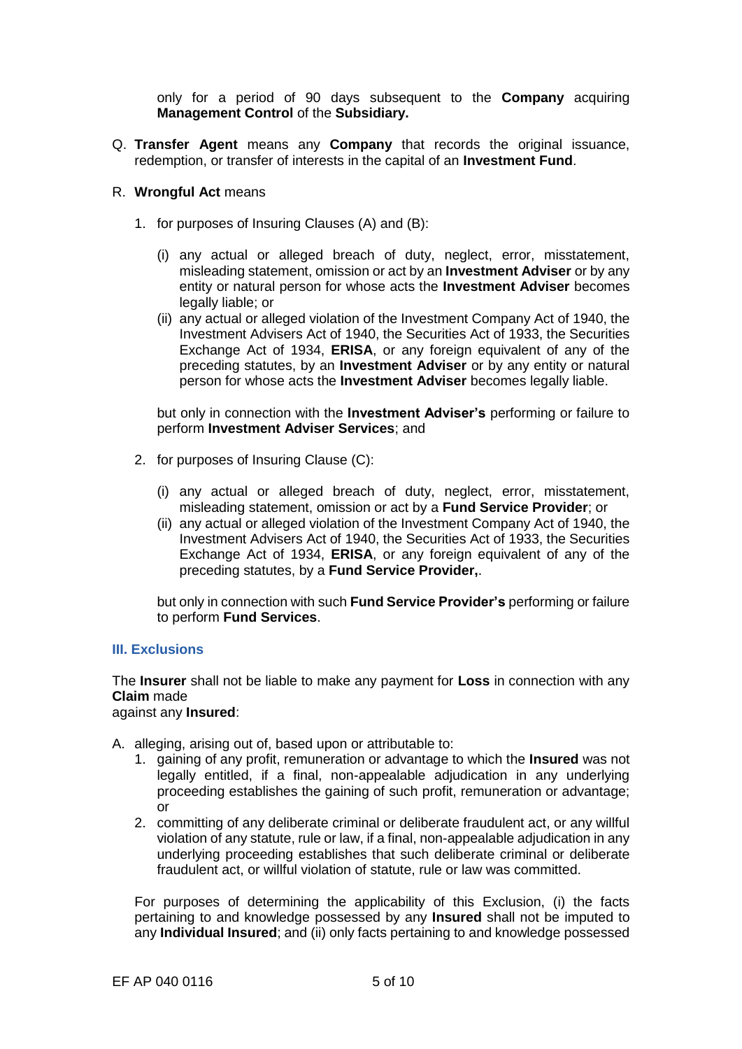only for a period of 90 days subsequent to the **Company** acquiring **Management Control** of the **Subsidiary.**

Q. **Transfer Agent** means any **Company** that records the original issuance, redemption, or transfer of interests in the capital of an **Investment Fund**.

R. **Wrongful Act** means

1. for purposes of Insuring Clauses (A) and (B):

   (i) any actual or alleged breach of duty, neglect, error, misstatement, misleading statement, omission or act by an **Investment Adviser** or by any entity or natural person for whose acts the **Investment Adviser** becomes legally liable; or

   (ii) any actual or alleged violation of the Investment Company Act of 1940, the Investment Advisers Act of 1940, the Securities Act of 1933, the Securities Exchange Act of 1934, **ERISA**, or any foreign equivalent of any of the preceding statutes, by an **Investment Adviser** or by any entity or natural person for whose acts the **Investment Adviser** becomes legally liable.

   but only in connection with the **Investment Adviser's** performing or failure to perform **Investment Adviser Services**; and

2. for purposes of Insuring Clause (C):

   (i) any actual or alleged breach of duty, neglect, error, misstatement, misleading statement, omission or act by a **Fund Service Provider**; or

   (ii) any actual or alleged violation of the Investment Company Act of 1940, the Investment Advisers Act of 1940, the Securities Act of 1933, the Securities Exchange Act of 1934, **ERISA**, or any foreign equivalent of any of the preceding statutes, by a **Fund Service Provider,**.

   but only in connection with such **Fund Service Provider's** performing or failure to perform **Fund Services**.

## III. Exclusions

The **Insurer** shall not be liable to make any payment for **Loss** in connection with any **Claim** made against any **Insured**:

A. alleging, arising out of, based upon or attributable to:

   1. gaining of any profit, remuneration or advantage to which the **Insured** was not legally entitled, if a final, non-appealable adjudication in any underlying proceeding establishes the gaining of such profit, remuneration or advantage; or
   2. committing of any deliberate criminal or deliberate fraudulent act, or any willful violation of any statute, rule or law, if a final, non-appealable adjudication in any underlying proceeding establishes that such deliberate criminal or deliberate fraudulent act, or willful violation of statute, rule or law was committed.

   For purposes of determining the applicability of this Exclusion, (i) the facts pertaining to and knowledge possessed by any **Insured** shall not be imputed to any **Individual Insured**; and (ii) only facts pertaining to and knowledge possessed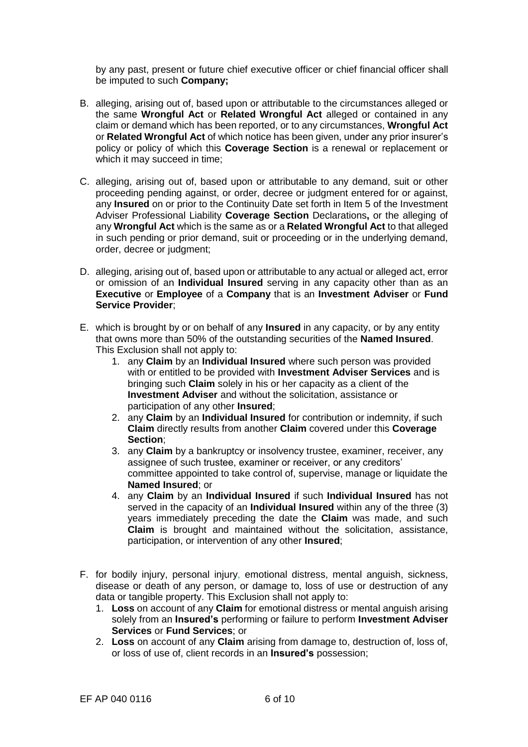by any past, present or future chief executive officer or chief financial officer shall be imputed to such **Company;**

B. alleging, arising out of, based upon or attributable to the circumstances alleged or the same **Wrongful Act** or **Related Wrongful Act** alleged or contained in any claim or demand which has been reported, or to any circumstances, **Wrongful Act** or **Related Wrongful Act** of which notice has been given, under any prior insurer's policy or policy of which this **Coverage Section** is a renewal or replacement or which it may succeed in time;

C. alleging, arising out of, based upon or attributable to any demand, suit or other proceeding pending against, or order, decree or judgment entered for or against, any **Insured** on or prior to the Continuity Date set forth in Item 5 of the Investment Adviser Professional Liability **Coverage Section** Declarations**,** or the alleging of any **Wrongful Act** which is the same as or a **Related Wrongful Act** to that alleged in such pending or prior demand, suit or proceeding or in the underlying demand, order, decree or judgment;

D. alleging, arising out of, based upon or attributable to any actual or alleged act, error or omission of an **Individual Insured** serving in any capacity other than as an **Executive** or **Employee** of a **Company** that is an **Investment Adviser** or **Fund Service Provider**;

E. which is brought by or on behalf of any **Insured** in any capacity, or by any entity that owns more than 50% of the outstanding securities of the **Named Insured**. This Exclusion shall not apply to:
   1. any **Claim** by an **Individual Insured** where such person was provided with or entitled to be provided with **Investment Adviser Services** and is bringing such **Claim** solely in his or her capacity as a client of the **Investment Adviser** and without the solicitation, assistance or participation of any other **Insured**;
   2. any **Claim** by an **Individual Insured** for contribution or indemnity, if such **Claim** directly results from another **Claim** covered under this **Coverage Section**;
   3. any **Claim** by a bankruptcy or insolvency trustee, examiner, receiver, any assignee of such trustee, examiner or receiver, or any creditors' committee appointed to take control of, supervise, manage or liquidate the **Named Insured**; or
   4. any **Claim** by an **Individual Insured** if such **Individual Insured** has not served in the capacity of an **Individual Insured** within any of the three (3) years immediately preceding the date the **Claim** was made, and such **Claim** is brought and maintained without the solicitation, assistance, participation, or intervention of any other **Insured**;

F. for bodily injury, personal injury, emotional distress, mental anguish, sickness, disease or death of any person, or damage to, loss of use or destruction of any data or tangible property. This Exclusion shall not apply to:
   1. **Loss** on account of any **Claim** for emotional distress or mental anguish arising solely from an **Insured's** performing or failure to perform **Investment Adviser Services** or **Fund Services**; or
   2. **Loss** on account of any **Claim** arising from damage to, destruction of, loss of, or loss of use of, client records in an **Insured's** possession;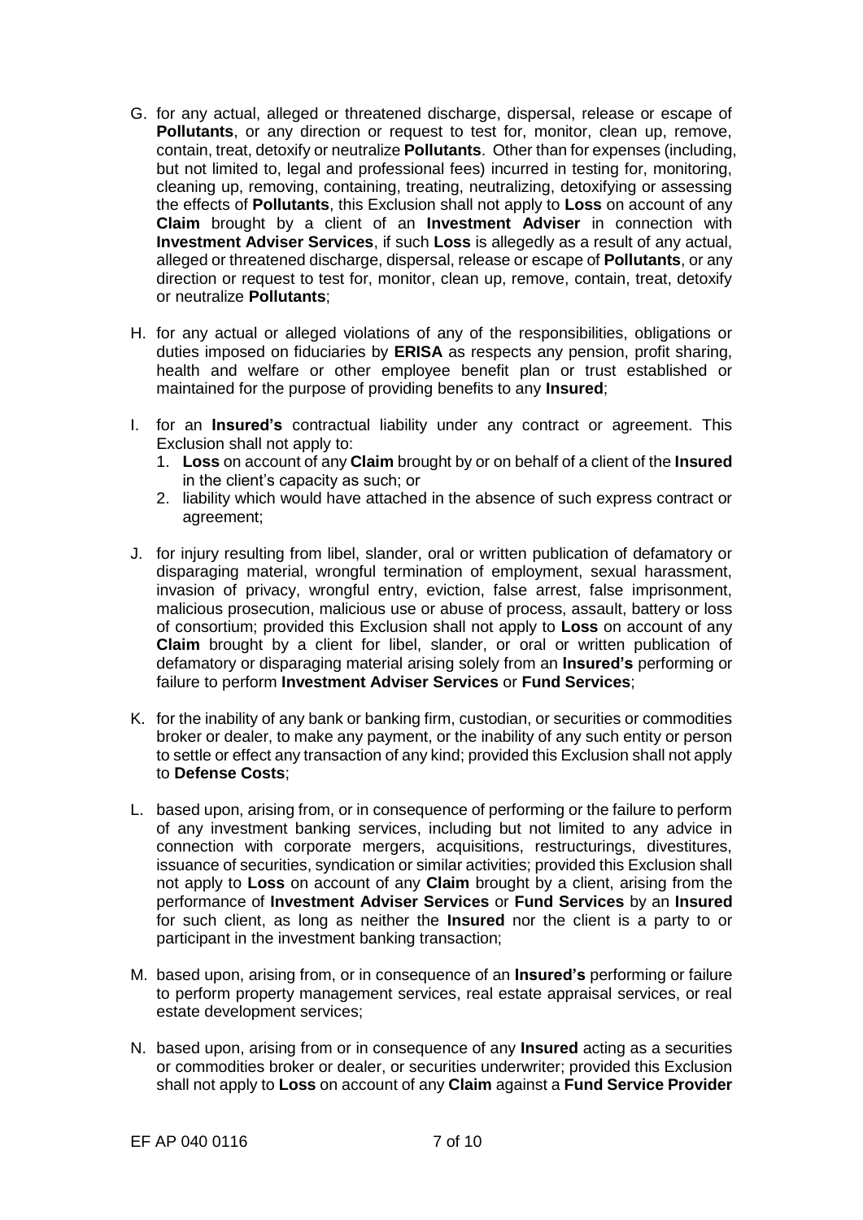G. for any actual, alleged or threatened discharge, dispersal, release or escape of **Pollutants**, or any direction or request to test for, monitor, clean up, remove, contain, treat, detoxify or neutralize **Pollutants**. Other than for expenses (including, but not limited to, legal and professional fees) incurred in testing for, monitoring, cleaning up, removing, containing, treating, neutralizing, detoxifying or assessing the effects of **Pollutants**, this Exclusion shall not apply to **Loss** on account of any **Claim** brought by a client of an **Investment Adviser** in connection with **Investment Adviser Services**, if such **Loss** is allegedly as a result of any actual, alleged or threatened discharge, dispersal, release or escape of **Pollutants**, or any direction or request to test for, monitor, clean up, remove, contain, treat, detoxify or neutralize **Pollutants**;

H. for any actual or alleged violations of any of the responsibilities, obligations or duties imposed on fiduciaries by **ERISA** as respects any pension, profit sharing, health and welfare or other employee benefit plan or trust established or maintained for the purpose of providing benefits to any **Insured**;

I. for an **Insured's** contractual liability under any contract or agreement. This Exclusion shall not apply to:
   1. **Loss** on account of any **Claim** brought by or on behalf of a client of the **Insured** in the client's capacity as such; or
   2. liability which would have attached in the absence of such express contract or agreement;

J. for injury resulting from libel, slander, oral or written publication of defamatory or disparaging material, wrongful termination of employment, sexual harassment, invasion of privacy, wrongful entry, eviction, false arrest, false imprisonment, malicious prosecution, malicious use or abuse of process, assault, battery or loss of consortium; provided this Exclusion shall not apply to **Loss** on account of any **Claim** brought by a client for libel, slander, or oral or written publication of defamatory or disparaging material arising solely from an **Insured's** performing or failure to perform **Investment Adviser Services** or **Fund Services**;

K. for the inability of any bank or banking firm, custodian, or securities or commodities broker or dealer, to make any payment, or the inability of any such entity or person to settle or effect any transaction of any kind; provided this Exclusion shall not apply to **Defense Costs**;

L. based upon, arising from, or in consequence of performing or the failure to perform of any investment banking services, including but not limited to any advice in connection with corporate mergers, acquisitions, restructurings, divestitures, issuance of securities, syndication or similar activities; provided this Exclusion shall not apply to **Loss** on account of any **Claim** brought by a client, arising from the performance of **Investment Adviser Services** or **Fund Services** by an **Insured** for such client, as long as neither the **Insured** nor the client is a party to or participant in the investment banking transaction;

M. based upon, arising from, or in consequence of an **Insured's** performing or failure to perform property management services, real estate appraisal services, or real estate development services;

N. based upon, arising from or in consequence of any **Insured** acting as a securities or commodities broker or dealer, or securities underwriter; provided this Exclusion shall not apply to **Loss** on account of any **Claim** against a **Fund Service Provider**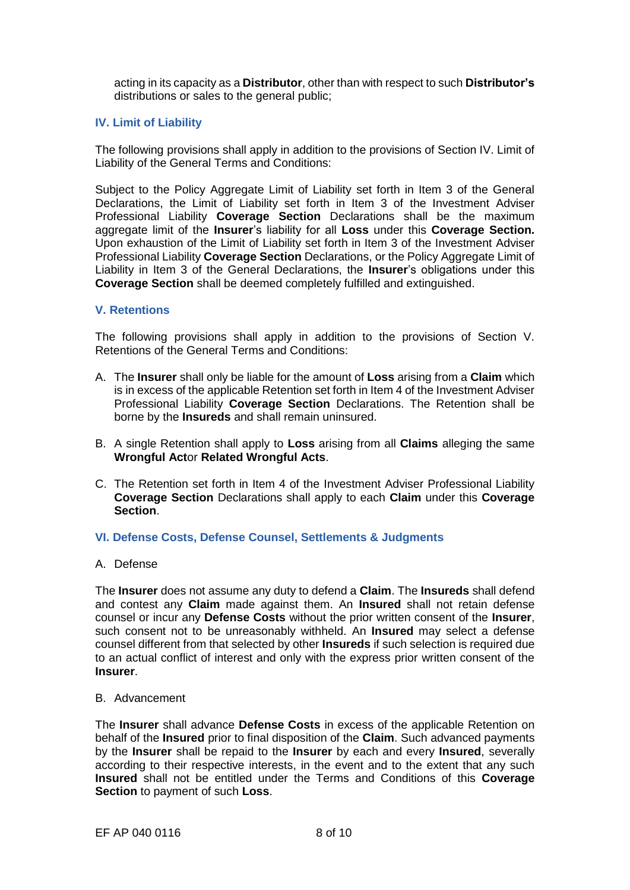acting in its capacity as a **Distributor**, other than with respect to such **Distributor's** distributions or sales to the general public;

## IV. Limit of Liability

The following provisions shall apply in addition to the provisions of Section IV. Limit of Liability of the General Terms and Conditions:

Subject to the Policy Aggregate Limit of Liability set forth in Item 3 of the General Declarations, the Limit of Liability set forth in Item 3 of the Investment Adviser Professional Liability **Coverage Section** Declarations shall be the maximum aggregate limit of the **Insurer**'s liability for all **Loss** under this **Coverage Section.** Upon exhaustion of the Limit of Liability set forth in Item 3 of the Investment Adviser Professional Liability **Coverage Section** Declarations, or the Policy Aggregate Limit of Liability in Item 3 of the General Declarations, the **Insurer**'s obligations under this **Coverage Section** shall be deemed completely fulfilled and extinguished.

## V. Retentions

The following provisions shall apply in addition to the provisions of Section V. Retentions of the General Terms and Conditions:

A. The **Insurer** shall only be liable for the amount of **Loss** arising from a **Claim** which is in excess of the applicable Retention set forth in Item 4 of the Investment Adviser Professional Liability **Coverage Section** Declarations. The Retention shall be borne by the **Insureds** and shall remain uninsured.

B. A single Retention shall apply to **Loss** arising from all **Claims** alleging the same **Wrongful Act**or **Related Wrongful Acts**.

C. The Retention set forth in Item 4 of the Investment Adviser Professional Liability **Coverage Section** Declarations shall apply to each **Claim** under this **Coverage Section**.

## VI. Defense Costs, Defense Counsel, Settlements & Judgments

A. Defense

The **Insurer** does not assume any duty to defend a **Claim**. The **Insureds** shall defend and contest any **Claim** made against them. An **Insured** shall not retain defense counsel or incur any **Defense Costs** without the prior written consent of the **Insurer**, such consent not to be unreasonably withheld. An **Insured** may select a defense counsel different from that selected by other **Insureds** if such selection is required due to an actual conflict of interest and only with the express prior written consent of the **Insurer**.

B. Advancement

The **Insurer** shall advance **Defense Costs** in excess of the applicable Retention on behalf of the **Insured** prior to final disposition of the **Claim**. Such advanced payments by the **Insurer** shall be repaid to the **Insurer** by each and every **Insured**, severally according to their respective interests, in the event and to the extent that any such **Insured** shall not be entitled under the Terms and Conditions of this **Coverage Section** to payment of such **Loss**.

EF AP 040 0116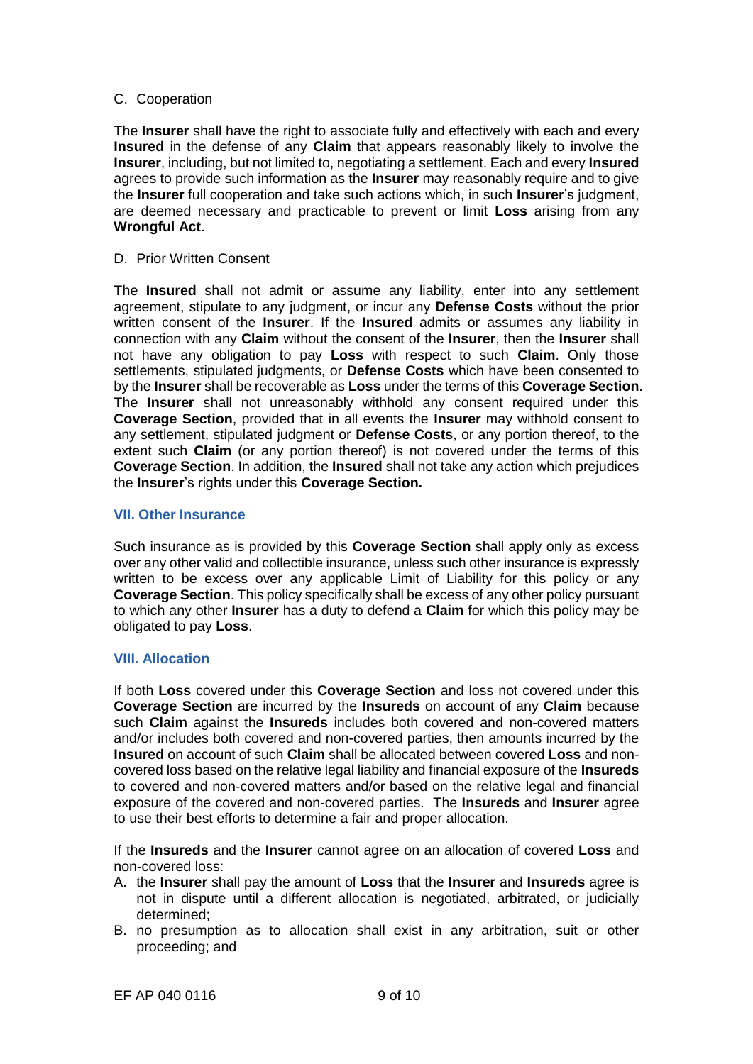C. Cooperation

The **Insurer** shall have the right to associate fully and effectively with each and every **Insured** in the defense of any **Claim** that appears reasonably likely to involve the **Insurer**, including, but not limited to, negotiating a settlement. Each and every **Insured** agrees to provide such information as the **Insurer** may reasonably require and to give the **Insurer** full cooperation and take such actions which, in such **Insurer**'s judgment, are deemed necessary and practicable to prevent or limit **Loss** arising from any **Wrongful Act**.

D. Prior Written Consent

The **Insured** shall not admit or assume any liability, enter into any settlement agreement, stipulate to any judgment, or incur any **Defense Costs** without the prior written consent of the **Insurer**. If the **Insured** admits or assumes any liability in connection with any **Claim** without the consent of the **Insurer**, then the **Insurer** shall not have any obligation to pay **Loss** with respect to such **Claim**. Only those settlements, stipulated judgments, or **Defense Costs** which have been consented to by the **Insurer** shall be recoverable as **Loss** under the terms of this **Coverage Section**. The **Insurer** shall not unreasonably withhold any consent required under this **Coverage Section**, provided that in all events the **Insurer** may withhold consent to any settlement, stipulated judgment or **Defense Costs**, or any portion thereof, to the extent such **Claim** (or any portion thereof) is not covered under the terms of this **Coverage Section**. In addition, the **Insured** shall not take any action which prejudices the **Insurer**'s rights under this **Coverage Section.**

## VII. Other Insurance

Such insurance as is provided by this **Coverage Section** shall apply only as excess over any other valid and collectible insurance, unless such other insurance is expressly written to be excess over any applicable Limit of Liability for this policy or any **Coverage Section**. This policy specifically shall be excess of any other policy pursuant to which any other **Insurer** has a duty to defend a **Claim** for which this policy may be obligated to pay **Loss**.

## VIII. Allocation

If both **Loss** covered under this **Coverage Section** and loss not covered under this **Coverage Section** are incurred by the **Insureds** on account of any **Claim** because such **Claim** against the **Insureds** includes both covered and non-covered matters and/or includes both covered and non-covered parties, then amounts incurred by the **Insured** on account of such **Claim** shall be allocated between covered **Loss** and non-covered loss based on the relative legal liability and financial exposure of the **Insureds** to covered and non-covered matters and/or based on the relative legal and financial exposure of the covered and non-covered parties. The **Insureds** and **Insurer** agree to use their best efforts to determine a fair and proper allocation.

If the **Insureds** and the **Insurer** cannot agree on an allocation of covered **Loss** and non-covered loss:

A. the **Insurer** shall pay the amount of **Loss** that the **Insurer** and **Insureds** agree is not in dispute until a different allocation is negotiated, arbitrated, or judicially determined;
B. no presumption as to allocation shall exist in any arbitration, suit or other proceeding; and

EF AP 040 0116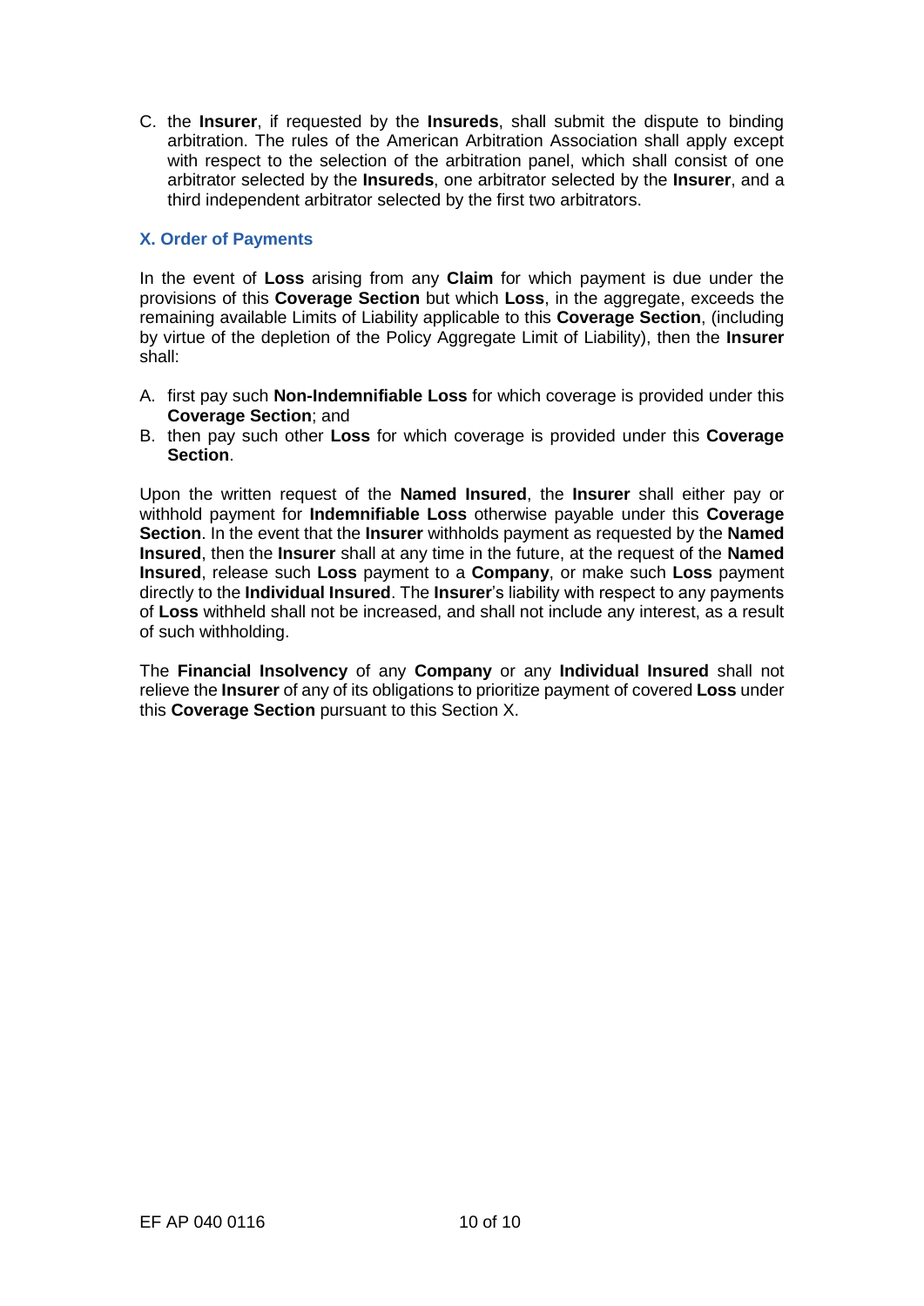C. the **Insurer**, if requested by the **Insureds**, shall submit the dispute to binding arbitration. The rules of the American Arbitration Association shall apply except with respect to the selection of the arbitration panel, which shall consist of one arbitrator selected by the **Insureds**, one arbitrator selected by the **Insurer**, and a third independent arbitrator selected by the first two arbitrators.

## X. Order of Payments

In the event of **Loss** arising from any **Claim** for which payment is due under the provisions of this **Coverage Section** but which **Loss**, in the aggregate, exceeds the remaining available Limits of Liability applicable to this **Coverage Section**, (including by virtue of the depletion of the Policy Aggregate Limit of Liability), then the **Insurer** shall:

A. first pay such **Non-Indemnifiable Loss** for which coverage is provided under this **Coverage Section**; and
B. then pay such other **Loss** for which coverage is provided under this **Coverage Section**.

Upon the written request of the **Named Insured**, the **Insurer** shall either pay or withhold payment for **Indemnifiable Loss** otherwise payable under this **Coverage Section**. In the event that the **Insurer** withholds payment as requested by the **Named Insured**, then the **Insurer** shall at any time in the future, at the request of the **Named Insured**, release such **Loss** payment to a **Company**, or make such **Loss** payment directly to the **Individual Insured**. The **Insurer**'s liability with respect to any payments of **Loss** withheld shall not be increased, and shall not include any interest, as a result of such withholding.

The **Financial Insolvency** of any **Company** or any **Individual Insured** shall not relieve the **Insurer** of any of its obligations to prioritize payment of covered **Loss** under this **Coverage Section** pursuant to this Section X.

EF AP 040 0116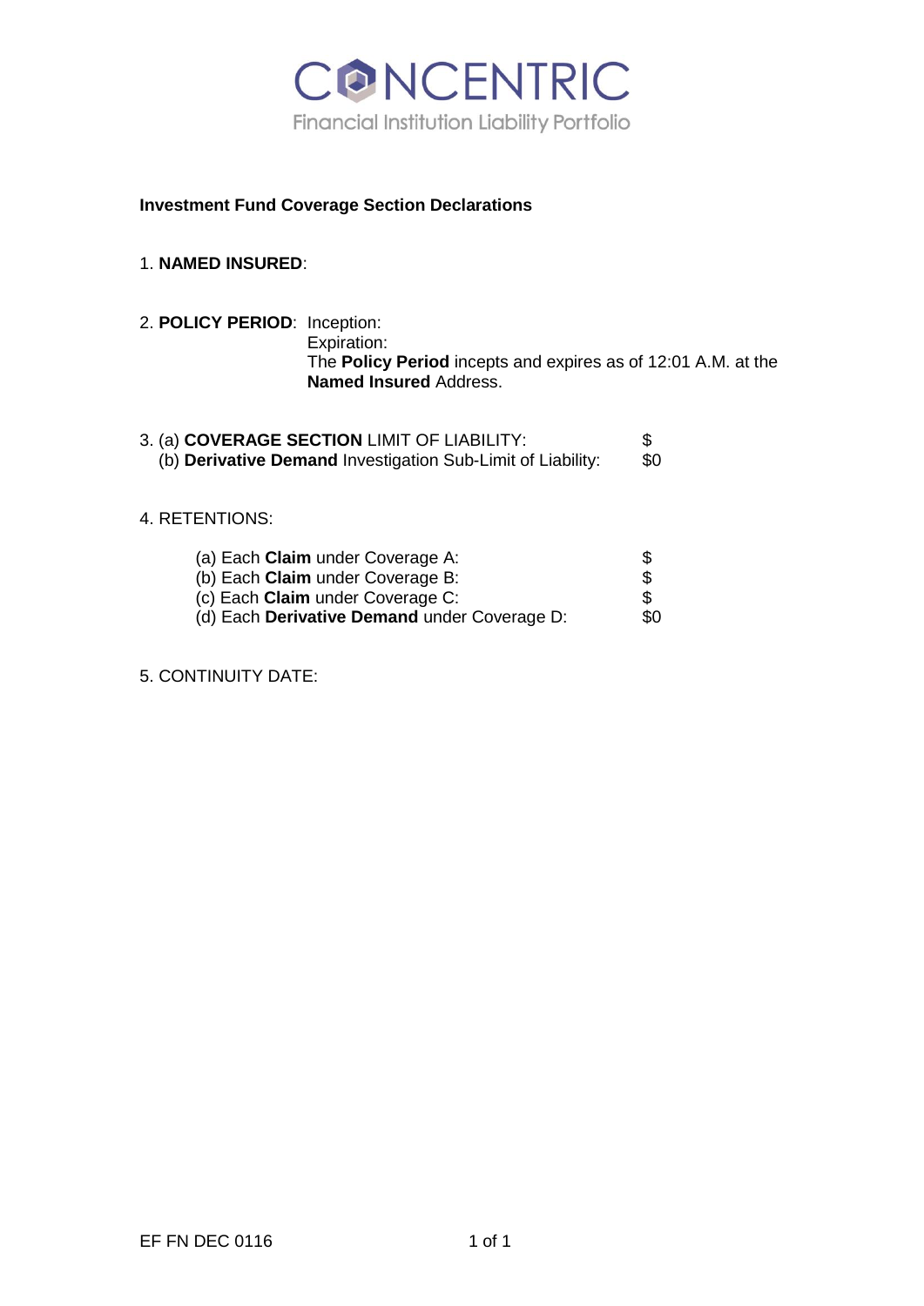# CONCENTRIC

Financial Institution Liability Portfolio

**Investment Fund Coverage Section Declarations**

1. **NAMED INSURED**:

2. **POLICY PERIOD**: Inception:
   Expiration:
   The **Policy Period** incepts and expires as of 12:01 A.M. at the **Named Insured** Address.

3. (a) **COVERAGE SECTION** LIMIT OF LIABILITY: $
   (b) **Derivative Demand** Investigation Sub-Limit of Liability: $0

4. RETENTIONS:

   (a) Each **Claim** under Coverage A: $
   (b) Each **Claim** under Coverage B: $
   (c) Each **Claim** under Coverage C: $
   (d) Each **Derivative Demand** under Coverage D: $0

5. CONTINUITY DATE:

EF FN DEC 0116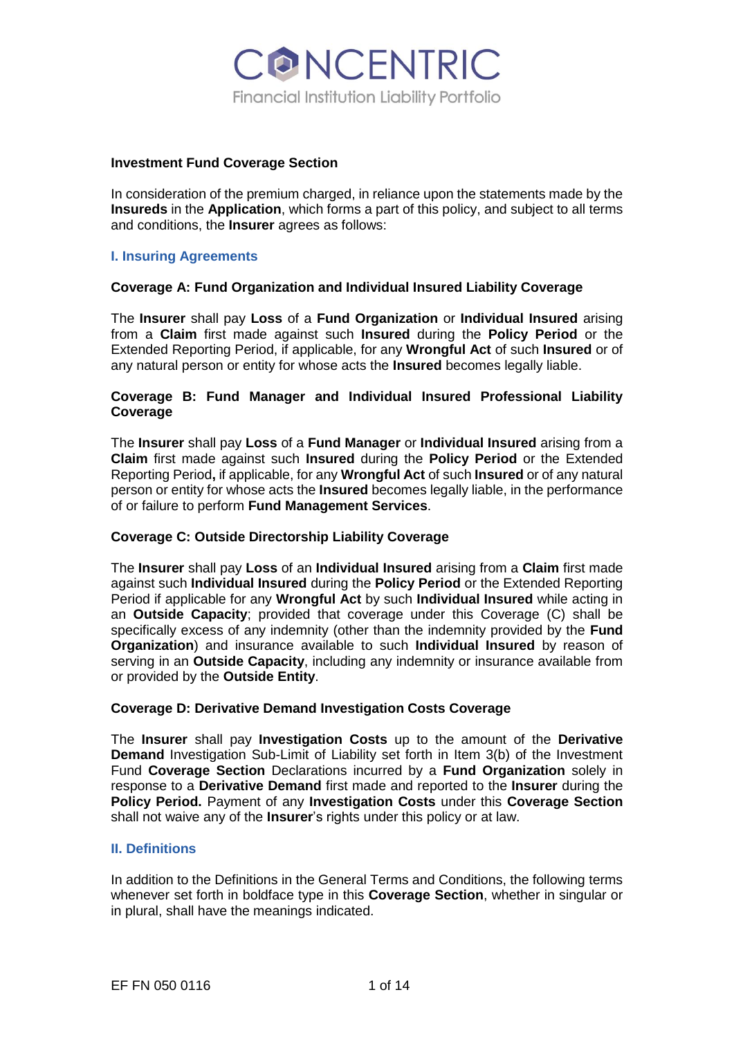# Investment Fund Coverage Section

In consideration of the premium charged, in reliance upon the statements made by the **Insureds** in the **Application**, which forms a part of this policy, and subject to all terms and conditions, the **Insurer** agrees as follows:

## I. Insuring Agreements

### Coverage A: Fund Organization and Individual Insured Liability Coverage

The **Insurer** shall pay **Loss** of a **Fund Organization** or **Individual Insured** arising from a **Claim** first made against such **Insured** during the **Policy Period** or the Extended Reporting Period, if applicable, for any **Wrongful Act** of such **Insured** or of any natural person or entity for whose acts the **Insured** becomes legally liable.

### Coverage B: Fund Manager and Individual Insured Professional Liability Coverage

The **Insurer** shall pay **Loss** of a **Fund Manager** or **Individual Insured** arising from a **Claim** first made against such **Insured** during the **Policy Period** or the Extended Reporting Period**,** if applicable, for any **Wrongful Act** of such **Insured** or of any natural person or entity for whose acts the **Insured** becomes legally liable, in the performance of or failure to perform **Fund Management Services**.

### Coverage C: Outside Directorship Liability Coverage

The **Insurer** shall pay **Loss** of an **Individual Insured** arising from a **Claim** first made against such **Individual Insured** during the **Policy Period** or the Extended Reporting Period if applicable for any **Wrongful Act** by such **Individual Insured** while acting in an **Outside Capacity**; provided that coverage under this Coverage (C) shall be specifically excess of any indemnity (other than the indemnity provided by the **Fund Organization**) and insurance available to such **Individual Insured** by reason of serving in an **Outside Capacity**, including any indemnity or insurance available from or provided by the **Outside Entity**.

### Coverage D: Derivative Demand Investigation Costs Coverage

The **Insurer** shall pay **Investigation Costs** up to the amount of the **Derivative Demand** Investigation Sub-Limit of Liability set forth in Item 3(b) of the Investment Fund **Coverage Section** Declarations incurred by a **Fund Organization** solely in response to a **Derivative Demand** first made and reported to the **Insurer** during the **Policy Period.** Payment of any **Investigation Costs** under this **Coverage Section** shall not waive any of the **Insurer**'s rights under this policy or at law.

## II. Definitions

In addition to the Definitions in the General Terms and Conditions, the following terms whenever set forth in boldface type in this **Coverage Section**, whether in singular or in plural, shall have the meanings indicated.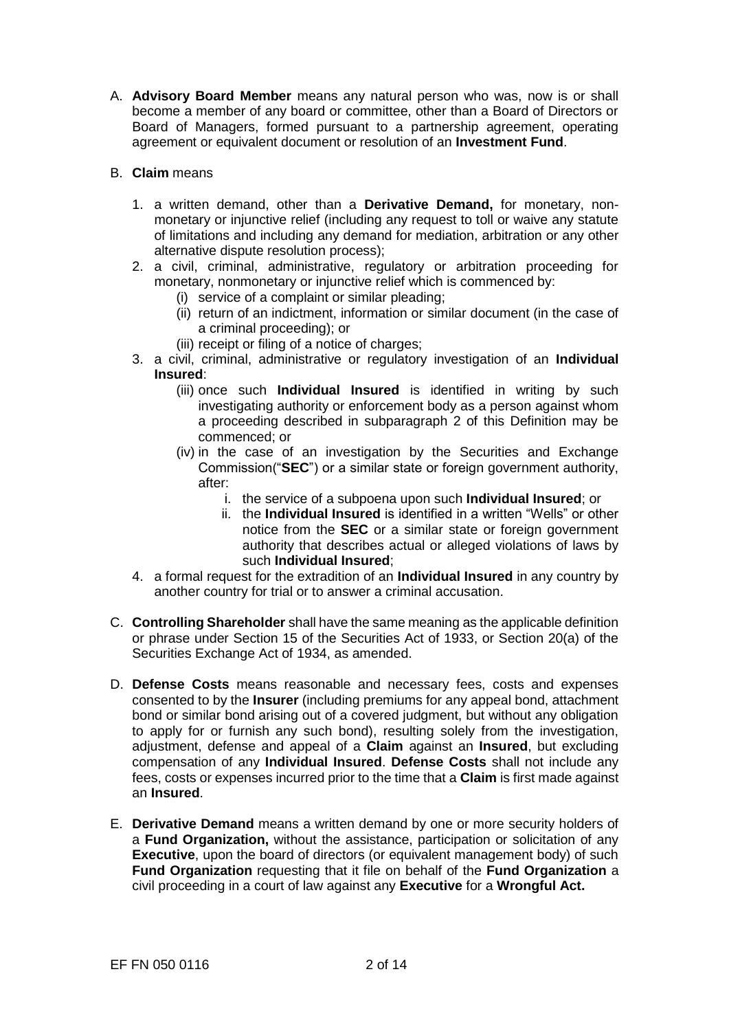A. **Advisory Board Member** means any natural person who was, now is or shall become a member of any board or committee, other than a Board of Directors or Board of Managers, formed pursuant to a partnership agreement, operating agreement or equivalent document or resolution of an **Investment Fund**.

B. **Claim** means

   1. a written demand, other than a **Derivative Demand,** for monetary, non-monetary or injunctive relief (including any request to toll or waive any statute of limitations and including any demand for mediation, arbitration or any other alternative dispute resolution process);
   2. a civil, criminal, administrative, regulatory or arbitration proceeding for monetary, nonmonetary or injunctive relief which is commenced by:
      (i) service of a complaint or similar pleading;
      (ii) return of an indictment, information or similar document (in the case of a criminal proceeding); or
      (iii) receipt or filing of a notice of charges;
   3. a civil, criminal, administrative or regulatory investigation of an **Individual Insured**:
      (iii) once such **Individual Insured** is identified in writing by such investigating authority or enforcement body as a person against whom a proceeding described in subparagraph 2 of this Definition may be commenced; or
      (iv) in the case of an investigation by the Securities and Exchange Commission("**SEC**") or a similar state or foreign government authority, after:
         i. the service of a subpoena upon such **Individual Insured**; or
         ii. the **Individual Insured** is identified in a written "Wells" or other notice from the **SEC** or a similar state or foreign government authority that describes actual or alleged violations of laws by such **Individual Insured**;
   4. a formal request for the extradition of an **Individual Insured** in any country by another country for trial or to answer a criminal accusation.

C. **Controlling Shareholder** shall have the same meaning as the applicable definition or phrase under Section 15 of the Securities Act of 1933, or Section 20(a) of the Securities Exchange Act of 1934, as amended.

D. **Defense Costs** means reasonable and necessary fees, costs and expenses consented to by the **Insurer** (including premiums for any appeal bond, attachment bond or similar bond arising out of a covered judgment, but without any obligation to apply for or furnish any such bond), resulting solely from the investigation, adjustment, defense and appeal of a **Claim** against an **Insured**, but excluding compensation of any **Individual Insured**. **Defense Costs** shall not include any fees, costs or expenses incurred prior to the time that a **Claim** is first made against an **Insured**.

E. **Derivative Demand** means a written demand by one or more security holders of a **Fund Organization,** without the assistance, participation or solicitation of any **Executive**, upon the board of directors (or equivalent management body) of such **Fund Organization** requesting that it file on behalf of the **Fund Organization** a civil proceeding in a court of law against any **Executive** for a **Wrongful Act.**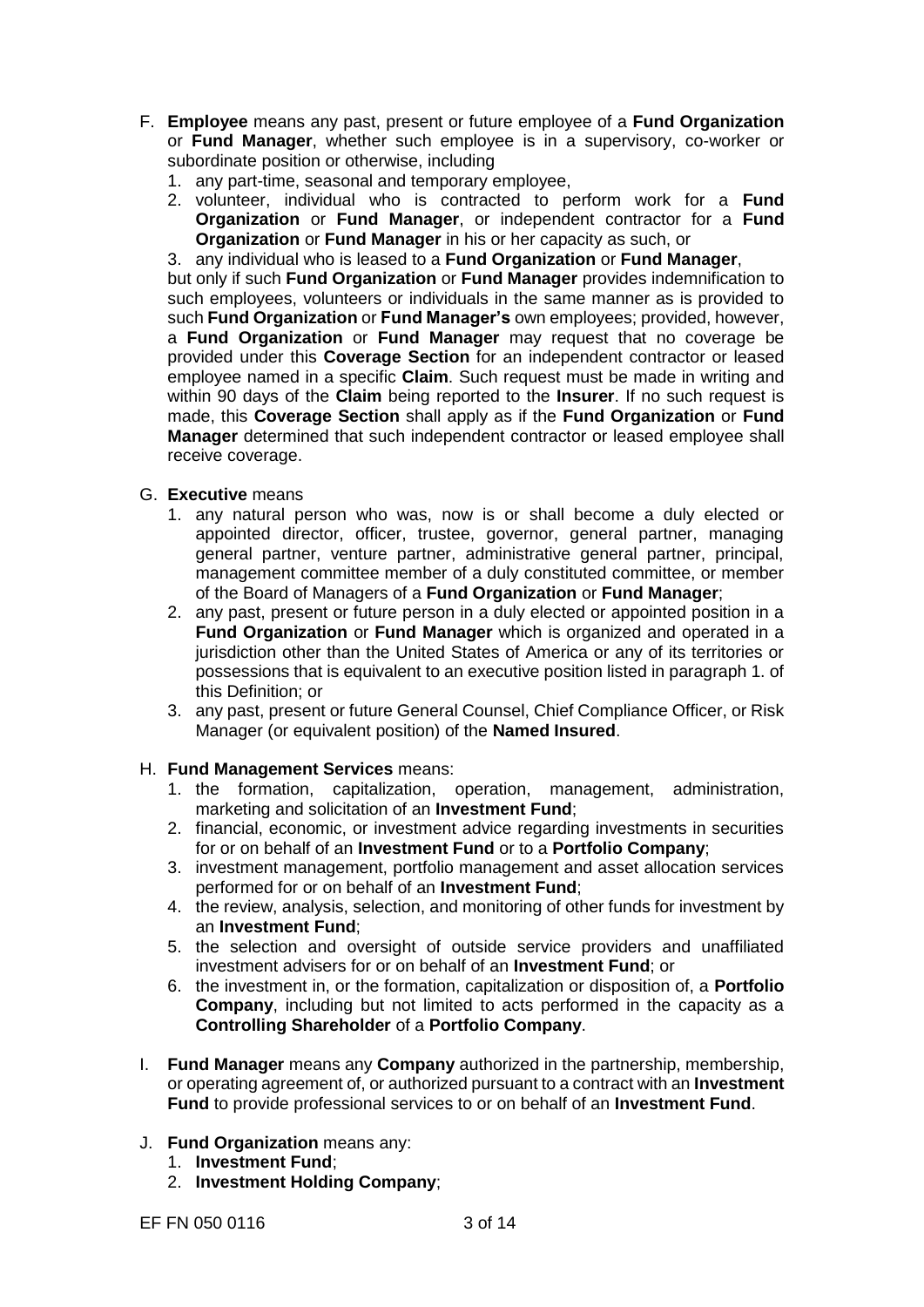F. **Employee** means any past, present or future employee of a **Fund Organization** or **Fund Manager**, whether such employee is in a supervisory, co-worker or subordinate position or otherwise, including

   1. any part-time, seasonal and temporary employee,
   2. volunteer, individual who is contracted to perform work for a **Fund Organization** or **Fund Manager**, or independent contractor for a **Fund Organization** or **Fund Manager** in his or her capacity as such, or
   3. any individual who is leased to a **Fund Organization** or **Fund Manager**,

   but only if such **Fund Organization** or **Fund Manager** provides indemnification to such employees, volunteers or individuals in the same manner as is provided to such **Fund Organization** or **Fund Manager's** own employees; provided, however, a **Fund Organization** or **Fund Manager** may request that no coverage be provided under this **Coverage Section** for an independent contractor or leased employee named in a specific **Claim**. Such request must be made in writing and within 90 days of the **Claim** being reported to the **Insurer**. If no such request is made, this **Coverage Section** shall apply as if the **Fund Organization** or **Fund Manager** determined that such independent contractor or leased employee shall receive coverage.

G. **Executive** means

   1. any natural person who was, now is or shall become a duly elected or appointed director, officer, trustee, governor, general partner, managing general partner, venture partner, administrative general partner, principal, management committee member of a duly constituted committee, or member of the Board of Managers of a **Fund Organization** or **Fund Manager**;
   2. any past, present or future person in a duly elected or appointed position in a **Fund Organization** or **Fund Manager** which is organized and operated in a jurisdiction other than the United States of America or any of its territories or possessions that is equivalent to an executive position listed in paragraph 1. of this Definition; or
   3. any past, present or future General Counsel, Chief Compliance Officer, or Risk Manager (or equivalent position) of the **Named Insured**.

H. **Fund Management Services** means:

   1. the formation, capitalization, operation, management, administration, marketing and solicitation of an **Investment Fund**;
   2. financial, economic, or investment advice regarding investments in securities for or on behalf of an **Investment Fund** or to a **Portfolio Company**;
   3. investment management, portfolio management and asset allocation services performed for or on behalf of an **Investment Fund**;
   4. the review, analysis, selection, and monitoring of other funds for investment by an **Investment Fund**;
   5. the selection and oversight of outside service providers and unaffiliated investment advisers for or on behalf of an **Investment Fund**; or
   6. the investment in, or the formation, capitalization or disposition of, a **Portfolio Company**, including but not limited to acts performed in the capacity as a **Controlling Shareholder** of a **Portfolio Company**.

I. **Fund Manager** means any **Company** authorized in the partnership, membership, or operating agreement of, or authorized pursuant to a contract with an **Investment Fund** to provide professional services to or on behalf of an **Investment Fund**.

J. **Fund Organization** means any:

   1. **Investment Fund**;
   2. **Investment Holding Company**;

EF FN 050 0116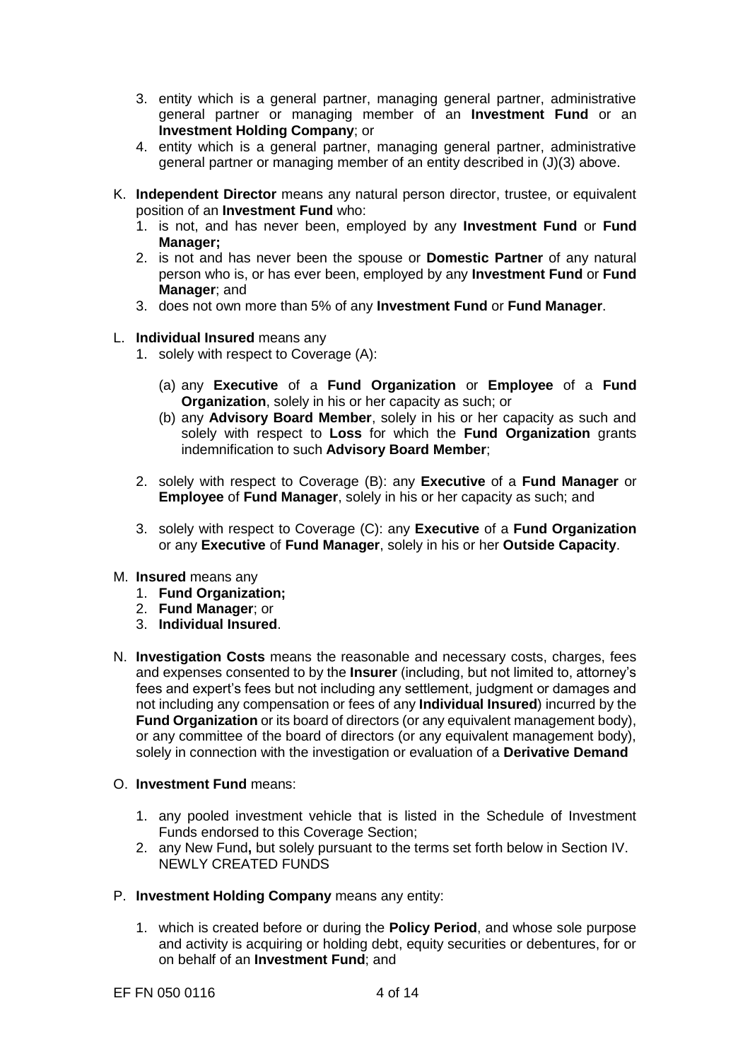3. entity which is a general partner, managing general partner, administrative general partner or managing member of an **Investment Fund** or an **Investment Holding Company**; or
4. entity which is a general partner, managing general partner, administrative general partner or managing member of an entity described in (J)(3) above.

K. **Independent Director** means any natural person director, trustee, or equivalent position of an **Investment Fund** who:
   1. is not, and has never been, employed by any **Investment Fund** or **Fund Manager;**
   2. is not and has never been the spouse or **Domestic Partner** of any natural person who is, or has ever been, employed by any **Investment Fund** or **Fund Manager**; and
   3. does not own more than 5% of any **Investment Fund** or **Fund Manager**.

L. **Individual Insured** means any
   1. solely with respect to Coverage (A):

      (a) any **Executive** of a **Fund Organization** or **Employee** of a **Fund Organization**, solely in his or her capacity as such; or
      (b) any **Advisory Board Member**, solely in his or her capacity as such and solely with respect to **Loss** for which the **Fund Organization** grants indemnification to such **Advisory Board Member**;

   2. solely with respect to Coverage (B): any **Executive** of a **Fund Manager** or **Employee** of **Fund Manager**, solely in his or her capacity as such; and

   3. solely with respect to Coverage (C): any **Executive** of a **Fund Organization** or any **Executive** of **Fund Manager**, solely in his or her **Outside Capacity**.

M. **Insured** means any
   1. **Fund Organization;**
   2. **Fund Manager**; or
   3. **Individual Insured**.

N. **Investigation Costs** means the reasonable and necessary costs, charges, fees and expenses consented to by the **Insurer** (including, but not limited to, attorney's fees and expert's fees but not including any settlement, judgment or damages and not including any compensation or fees of any **Individual Insured**) incurred by the **Fund Organization** or its board of directors (or any equivalent management body), or any committee of the board of directors (or any equivalent management body), solely in connection with the investigation or evaluation of a **Derivative Demand**

O. **Investment Fund** means:

   1. any pooled investment vehicle that is listed in the Schedule of Investment Funds endorsed to this Coverage Section;
   2. any New Fund**,** but solely pursuant to the terms set forth below in Section IV. NEWLY CREATED FUNDS

P. **Investment Holding Company** means any entity:

   1. which is created before or during the **Policy Period**, and whose sole purpose and activity is acquiring or holding debt, equity securities or debentures, for or on behalf of an **Investment Fund**; and

EF FN 050 0116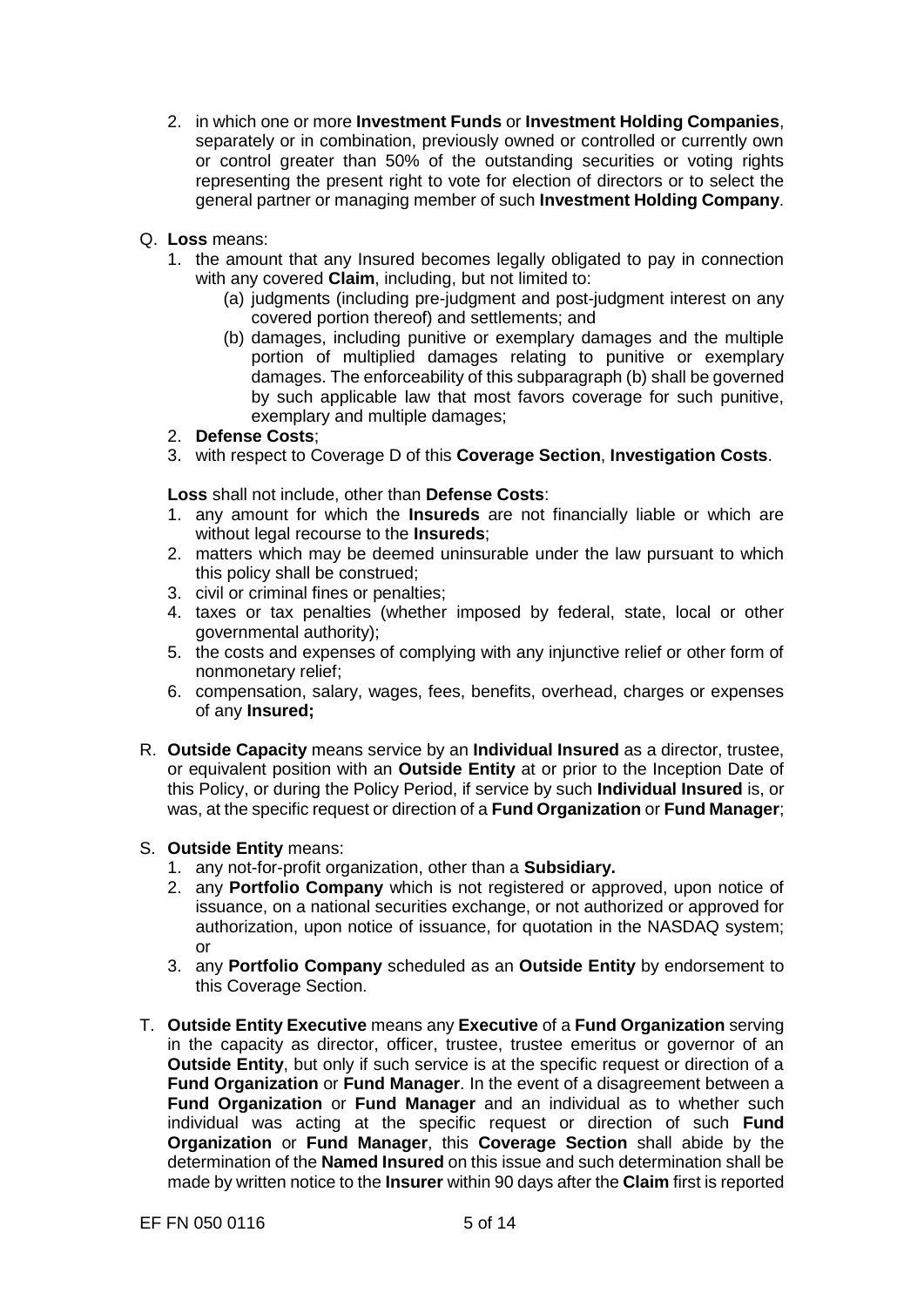2. in which one or more **Investment Funds** or **Investment Holding Companies**, separately or in combination, previously owned or controlled or currently own or control greater than 50% of the outstanding securities or voting rights representing the present right to vote for election of directors or to select the general partner or managing member of such **Investment Holding Company**.

Q. **Loss** means:
   1. the amount that any Insured becomes legally obligated to pay in connection with any covered **Claim**, including, but not limited to:
      (a) judgments (including pre-judgment and post-judgment interest on any covered portion thereof) and settlements; and
      (b) damages, including punitive or exemplary damages and the multiple portion of multiplied damages relating to punitive or exemplary damages. The enforceability of this subparagraph (b) shall be governed by such applicable law that most favors coverage for such punitive, exemplary and multiple damages;
   2. **Defense Costs**;
   3. with respect to Coverage D of this **Coverage Section**, **Investigation Costs**.

   **Loss** shall not include, other than **Defense Costs**:
   1. any amount for which the **Insureds** are not financially liable or which are without legal recourse to the **Insureds**;
   2. matters which may be deemed uninsurable under the law pursuant to which this policy shall be construed;
   3. civil or criminal fines or penalties;
   4. taxes or tax penalties (whether imposed by federal, state, local or other governmental authority);
   5. the costs and expenses of complying with any injunctive relief or other form of nonmonetary relief;
   6. compensation, salary, wages, fees, benefits, overhead, charges or expenses of any **Insured;**

R. **Outside Capacity** means service by an **Individual Insured** as a director, trustee, or equivalent position with an **Outside Entity** at or prior to the Inception Date of this Policy, or during the Policy Period, if service by such **Individual Insured** is, or was, at the specific request or direction of a **Fund Organization** or **Fund Manager**;

S. **Outside Entity** means:
   1. any not-for-profit organization, other than a **Subsidiary.**
   2. any **Portfolio Company** which is not registered or approved, upon notice of issuance, on a national securities exchange, or not authorized or approved for authorization, upon notice of issuance, for quotation in the NASDAQ system; or
   3. any **Portfolio Company** scheduled as an **Outside Entity** by endorsement to this Coverage Section.

T. **Outside Entity Executive** means any **Executive** of a **Fund Organization** serving in the capacity as director, officer, trustee, trustee emeritus or governor of an **Outside Entity**, but only if such service is at the specific request or direction of a **Fund Organization** or **Fund Manager**. In the event of a disagreement between a **Fund Organization** or **Fund Manager** and an individual as to whether such individual was acting at the specific request or direction of such **Fund Organization** or **Fund Manager**, this **Coverage Section** shall abide by the determination of the **Named Insured** on this issue and such determination shall be made by written notice to the **Insurer** within 90 days after the **Claim** first is reported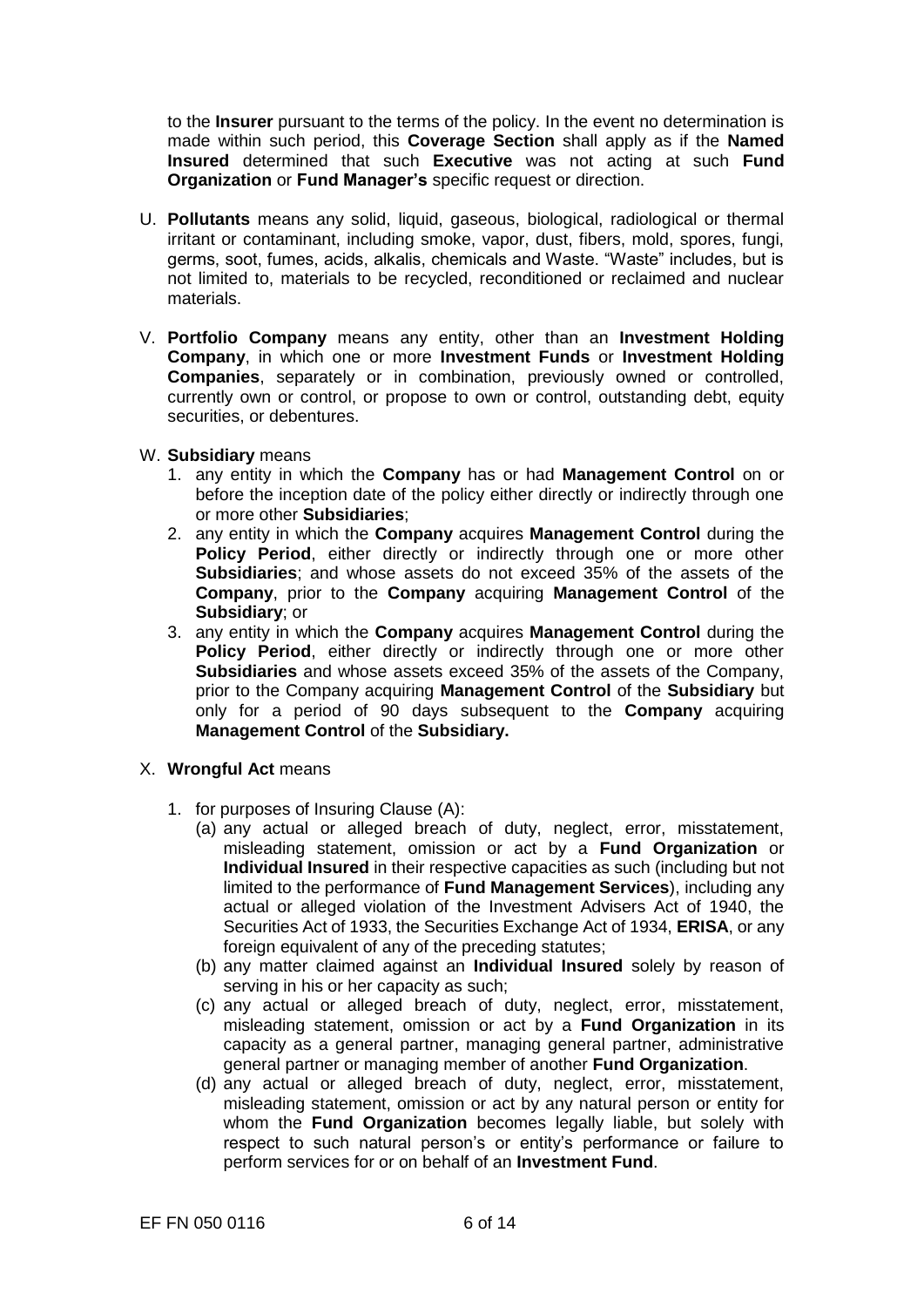to the **Insurer** pursuant to the terms of the policy. In the event no determination is made within such period, this **Coverage Section** shall apply as if the **Named Insured** determined that such **Executive** was not acting at such **Fund Organization** or **Fund Manager's** specific request or direction.

U. **Pollutants** means any solid, liquid, gaseous, biological, radiological or thermal irritant or contaminant, including smoke, vapor, dust, fibers, mold, spores, fungi, germs, soot, fumes, acids, alkalis, chemicals and Waste. "Waste" includes, but is not limited to, materials to be recycled, reconditioned or reclaimed and nuclear materials.

V. **Portfolio Company** means any entity, other than an **Investment Holding Company**, in which one or more **Investment Funds** or **Investment Holding Companies**, separately or in combination, previously owned or controlled, currently own or control, or propose to own or control, outstanding debt, equity securities, or debentures.

W. **Subsidiary** means

1. any entity in which the **Company** has or had **Management Control** on or before the inception date of the policy either directly or indirectly through one or more other **Subsidiaries**;
2. any entity in which the **Company** acquires **Management Control** during the **Policy Period**, either directly or indirectly through one or more other **Subsidiaries**; and whose assets do not exceed 35% of the assets of the **Company**, prior to the **Company** acquiring **Management Control** of the **Subsidiary**; or
3. any entity in which the **Company** acquires **Management Control** during the **Policy Period**, either directly or indirectly through one or more other **Subsidiaries** and whose assets exceed 35% of the assets of the Company, prior to the Company acquiring **Management Control** of the **Subsidiary** but only for a period of 90 days subsequent to the **Company** acquiring **Management Control** of the **Subsidiary.**

X. **Wrongful Act** means

1. for purposes of Insuring Clause (A):
   (a) any actual or alleged breach of duty, neglect, error, misstatement, misleading statement, omission or act by a **Fund Organization** or **Individual Insured** in their respective capacities as such (including but not limited to the performance of **Fund Management Services**), including any actual or alleged violation of the Investment Advisers Act of 1940, the Securities Act of 1933, the Securities Exchange Act of 1934, **ERISA**, or any foreign equivalent of any of the preceding statutes;
   (b) any matter claimed against an **Individual Insured** solely by reason of serving in his or her capacity as such;
   (c) any actual or alleged breach of duty, neglect, error, misstatement, misleading statement, omission or act by a **Fund Organization** in its capacity as a general partner, managing general partner, administrative general partner or managing member of another **Fund Organization**.
   (d) any actual or alleged breach of duty, neglect, error, misstatement, misleading statement, omission or act by any natural person or entity for whom the **Fund Organization** becomes legally liable, but solely with respect to such natural person's or entity's performance or failure to perform services for or on behalf of an **Investment Fund**.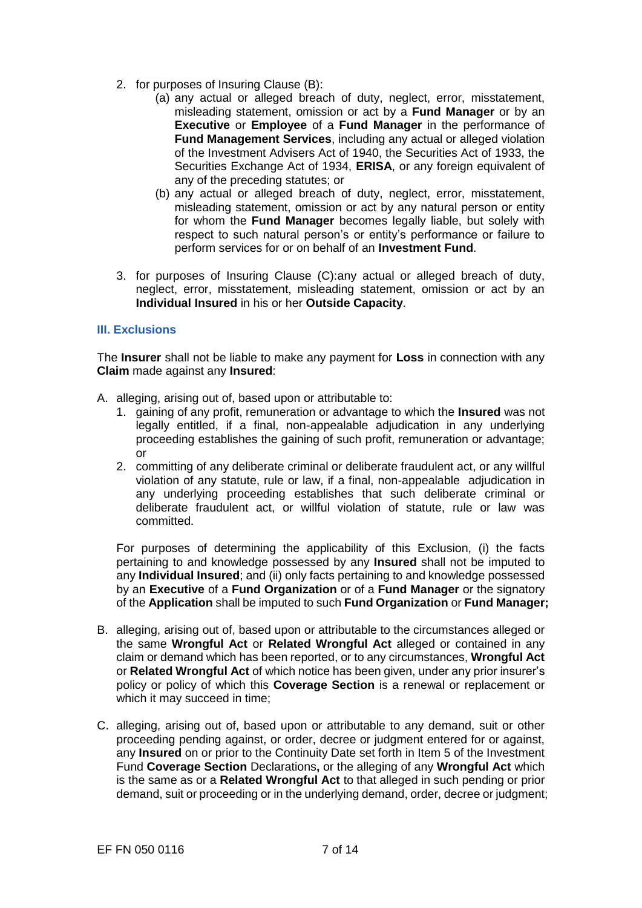2. for purposes of Insuring Clause (B):
   (a) any actual or alleged breach of duty, neglect, error, misstatement, misleading statement, omission or act by a **Fund Manager** or by an **Executive** or **Employee** of a **Fund Manager** in the performance of **Fund Management Services**, including any actual or alleged violation of the Investment Advisers Act of 1940, the Securities Act of 1933, the Securities Exchange Act of 1934, **ERISA**, or any foreign equivalent of any of the preceding statutes; or
   (b) any actual or alleged breach of duty, neglect, error, misstatement, misleading statement, omission or act by any natural person or entity for whom the **Fund Manager** becomes legally liable, but solely with respect to such natural person's or entity's performance or failure to perform services for or on behalf of an **Investment Fund**.

3. for purposes of Insuring Clause (C):any actual or alleged breach of duty, neglect, error, misstatement, misleading statement, omission or act by an **Individual Insured** in his or her **Outside Capacity**.

### III. Exclusions

The **Insurer** shall not be liable to make any payment for **Loss** in connection with any **Claim** made against any **Insured**:

A. alleging, arising out of, based upon or attributable to:
   1. gaining of any profit, remuneration or advantage to which the **Insured** was not legally entitled, if a final, non-appealable adjudication in any underlying proceeding establishes the gaining of such profit, remuneration or advantage; or
   2. committing of any deliberate criminal or deliberate fraudulent act, or any willful violation of any statute, rule or law, if a final, non-appealable adjudication in any underlying proceeding establishes that such deliberate criminal or deliberate fraudulent act, or willful violation of statute, rule or law was committed.

   For purposes of determining the applicability of this Exclusion, (i) the facts pertaining to and knowledge possessed by any **Insured** shall not be imputed to any **Individual Insured**; and (ii) only facts pertaining to and knowledge possessed by an **Executive** of a **Fund Organization** or of a **Fund Manager** or the signatory of the **Application** shall be imputed to such **Fund Organization** or **Fund Manager;**

B. alleging, arising out of, based upon or attributable to the circumstances alleged or the same **Wrongful Act** or **Related Wrongful Act** alleged or contained in any claim or demand which has been reported, or to any circumstances, **Wrongful Act** or **Related Wrongful Act** of which notice has been given, under any prior insurer's policy or policy of which this **Coverage Section** is a renewal or replacement or which it may succeed in time;

C. alleging, arising out of, based upon or attributable to any demand, suit or other proceeding pending against, or order, decree or judgment entered for or against, any **Insured** on or prior to the Continuity Date set forth in Item 5 of the Investment Fund **Coverage Section** Declarations**,** or the alleging of any **Wrongful Act** which is the same as or a **Related Wrongful Act** to that alleged in such pending or prior demand, suit or proceeding or in the underlying demand, order, decree or judgment;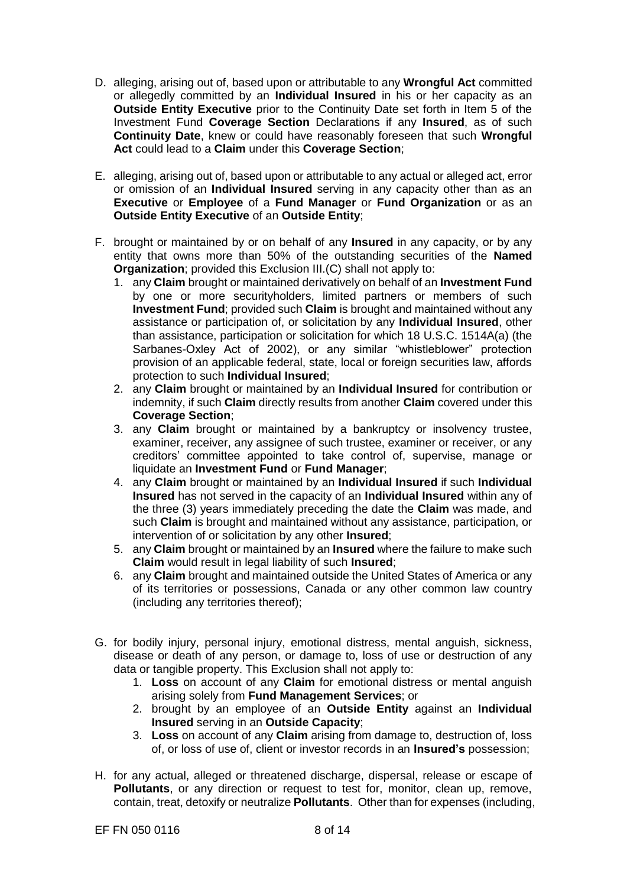D. alleging, arising out of, based upon or attributable to any **Wrongful Act** committed or allegedly committed by an **Individual Insured** in his or her capacity as an **Outside Entity Executive** prior to the Continuity Date set forth in Item 5 of the Investment Fund **Coverage Section** Declarations if any **Insured**, as of such **Continuity Date**, knew or could have reasonably foreseen that such **Wrongful Act** could lead to a **Claim** under this **Coverage Section**;

E. alleging, arising out of, based upon or attributable to any actual or alleged act, error or omission of an **Individual Insured** serving in any capacity other than as an **Executive** or **Employee** of a **Fund Manager** or **Fund Organization** or as an **Outside Entity Executive** of an **Outside Entity**;

F. brought or maintained by or on behalf of any **Insured** in any capacity, or by any entity that owns more than 50% of the outstanding securities of the **Named Organization**; provided this Exclusion III.(C) shall not apply to:
   1. any **Claim** brought or maintained derivatively on behalf of an **Investment Fund** by one or more securityholders, limited partners or members of such **Investment Fund**; provided such **Claim** is brought and maintained without any assistance or participation of, or solicitation by any **Individual Insured**, other than assistance, participation or solicitation for which 18 U.S.C. 1514A(a) (the Sarbanes-Oxley Act of 2002), or any similar "whistleblower" protection provision of an applicable federal, state, local or foreign securities law, affords protection to such **Individual Insured**;
   2. any **Claim** brought or maintained by an **Individual Insured** for contribution or indemnity, if such **Claim** directly results from another **Claim** covered under this **Coverage Section**;
   3. any **Claim** brought or maintained by a bankruptcy or insolvency trustee, examiner, receiver, any assignee of such trustee, examiner or receiver, or any creditors' committee appointed to take control of, supervise, manage or liquidate an **Investment Fund** or **Fund Manager**;
   4. any **Claim** brought or maintained by an **Individual Insured** if such **Individual Insured** has not served in the capacity of an **Individual Insured** within any of the three (3) years immediately preceding the date the **Claim** was made, and such **Claim** is brought and maintained without any assistance, participation, or intervention of or solicitation by any other **Insured**;
   5. any **Claim** brought or maintained by an **Insured** where the failure to make such **Claim** would result in legal liability of such **Insured**;
   6. any **Claim** brought and maintained outside the United States of America or any of its territories or possessions, Canada or any other common law country (including any territories thereof);

G. for bodily injury, personal injury, emotional distress, mental anguish, sickness, disease or death of any person, or damage to, loss of use or destruction of any data or tangible property. This Exclusion shall not apply to:
   1. **Loss** on account of any **Claim** for emotional distress or mental anguish arising solely from **Fund Management Services**; or
   2. brought by an employee of an **Outside Entity** against an **Individual Insured** serving in an **Outside Capacity**;
   3. **Loss** on account of any **Claim** arising from damage to, destruction of, loss of, or loss of use of, client or investor records in an **Insured's** possession;

H. for any actual, alleged or threatened discharge, dispersal, release or escape of **Pollutants**, or any direction or request to test for, monitor, clean up, remove, contain, treat, detoxify or neutralize **Pollutants**. Other than for expenses (including,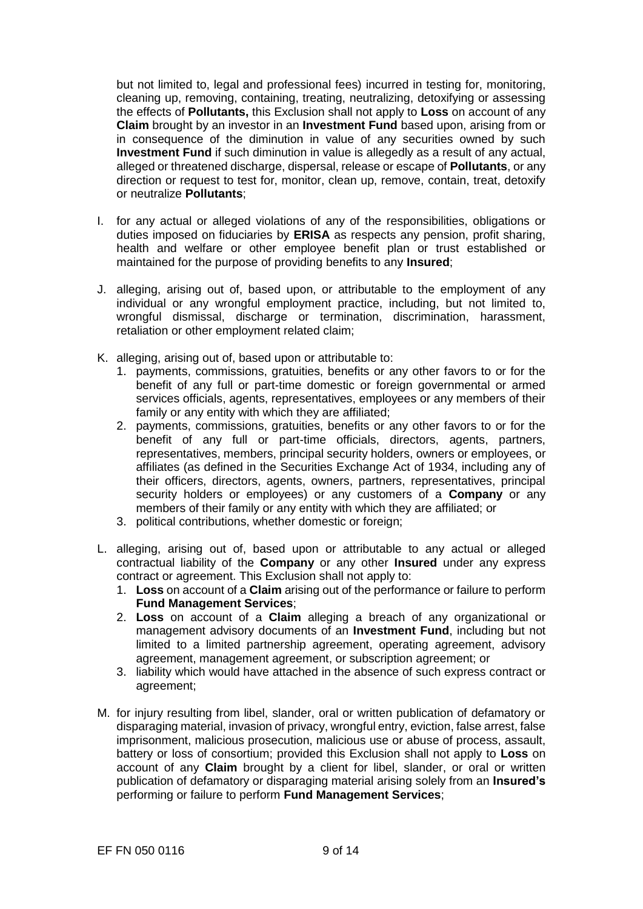but not limited to, legal and professional fees) incurred in testing for, monitoring, cleaning up, removing, containing, treating, neutralizing, detoxifying or assessing the effects of **Pollutants,** this Exclusion shall not apply to **Loss** on account of any **Claim** brought by an investor in an **Investment Fund** based upon, arising from or in consequence of the diminution in value of any securities owned by such **Investment Fund** if such diminution in value is allegedly as a result of any actual, alleged or threatened discharge, dispersal, release or escape of **Pollutants**, or any direction or request to test for, monitor, clean up, remove, contain, treat, detoxify or neutralize **Pollutants**;

I. for any actual or alleged violations of any of the responsibilities, obligations or duties imposed on fiduciaries by **ERISA** as respects any pension, profit sharing, health and welfare or other employee benefit plan or trust established or maintained for the purpose of providing benefits to any **Insured**;

J. alleging, arising out of, based upon, or attributable to the employment of any individual or any wrongful employment practice, including, but not limited to, wrongful dismissal, discharge or termination, discrimination, harassment, retaliation or other employment related claim;

K. alleging, arising out of, based upon or attributable to:
   1. payments, commissions, gratuities, benefits or any other favors to or for the benefit of any full or part-time domestic or foreign governmental or armed services officials, agents, representatives, employees or any members of their family or any entity with which they are affiliated;
   2. payments, commissions, gratuities, benefits or any other favors to or for the benefit of any full or part-time officials, directors, agents, partners, representatives, members, principal security holders, owners or employees, or affiliates (as defined in the Securities Exchange Act of 1934, including any of their officers, directors, agents, owners, partners, representatives, principal security holders or employees) or any customers of a **Company** or any members of their family or any entity with which they are affiliated; or
   3. political contributions, whether domestic or foreign;

L. alleging, arising out of, based upon or attributable to any actual or alleged contractual liability of the **Company** or any other **Insured** under any express contract or agreement. This Exclusion shall not apply to:
   1. **Loss** on account of a **Claim** arising out of the performance or failure to perform **Fund Management Services**;
   2. **Loss** on account of a **Claim** alleging a breach of any organizational or management advisory documents of an **Investment Fund**, including but not limited to a limited partnership agreement, operating agreement, advisory agreement, management agreement, or subscription agreement; or
   3. liability which would have attached in the absence of such express contract or agreement;

M. for injury resulting from libel, slander, oral or written publication of defamatory or disparaging material, invasion of privacy, wrongful entry, eviction, false arrest, false imprisonment, malicious prosecution, malicious use or abuse of process, assault, battery or loss of consortium; provided this Exclusion shall not apply to **Loss** on account of any **Claim** brought by a client for libel, slander, or oral or written publication of defamatory or disparaging material arising solely from an **Insured's** performing or failure to perform **Fund Management Services**;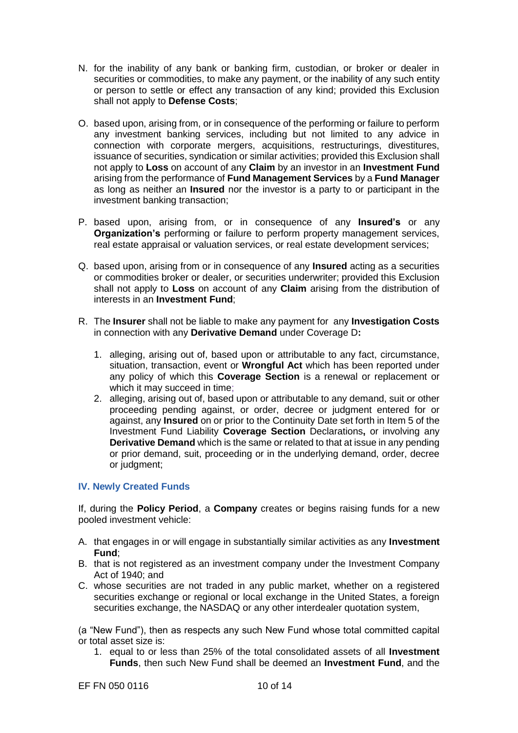N. for the inability of any bank or banking firm, custodian, or broker or dealer in securities or commodities, to make any payment, or the inability of any such entity or person to settle or effect any transaction of any kind; provided this Exclusion shall not apply to **Defense Costs**;

O. based upon, arising from, or in consequence of the performing or failure to perform any investment banking services, including but not limited to any advice in connection with corporate mergers, acquisitions, restructurings, divestitures, issuance of securities, syndication or similar activities; provided this Exclusion shall not apply to **Loss** on account of any **Claim** by an investor in an **Investment Fund** arising from the performance of **Fund Management Services** by a **Fund Manager** as long as neither an **Insured** nor the investor is a party to or participant in the investment banking transaction;

P. based upon, arising from, or in consequence of any **Insured's** or any **Organization's** performing or failure to perform property management services, real estate appraisal or valuation services, or real estate development services;

Q. based upon, arising from or in consequence of any **Insured** acting as a securities or commodities broker or dealer, or securities underwriter; provided this Exclusion shall not apply to **Loss** on account of any **Claim** arising from the distribution of interests in an **Investment Fund**;

R. The **Insurer** shall not be liable to make any payment for any **Investigation Costs** in connection with any **Derivative Demand** under Coverage D**:**

   1. alleging, arising out of, based upon or attributable to any fact, circumstance, situation, transaction, event or **Wrongful Act** which has been reported under any policy of which this **Coverage Section** is a renewal or replacement or which it may succeed in time;
   2. alleging, arising out of, based upon or attributable to any demand, suit or other proceeding pending against, or order, decree or judgment entered for or against, any **Insured** on or prior to the Continuity Date set forth in Item 5 of the Investment Fund Liability **Coverage Section** Declarations**,** or involving any **Derivative Demand** which is the same or related to that at issue in any pending or prior demand, suit, proceeding or in the underlying demand, order, decree or judgment;

## IV. Newly Created Funds

If, during the **Policy Period**, a **Company** creates or begins raising funds for a new pooled investment vehicle:

A. that engages in or will engage in substantially similar activities as any **Investment Fund**;
B. that is not registered as an investment company under the Investment Company Act of 1940; and
C. whose securities are not traded in any public market, whether on a registered securities exchange or regional or local exchange in the United States, a foreign securities exchange, the NASDAQ or any other interdealer quotation system,

(a "New Fund"), then as respects any such New Fund whose total committed capital or total asset size is:

   1. equal to or less than 25% of the total consolidated assets of all **Investment Funds**, then such New Fund shall be deemed an **Investment Fund**, and the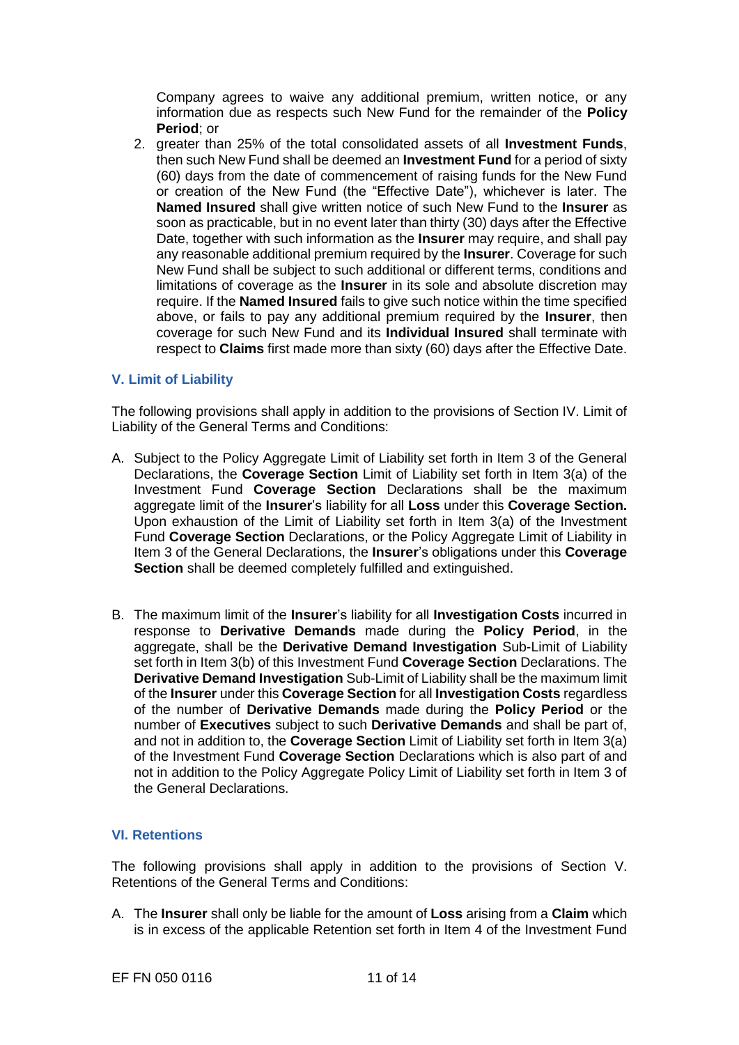Company agrees to waive any additional premium, written notice, or any information due as respects such New Fund for the remainder of the **Policy Period**; or

2. greater than 25% of the total consolidated assets of all **Investment Funds**, then such New Fund shall be deemed an **Investment Fund** for a period of sixty (60) days from the date of commencement of raising funds for the New Fund or creation of the New Fund (the "Effective Date"), whichever is later. The **Named Insured** shall give written notice of such New Fund to the **Insurer** as soon as practicable, but in no event later than thirty (30) days after the Effective Date, together with such information as the **Insurer** may require, and shall pay any reasonable additional premium required by the **Insurer**. Coverage for such New Fund shall be subject to such additional or different terms, conditions and limitations of coverage as the **Insurer** in its sole and absolute discretion may require. If the **Named Insured** fails to give such notice within the time specified above, or fails to pay any additional premium required by the **Insurer**, then coverage for such New Fund and its **Individual Insured** shall terminate with respect to **Claims** first made more than sixty (60) days after the Effective Date.

## V. Limit of Liability

The following provisions shall apply in addition to the provisions of Section IV. Limit of Liability of the General Terms and Conditions:

A. Subject to the Policy Aggregate Limit of Liability set forth in Item 3 of the General Declarations, the **Coverage Section** Limit of Liability set forth in Item 3(a) of the Investment Fund **Coverage Section** Declarations shall be the maximum aggregate limit of the **Insurer**'s liability for all **Loss** under this **Coverage Section.** Upon exhaustion of the Limit of Liability set forth in Item 3(a) of the Investment Fund **Coverage Section** Declarations, or the Policy Aggregate Limit of Liability in Item 3 of the General Declarations, the **Insurer**'s obligations under this **Coverage Section** shall be deemed completely fulfilled and extinguished.

B. The maximum limit of the **Insurer**'s liability for all **Investigation Costs** incurred in response to **Derivative Demands** made during the **Policy Period**, in the aggregate, shall be the **Derivative Demand Investigation** Sub-Limit of Liability set forth in Item 3(b) of this Investment Fund **Coverage Section** Declarations. The **Derivative Demand Investigation** Sub-Limit of Liability shall be the maximum limit of the **Insurer** under this **Coverage Section** for all **Investigation Costs** regardless of the number of **Derivative Demands** made during the **Policy Period** or the number of **Executives** subject to such **Derivative Demands** and shall be part of, and not in addition to, the **Coverage Section** Limit of Liability set forth in Item 3(a) of the Investment Fund **Coverage Section** Declarations which is also part of and not in addition to the Policy Aggregate Policy Limit of Liability set forth in Item 3 of the General Declarations.

## VI. Retentions

The following provisions shall apply in addition to the provisions of Section V. Retentions of the General Terms and Conditions:

A. The **Insurer** shall only be liable for the amount of **Loss** arising from a **Claim** which is in excess of the applicable Retention set forth in Item 4 of the Investment Fund

EF FN 050 0116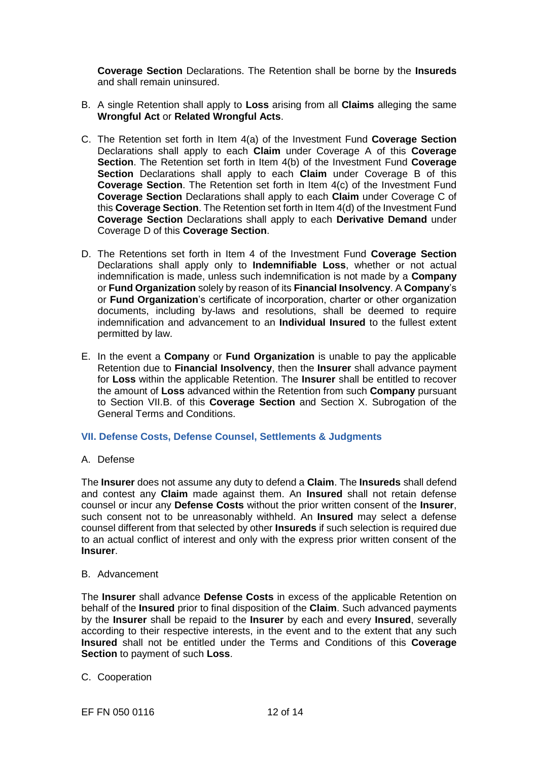**Coverage Section** Declarations. The Retention shall be borne by the **Insureds** and shall remain uninsured.

B. A single Retention shall apply to **Loss** arising from all **Claims** alleging the same **Wrongful Act** or **Related Wrongful Acts**.

C. The Retention set forth in Item 4(a) of the Investment Fund **Coverage Section** Declarations shall apply to each **Claim** under Coverage A of this **Coverage Section**. The Retention set forth in Item 4(b) of the Investment Fund **Coverage Section** Declarations shall apply to each **Claim** under Coverage B of this **Coverage Section**. The Retention set forth in Item 4(c) of the Investment Fund **Coverage Section** Declarations shall apply to each **Claim** under Coverage C of this **Coverage Section**. The Retention set forth in Item 4(d) of the Investment Fund **Coverage Section** Declarations shall apply to each **Derivative Demand** under Coverage D of this **Coverage Section**.

D. The Retentions set forth in Item 4 of the Investment Fund **Coverage Section** Declarations shall apply only to **Indemnifiable Loss**, whether or not actual indemnification is made, unless such indemnification is not made by a **Company** or **Fund Organization** solely by reason of its **Financial Insolvency**. A **Company**'s or **Fund Organization**'s certificate of incorporation, charter or other organization documents, including by-laws and resolutions, shall be deemed to require indemnification and advancement to an **Individual Insured** to the fullest extent permitted by law.

E. In the event a **Company** or **Fund Organization** is unable to pay the applicable Retention due to **Financial Insolvency**, then the **Insurer** shall advance payment for **Loss** within the applicable Retention. The **Insurer** shall be entitled to recover the amount of **Loss** advanced within the Retention from such **Company** pursuant to Section VII.B. of this **Coverage Section** and Section X. Subrogation of the General Terms and Conditions.

## VII. Defense Costs, Defense Counsel, Settlements & Judgments

A. Defense

The **Insurer** does not assume any duty to defend a **Claim**. The **Insureds** shall defend and contest any **Claim** made against them. An **Insured** shall not retain defense counsel or incur any **Defense Costs** without the prior written consent of the **Insurer**, such consent not to be unreasonably withheld. An **Insured** may select a defense counsel different from that selected by other **Insureds** if such selection is required due to an actual conflict of interest and only with the express prior written consent of the **Insurer**.

B. Advancement

The **Insurer** shall advance **Defense Costs** in excess of the applicable Retention on behalf of the **Insured** prior to final disposition of the **Claim**. Such advanced payments by the **Insurer** shall be repaid to the **Insurer** by each and every **Insured**, severally according to their respective interests, in the event and to the extent that any such **Insured** shall not be entitled under the Terms and Conditions of this **Coverage Section** to payment of such **Loss**.

C. Cooperation

EF FN 050 0116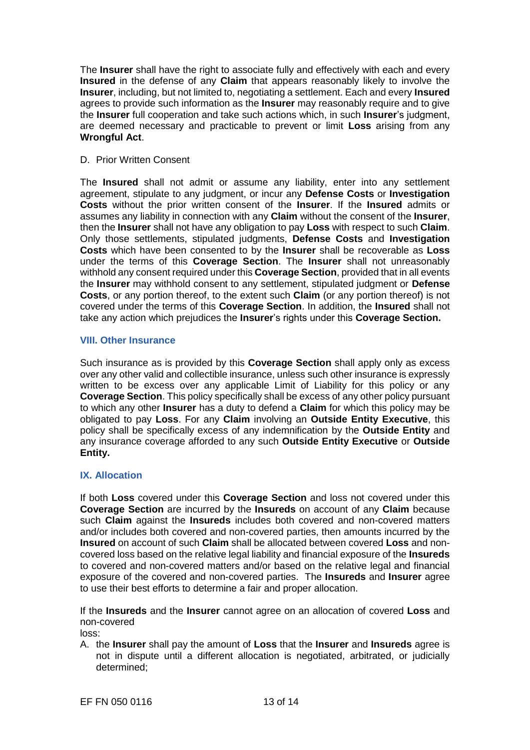The **Insurer** shall have the right to associate fully and effectively with each and every **Insured** in the defense of any **Claim** that appears reasonably likely to involve the **Insurer**, including, but not limited to, negotiating a settlement. Each and every **Insured** agrees to provide such information as the **Insurer** may reasonably require and to give the **Insurer** full cooperation and take such actions which, in such **Insurer**'s judgment, are deemed necessary and practicable to prevent or limit **Loss** arising from any **Wrongful Act**.

D. Prior Written Consent

The **Insured** shall not admit or assume any liability, enter into any settlement agreement, stipulate to any judgment, or incur any **Defense Costs** or **Investigation Costs** without the prior written consent of the **Insurer**. If the **Insured** admits or assumes any liability in connection with any **Claim** without the consent of the **Insurer**, then the **Insurer** shall not have any obligation to pay **Loss** with respect to such **Claim**. Only those settlements, stipulated judgments, **Defense Costs** and **Investigation Costs** which have been consented to by the **Insurer** shall be recoverable as **Loss** under the terms of this **Coverage Section**. The **Insurer** shall not unreasonably withhold any consent required under this **Coverage Section**, provided that in all events the **Insurer** may withhold consent to any settlement, stipulated judgment or **Defense Costs**, or any portion thereof, to the extent such **Claim** (or any portion thereof) is not covered under the terms of this **Coverage Section**. In addition, the **Insured** shall not take any action which prejudices the **Insurer**'s rights under this **Coverage Section.**

## VIII. Other Insurance

Such insurance as is provided by this **Coverage Section** shall apply only as excess over any other valid and collectible insurance, unless such other insurance is expressly written to be excess over any applicable Limit of Liability for this policy or any **Coverage Section**. This policy specifically shall be excess of any other policy pursuant to which any other **Insurer** has a duty to defend a **Claim** for which this policy may be obligated to pay **Loss**. For any **Claim** involving an **Outside Entity Executive**, this policy shall be specifically excess of any indemnification by the **Outside Entity** and any insurance coverage afforded to any such **Outside Entity Executive** or **Outside Entity.**

## IX. Allocation

If both **Loss** covered under this **Coverage Section** and loss not covered under this **Coverage Section** are incurred by the **Insureds** on account of any **Claim** because such **Claim** against the **Insureds** includes both covered and non-covered matters and/or includes both covered and non-covered parties, then amounts incurred by the **Insured** on account of such **Claim** shall be allocated between covered **Loss** and non-covered loss based on the relative legal liability and financial exposure of the **Insureds** to covered and non-covered matters and/or based on the relative legal and financial exposure of the covered and non-covered parties. The **Insureds** and **Insurer** agree to use their best efforts to determine a fair and proper allocation.

If the **Insureds** and the **Insurer** cannot agree on an allocation of covered **Loss** and non-covered loss:

A. the **Insurer** shall pay the amount of **Loss** that the **Insurer** and **Insureds** agree is not in dispute until a different allocation is negotiated, arbitrated, or judicially determined;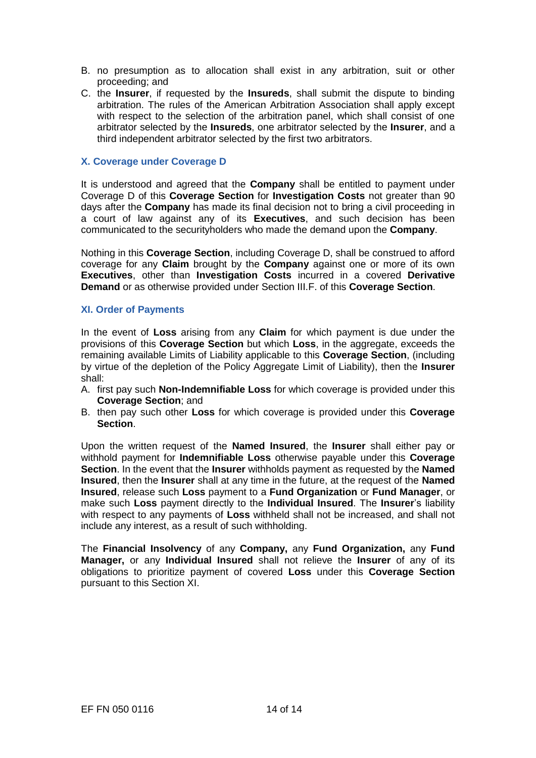B. no presumption as to allocation shall exist in any arbitration, suit or other proceeding; and
C. the **Insurer**, if requested by the **Insureds**, shall submit the dispute to binding arbitration. The rules of the American Arbitration Association shall apply except with respect to the selection of the arbitration panel, which shall consist of one arbitrator selected by the **Insureds**, one arbitrator selected by the **Insurer**, and a third independent arbitrator selected by the first two arbitrators.

### X. Coverage under Coverage D

It is understood and agreed that the **Company** shall be entitled to payment under Coverage D of this **Coverage Section** for **Investigation Costs** not greater than 90 days after the **Company** has made its final decision not to bring a civil proceeding in a court of law against any of its **Executives**, and such decision has been communicated to the securityholders who made the demand upon the **Company**.

Nothing in this **Coverage Section**, including Coverage D, shall be construed to afford coverage for any **Claim** brought by the **Company** against one or more of its own **Executives**, other than **Investigation Costs** incurred in a covered **Derivative Demand** or as otherwise provided under Section III.F. of this **Coverage Section**.

### XI. Order of Payments

In the event of **Loss** arising from any **Claim** for which payment is due under the provisions of this **Coverage Section** but which **Loss**, in the aggregate, exceeds the remaining available Limits of Liability applicable to this **Coverage Section**, (including by virtue of the depletion of the Policy Aggregate Limit of Liability), then the **Insurer** shall:

A. first pay such **Non-Indemnifiable Loss** for which coverage is provided under this **Coverage Section**; and
B. then pay such other **Loss** for which coverage is provided under this **Coverage Section**.

Upon the written request of the **Named Insured**, the **Insurer** shall either pay or withhold payment for **Indemnifiable Loss** otherwise payable under this **Coverage Section**. In the event that the **Insurer** withholds payment as requested by the **Named Insured**, then the **Insurer** shall at any time in the future, at the request of the **Named Insured**, release such **Loss** payment to a **Fund Organization** or **Fund Manager**, or make such **Loss** payment directly to the **Individual Insured**. The **Insurer**'s liability with respect to any payments of **Loss** withheld shall not be increased, and shall not include any interest, as a result of such withholding.

The **Financial Insolvency** of any **Company,** any **Fund Organization,** any **Fund Manager,** or any **Individual Insured** shall not relieve the **Insurer** of any of its obligations to prioritize payment of covered **Loss** under this **Coverage Section** pursuant to this Section XI.

EF FN 050 0116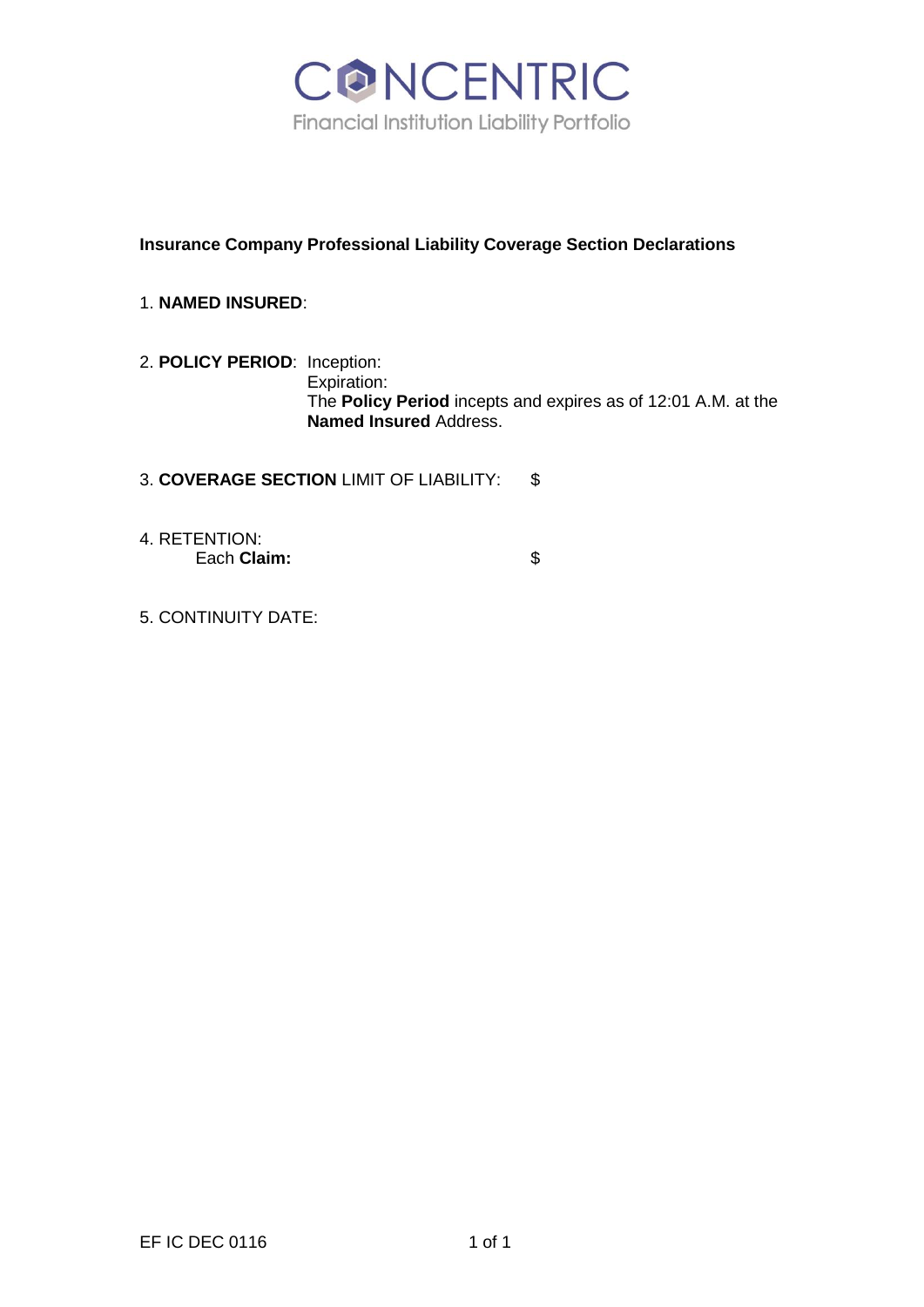# CONCENTRIC

Financial Institution Liability Portfolio

## Insurance Company Professional Liability Coverage Section Declarations

1. **NAMED INSURED**:

2. **POLICY PERIOD**: Inception:
   Expiration:
   The **Policy Period** incepts and expires as of 12:01 A.M. at the **Named Insured** Address.

3. **COVERAGE SECTION** LIMIT OF LIABILITY: $

4. RETENTION:
   Each **Claim:** $

5. CONTINUITY DATE:

EF IC DEC 0116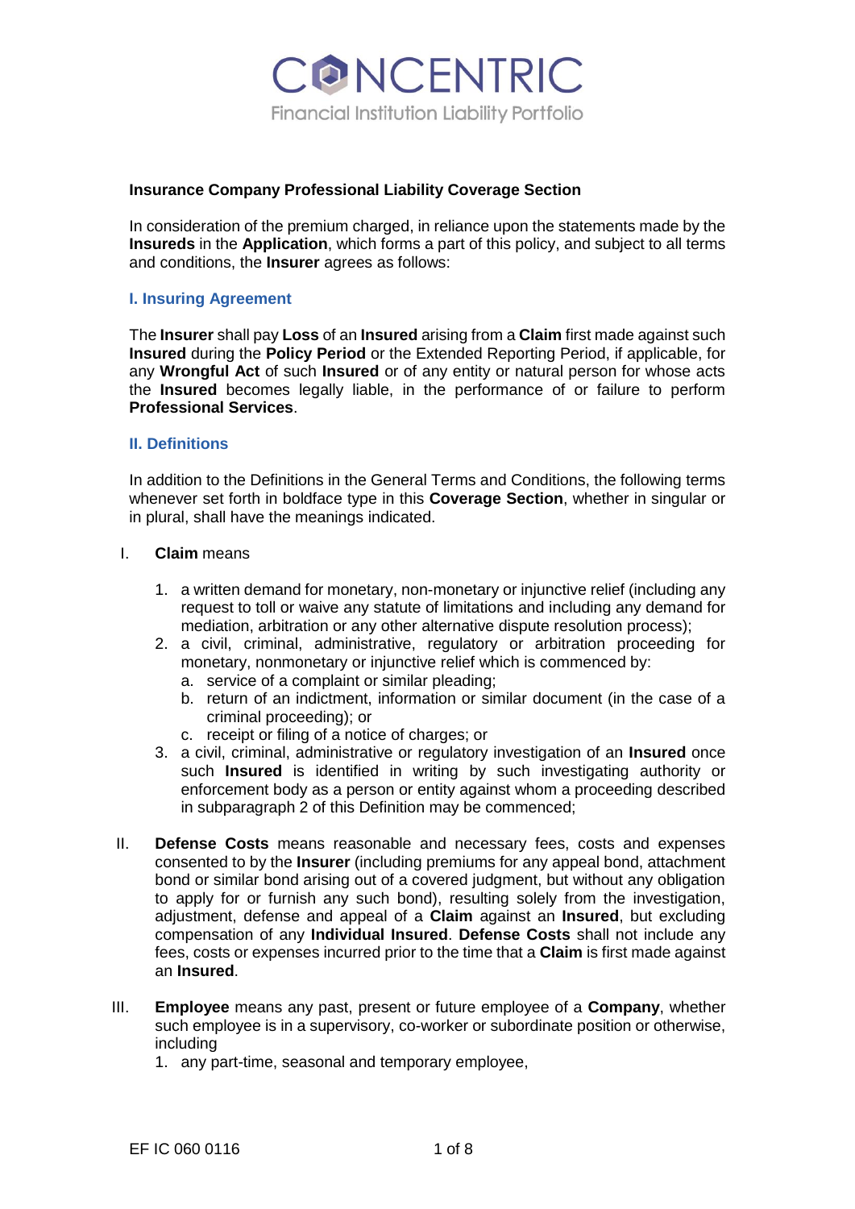# CONCENTRIC

Financial Institution Liability Portfolio

**Insurance Company Professional Liability Coverage Section**

In consideration of the premium charged, in reliance upon the statements made by the **Insureds** in the **Application**, which forms a part of this policy, and subject to all terms and conditions, the **Insurer** agrees as follows:

## I. Insuring Agreement

The **Insurer** shall pay **Loss** of an **Insured** arising from a **Claim** first made against such **Insured** during the **Policy Period** or the Extended Reporting Period, if applicable, for any **Wrongful Act** of such **Insured** or of any entity or natural person for whose acts the **Insured** becomes legally liable, in the performance of or failure to perform **Professional Services**.

## II. Definitions

In addition to the Definitions in the General Terms and Conditions, the following terms whenever set forth in boldface type in this **Coverage Section**, whether in singular or in plural, shall have the meanings indicated.

I. **Claim** means

1. a written demand for monetary, non-monetary or injunctive relief (including any request to toll or waive any statute of limitations and including any demand for mediation, arbitration or any other alternative dispute resolution process);
2. a civil, criminal, administrative, regulatory or arbitration proceeding for monetary, nonmonetary or injunctive relief which is commenced by:
   a. service of a complaint or similar pleading;
   b. return of an indictment, information or similar document (in the case of a criminal proceeding); or
   c. receipt or filing of a notice of charges; or
3. a civil, criminal, administrative or regulatory investigation of an **Insured** once such **Insured** is identified in writing by such investigating authority or enforcement body as a person or entity against whom a proceeding described in subparagraph 2 of this Definition may be commenced;

II. **Defense Costs** means reasonable and necessary fees, costs and expenses consented to by the **Insurer** (including premiums for any appeal bond, attachment bond or similar bond arising out of a covered judgment, but without any obligation to apply for or furnish any such bond), resulting solely from the investigation, adjustment, defense and appeal of a **Claim** against an **Insured**, but excluding compensation of any **Individual Insured**. **Defense Costs** shall not include any fees, costs or expenses incurred prior to the time that a **Claim** is first made against an **Insured**.

III. **Employee** means any past, present or future employee of a **Company**, whether such employee is in a supervisory, co-worker or subordinate position or otherwise, including

1. any part-time, seasonal and temporary employee,

EF IC 060 0116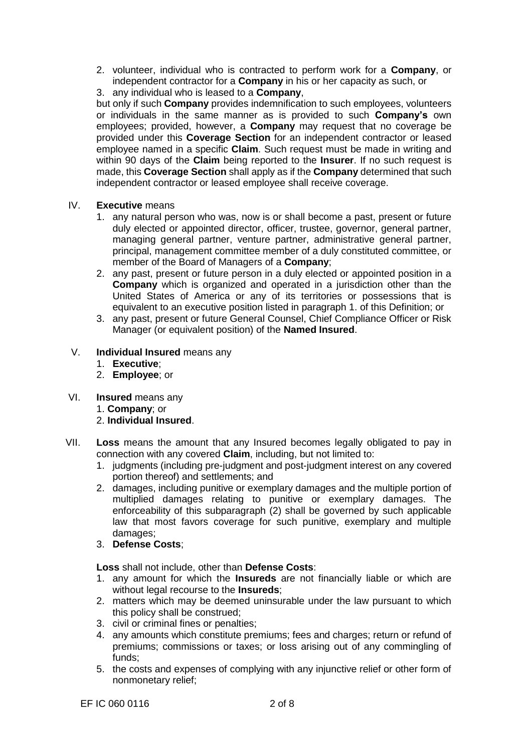2. volunteer, individual who is contracted to perform work for a **Company**, or independent contractor for a **Company** in his or her capacity as such, or
3. any individual who is leased to a **Company**,

but only if such **Company** provides indemnification to such employees, volunteers or individuals in the same manner as is provided to such **Company's** own employees; provided, however, a **Company** may request that no coverage be provided under this **Coverage Section** for an independent contractor or leased employee named in a specific **Claim**. Such request must be made in writing and within 90 days of the **Claim** being reported to the **Insurer**. If no such request is made, this **Coverage Section** shall apply as if the **Company** determined that such independent contractor or leased employee shall receive coverage.

IV. **Executive** means
1. any natural person who was, now is or shall become a past, present or future duly elected or appointed director, officer, trustee, governor, general partner, managing general partner, venture partner, administrative general partner, principal, management committee member of a duly constituted committee, or member of the Board of Managers of a **Company**;
2. any past, present or future person in a duly elected or appointed position in a **Company** which is organized and operated in a jurisdiction other than the United States of America or any of its territories or possessions that is equivalent to an executive position listed in paragraph 1. of this Definition; or
3. any past, present or future General Counsel, Chief Compliance Officer or Risk Manager (or equivalent position) of the **Named Insured**.

V. **Individual Insured** means any
1. **Executive**;
2. **Employee**; or

VI. **Insured** means any
1. **Company**; or
2. **Individual Insured**.

VII. **Loss** means the amount that any Insured becomes legally obligated to pay in connection with any covered **Claim**, including, but not limited to:
1. judgments (including pre-judgment and post-judgment interest on any covered portion thereof) and settlements; and
2. damages, including punitive or exemplary damages and the multiple portion of multiplied damages relating to punitive or exemplary damages. The enforceability of this subparagraph (2) shall be governed by such applicable law that most favors coverage for such punitive, exemplary and multiple damages;
3. **Defense Costs**;

**Loss** shall not include, other than **Defense Costs**:
1. any amount for which the **Insureds** are not financially liable or which are without legal recourse to the **Insureds**;
2. matters which may be deemed uninsurable under the law pursuant to which this policy shall be construed;
3. civil or criminal fines or penalties;
4. any amounts which constitute premiums; fees and charges; return or refund of premiums; commissions or taxes; or loss arising out of any commingling of funds;
5. the costs and expenses of complying with any injunctive relief or other form of nonmonetary relief;

EF IC 060 0116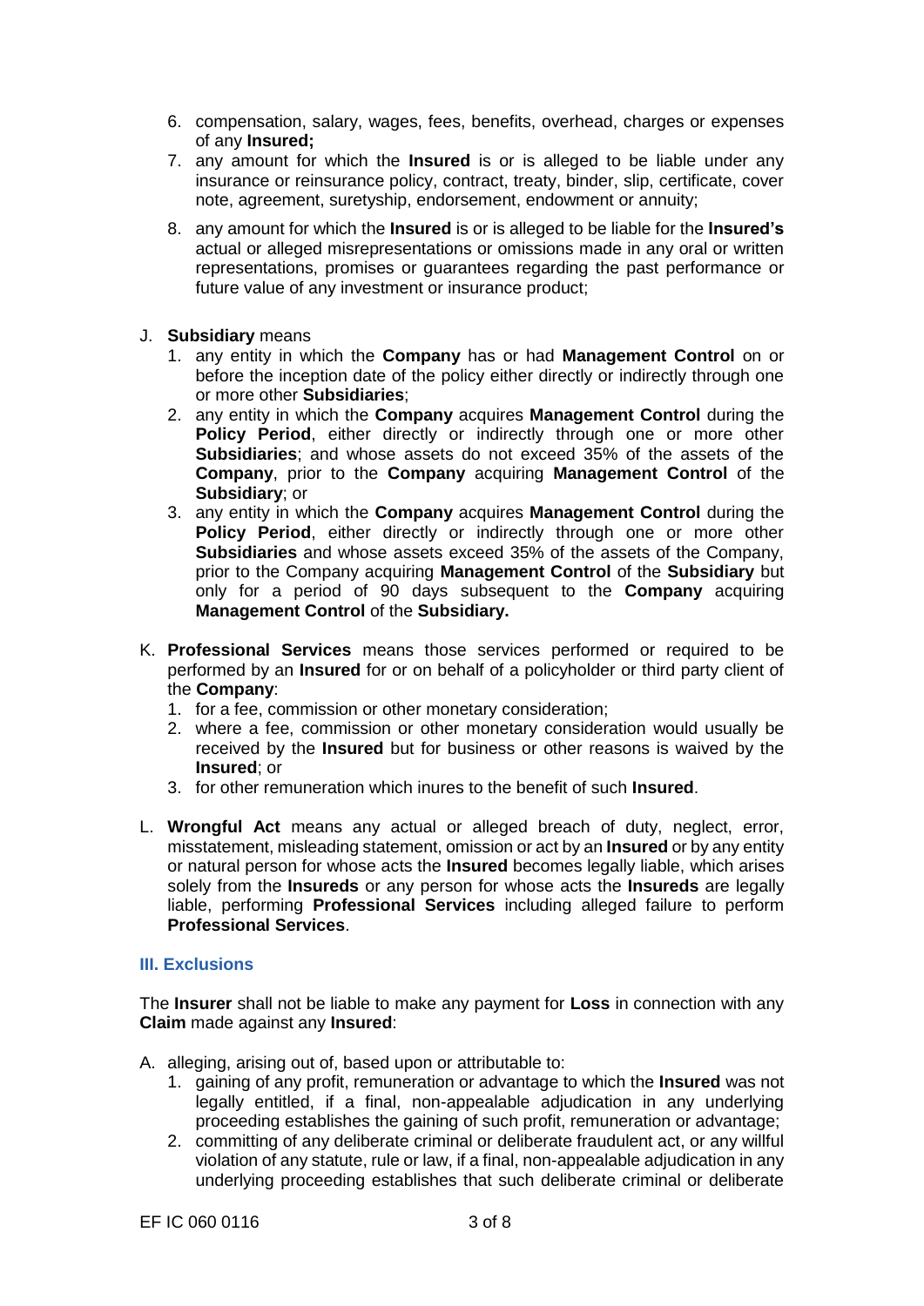6. compensation, salary, wages, fees, benefits, overhead, charges or expenses of any **Insured;**
7. any amount for which the **Insured** is or is alleged to be liable under any insurance or reinsurance policy, contract, treaty, binder, slip, certificate, cover note, agreement, suretyship, endorsement, endowment or annuity;
8. any amount for which the **Insured** is or is alleged to be liable for the **Insured's** actual or alleged misrepresentations or omissions made in any oral or written representations, promises or guarantees regarding the past performance or future value of any investment or insurance product;

J. **Subsidiary** means
   1. any entity in which the **Company** has or had **Management Control** on or before the inception date of the policy either directly or indirectly through one or more other **Subsidiaries**;
   2. any entity in which the **Company** acquires **Management Control** during the **Policy Period**, either directly or indirectly through one or more other **Subsidiaries**; and whose assets do not exceed 35% of the assets of the **Company**, prior to the **Company** acquiring **Management Control** of the **Subsidiary**; or
   3. any entity in which the **Company** acquires **Management Control** during the **Policy Period**, either directly or indirectly through one or more other **Subsidiaries** and whose assets exceed 35% of the assets of the Company, prior to the Company acquiring **Management Control** of the **Subsidiary** but only for a period of 90 days subsequent to the **Company** acquiring **Management Control** of the **Subsidiary.**

K. **Professional Services** means those services performed or required to be performed by an **Insured** for or on behalf of a policyholder or third party client of the **Company**:
   1. for a fee, commission or other monetary consideration;
   2. where a fee, commission or other monetary consideration would usually be received by the **Insured** but for business or other reasons is waived by the **Insured**; or
   3. for other remuneration which inures to the benefit of such **Insured**.

L. **Wrongful Act** means any actual or alleged breach of duty, neglect, error, misstatement, misleading statement, omission or act by an **Insured** or by any entity or natural person for whose acts the **Insured** becomes legally liable, which arises solely from the **Insureds** or any person for whose acts the **Insureds** are legally liable, performing **Professional Services** including alleged failure to perform **Professional Services**.

## III. Exclusions

The **Insurer** shall not be liable to make any payment for **Loss** in connection with any **Claim** made against any **Insured**:

A. alleging, arising out of, based upon or attributable to:
   1. gaining of any profit, remuneration or advantage to which the **Insured** was not legally entitled, if a final, non-appealable adjudication in any underlying proceeding establishes the gaining of such profit, remuneration or advantage;
   2. committing of any deliberate criminal or deliberate fraudulent act, or any willful violation of any statute, rule or law, if a final, non-appealable adjudication in any underlying proceeding establishes that such deliberate criminal or deliberate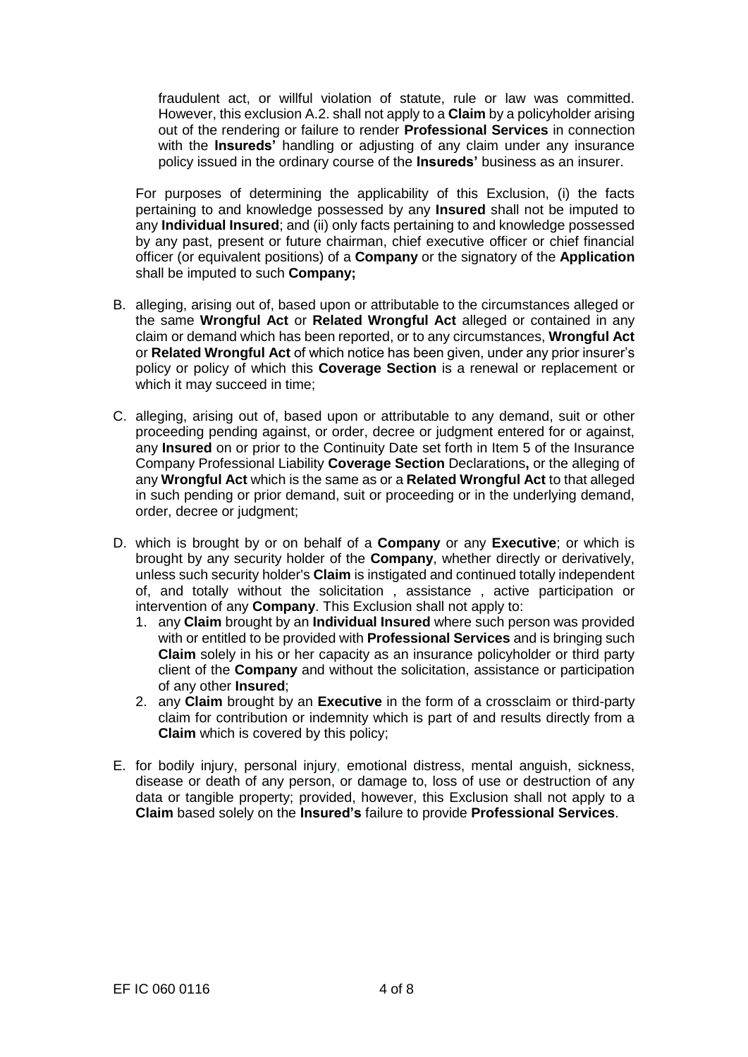fraudulent act, or willful violation of statute, rule or law was committed. However, this exclusion A.2. shall not apply to a **Claim** by a policyholder arising out of the rendering or failure to render **Professional Services** in connection with the **Insureds'** handling or adjusting of any claim under any insurance policy issued in the ordinary course of the **Insureds'** business as an insurer.

For purposes of determining the applicability of this Exclusion, (i) the facts pertaining to and knowledge possessed by any **Insured** shall not be imputed to any **Individual Insured**; and (ii) only facts pertaining to and knowledge possessed by any past, present or future chairman, chief executive officer or chief financial officer (or equivalent positions) of a **Company** or the signatory of the **Application** shall be imputed to such **Company;**

B. alleging, arising out of, based upon or attributable to the circumstances alleged or the same **Wrongful Act** or **Related Wrongful Act** alleged or contained in any claim or demand which has been reported, or to any circumstances, **Wrongful Act** or **Related Wrongful Act** of which notice has been given, under any prior insurer's policy or policy of which this **Coverage Section** is a renewal or replacement or which it may succeed in time;

C. alleging, arising out of, based upon or attributable to any demand, suit or other proceeding pending against, or order, decree or judgment entered for or against, any **Insured** on or prior to the Continuity Date set forth in Item 5 of the Insurance Company Professional Liability **Coverage Section** Declarations**,** or the alleging of any **Wrongful Act** which is the same as or a **Related Wrongful Act** to that alleged in such pending or prior demand, suit or proceeding or in the underlying demand, order, decree or judgment;

D. which is brought by or on behalf of a **Company** or any **Executive**; or which is brought by any security holder of the **Company**, whether directly or derivatively, unless such security holder's **Claim** is instigated and continued totally independent of, and totally without the solicitation , assistance , active participation or intervention of any **Company**. This Exclusion shall not apply to:
   1. any **Claim** brought by an **Individual Insured** where such person was provided with or entitled to be provided with **Professional Services** and is bringing such **Claim** solely in his or her capacity as an insurance policyholder or third party client of the **Company** and without the solicitation, assistance or participation of any other **Insured**;
   2. any **Claim** brought by an **Executive** in the form of a crossclaim or third-party claim for contribution or indemnity which is part of and results directly from a **Claim** which is covered by this policy;

E. for bodily injury, personal injury, emotional distress, mental anguish, sickness, disease or death of any person, or damage to, loss of use or destruction of any data or tangible property; provided, however, this Exclusion shall not apply to a **Claim** based solely on the **Insured's** failure to provide **Professional Services**.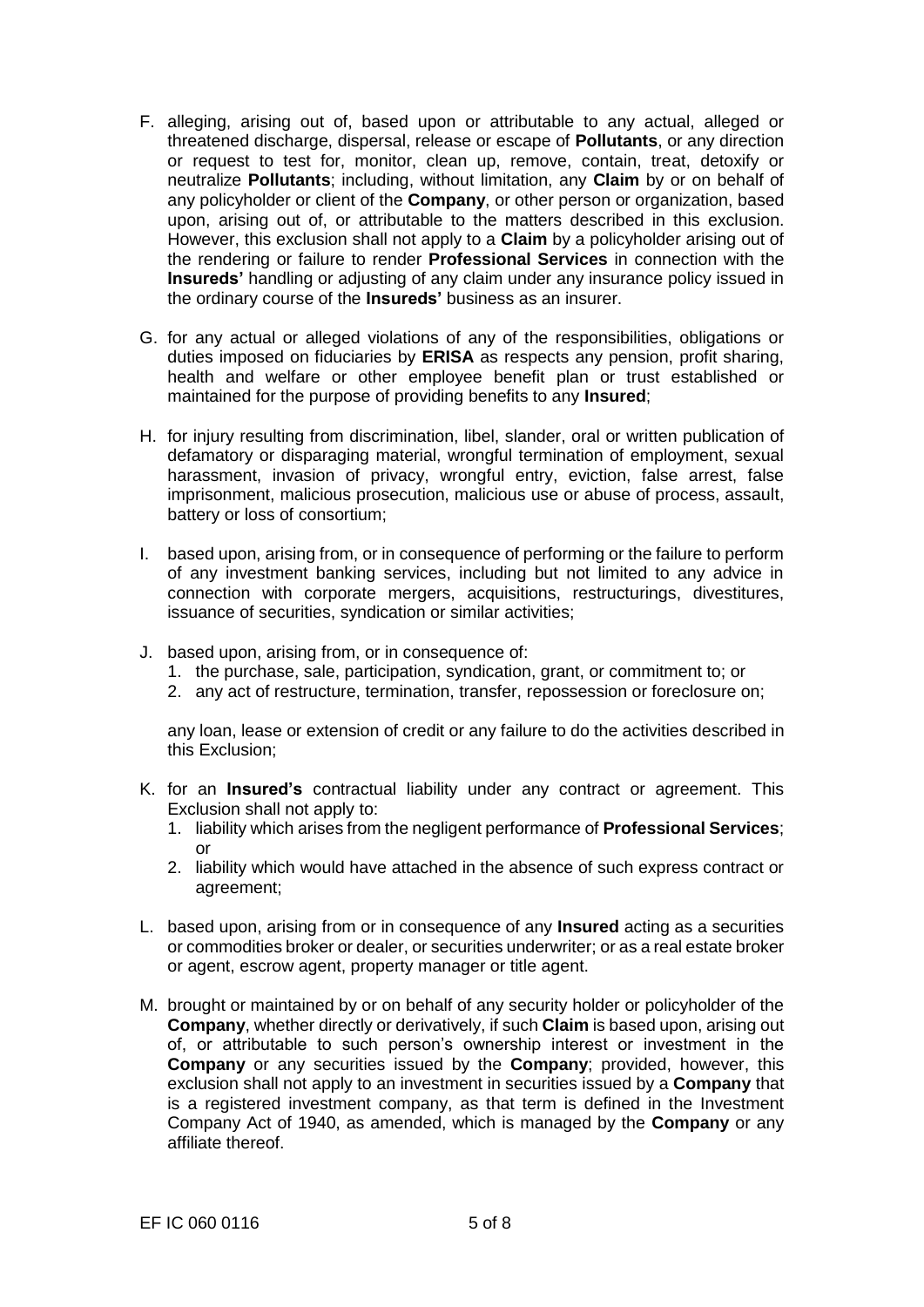F. alleging, arising out of, based upon or attributable to any actual, alleged or threatened discharge, dispersal, release or escape of **Pollutants**, or any direction or request to test for, monitor, clean up, remove, contain, treat, detoxify or neutralize **Pollutants**; including, without limitation, any **Claim** by or on behalf of any policyholder or client of the **Company**, or other person or organization, based upon, arising out of, or attributable to the matters described in this exclusion. However, this exclusion shall not apply to a **Claim** by a policyholder arising out of the rendering or failure to render **Professional Services** in connection with the **Insureds'** handling or adjusting of any claim under any insurance policy issued in the ordinary course of the **Insureds'** business as an insurer.

G. for any actual or alleged violations of any of the responsibilities, obligations or duties imposed on fiduciaries by **ERISA** as respects any pension, profit sharing, health and welfare or other employee benefit plan or trust established or maintained for the purpose of providing benefits to any **Insured**;

H. for injury resulting from discrimination, libel, slander, oral or written publication of defamatory or disparaging material, wrongful termination of employment, sexual harassment, invasion of privacy, wrongful entry, eviction, false arrest, false imprisonment, malicious prosecution, malicious use or abuse of process, assault, battery or loss of consortium;

I. based upon, arising from, or in consequence of performing or the failure to perform of any investment banking services, including but not limited to any advice in connection with corporate mergers, acquisitions, restructurings, divestitures, issuance of securities, syndication or similar activities;

J. based upon, arising from, or in consequence of:
   1. the purchase, sale, participation, syndication, grant, or commitment to; or
   2. any act of restructure, termination, transfer, repossession or foreclosure on;

   any loan, lease or extension of credit or any failure to do the activities described in this Exclusion;

K. for an **Insured's** contractual liability under any contract or agreement. This Exclusion shall not apply to:
   1. liability which arises from the negligent performance of **Professional Services**; or
   2. liability which would have attached in the absence of such express contract or agreement;

L. based upon, arising from or in consequence of any **Insured** acting as a securities or commodities broker or dealer, or securities underwriter; or as a real estate broker or agent, escrow agent, property manager or title agent.

M. brought or maintained by or on behalf of any security holder or policyholder of the **Company**, whether directly or derivatively, if such **Claim** is based upon, arising out of, or attributable to such person's ownership interest or investment in the **Company** or any securities issued by the **Company**; provided, however, this exclusion shall not apply to an investment in securities issued by a **Company** that is a registered investment company, as that term is defined in the Investment Company Act of 1940, as amended, which is managed by the **Company** or any affiliate thereof.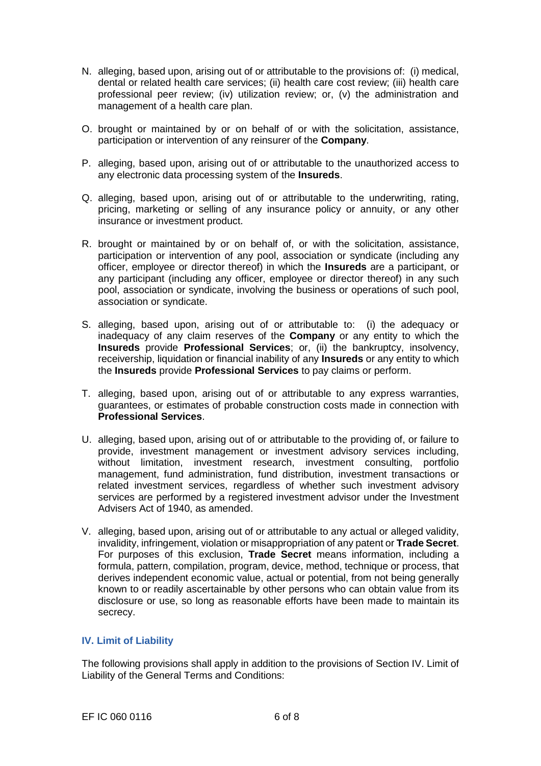N. alleging, based upon, arising out of or attributable to the provisions of: (i) medical, dental or related health care services; (ii) health care cost review; (iii) health care professional peer review; (iv) utilization review; or, (v) the administration and management of a health care plan.

O. brought or maintained by or on behalf of or with the solicitation, assistance, participation or intervention of any reinsurer of the **Company**.

P. alleging, based upon, arising out of or attributable to the unauthorized access to any electronic data processing system of the **Insureds**.

Q. alleging, based upon, arising out of or attributable to the underwriting, rating, pricing, marketing or selling of any insurance policy or annuity, or any other insurance or investment product.

R. brought or maintained by or on behalf of, or with the solicitation, assistance, participation or intervention of any pool, association or syndicate (including any officer, employee or director thereof) in which the **Insureds** are a participant, or any participant (including any officer, employee or director thereof) in any such pool, association or syndicate, involving the business or operations of such pool, association or syndicate.

S. alleging, based upon, arising out of or attributable to: (i) the adequacy or inadequacy of any claim reserves of the **Company** or any entity to which the **Insureds** provide **Professional Services**; or, (ii) the bankruptcy, insolvency, receivership, liquidation or financial inability of any **Insureds** or any entity to which the **Insureds** provide **Professional Services** to pay claims or perform.

T. alleging, based upon, arising out of or attributable to any express warranties, guarantees, or estimates of probable construction costs made in connection with **Professional Services**.

U. alleging, based upon, arising out of or attributable to the providing of, or failure to provide, investment management or investment advisory services including, without limitation, investment research, investment consulting, portfolio management, fund administration, fund distribution, investment transactions or related investment services, regardless of whether such investment advisory services are performed by a registered investment advisor under the Investment Advisers Act of 1940, as amended.

V. alleging, based upon, arising out of or attributable to any actual or alleged validity, invalidity, infringement, violation or misappropriation of any patent or **Trade Secret**. For purposes of this exclusion, **Trade Secret** means information, including a formula, pattern, compilation, program, device, method, technique or process, that derives independent economic value, actual or potential, from not being generally known to or readily ascertainable by other persons who can obtain value from its disclosure or use, so long as reasonable efforts have been made to maintain its secrecy.

## IV. Limit of Liability

The following provisions shall apply in addition to the provisions of Section IV. Limit of Liability of the General Terms and Conditions:

EF IC 060 0116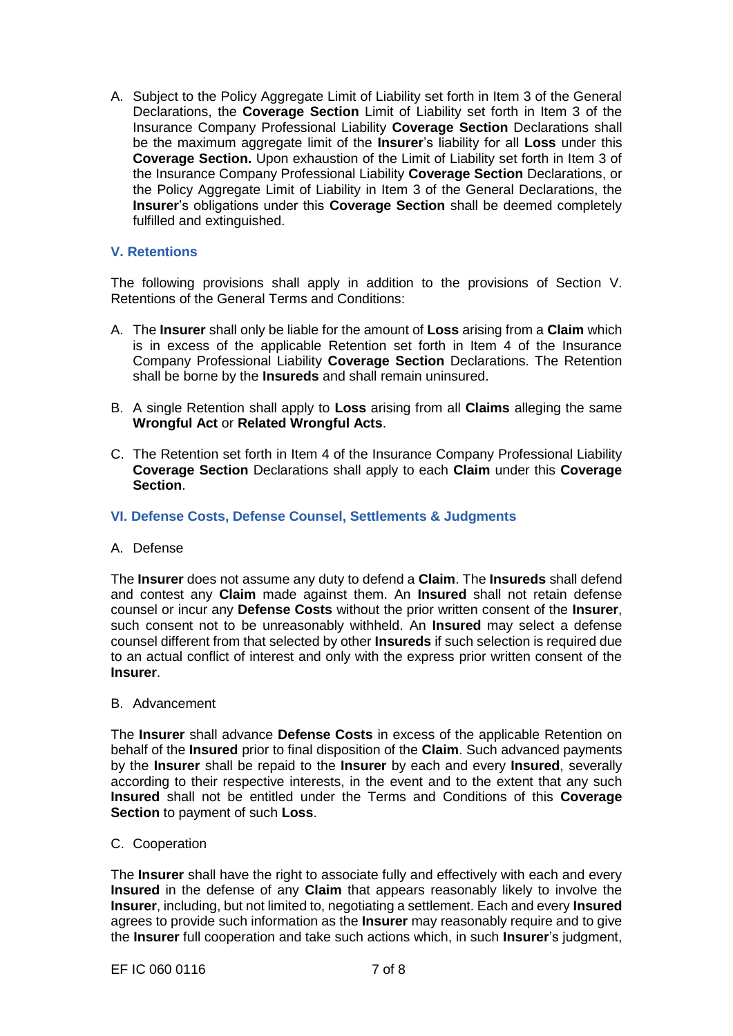A. Subject to the Policy Aggregate Limit of Liability set forth in Item 3 of the General Declarations, the **Coverage Section** Limit of Liability set forth in Item 3 of the Insurance Company Professional Liability **Coverage Section** Declarations shall be the maximum aggregate limit of the **Insurer**'s liability for all **Loss** under this **Coverage Section.** Upon exhaustion of the Limit of Liability set forth in Item 3 of the Insurance Company Professional Liability **Coverage Section** Declarations, or the Policy Aggregate Limit of Liability in Item 3 of the General Declarations, the **Insurer**'s obligations under this **Coverage Section** shall be deemed completely fulfilled and extinguished.

## V. Retentions

The following provisions shall apply in addition to the provisions of Section V. Retentions of the General Terms and Conditions:

A. The **Insurer** shall only be liable for the amount of **Loss** arising from a **Claim** which is in excess of the applicable Retention set forth in Item 4 of the Insurance Company Professional Liability **Coverage Section** Declarations. The Retention shall be borne by the **Insureds** and shall remain uninsured.

B. A single Retention shall apply to **Loss** arising from all **Claims** alleging the same **Wrongful Act** or **Related Wrongful Acts**.

C. The Retention set forth in Item 4 of the Insurance Company Professional Liability **Coverage Section** Declarations shall apply to each **Claim** under this **Coverage Section**.

## VI. Defense Costs, Defense Counsel, Settlements & Judgments

A. Defense

The **Insurer** does not assume any duty to defend a **Claim**. The **Insureds** shall defend and contest any **Claim** made against them. An **Insured** shall not retain defense counsel or incur any **Defense Costs** without the prior written consent of the **Insurer**, such consent not to be unreasonably withheld. An **Insured** may select a defense counsel different from that selected by other **Insureds** if such selection is required due to an actual conflict of interest and only with the express prior written consent of the **Insurer**.

B. Advancement

The **Insurer** shall advance **Defense Costs** in excess of the applicable Retention on behalf of the **Insured** prior to final disposition of the **Claim**. Such advanced payments by the **Insurer** shall be repaid to the **Insurer** by each and every **Insured**, severally according to their respective interests, in the event and to the extent that any such **Insured** shall not be entitled under the Terms and Conditions of this **Coverage Section** to payment of such **Loss**.

C. Cooperation

The **Insurer** shall have the right to associate fully and effectively with each and every **Insured** in the defense of any **Claim** that appears reasonably likely to involve the **Insurer**, including, but not limited to, negotiating a settlement. Each and every **Insured** agrees to provide such information as the **Insurer** may reasonably require and to give the **Insurer** full cooperation and take such actions which, in such **Insurer**'s judgment,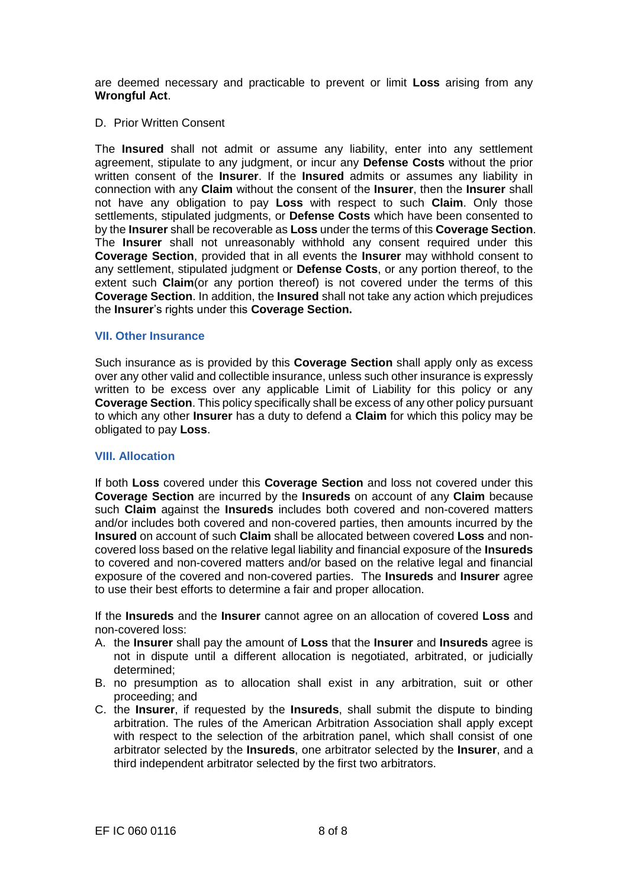are deemed necessary and practicable to prevent or limit **Loss** arising from any **Wrongful Act**.

D. Prior Written Consent

The **Insured** shall not admit or assume any liability, enter into any settlement agreement, stipulate to any judgment, or incur any **Defense Costs** without the prior written consent of the **Insurer**. If the **Insured** admits or assumes any liability in connection with any **Claim** without the consent of the **Insurer**, then the **Insurer** shall not have any obligation to pay **Loss** with respect to such **Claim**. Only those settlements, stipulated judgments, or **Defense Costs** which have been consented to by the **Insurer** shall be recoverable as **Loss** under the terms of this **Coverage Section**. The **Insurer** shall not unreasonably withhold any consent required under this **Coverage Section**, provided that in all events the **Insurer** may withhold consent to any settlement, stipulated judgment or **Defense Costs**, or any portion thereof, to the extent such **Claim**(or any portion thereof) is not covered under the terms of this **Coverage Section**. In addition, the **Insured** shall not take any action which prejudices the **Insurer**'s rights under this **Coverage Section.**

## VII. Other Insurance

Such insurance as is provided by this **Coverage Section** shall apply only as excess over any other valid and collectible insurance, unless such other insurance is expressly written to be excess over any applicable Limit of Liability for this policy or any **Coverage Section**. This policy specifically shall be excess of any other policy pursuant to which any other **Insurer** has a duty to defend a **Claim** for which this policy may be obligated to pay **Loss**.

## VIII. Allocation

If both **Loss** covered under this **Coverage Section** and loss not covered under this **Coverage Section** are incurred by the **Insureds** on account of any **Claim** because such **Claim** against the **Insureds** includes both covered and non-covered matters and/or includes both covered and non-covered parties, then amounts incurred by the **Insured** on account of such **Claim** shall be allocated between covered **Loss** and non-covered loss based on the relative legal liability and financial exposure of the **Insureds** to covered and non-covered matters and/or based on the relative legal and financial exposure of the covered and non-covered parties. The **Insureds** and **Insurer** agree to use their best efforts to determine a fair and proper allocation.

If the **Insureds** and the **Insurer** cannot agree on an allocation of covered **Loss** and non-covered loss:

A. the **Insurer** shall pay the amount of **Loss** that the **Insurer** and **Insureds** agree is not in dispute until a different allocation is negotiated, arbitrated, or judicially determined;
B. no presumption as to allocation shall exist in any arbitration, suit or other proceeding; and
C. the **Insurer**, if requested by the **Insureds**, shall submit the dispute to binding arbitration. The rules of the American Arbitration Association shall apply except with respect to the selection of the arbitration panel, which shall consist of one arbitrator selected by the **Insureds**, one arbitrator selected by the **Insurer**, and a third independent arbitrator selected by the first two arbitrators.

EF IC 060 0116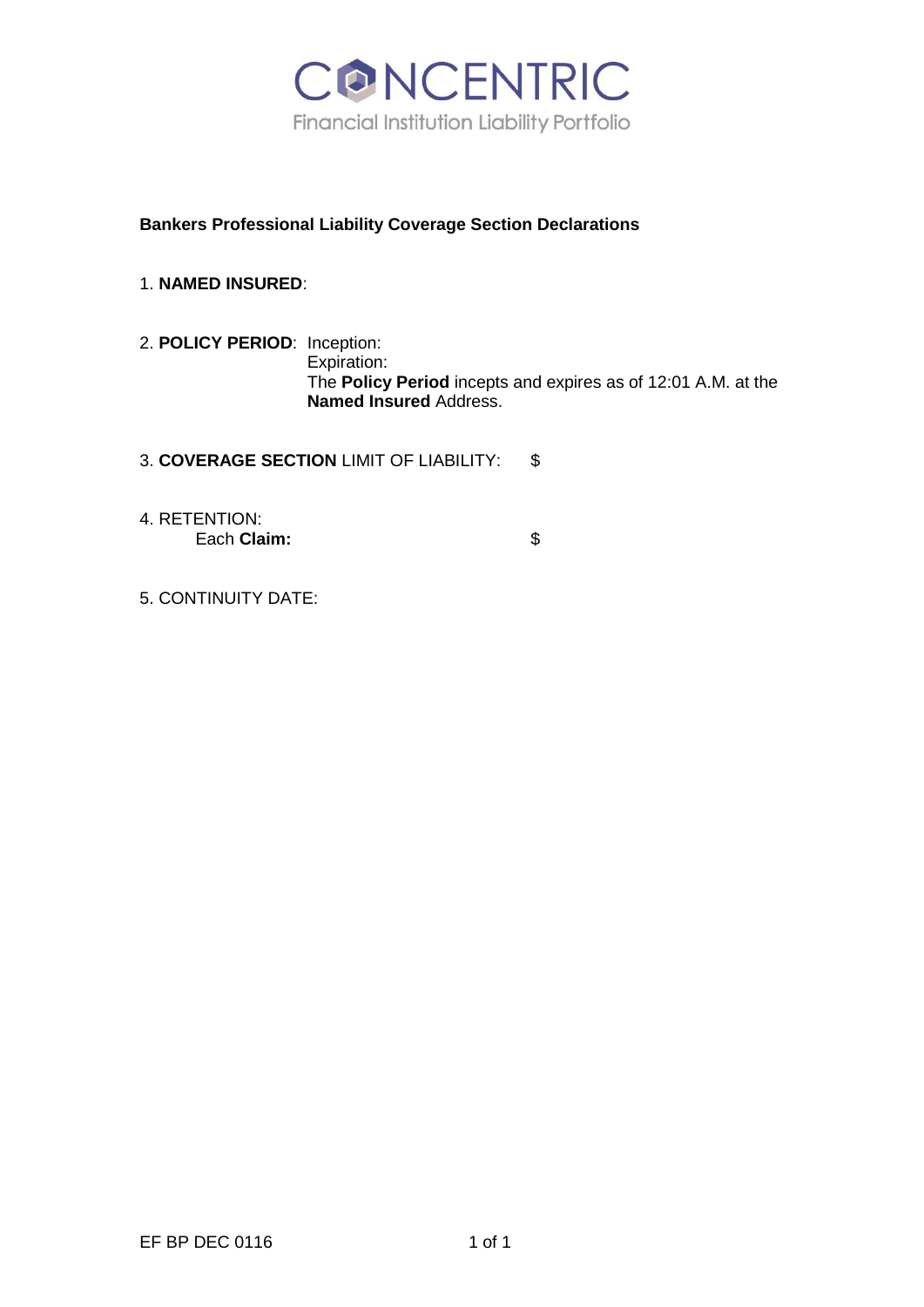# CONCENTRIC

Financial Institution Liability Portfolio

**Bankers Professional Liability Coverage Section Declarations**

1. **NAMED INSURED**:

2. **POLICY PERIOD**: Inception:
   Expiration:
   The **Policy Period** incepts and expires as of 12:01 A.M. at the **Named Insured** Address.

3. **COVERAGE SECTION** LIMIT OF LIABILITY: $

4. RETENTION:
   Each **Claim:** $

5. CONTINUITY DATE:

EF BP DEC 0116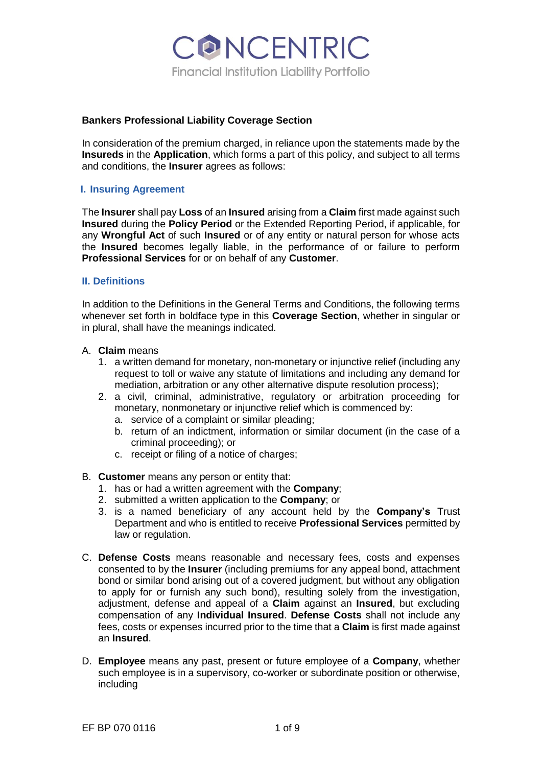# CONCENTRIC

Financial Institution Liability Portfolio

## Bankers Professional Liability Coverage Section

In consideration of the premium charged, in reliance upon the statements made by the **Insureds** in the **Application**, which forms a part of this policy, and subject to all terms and conditions, the **Insurer** agrees as follows:

### I. Insuring Agreement

The **Insurer** shall pay **Loss** of an **Insured** arising from a **Claim** first made against such **Insured** during the **Policy Period** or the Extended Reporting Period, if applicable, for any **Wrongful Act** of such **Insured** or of any entity or natural person for whose acts the **Insured** becomes legally liable, in the performance of or failure to perform **Professional Services** for or on behalf of any **Customer**.

### II. Definitions

In addition to the Definitions in the General Terms and Conditions, the following terms whenever set forth in boldface type in this **Coverage Section**, whether in singular or in plural, shall have the meanings indicated.

A. **Claim** means
   1. a written demand for monetary, non-monetary or injunctive relief (including any request to toll or waive any statute of limitations and including any demand for mediation, arbitration or any other alternative dispute resolution process);
   2. a civil, criminal, administrative, regulatory or arbitration proceeding for monetary, nonmonetary or injunctive relief which is commenced by:
      a. service of a complaint or similar pleading;
      b. return of an indictment, information or similar document (in the case of a criminal proceeding); or
      c. receipt or filing of a notice of charges;

B. **Customer** means any person or entity that:
   1. has or had a written agreement with the **Company**;
   2. submitted a written application to the **Company**; or
   3. is a named beneficiary of any account held by the **Company's** Trust Department and who is entitled to receive **Professional Services** permitted by law or regulation.

C. **Defense Costs** means reasonable and necessary fees, costs and expenses consented to by the **Insurer** (including premiums for any appeal bond, attachment bond or similar bond arising out of a covered judgment, but without any obligation to apply for or furnish any such bond), resulting solely from the investigation, adjustment, defense and appeal of a **Claim** against an **Insured**, but excluding compensation of any **Individual Insured**. **Defense Costs** shall not include any fees, costs or expenses incurred prior to the time that a **Claim** is first made against an **Insured**.

D. **Employee** means any past, present or future employee of a **Company**, whether such employee is in a supervisory, co-worker or subordinate position or otherwise, including

EF BP 070 0116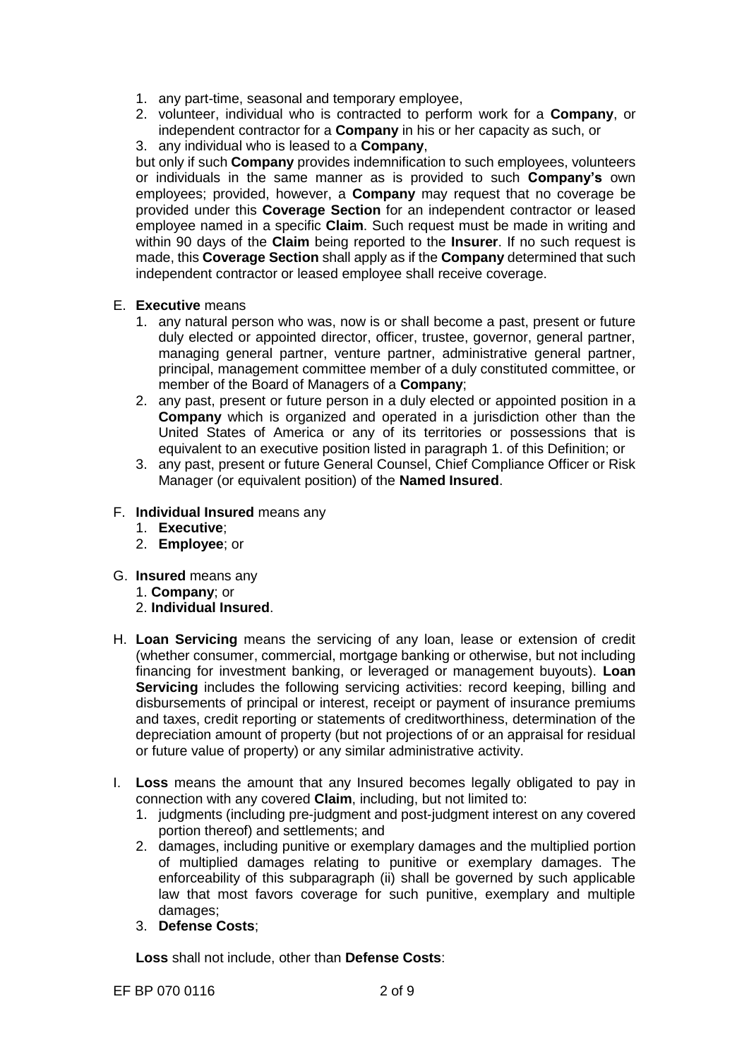1. any part-time, seasonal and temporary employee,
2. volunteer, individual who is contracted to perform work for a **Company**, or independent contractor for a **Company** in his or her capacity as such, or
3. any individual who is leased to a **Company**,

but only if such **Company** provides indemnification to such employees, volunteers or individuals in the same manner as is provided to such **Company's** own employees; provided, however, a **Company** may request that no coverage be provided under this **Coverage Section** for an independent contractor or leased employee named in a specific **Claim**. Such request must be made in writing and within 90 days of the **Claim** being reported to the **Insurer**. If no such request is made, this **Coverage Section** shall apply as if the **Company** determined that such independent contractor or leased employee shall receive coverage.

E. **Executive** means
   1. any natural person who was, now is or shall become a past, present or future duly elected or appointed director, officer, trustee, governor, general partner, managing general partner, venture partner, administrative general partner, principal, management committee member of a duly constituted committee, or member of the Board of Managers of a **Company**;
   2. any past, present or future person in a duly elected or appointed position in a **Company** which is organized and operated in a jurisdiction other than the United States of America or any of its territories or possessions that is equivalent to an executive position listed in paragraph 1. of this Definition; or
   3. any past, present or future General Counsel, Chief Compliance Officer or Risk Manager (or equivalent position) of the **Named Insured**.

F. **Individual Insured** means any
   1. **Executive**;
   2. **Employee**; or

G. **Insured** means any
   1. **Company**; or
   2. **Individual Insured**.

H. **Loan Servicing** means the servicing of any loan, lease or extension of credit (whether consumer, commercial, mortgage banking or otherwise, but not including financing for investment banking, or leveraged or management buyouts). **Loan Servicing** includes the following servicing activities: record keeping, billing and disbursements of principal or interest, receipt or payment of insurance premiums and taxes, credit reporting or statements of creditworthiness, determination of the depreciation amount of property (but not projections of or an appraisal for residual or future value of property) or any similar administrative activity.

I. **Loss** means the amount that any Insured becomes legally obligated to pay in connection with any covered **Claim**, including, but not limited to:
   1. judgments (including pre-judgment and post-judgment interest on any covered portion thereof) and settlements; and
   2. damages, including punitive or exemplary damages and the multiplied portion of multiplied damages relating to punitive or exemplary damages. The enforceability of this subparagraph (ii) shall be governed by such applicable law that most favors coverage for such punitive, exemplary and multiple damages;
   3. **Defense Costs**;

   **Loss** shall not include, other than **Defense Costs**: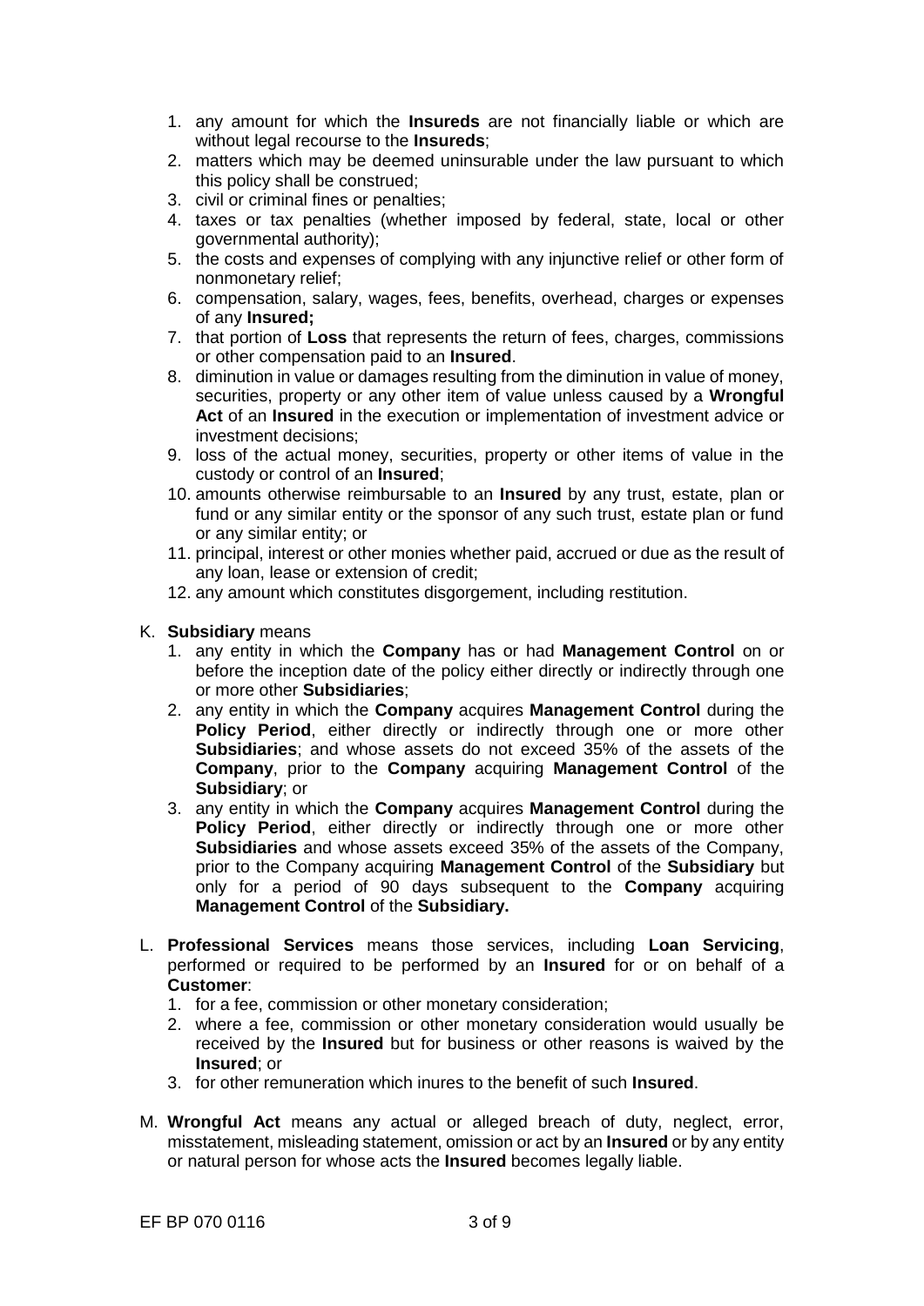1. any amount for which the **Insureds** are not financially liable or which are without legal recourse to the **Insureds**;
2. matters which may be deemed uninsurable under the law pursuant to which this policy shall be construed;
3. civil or criminal fines or penalties;
4. taxes or tax penalties (whether imposed by federal, state, local or other governmental authority);
5. the costs and expenses of complying with any injunctive relief or other form of nonmonetary relief;
6. compensation, salary, wages, fees, benefits, overhead, charges or expenses of any **Insured;**
7. that portion of **Loss** that represents the return of fees, charges, commissions or other compensation paid to an **Insured**.
8. diminution in value or damages resulting from the diminution in value of money, securities, property or any other item of value unless caused by a **Wrongful Act** of an **Insured** in the execution or implementation of investment advice or investment decisions;
9. loss of the actual money, securities, property or other items of value in the custody or control of an **Insured**;
10. amounts otherwise reimbursable to an **Insured** by any trust, estate, plan or fund or any similar entity or the sponsor of any such trust, estate plan or fund or any similar entity; or
11. principal, interest or other monies whether paid, accrued or due as the result of any loan, lease or extension of credit;
12. any amount which constitutes disgorgement, including restitution.

K. **Subsidiary** means
   1. any entity in which the **Company** has or had **Management Control** on or before the inception date of the policy either directly or indirectly through one or more other **Subsidiaries**;
   2. any entity in which the **Company** acquires **Management Control** during the **Policy Period**, either directly or indirectly through one or more other **Subsidiaries**; and whose assets do not exceed 35% of the assets of the **Company**, prior to the **Company** acquiring **Management Control** of the **Subsidiary**; or
   3. any entity in which the **Company** acquires **Management Control** during the **Policy Period**, either directly or indirectly through one or more other **Subsidiaries** and whose assets exceed 35% of the assets of the Company, prior to the Company acquiring **Management Control** of the **Subsidiary** but only for a period of 90 days subsequent to the **Company** acquiring **Management Control** of the **Subsidiary.**

L. **Professional Services** means those services, including **Loan Servicing**, performed or required to be performed by an **Insured** for or on behalf of a **Customer**:
   1. for a fee, commission or other monetary consideration;
   2. where a fee, commission or other monetary consideration would usually be received by the **Insured** but for business or other reasons is waived by the **Insured**; or
   3. for other remuneration which inures to the benefit of such **Insured**.

M. **Wrongful Act** means any actual or alleged breach of duty, neglect, error, misstatement, misleading statement, omission or act by an **Insured** or by any entity or natural person for whose acts the **Insured** becomes legally liable.

EF BP 070 0116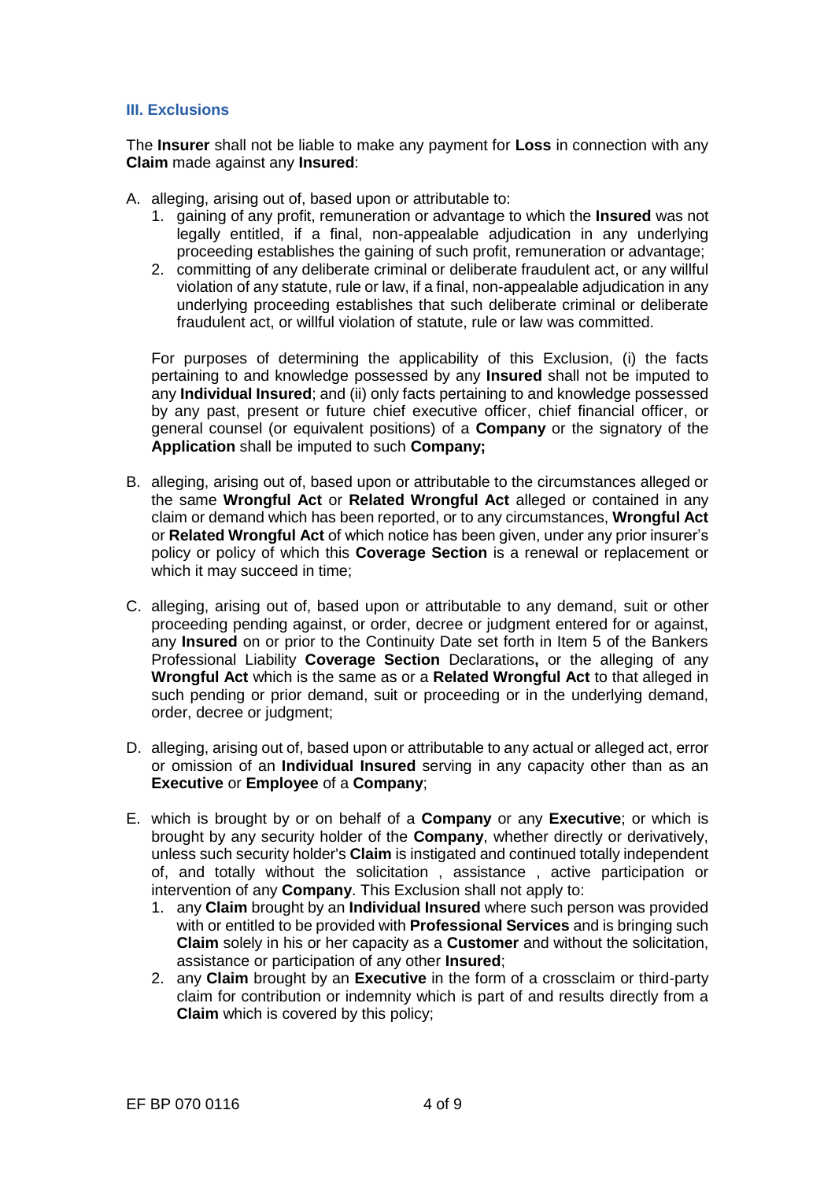### III. Exclusions

The **Insurer** shall not be liable to make any payment for **Loss** in connection with any **Claim** made against any **Insured**:

A. alleging, arising out of, based upon or attributable to:
   1. gaining of any profit, remuneration or advantage to which the **Insured** was not legally entitled, if a final, non-appealable adjudication in any underlying proceeding establishes the gaining of such profit, remuneration or advantage;
   2. committing of any deliberate criminal or deliberate fraudulent act, or any willful violation of any statute, rule or law, if a final, non-appealable adjudication in any underlying proceeding establishes that such deliberate criminal or deliberate fraudulent act, or willful violation of statute, rule or law was committed.

   For purposes of determining the applicability of this Exclusion, (i) the facts pertaining to and knowledge possessed by any **Insured** shall not be imputed to any **Individual Insured**; and (ii) only facts pertaining to and knowledge possessed by any past, present or future chief executive officer, chief financial officer, or general counsel (or equivalent positions) of a **Company** or the signatory of the **Application** shall be imputed to such **Company;**

B. alleging, arising out of, based upon or attributable to the circumstances alleged or the same **Wrongful Act** or **Related Wrongful Act** alleged or contained in any claim or demand which has been reported, or to any circumstances, **Wrongful Act** or **Related Wrongful Act** of which notice has been given, under any prior insurer's policy or policy of which this **Coverage Section** is a renewal or replacement or which it may succeed in time;

C. alleging, arising out of, based upon or attributable to any demand, suit or other proceeding pending against, or order, decree or judgment entered for or against, any **Insured** on or prior to the Continuity Date set forth in Item 5 of the Bankers Professional Liability **Coverage Section** Declarations**,** or the alleging of any **Wrongful Act** which is the same as or a **Related Wrongful Act** to that alleged in such pending or prior demand, suit or proceeding or in the underlying demand, order, decree or judgment;

D. alleging, arising out of, based upon or attributable to any actual or alleged act, error or omission of an **Individual Insured** serving in any capacity other than as an **Executive** or **Employee** of a **Company**;

E. which is brought by or on behalf of a **Company** or any **Executive**; or which is brought by any security holder of the **Company**, whether directly or derivatively, unless such security holder's **Claim** is instigated and continued totally independent of, and totally without the solicitation , assistance , active participation or intervention of any **Company**. This Exclusion shall not apply to:
   1. any **Claim** brought by an **Individual Insured** where such person was provided with or entitled to be provided with **Professional Services** and is bringing such **Claim** solely in his or her capacity as a **Customer** and without the solicitation, assistance or participation of any other **Insured**;
   2. any **Claim** brought by an **Executive** in the form of a crossclaim or third-party claim for contribution or indemnity which is part of and results directly from a **Claim** which is covered by this policy;

EF BP 070 0116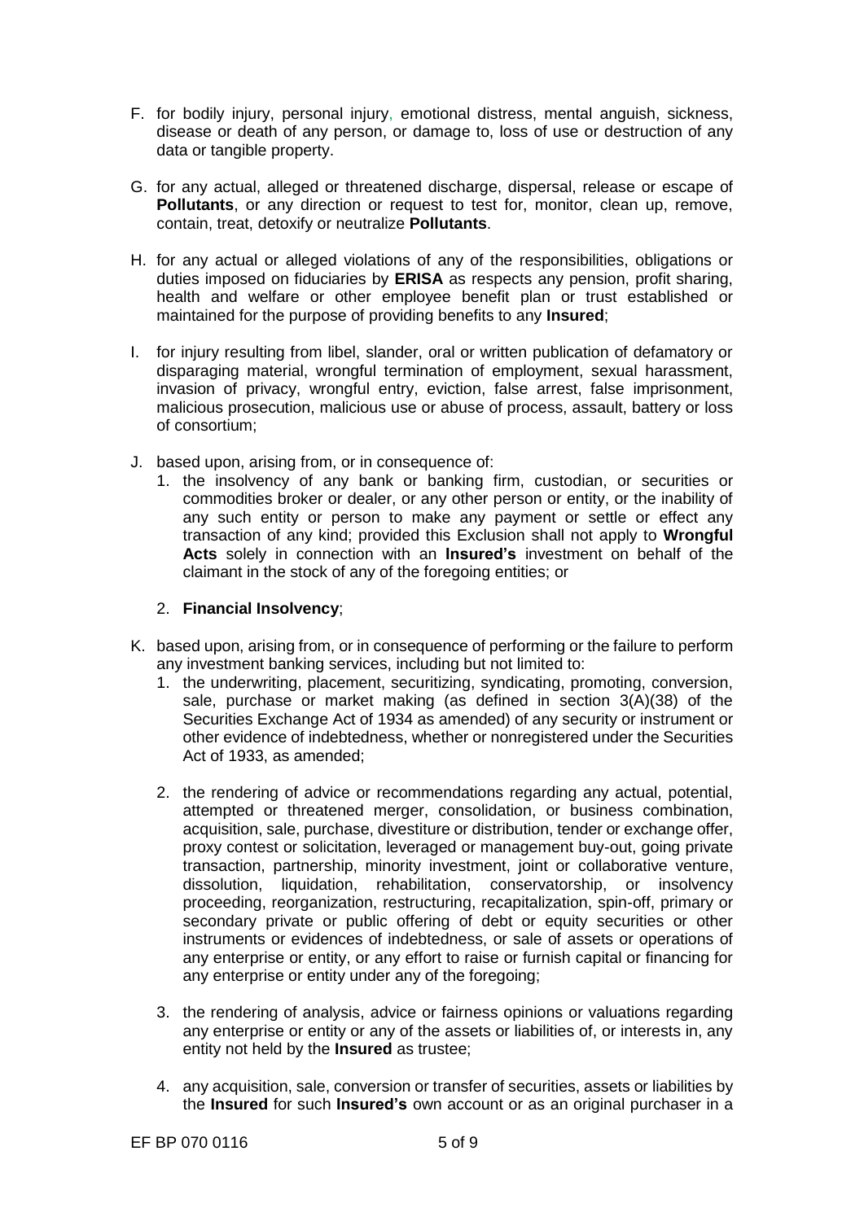F. for bodily injury, personal injury, emotional distress, mental anguish, sickness, disease or death of any person, or damage to, loss of use or destruction of any data or tangible property.

G. for any actual, alleged or threatened discharge, dispersal, release or escape of **Pollutants**, or any direction or request to test for, monitor, clean up, remove, contain, treat, detoxify or neutralize **Pollutants**.

H. for any actual or alleged violations of any of the responsibilities, obligations or duties imposed on fiduciaries by **ERISA** as respects any pension, profit sharing, health and welfare or other employee benefit plan or trust established or maintained for the purpose of providing benefits to any **Insured**;

I. for injury resulting from libel, slander, oral or written publication of defamatory or disparaging material, wrongful termination of employment, sexual harassment, invasion of privacy, wrongful entry, eviction, false arrest, false imprisonment, malicious prosecution, malicious use or abuse of process, assault, battery or loss of consortium;

J. based upon, arising from, or in consequence of:
   1. the insolvency of any bank or banking firm, custodian, or securities or commodities broker or dealer, or any other person or entity, or the inability of any such entity or person to make any payment or settle or effect any transaction of any kind; provided this Exclusion shall not apply to **Wrongful Acts** solely in connection with an **Insured's** investment on behalf of the claimant in the stock of any of the foregoing entities; or

   2. **Financial Insolvency**;

K. based upon, arising from, or in consequence of performing or the failure to perform any investment banking services, including but not limited to:
   1. the underwriting, placement, securitizing, syndicating, promoting, conversion, sale, purchase or market making (as defined in section 3(A)(38) of the Securities Exchange Act of 1934 as amended) of any security or instrument or other evidence of indebtedness, whether or nonregistered under the Securities Act of 1933, as amended;

   2. the rendering of advice or recommendations regarding any actual, potential, attempted or threatened merger, consolidation, or business combination, acquisition, sale, purchase, divestiture or distribution, tender or exchange offer, proxy contest or solicitation, leveraged or management buy-out, going private transaction, partnership, minority investment, joint or collaborative venture, dissolution, liquidation, rehabilitation, conservatorship, or insolvency proceeding, reorganization, restructuring, recapitalization, spin-off, primary or secondary private or public offering of debt or equity securities or other instruments or evidences of indebtedness, or sale of assets or operations of any enterprise or entity, or any effort to raise or furnish capital or financing for any enterprise or entity under any of the foregoing;

   3. the rendering of analysis, advice or fairness opinions or valuations regarding any enterprise or entity or any of the assets or liabilities of, or interests in, any entity not held by the **Insured** as trustee;

   4. any acquisition, sale, conversion or transfer of securities, assets or liabilities by the **Insured** for such **Insured's** own account or as an original purchaser in a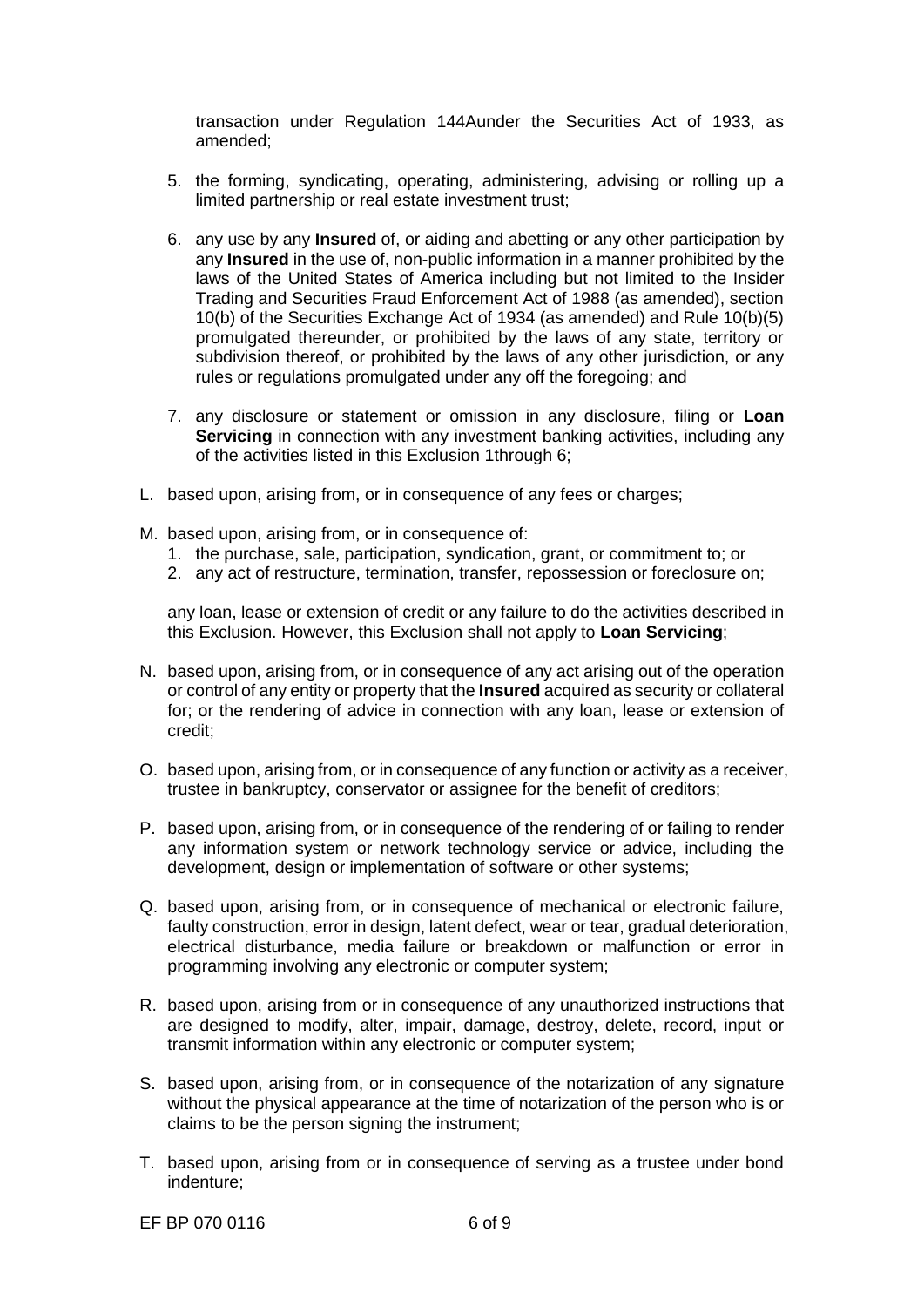transaction under Regulation 144Aunder the Securities Act of 1933, as amended;

5. the forming, syndicating, operating, administering, advising or rolling up a limited partnership or real estate investment trust;

6. any use by any **Insured** of, or aiding and abetting or any other participation by any **Insured** in the use of, non-public information in a manner prohibited by the laws of the United States of America including but not limited to the Insider Trading and Securities Fraud Enforcement Act of 1988 (as amended), section 10(b) of the Securities Exchange Act of 1934 (as amended) and Rule 10(b)(5) promulgated thereunder, or prohibited by the laws of any state, territory or subdivision thereof, or prohibited by the laws of any other jurisdiction, or any rules or regulations promulgated under any off the foregoing; and

7. any disclosure or statement or omission in any disclosure, filing or **Loan Servicing** in connection with any investment banking activities, including any of the activities listed in this Exclusion 1through 6;

L. based upon, arising from, or in consequence of any fees or charges;

M. based upon, arising from, or in consequence of:
   1. the purchase, sale, participation, syndication, grant, or commitment to; or
   2. any act of restructure, termination, transfer, repossession or foreclosure on;

   any loan, lease or extension of credit or any failure to do the activities described in this Exclusion. However, this Exclusion shall not apply to **Loan Servicing**;

N. based upon, arising from, or in consequence of any act arising out of the operation or control of any entity or property that the **Insured** acquired as security or collateral for; or the rendering of advice in connection with any loan, lease or extension of credit;

O. based upon, arising from, or in consequence of any function or activity as a receiver, trustee in bankruptcy, conservator or assignee for the benefit of creditors;

P. based upon, arising from, or in consequence of the rendering of or failing to render any information system or network technology service or advice, including the development, design or implementation of software or other systems;

Q. based upon, arising from, or in consequence of mechanical or electronic failure, faulty construction, error in design, latent defect, wear or tear, gradual deterioration, electrical disturbance, media failure or breakdown or malfunction or error in programming involving any electronic or computer system;

R. based upon, arising from or in consequence of any unauthorized instructions that are designed to modify, alter, impair, damage, destroy, delete, record, input or transmit information within any electronic or computer system;

S. based upon, arising from, or in consequence of the notarization of any signature without the physical appearance at the time of notarization of the person who is or claims to be the person signing the instrument;

T. based upon, arising from or in consequence of serving as a trustee under bond indenture;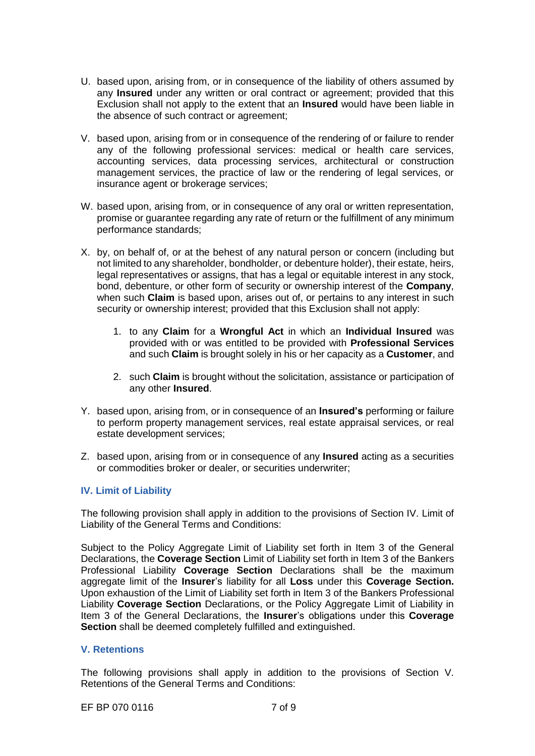U. based upon, arising from, or in consequence of the liability of others assumed by any **Insured** under any written or oral contract or agreement; provided that this Exclusion shall not apply to the extent that an **Insured** would have been liable in the absence of such contract or agreement;

V. based upon, arising from or in consequence of the rendering of or failure to render any of the following professional services: medical or health care services, accounting services, data processing services, architectural or construction management services, the practice of law or the rendering of legal services, or insurance agent or brokerage services;

W. based upon, arising from, or in consequence of any oral or written representation, promise or guarantee regarding any rate of return or the fulfillment of any minimum performance standards;

X. by, on behalf of, or at the behest of any natural person or concern (including but not limited to any shareholder, bondholder, or debenture holder), their estate, heirs, legal representatives or assigns, that has a legal or equitable interest in any stock, bond, debenture, or other form of security or ownership interest of the **Company**, when such **Claim** is based upon, arises out of, or pertains to any interest in such security or ownership interest; provided that this Exclusion shall not apply:

   1. to any **Claim** for a **Wrongful Act** in which an **Individual Insured** was provided with or was entitled to be provided with **Professional Services** and such **Claim** is brought solely in his or her capacity as a **Customer**, and

   2. such **Claim** is brought without the solicitation, assistance or participation of any other **Insured**.

Y. based upon, arising from, or in consequence of an **Insured's** performing or failure to perform property management services, real estate appraisal services, or real estate development services;

Z. based upon, arising from or in consequence of any **Insured** acting as a securities or commodities broker or dealer, or securities underwriter;

## IV. Limit of Liability

The following provision shall apply in addition to the provisions of Section IV. Limit of Liability of the General Terms and Conditions:

Subject to the Policy Aggregate Limit of Liability set forth in Item 3 of the General Declarations, the **Coverage Section** Limit of Liability set forth in Item 3 of the Bankers Professional Liability **Coverage Section** Declarations shall be the maximum aggregate limit of the **Insurer**'s liability for all **Loss** under this **Coverage Section.** Upon exhaustion of the Limit of Liability set forth in Item 3 of the Bankers Professional Liability **Coverage Section** Declarations, or the Policy Aggregate Limit of Liability in Item 3 of the General Declarations, the **Insurer**'s obligations under this **Coverage Section** shall be deemed completely fulfilled and extinguished.

## V. Retentions

The following provisions shall apply in addition to the provisions of Section V. Retentions of the General Terms and Conditions:

EF BP 070 0116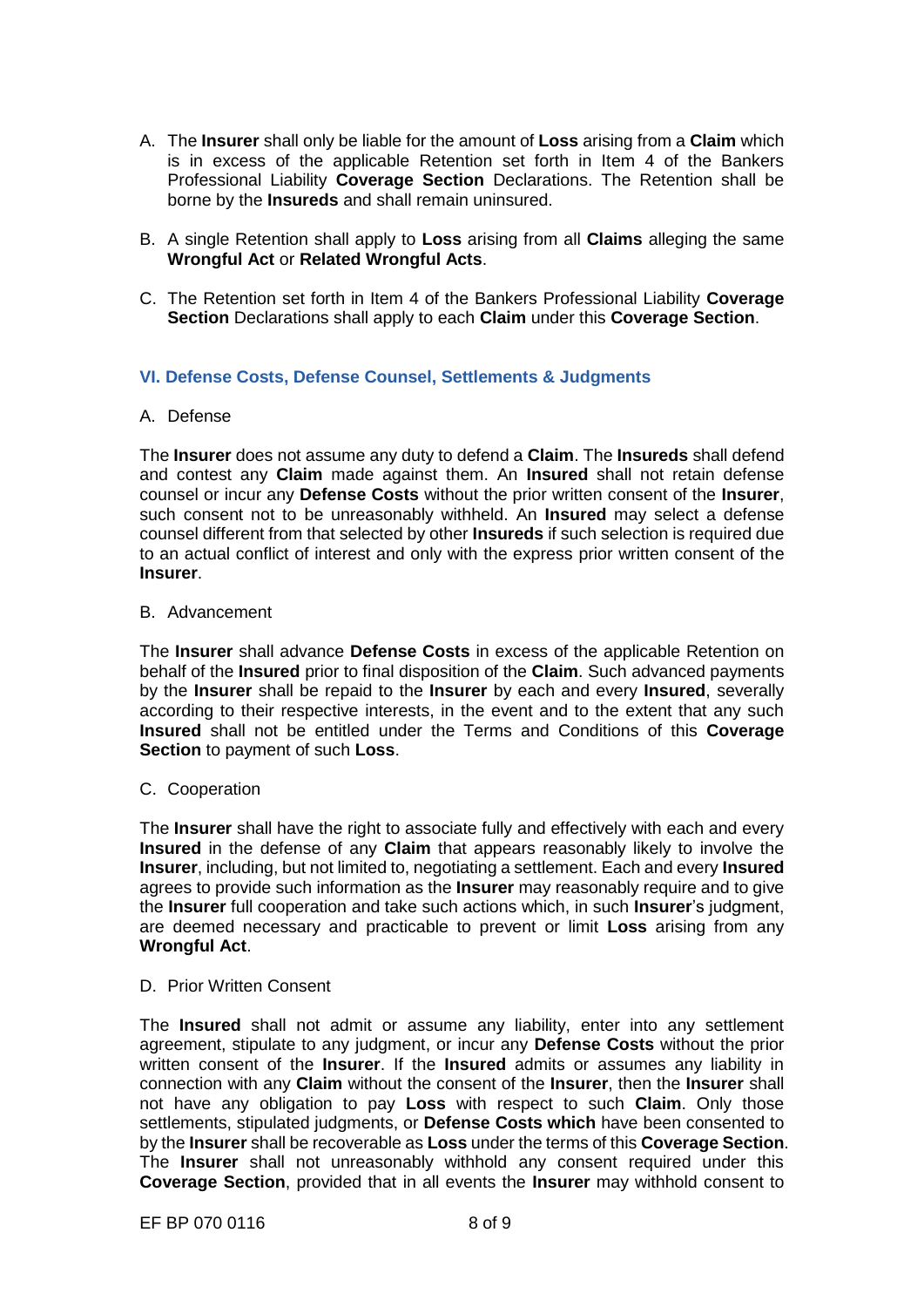A. The **Insurer** shall only be liable for the amount of **Loss** arising from a **Claim** which is in excess of the applicable Retention set forth in Item 4 of the Bankers Professional Liability **Coverage Section** Declarations. The Retention shall be borne by the **Insureds** and shall remain uninsured.

B. A single Retention shall apply to **Loss** arising from all **Claims** alleging the same **Wrongful Act** or **Related Wrongful Acts**.

C. The Retention set forth in Item 4 of the Bankers Professional Liability **Coverage Section** Declarations shall apply to each **Claim** under this **Coverage Section**.

## VI. Defense Costs, Defense Counsel, Settlements & Judgments

A. Defense

The **Insurer** does not assume any duty to defend a **Claim**. The **Insureds** shall defend and contest any **Claim** made against them. An **Insured** shall not retain defense counsel or incur any **Defense Costs** without the prior written consent of the **Insurer**, such consent not to be unreasonably withheld. An **Insured** may select a defense counsel different from that selected by other **Insureds** if such selection is required due to an actual conflict of interest and only with the express prior written consent of the **Insurer**.

B. Advancement

The **Insurer** shall advance **Defense Costs** in excess of the applicable Retention on behalf of the **Insured** prior to final disposition of the **Claim**. Such advanced payments by the **Insurer** shall be repaid to the **Insurer** by each and every **Insured**, severally according to their respective interests, in the event and to the extent that any such **Insured** shall not be entitled under the Terms and Conditions of this **Coverage Section** to payment of such **Loss**.

C. Cooperation

The **Insurer** shall have the right to associate fully and effectively with each and every **Insured** in the defense of any **Claim** that appears reasonably likely to involve the **Insurer**, including, but not limited to, negotiating a settlement. Each and every **Insured** agrees to provide such information as the **Insurer** may reasonably require and to give the **Insurer** full cooperation and take such actions which, in such **Insurer**'s judgment, are deemed necessary and practicable to prevent or limit **Loss** arising from any **Wrongful Act**.

D. Prior Written Consent

The **Insured** shall not admit or assume any liability, enter into any settlement agreement, stipulate to any judgment, or incur any **Defense Costs** without the prior written consent of the **Insurer**. If the **Insured** admits or assumes any liability in connection with any **Claim** without the consent of the **Insurer**, then the **Insurer** shall not have any obligation to pay **Loss** with respect to such **Claim**. Only those settlements, stipulated judgments, or **Defense Costs which** have been consented to by the **Insurer** shall be recoverable as **Loss** under the terms of this **Coverage Section**. The **Insurer** shall not unreasonably withhold any consent required under this **Coverage Section**, provided that in all events the **Insurer** may withhold consent to

EF BP 070 0116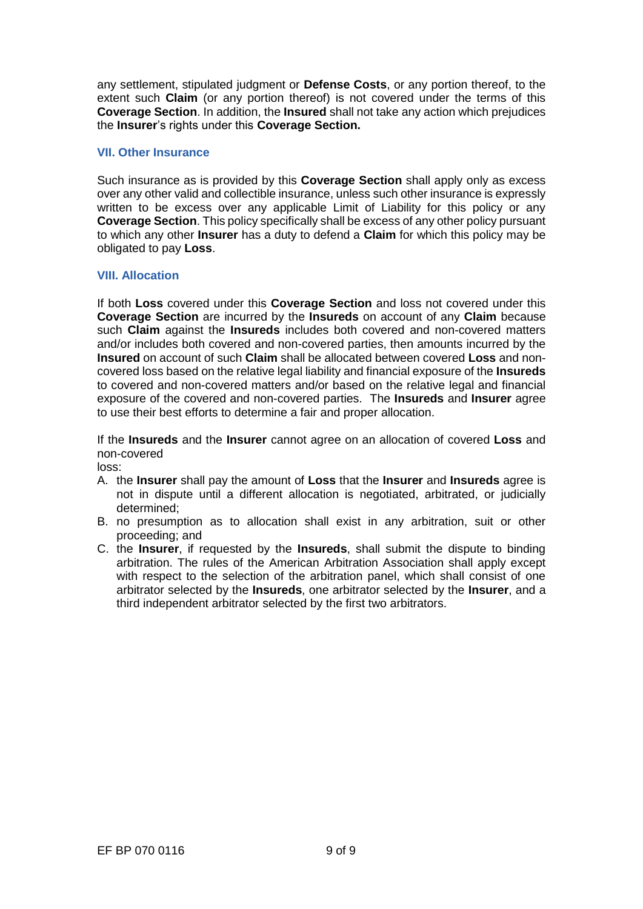any settlement, stipulated judgment or **Defense Costs**, or any portion thereof, to the extent such **Claim** (or any portion thereof) is not covered under the terms of this **Coverage Section**. In addition, the **Insured** shall not take any action which prejudices the **Insurer**'s rights under this **Coverage Section.**

### VII. Other Insurance

Such insurance as is provided by this **Coverage Section** shall apply only as excess over any other valid and collectible insurance, unless such other insurance is expressly written to be excess over any applicable Limit of Liability for this policy or any **Coverage Section**. This policy specifically shall be excess of any other policy pursuant to which any other **Insurer** has a duty to defend a **Claim** for which this policy may be obligated to pay **Loss**.

### VIII. Allocation

If both **Loss** covered under this **Coverage Section** and loss not covered under this **Coverage Section** are incurred by the **Insureds** on account of any **Claim** because such **Claim** against the **Insureds** includes both covered and non-covered matters and/or includes both covered and non-covered parties, then amounts incurred by the **Insured** on account of such **Claim** shall be allocated between covered **Loss** and non-covered loss based on the relative legal liability and financial exposure of the **Insureds** to covered and non-covered matters and/or based on the relative legal and financial exposure of the covered and non-covered parties. The **Insureds** and **Insurer** agree to use their best efforts to determine a fair and proper allocation.

If the **Insureds** and the **Insurer** cannot agree on an allocation of covered **Loss** and non-covered
loss:

A. the **Insurer** shall pay the amount of **Loss** that the **Insurer** and **Insureds** agree is not in dispute until a different allocation is negotiated, arbitrated, or judicially determined;
B. no presumption as to allocation shall exist in any arbitration, suit or other proceeding; and
C. the **Insurer**, if requested by the **Insureds**, shall submit the dispute to binding arbitration. The rules of the American Arbitration Association shall apply except with respect to the selection of the arbitration panel, which shall consist of one arbitrator selected by the **Insureds**, one arbitrator selected by the **Insurer**, and a third independent arbitrator selected by the first two arbitrators.

EF BP 070 0116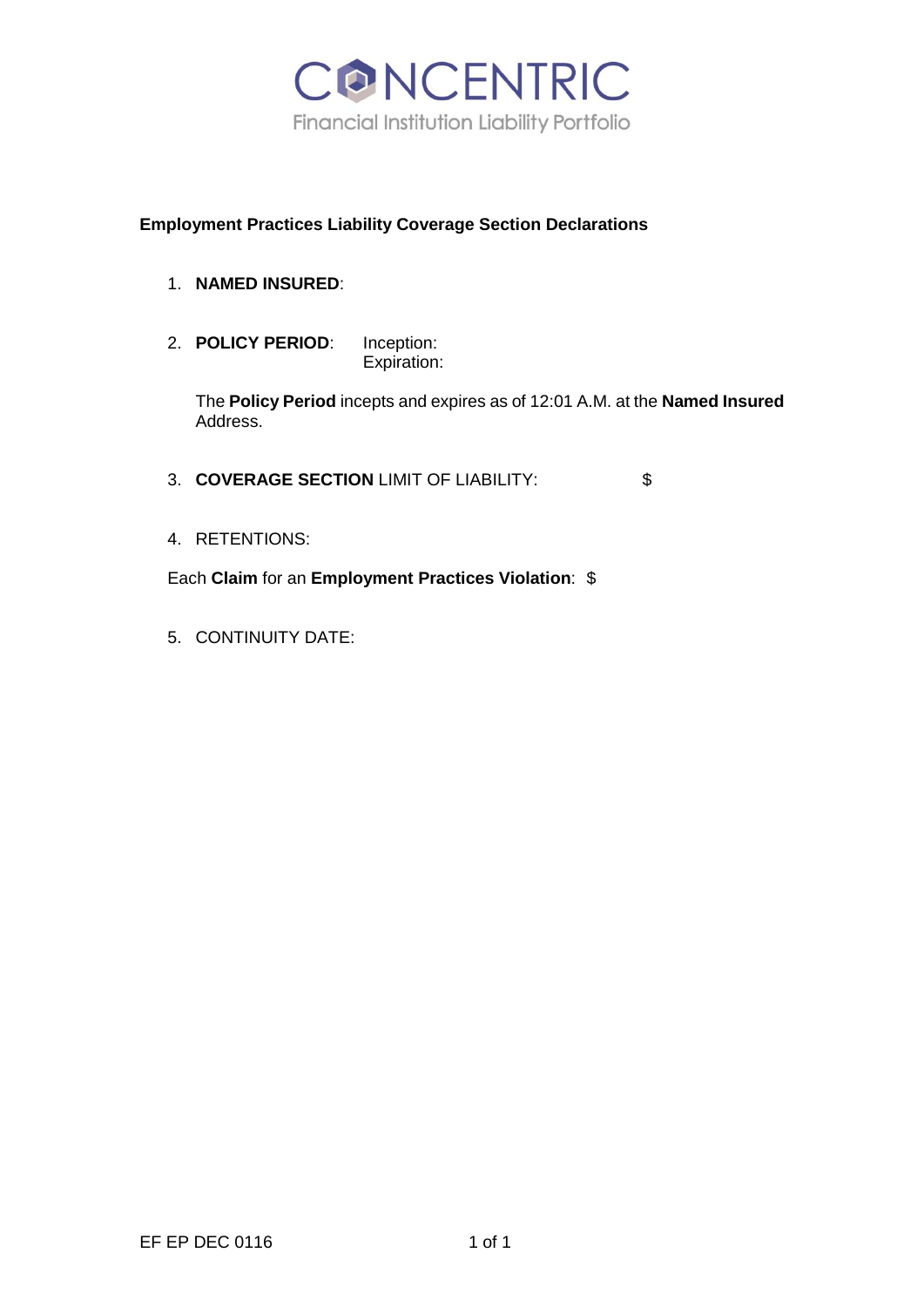# CONCENTRIC

Financial Institution Liability Portfolio

## Employment Practices Liability Coverage Section Declarations

1. **NAMED INSURED**:

2. **POLICY PERIOD**: Inception:
   Expiration:

   The **Policy Period** incepts and expires as of 12:01 A.M. at the **Named Insured** Address.

3. **COVERAGE SECTION** LIMIT OF LIABILITY: $

4. RETENTIONS:

   Each **Claim** for an **Employment Practices Violation**: $

5. CONTINUITY DATE:

EF EP DEC 0116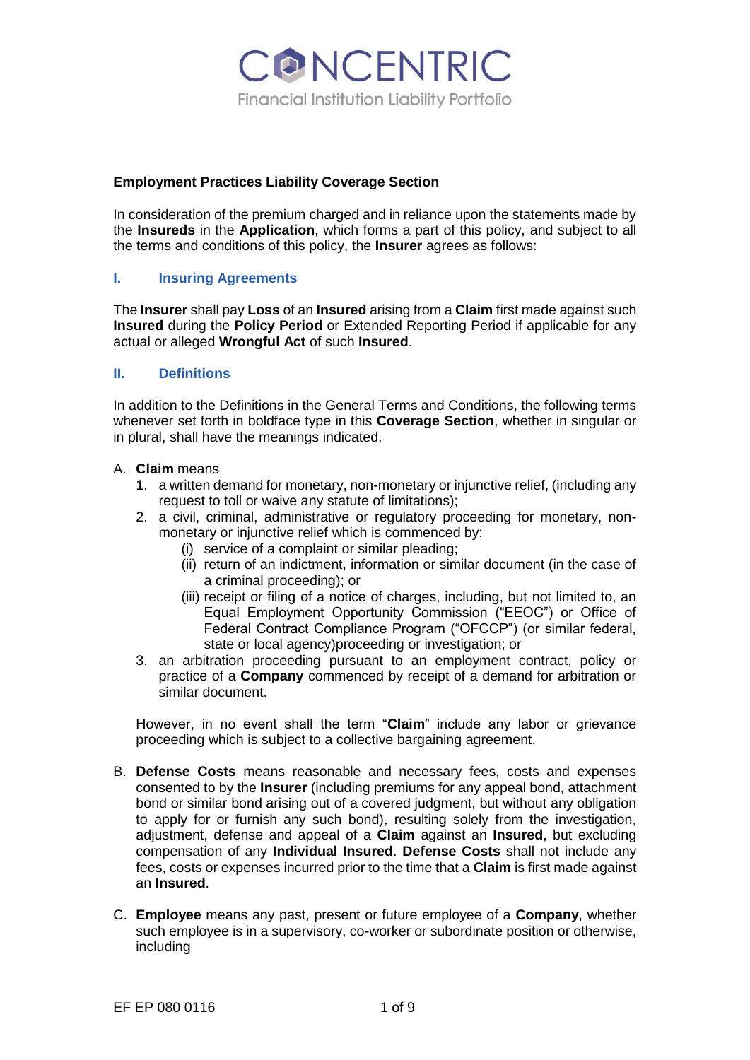**Employment Practices Liability Coverage Section**

In consideration of the premium charged and in reliance upon the statements made by the **Insureds** in the **Application**, which forms a part of this policy, and subject to all the terms and conditions of this policy, the **Insurer** agrees as follows:

## I. Insuring Agreements

The **Insurer** shall pay **Loss** of an **Insured** arising from a **Claim** first made against such **Insured** during the **Policy Period** or Extended Reporting Period if applicable for any actual or alleged **Wrongful Act** of such **Insured**.

## II. Definitions

In addition to the Definitions in the General Terms and Conditions, the following terms whenever set forth in boldface type in this **Coverage Section**, whether in singular or in plural, shall have the meanings indicated.

A. **Claim** means

1. a written demand for monetary, non-monetary or injunctive relief, (including any request to toll or waive any statute of limitations);
2. a civil, criminal, administrative or regulatory proceeding for monetary, non-monetary or injunctive relief which is commenced by:
   - (i) service of a complaint or similar pleading;
   - (ii) return of an indictment, information or similar document (in the case of a criminal proceeding); or
   - (iii) receipt or filing of a notice of charges, including, but not limited to, an Equal Employment Opportunity Commission ("EEOC") or Office of Federal Contract Compliance Program ("OFCCP") (or similar federal, state or local agency)proceeding or investigation; or
3. an arbitration proceeding pursuant to an employment contract, policy or practice of a **Company** commenced by receipt of a demand for arbitration or similar document.

However, in no event shall the term "**Claim**" include any labor or grievance proceeding which is subject to a collective bargaining agreement.

B. **Defense Costs** means reasonable and necessary fees, costs and expenses consented to by the **Insurer** (including premiums for any appeal bond, attachment bond or similar bond arising out of a covered judgment, but without any obligation to apply for or furnish any such bond), resulting solely from the investigation, adjustment, defense and appeal of a **Claim** against an **Insured**, but excluding compensation of any **Individual Insured**. **Defense Costs** shall not include any fees, costs or expenses incurred prior to the time that a **Claim** is first made against an **Insured**.

C. **Employee** means any past, present or future employee of a **Company**, whether such employee is in a supervisory, co-worker or subordinate position or otherwise, including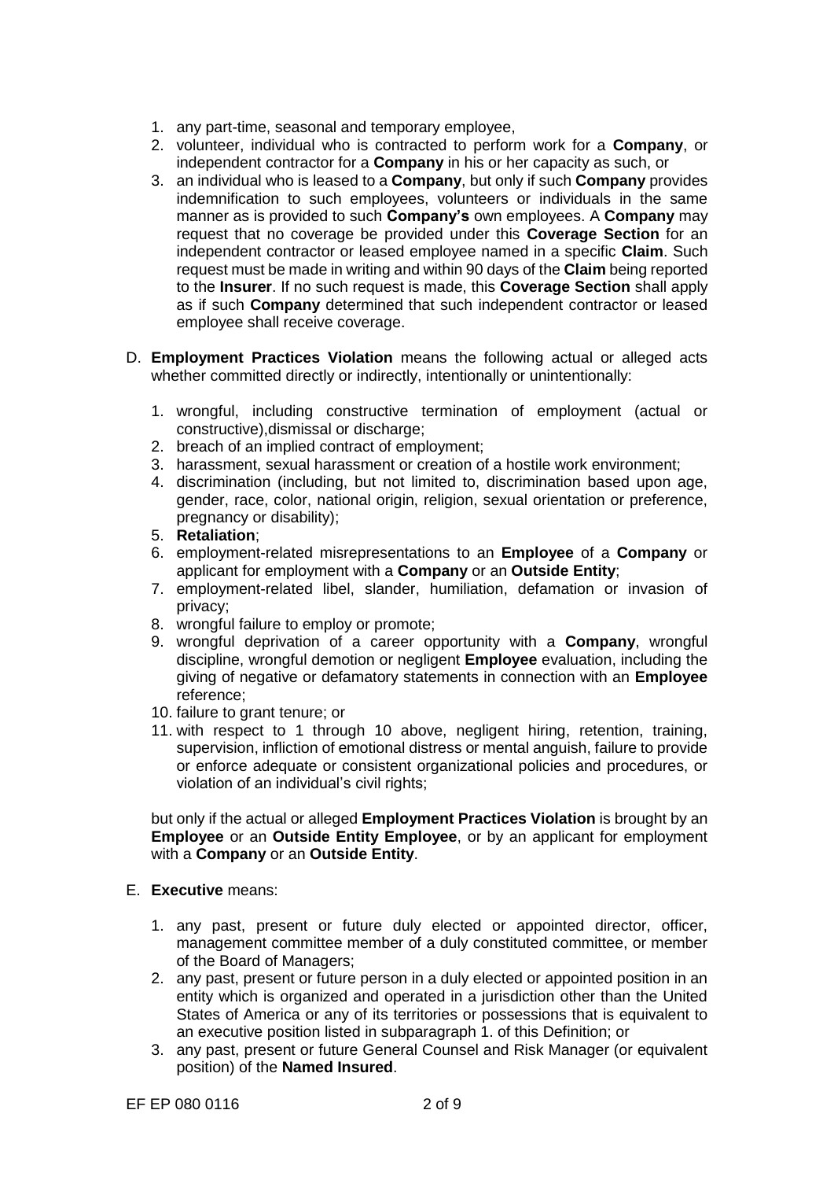1. any part-time, seasonal and temporary employee,
2. volunteer, individual who is contracted to perform work for a **Company**, or independent contractor for a **Company** in his or her capacity as such, or
3. an individual who is leased to a **Company**, but only if such **Company** provides indemnification to such employees, volunteers or individuals in the same manner as is provided to such **Company's** own employees. A **Company** may request that no coverage be provided under this **Coverage Section** for an independent contractor or leased employee named in a specific **Claim**. Such request must be made in writing and within 90 days of the **Claim** being reported to the **Insurer**. If no such request is made, this **Coverage Section** shall apply as if such **Company** determined that such independent contractor or leased employee shall receive coverage.

D. **Employment Practices Violation** means the following actual or alleged acts whether committed directly or indirectly, intentionally or unintentionally:

1. wrongful, including constructive termination of employment (actual or constructive),dismissal or discharge;
2. breach of an implied contract of employment;
3. harassment, sexual harassment or creation of a hostile work environment;
4. discrimination (including, but not limited to, discrimination based upon age, gender, race, color, national origin, religion, sexual orientation or preference, pregnancy or disability);
5. **Retaliation**;
6. employment-related misrepresentations to an **Employee** of a **Company** or applicant for employment with a **Company** or an **Outside Entity**;
7. employment-related libel, slander, humiliation, defamation or invasion of privacy;
8. wrongful failure to employ or promote;
9. wrongful deprivation of a career opportunity with a **Company**, wrongful discipline, wrongful demotion or negligent **Employee** evaluation, including the giving of negative or defamatory statements in connection with an **Employee** reference;
10. failure to grant tenure; or
11. with respect to 1 through 10 above, negligent hiring, retention, training, supervision, infliction of emotional distress or mental anguish, failure to provide or enforce adequate or consistent organizational policies and procedures, or violation of an individual's civil rights;

but only if the actual or alleged **Employment Practices Violation** is brought by an **Employee** or an **Outside Entity Employee**, or by an applicant for employment with a **Company** or an **Outside Entity**.

E. **Executive** means:

1. any past, present or future duly elected or appointed director, officer, management committee member of a duly constituted committee, or member of the Board of Managers;
2. any past, present or future person in a duly elected or appointed position in an entity which is organized and operated in a jurisdiction other than the United States of America or any of its territories or possessions that is equivalent to an executive position listed in subparagraph 1. of this Definition; or
3. any past, present or future General Counsel and Risk Manager (or equivalent position) of the **Named Insured**.

EF EP 080 0116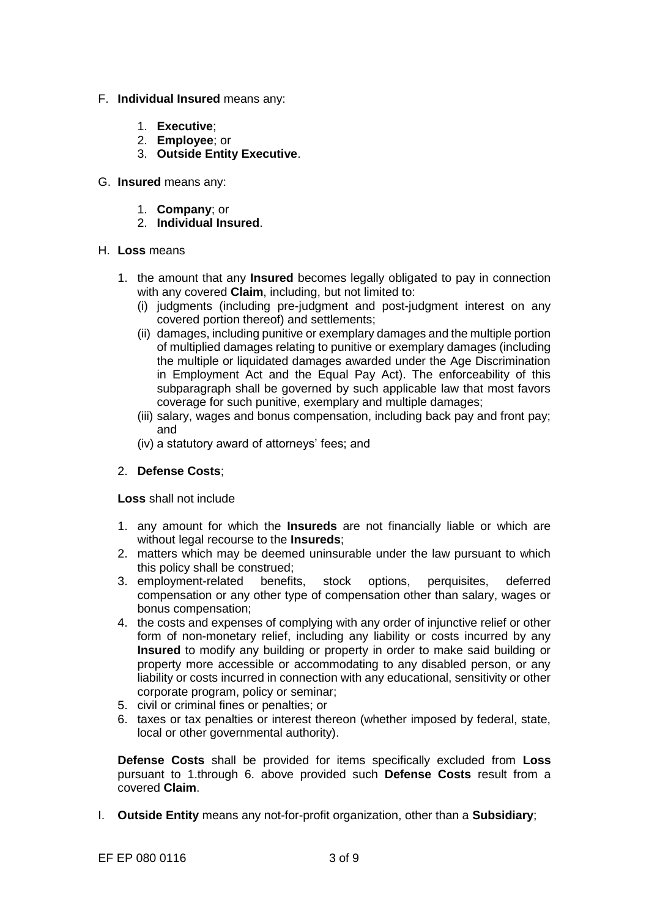F. **Individual Insured** means any:

   1. **Executive**;
   2. **Employee**; or
   3. **Outside Entity Executive**.

G. **Insured** means any:

   1. **Company**; or
   2. **Individual Insured**.

H. **Loss** means

   1. the amount that any **Insured** becomes legally obligated to pay in connection with any covered **Claim**, including, but not limited to:
      (i) judgments (including pre-judgment and post-judgment interest on any covered portion thereof) and settlements;
      (ii) damages, including punitive or exemplary damages and the multiple portion of multiplied damages relating to punitive or exemplary damages (including the multiple or liquidated damages awarded under the Age Discrimination in Employment Act and the Equal Pay Act). The enforceability of this subparagraph shall be governed by such applicable law that most favors coverage for such punitive, exemplary and multiple damages;
      (iii) salary, wages and bonus compensation, including back pay and front pay; and
      (iv) a statutory award of attorneys' fees; and

   2. **Defense Costs**;

   **Loss** shall not include

   1. any amount for which the **Insureds** are not financially liable or which are without legal recourse to the **Insureds**;
   2. matters which may be deemed uninsurable under the law pursuant to which this policy shall be construed;
   3. employment-related benefits, stock options, perquisites, deferred compensation or any other type of compensation other than salary, wages or bonus compensation;
   4. the costs and expenses of complying with any order of injunctive relief or other form of non-monetary relief, including any liability or costs incurred by any **Insured** to modify any building or property in order to make said building or property more accessible or accommodating to any disabled person, or any liability or costs incurred in connection with any educational, sensitivity or other corporate program, policy or seminar;
   5. civil or criminal fines or penalties; or
   6. taxes or tax penalties or interest thereon (whether imposed by federal, state, local or other governmental authority).

   **Defense Costs** shall be provided for items specifically excluded from **Loss** pursuant to 1.through 6. above provided such **Defense Costs** result from a covered **Claim**.

I. **Outside Entity** means any not-for-profit organization, other than a **Subsidiary**;

EF EP 080 0116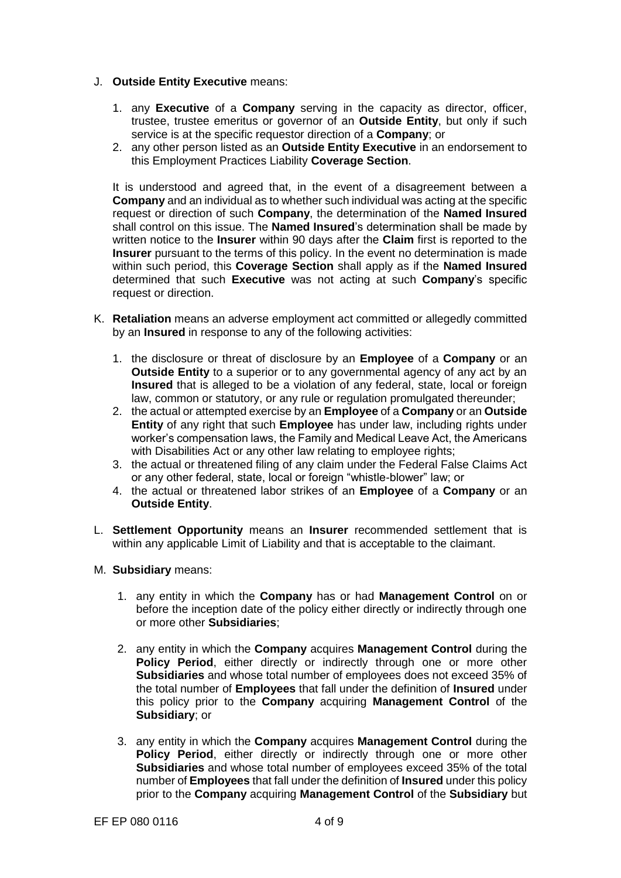J. **Outside Entity Executive** means:

   1. any **Executive** of a **Company** serving in the capacity as director, officer, trustee, trustee emeritus or governor of an **Outside Entity**, but only if such service is at the specific requestor direction of a **Company**; or
   2. any other person listed as an **Outside Entity Executive** in an endorsement to this Employment Practices Liability **Coverage Section**.

   It is understood and agreed that, in the event of a disagreement between a **Company** and an individual as to whether such individual was acting at the specific request or direction of such **Company**, the determination of the **Named Insured** shall control on this issue. The **Named Insured**'s determination shall be made by written notice to the **Insurer** within 90 days after the **Claim** first is reported to the **Insurer** pursuant to the terms of this policy. In the event no determination is made within such period, this **Coverage Section** shall apply as if the **Named Insured** determined that such **Executive** was not acting at such **Company**'s specific request or direction.

K. **Retaliation** means an adverse employment act committed or allegedly committed by an **Insured** in response to any of the following activities:

   1. the disclosure or threat of disclosure by an **Employee** of a **Company** or an **Outside Entity** to a superior or to any governmental agency of any act by an **Insured** that is alleged to be a violation of any federal, state, local or foreign law, common or statutory, or any rule or regulation promulgated thereunder;
   2. the actual or attempted exercise by an **Employee** of a **Company** or an **Outside Entity** of any right that such **Employee** has under law, including rights under worker's compensation laws, the Family and Medical Leave Act, the Americans with Disabilities Act or any other law relating to employee rights;
   3. the actual or threatened filing of any claim under the Federal False Claims Act or any other federal, state, local or foreign "whistle-blower" law; or
   4. the actual or threatened labor strikes of an **Employee** of a **Company** or an **Outside Entity**.

L. **Settlement Opportunity** means an **Insurer** recommended settlement that is within any applicable Limit of Liability and that is acceptable to the claimant.

M. **Subsidiary** means:

   1. any entity in which the **Company** has or had **Management Control** on or before the inception date of the policy either directly or indirectly through one or more other **Subsidiaries**;

   2. any entity in which the **Company** acquires **Management Control** during the **Policy Period**, either directly or indirectly through one or more other **Subsidiaries** and whose total number of employees does not exceed 35% of the total number of **Employees** that fall under the definition of **Insured** under this policy prior to the **Company** acquiring **Management Control** of the **Subsidiary**; or

   3. any entity in which the **Company** acquires **Management Control** during the **Policy Period**, either directly or indirectly through one or more other **Subsidiaries** and whose total number of employees exceed 35% of the total number of **Employees** that fall under the definition of **Insured** under this policy prior to the **Company** acquiring **Management Control** of the **Subsidiary** but

EF EP 080 0116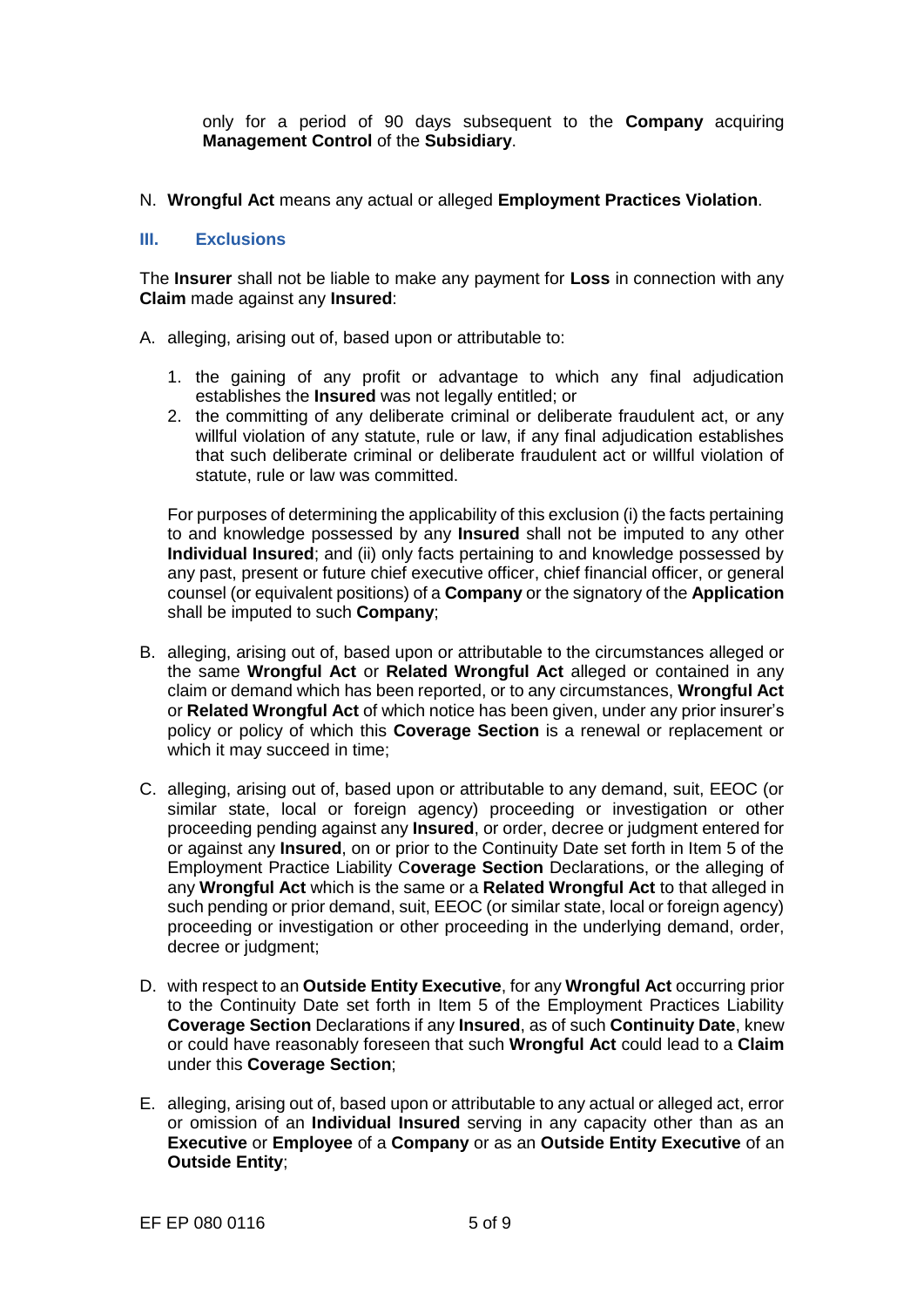only for a period of 90 days subsequent to the **Company** acquiring **Management Control** of the **Subsidiary**.

N. **Wrongful Act** means any actual or alleged **Employment Practices Violation**.

## III. Exclusions

The **Insurer** shall not be liable to make any payment for **Loss** in connection with any **Claim** made against any **Insured**:

A. alleging, arising out of, based upon or attributable to:

   1. the gaining of any profit or advantage to which any final adjudication establishes the **Insured** was not legally entitled; or
   2. the committing of any deliberate criminal or deliberate fraudulent act, or any willful violation of any statute, rule or law, if any final adjudication establishes that such deliberate criminal or deliberate fraudulent act or willful violation of statute, rule or law was committed.

   For purposes of determining the applicability of this exclusion (i) the facts pertaining to and knowledge possessed by any **Insured** shall not be imputed to any other **Individual Insured**; and (ii) only facts pertaining to and knowledge possessed by any past, present or future chief executive officer, chief financial officer, or general counsel (or equivalent positions) of a **Company** or the signatory of the **Application** shall be imputed to such **Company**;

B. alleging, arising out of, based upon or attributable to the circumstances alleged or the same **Wrongful Act** or **Related Wrongful Act** alleged or contained in any claim or demand which has been reported, or to any circumstances, **Wrongful Act** or **Related Wrongful Act** of which notice has been given, under any prior insurer's policy or policy of which this **Coverage Section** is a renewal or replacement or which it may succeed in time;

C. alleging, arising out of, based upon or attributable to any demand, suit, EEOC (or similar state, local or foreign agency) proceeding or investigation or other proceeding pending against any **Insured**, or order, decree or judgment entered for or against any **Insured**, on or prior to the Continuity Date set forth in Item 5 of the Employment Practice Liability C**overage Section** Declarations, or the alleging of any **Wrongful Act** which is the same or a **Related Wrongful Act** to that alleged in such pending or prior demand, suit, EEOC (or similar state, local or foreign agency) proceeding or investigation or other proceeding in the underlying demand, order, decree or judgment;

D. with respect to an **Outside Entity Executive**, for any **Wrongful Act** occurring prior to the Continuity Date set forth in Item 5 of the Employment Practices Liability **Coverage Section** Declarations if any **Insured**, as of such **Continuity Date**, knew or could have reasonably foreseen that such **Wrongful Act** could lead to a **Claim** under this **Coverage Section**;

E. alleging, arising out of, based upon or attributable to any actual or alleged act, error or omission of an **Individual Insured** serving in any capacity other than as an **Executive** or **Employee** of a **Company** or as an **Outside Entity Executive** of an **Outside Entity**;

EF EP 080 0116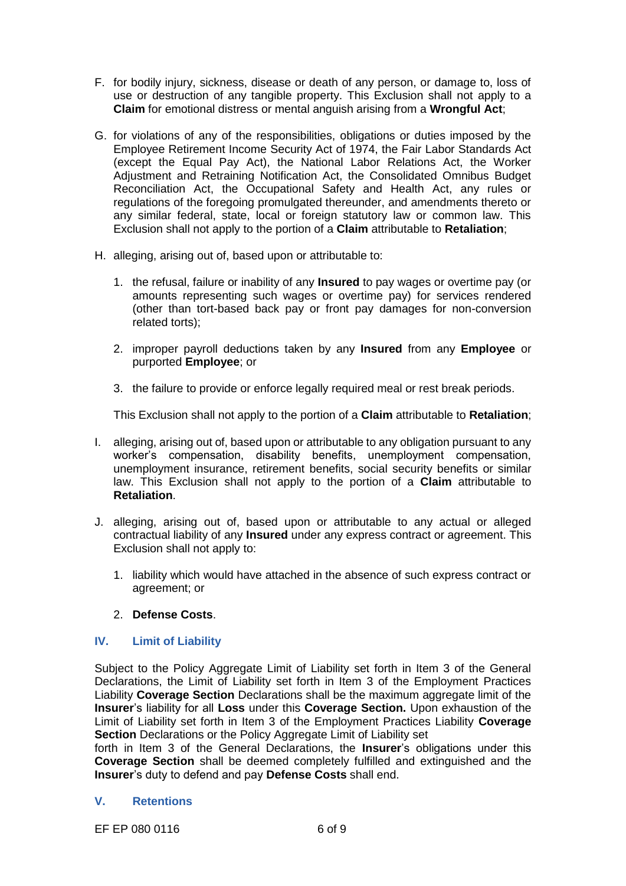F. for bodily injury, sickness, disease or death of any person, or damage to, loss of use or destruction of any tangible property. This Exclusion shall not apply to a **Claim** for emotional distress or mental anguish arising from a **Wrongful Act**;

G. for violations of any of the responsibilities, obligations or duties imposed by the Employee Retirement Income Security Act of 1974, the Fair Labor Standards Act (except the Equal Pay Act), the National Labor Relations Act, the Worker Adjustment and Retraining Notification Act, the Consolidated Omnibus Budget Reconciliation Act, the Occupational Safety and Health Act, any rules or regulations of the foregoing promulgated thereunder, and amendments thereto or any similar federal, state, local or foreign statutory law or common law. This Exclusion shall not apply to the portion of a **Claim** attributable to **Retaliation**;

H. alleging, arising out of, based upon or attributable to:

   1. the refusal, failure or inability of any **Insured** to pay wages or overtime pay (or amounts representing such wages or overtime pay) for services rendered (other than tort-based back pay or front pay damages for non-conversion related torts);

   2. improper payroll deductions taken by any **Insured** from any **Employee** or purported **Employee**; or

   3. the failure to provide or enforce legally required meal or rest break periods.

   This Exclusion shall not apply to the portion of a **Claim** attributable to **Retaliation**;

I. alleging, arising out of, based upon or attributable to any obligation pursuant to any worker's compensation, disability benefits, unemployment compensation, unemployment insurance, retirement benefits, social security benefits or similar law. This Exclusion shall not apply to the portion of a **Claim** attributable to **Retaliation**.

J. alleging, arising out of, based upon or attributable to any actual or alleged contractual liability of any **Insured** under any express contract or agreement. This Exclusion shall not apply to:

   1. liability which would have attached in the absence of such express contract or agreement; or

   2. **Defense Costs**.

## IV. Limit of Liability

Subject to the Policy Aggregate Limit of Liability set forth in Item 3 of the General Declarations, the Limit of Liability set forth in Item 3 of the Employment Practices Liability **Coverage Section** Declarations shall be the maximum aggregate limit of the **Insurer**'s liability for all **Loss** under this **Coverage Section.** Upon exhaustion of the Limit of Liability set forth in Item 3 of the Employment Practices Liability **Coverage Section** Declarations or the Policy Aggregate Limit of Liability set forth in Item 3 of the General Declarations, the **Insurer**'s obligations under this **Coverage Section** shall be deemed completely fulfilled and extinguished and the **Insurer**'s duty to defend and pay **Defense Costs** shall end.

## V. Retentions

EF EP 080 0116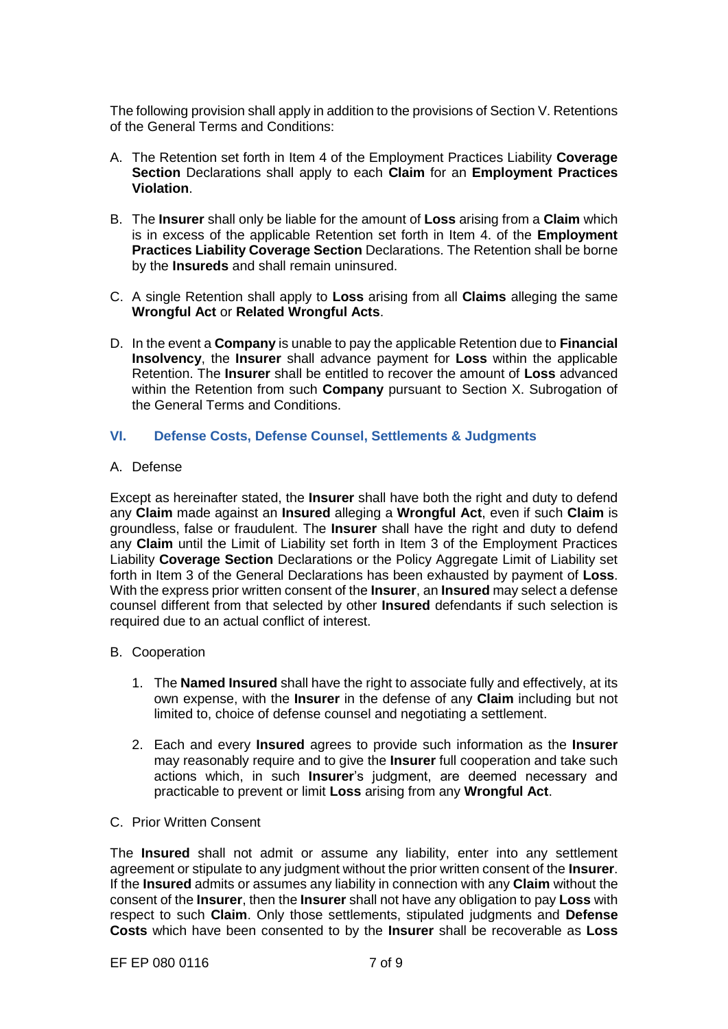The following provision shall apply in addition to the provisions of Section V. Retentions of the General Terms and Conditions:

A. The Retention set forth in Item 4 of the Employment Practices Liability **Coverage Section** Declarations shall apply to each **Claim** for an **Employment Practices Violation**.

B. The **Insurer** shall only be liable for the amount of **Loss** arising from a **Claim** which is in excess of the applicable Retention set forth in Item 4. of the **Employment Practices Liability Coverage Section** Declarations. The Retention shall be borne by the **Insureds** and shall remain uninsured.

C. A single Retention shall apply to **Loss** arising from all **Claims** alleging the same **Wrongful Act** or **Related Wrongful Acts**.

D. In the event a **Company** is unable to pay the applicable Retention due to **Financial Insolvency**, the **Insurer** shall advance payment for **Loss** within the applicable Retention. The **Insurer** shall be entitled to recover the amount of **Loss** advanced within the Retention from such **Company** pursuant to Section X. Subrogation of the General Terms and Conditions.

## VI. Defense Costs, Defense Counsel, Settlements & Judgments

A. Defense

Except as hereinafter stated, the **Insurer** shall have both the right and duty to defend any **Claim** made against an **Insured** alleging a **Wrongful Act**, even if such **Claim** is groundless, false or fraudulent. The **Insurer** shall have the right and duty to defend any **Claim** until the Limit of Liability set forth in Item 3 of the Employment Practices Liability **Coverage Section** Declarations or the Policy Aggregate Limit of Liability set forth in Item 3 of the General Declarations has been exhausted by payment of **Loss**. With the express prior written consent of the **Insurer**, an **Insured** may select a defense counsel different from that selected by other **Insured** defendants if such selection is required due to an actual conflict of interest.

B. Cooperation

1. The **Named Insured** shall have the right to associate fully and effectively, at its own expense, with the **Insurer** in the defense of any **Claim** including but not limited to, choice of defense counsel and negotiating a settlement.

2. Each and every **Insured** agrees to provide such information as the **Insurer** may reasonably require and to give the **Insurer** full cooperation and take such actions which, in such **Insurer**'s judgment, are deemed necessary and practicable to prevent or limit **Loss** arising from any **Wrongful Act**.

C. Prior Written Consent

The **Insured** shall not admit or assume any liability, enter into any settlement agreement or stipulate to any judgment without the prior written consent of the **Insurer**. If the **Insured** admits or assumes any liability in connection with any **Claim** without the consent of the **Insurer**, then the **Insurer** shall not have any obligation to pay **Loss** with respect to such **Claim**. Only those settlements, stipulated judgments and **Defense Costs** which have been consented to by the **Insurer** shall be recoverable as **Loss**

EF EP 080 0116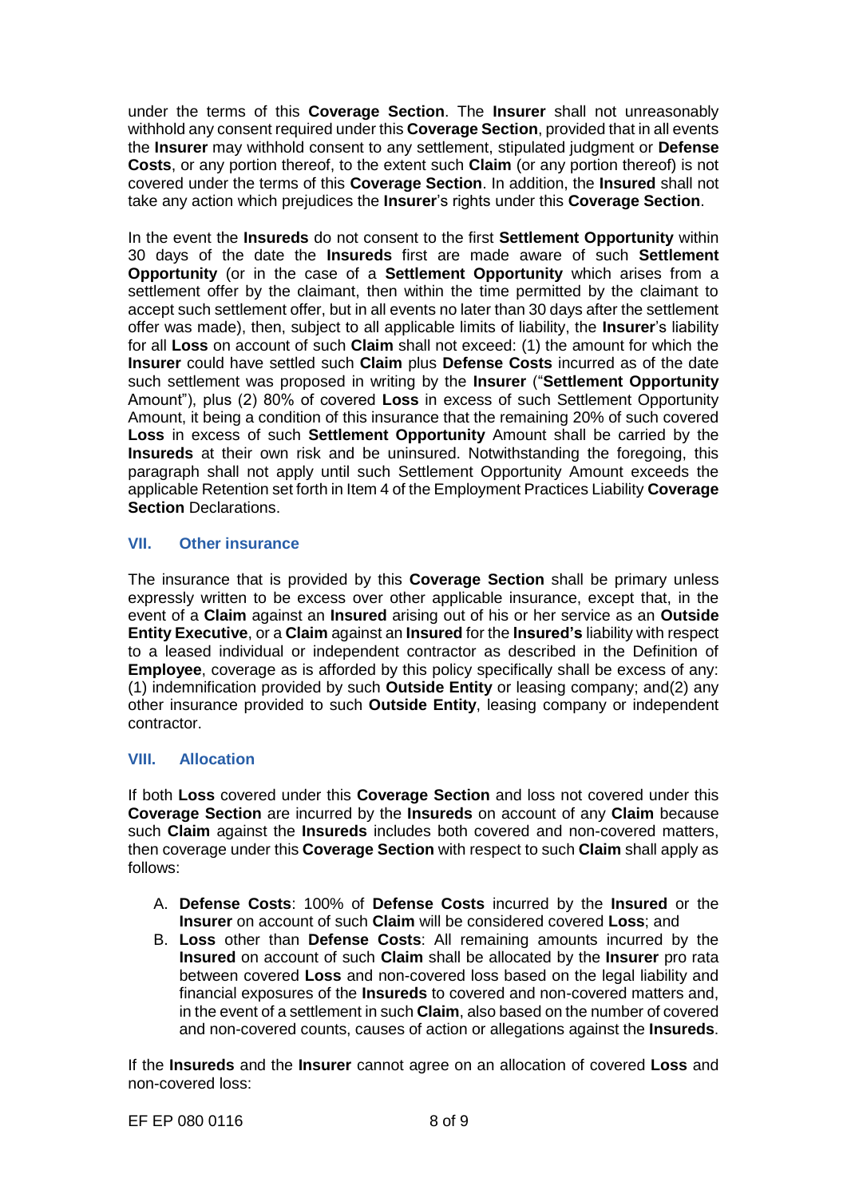under the terms of this **Coverage Section**. The **Insurer** shall not unreasonably withhold any consent required under this **Coverage Section**, provided that in all events the **Insurer** may withhold consent to any settlement, stipulated judgment or **Defense Costs**, or any portion thereof, to the extent such **Claim** (or any portion thereof) is not covered under the terms of this **Coverage Section**. In addition, the **Insured** shall not take any action which prejudices the **Insurer**'s rights under this **Coverage Section**.

In the event the **Insureds** do not consent to the first **Settlement Opportunity** within 30 days of the date the **Insureds** first are made aware of such **Settlement Opportunity** (or in the case of a **Settlement Opportunity** which arises from a settlement offer by the claimant, then within the time permitted by the claimant to accept such settlement offer, but in all events no later than 30 days after the settlement offer was made), then, subject to all applicable limits of liability, the **Insurer**'s liability for all **Loss** on account of such **Claim** shall not exceed: (1) the amount for which the **Insurer** could have settled such **Claim** plus **Defense Costs** incurred as of the date such settlement was proposed in writing by the **Insurer** ("**Settlement Opportunity** Amount"), plus (2) 80% of covered **Loss** in excess of such Settlement Opportunity Amount, it being a condition of this insurance that the remaining 20% of such covered **Loss** in excess of such **Settlement Opportunity** Amount shall be carried by the **Insureds** at their own risk and be uninsured. Notwithstanding the foregoing, this paragraph shall not apply until such Settlement Opportunity Amount exceeds the applicable Retention set forth in Item 4 of the Employment Practices Liability **Coverage Section** Declarations.

## VII. Other insurance

The insurance that is provided by this **Coverage Section** shall be primary unless expressly written to be excess over other applicable insurance, except that, in the event of a **Claim** against an **Insured** arising out of his or her service as an **Outside Entity Executive**, or a **Claim** against an **Insured** for the **Insured's** liability with respect to a leased individual or independent contractor as described in the Definition of **Employee**, coverage as is afforded by this policy specifically shall be excess of any: (1) indemnification provided by such **Outside Entity** or leasing company; and(2) any other insurance provided to such **Outside Entity**, leasing company or independent contractor.

## VIII. Allocation

If both **Loss** covered under this **Coverage Section** and loss not covered under this **Coverage Section** are incurred by the **Insureds** on account of any **Claim** because such **Claim** against the **Insureds** includes both covered and non-covered matters, then coverage under this **Coverage Section** with respect to such **Claim** shall apply as follows:

A. **Defense Costs**: 100% of **Defense Costs** incurred by the **Insured** or the **Insurer** on account of such **Claim** will be considered covered **Loss**; and
B. **Loss** other than **Defense Costs**: All remaining amounts incurred by the **Insured** on account of such **Claim** shall be allocated by the **Insurer** pro rata between covered **Loss** and non-covered loss based on the legal liability and financial exposures of the **Insureds** to covered and non-covered matters and, in the event of a settlement in such **Claim**, also based on the number of covered and non-covered counts, causes of action or allegations against the **Insureds**.

If the **Insureds** and the **Insurer** cannot agree on an allocation of covered **Loss** and non-covered loss:

EF EP 080 0116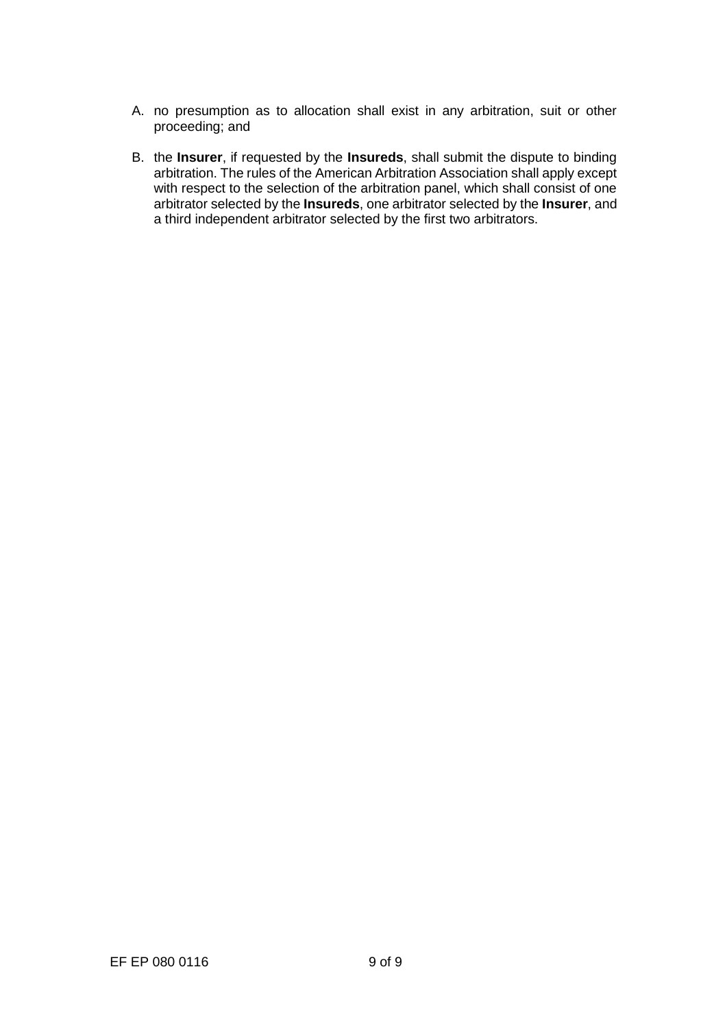A. no presumption as to allocation shall exist in any arbitration, suit or other proceeding; and

B. the **Insurer**, if requested by the **Insureds**, shall submit the dispute to binding arbitration. The rules of the American Arbitration Association shall apply except with respect to the selection of the arbitration panel, which shall consist of one arbitrator selected by the **Insureds**, one arbitrator selected by the **Insurer**, and a third independent arbitrator selected by the first two arbitrators.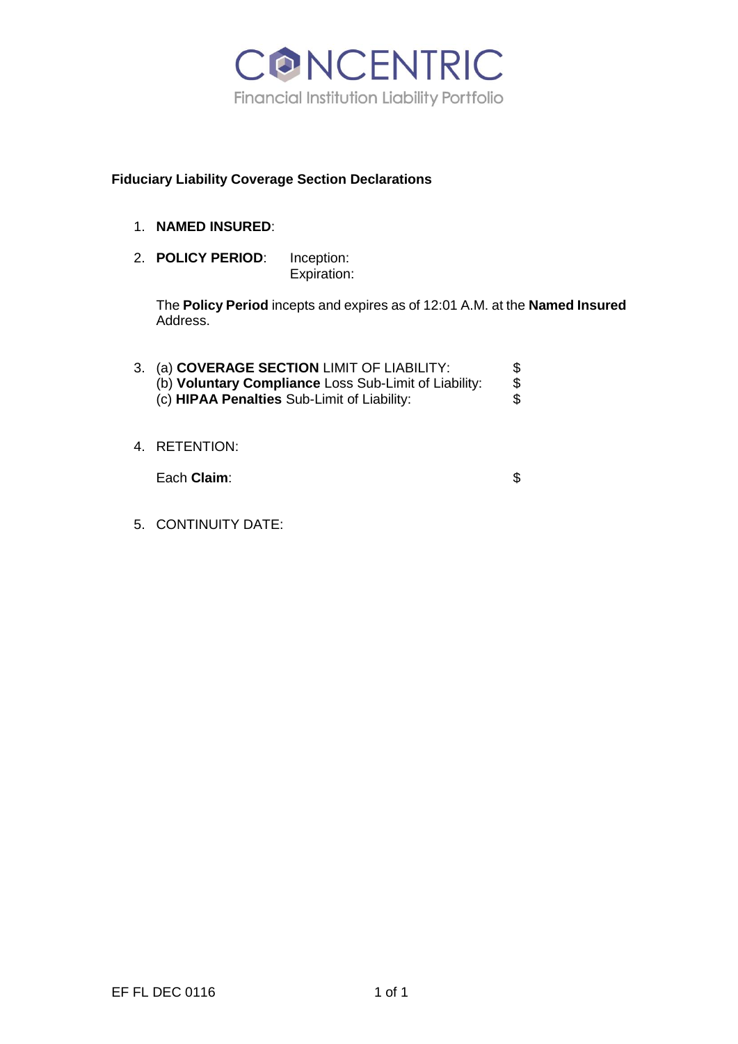# CONCENTRIC

Financial Institution Liability Portfolio

## Fiduciary Liability Coverage Section Declarations

1. **NAMED INSURED**:

2. **POLICY PERIOD**: Inception:
   Expiration:

   The **Policy Period** incepts and expires as of 12:01 A.M. at the **Named Insured** Address.

3. (a) **COVERAGE SECTION** LIMIT OF LIABILITY: $
   (b) **Voluntary Compliance** Loss Sub-Limit of Liability: $
   (c) **HIPAA Penalties** Sub-Limit of Liability: $

4. RETENTION:

   Each **Claim**: $

5. CONTINUITY DATE:

EF FL DEC 0116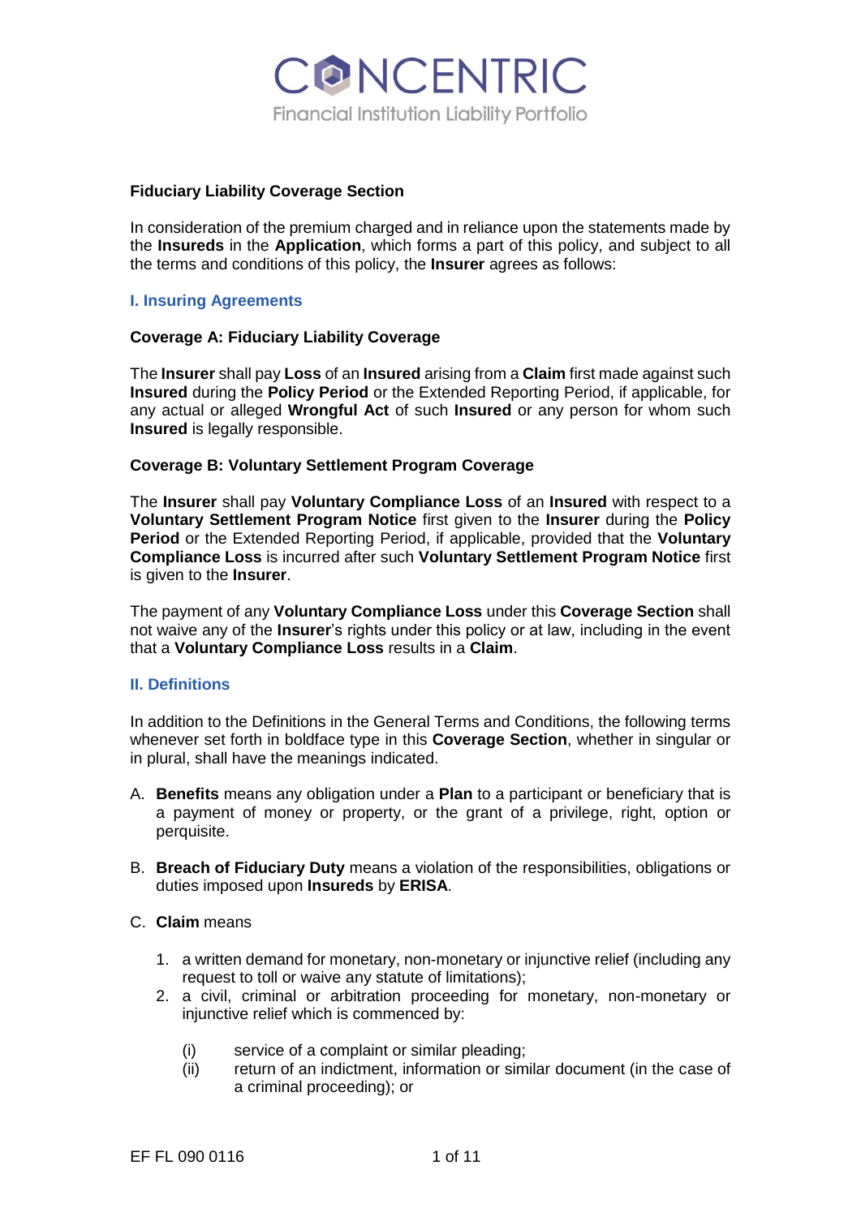# CONCENTRIC

Financial Institution Liability Portfolio

## Fiduciary Liability Coverage Section

In consideration of the premium charged and in reliance upon the statements made by the **Insureds** in the **Application**, which forms a part of this policy, and subject to all the terms and conditions of this policy, the **Insurer** agrees as follows:

### I. Insuring Agreements

#### Coverage A: Fiduciary Liability Coverage

The **Insurer** shall pay **Loss** of an **Insured** arising from a **Claim** first made against such **Insured** during the **Policy Period** or the Extended Reporting Period, if applicable, for any actual or alleged **Wrongful Act** of such **Insured** or any person for whom such **Insured** is legally responsible.

#### Coverage B: Voluntary Settlement Program Coverage

The **Insurer** shall pay **Voluntary Compliance Loss** of an **Insured** with respect to a **Voluntary Settlement Program Notice** first given to the **Insurer** during the **Policy Period** or the Extended Reporting Period, if applicable, provided that the **Voluntary Compliance Loss** is incurred after such **Voluntary Settlement Program Notice** first is given to the **Insurer**.

The payment of any **Voluntary Compliance Loss** under this **Coverage Section** shall not waive any of the **Insurer**'s rights under this policy or at law, including in the event that a **Voluntary Compliance Loss** results in a **Claim**.

### II. Definitions

In addition to the Definitions in the General Terms and Conditions, the following terms whenever set forth in boldface type in this **Coverage Section**, whether in singular or in plural, shall have the meanings indicated.

A. **Benefits** means any obligation under a **Plan** to a participant or beneficiary that is a payment of money or property, or the grant of a privilege, right, option or perquisite.

B. **Breach of Fiduciary Duty** means a violation of the responsibilities, obligations or duties imposed upon **Insureds** by **ERISA**.

C. **Claim** means

1. a written demand for monetary, non-monetary or injunctive relief (including any request to toll or waive any statute of limitations);
2. a civil, criminal or arbitration proceeding for monetary, non-monetary or injunctive relief which is commenced by:

   (i) service of a complaint or similar pleading;
   
   (ii) return of an indictment, information or similar document (in the case of a criminal proceeding); or

EF FL 090 0116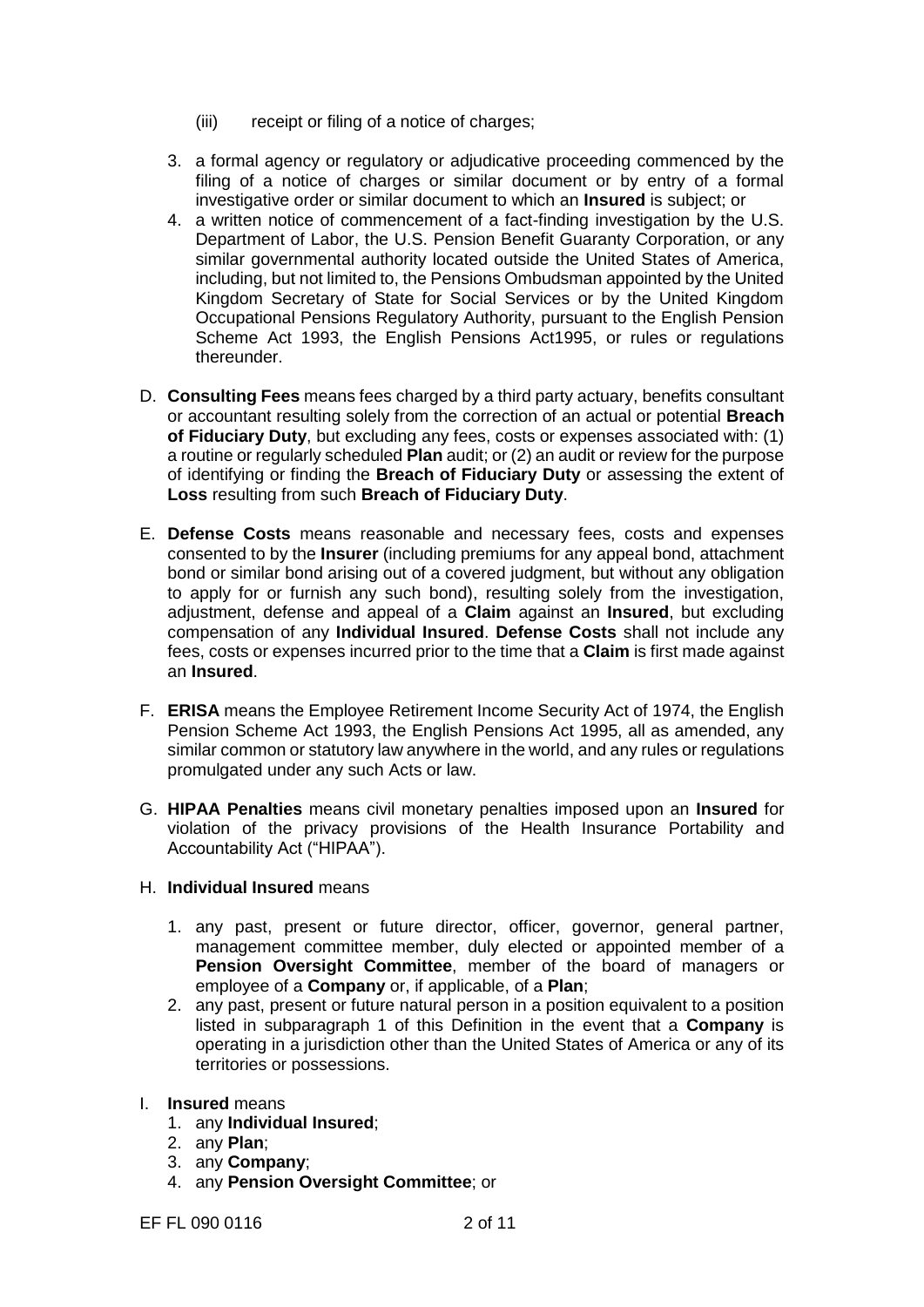(iii) receipt or filing of a notice of charges;

3. a formal agency or regulatory or adjudicative proceeding commenced by the filing of a notice of charges or similar document or by entry of a formal investigative order or similar document to which an **Insured** is subject; or
4. a written notice of commencement of a fact-finding investigation by the U.S. Department of Labor, the U.S. Pension Benefit Guaranty Corporation, or any similar governmental authority located outside the United States of America, including, but not limited to, the Pensions Ombudsman appointed by the United Kingdom Secretary of State for Social Services or by the United Kingdom Occupational Pensions Regulatory Authority, pursuant to the English Pension Scheme Act 1993, the English Pensions Act1995, or rules or regulations thereunder.

D. **Consulting Fees** means fees charged by a third party actuary, benefits consultant or accountant resulting solely from the correction of an actual or potential **Breach of Fiduciary Duty**, but excluding any fees, costs or expenses associated with: (1) a routine or regularly scheduled **Plan** audit; or (2) an audit or review for the purpose of identifying or finding the **Breach of Fiduciary Duty** or assessing the extent of **Loss** resulting from such **Breach of Fiduciary Duty**.

E. **Defense Costs** means reasonable and necessary fees, costs and expenses consented to by the **Insurer** (including premiums for any appeal bond, attachment bond or similar bond arising out of a covered judgment, but without any obligation to apply for or furnish any such bond), resulting solely from the investigation, adjustment, defense and appeal of a **Claim** against an **Insured**, but excluding compensation of any **Individual Insured**. **Defense Costs** shall not include any fees, costs or expenses incurred prior to the time that a **Claim** is first made against an **Insured**.

F. **ERISA** means the Employee Retirement Income Security Act of 1974, the English Pension Scheme Act 1993, the English Pensions Act 1995, all as amended, any similar common or statutory law anywhere in the world, and any rules or regulations promulgated under any such Acts or law.

G. **HIPAA Penalties** means civil monetary penalties imposed upon an **Insured** for violation of the privacy provisions of the Health Insurance Portability and Accountability Act ("HIPAA").

H. **Individual Insured** means

1. any past, present or future director, officer, governor, general partner, management committee member, duly elected or appointed member of a **Pension Oversight Committee**, member of the board of managers or employee of a **Company** or, if applicable, of a **Plan**;
2. any past, present or future natural person in a position equivalent to a position listed in subparagraph 1 of this Definition in the event that a **Company** is operating in a jurisdiction other than the United States of America or any of its territories or possessions.

I. **Insured** means

1. any **Individual Insured**;
2. any **Plan**;
3. any **Company**;
4. any **Pension Oversight Committee**; or

EF FL 090 0116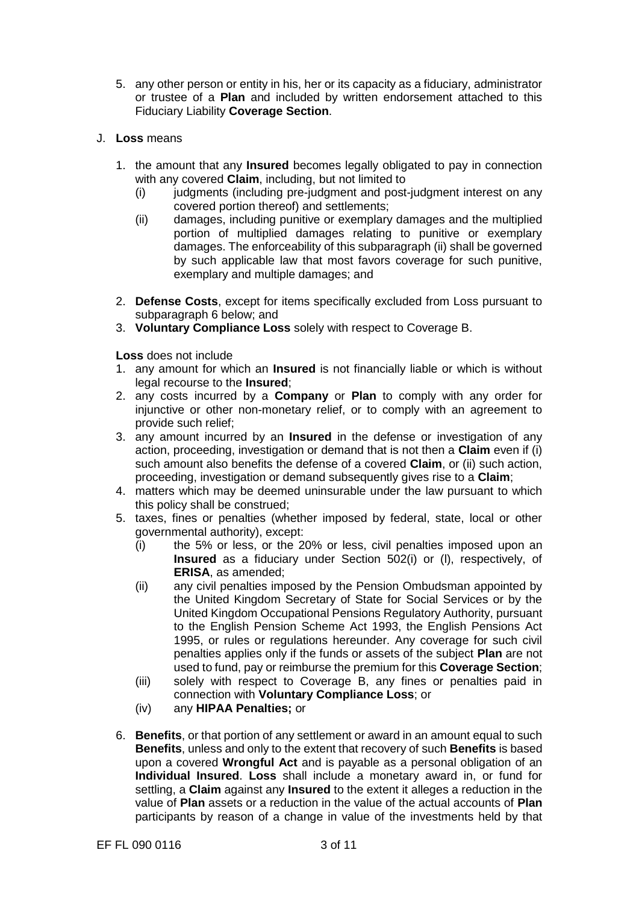5. any other person or entity in his, her or its capacity as a fiduciary, administrator or trustee of a **Plan** and included by written endorsement attached to this Fiduciary Liability **Coverage Section**.

J. **Loss** means

   1. the amount that any **Insured** becomes legally obligated to pay in connection with any covered **Claim**, including, but not limited to
      (i) judgments (including pre-judgment and post-judgment interest on any covered portion thereof) and settlements;
      (ii) damages, including punitive or exemplary damages and the multiplied portion of multiplied damages relating to punitive or exemplary damages. The enforceability of this subparagraph (ii) shall be governed by such applicable law that most favors coverage for such punitive, exemplary and multiple damages; and
   2. **Defense Costs**, except for items specifically excluded from Loss pursuant to subparagraph 6 below; and
   3. **Voluntary Compliance Loss** solely with respect to Coverage B.

   **Loss** does not include

   1. any amount for which an **Insured** is not financially liable or which is without legal recourse to the **Insured**;
   2. any costs incurred by a **Company** or **Plan** to comply with any order for injunctive or other non-monetary relief, or to comply with an agreement to provide such relief;
   3. any amount incurred by an **Insured** in the defense or investigation of any action, proceeding, investigation or demand that is not then a **Claim** even if (i) such amount also benefits the defense of a covered **Claim**, or (ii) such action, proceeding, investigation or demand subsequently gives rise to a **Claim**;
   4. matters which may be deemed uninsurable under the law pursuant to which this policy shall be construed;
   5. taxes, fines or penalties (whether imposed by federal, state, local or other governmental authority), except:
      (i) the 5% or less, or the 20% or less, civil penalties imposed upon an **Insured** as a fiduciary under Section 502(i) or (l), respectively, of **ERISA**, as amended;
      (ii) any civil penalties imposed by the Pension Ombudsman appointed by the United Kingdom Secretary of State for Social Services or by the United Kingdom Occupational Pensions Regulatory Authority, pursuant to the English Pension Scheme Act 1993, the English Pensions Act 1995, or rules or regulations hereunder. Any coverage for such civil penalties applies only if the funds or assets of the subject **Plan** are not used to fund, pay or reimburse the premium for this **Coverage Section**;
      (iii) solely with respect to Coverage B, any fines or penalties paid in connection with **Voluntary Compliance Loss**; or
      (iv) any **HIPAA Penalties;** or
   6. **Benefits**, or that portion of any settlement or award in an amount equal to such **Benefits**, unless and only to the extent that recovery of such **Benefits** is based upon a covered **Wrongful Act** and is payable as a personal obligation of an **Individual Insured**. **Loss** shall include a monetary award in, or fund for settling, a **Claim** against any **Insured** to the extent it alleges a reduction in the value of **Plan** assets or a reduction in the value of the actual accounts of **Plan** participants by reason of a change in value of the investments held by that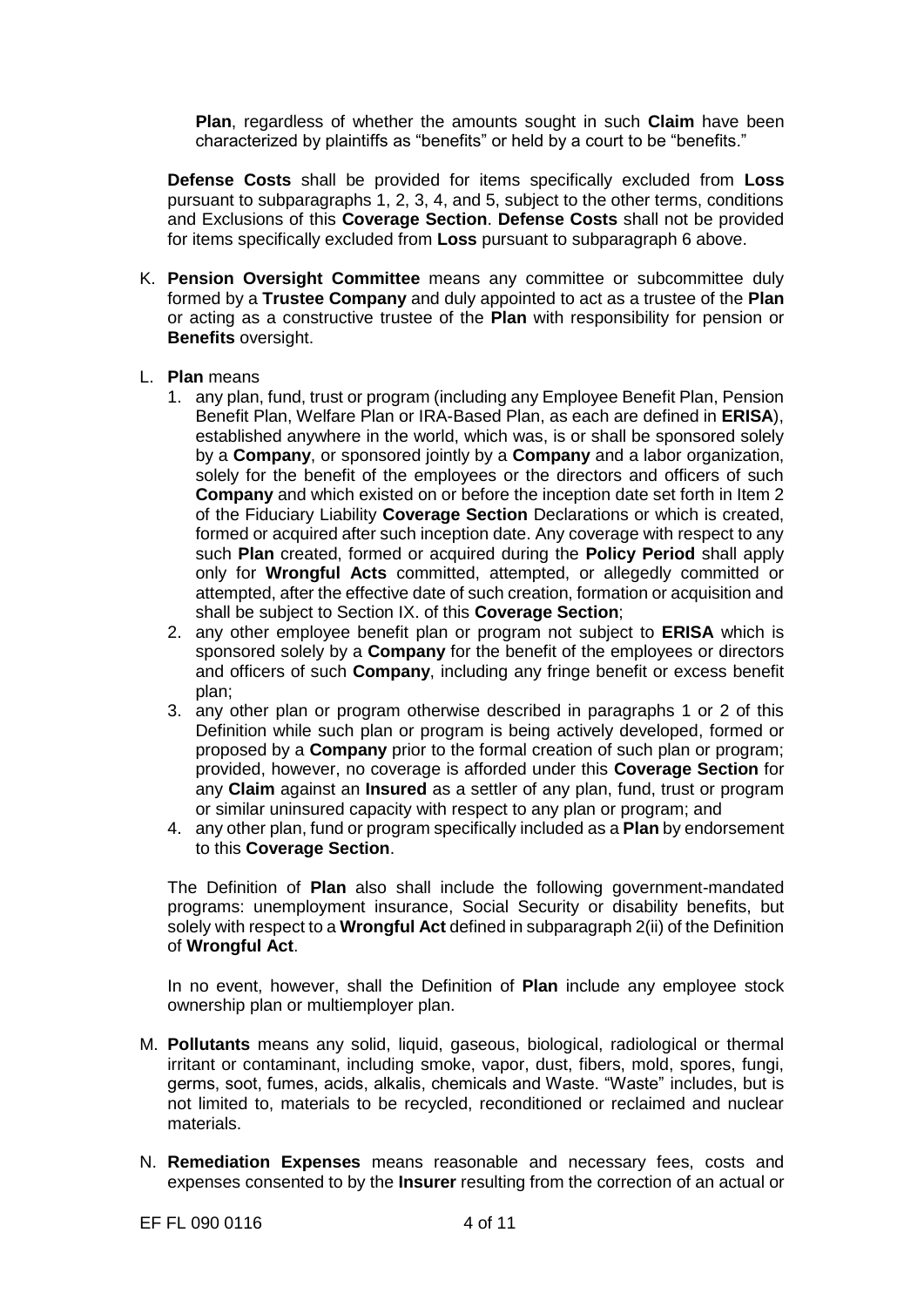**Plan**, regardless of whether the amounts sought in such **Claim** have been characterized by plaintiffs as "benefits" or held by a court to be "benefits."

**Defense Costs** shall be provided for items specifically excluded from **Loss** pursuant to subparagraphs 1, 2, 3, 4, and 5, subject to the other terms, conditions and Exclusions of this **Coverage Section**. **Defense Costs** shall not be provided for items specifically excluded from **Loss** pursuant to subparagraph 6 above.

K. **Pension Oversight Committee** means any committee or subcommittee duly formed by a **Trustee Company** and duly appointed to act as a trustee of the **Plan** or acting as a constructive trustee of the **Plan** with responsibility for pension or **Benefits** oversight.

L. **Plan** means
   1. any plan, fund, trust or program (including any Employee Benefit Plan, Pension Benefit Plan, Welfare Plan or IRA-Based Plan, as each are defined in **ERISA**), established anywhere in the world, which was, is or shall be sponsored solely by a **Company**, or sponsored jointly by a **Company** and a labor organization, solely for the benefit of the employees or the directors and officers of such **Company** and which existed on or before the inception date set forth in Item 2 of the Fiduciary Liability **Coverage Section** Declarations or which is created, formed or acquired after such inception date. Any coverage with respect to any such **Plan** created, formed or acquired during the **Policy Period** shall apply only for **Wrongful Acts** committed, attempted, or allegedly committed or attempted, after the effective date of such creation, formation or acquisition and shall be subject to Section IX. of this **Coverage Section**;
   2. any other employee benefit plan or program not subject to **ERISA** which is sponsored solely by a **Company** for the benefit of the employees or directors and officers of such **Company**, including any fringe benefit or excess benefit plan;
   3. any other plan or program otherwise described in paragraphs 1 or 2 of this Definition while such plan or program is being actively developed, formed or proposed by a **Company** prior to the formal creation of such plan or program; provided, however, no coverage is afforded under this **Coverage Section** for any **Claim** against an **Insured** as a settler of any plan, fund, trust or program or similar uninsured capacity with respect to any plan or program; and
   4. any other plan, fund or program specifically included as a **Plan** by endorsement to this **Coverage Section**.

   The Definition of **Plan** also shall include the following government-mandated programs: unemployment insurance, Social Security or disability benefits, but solely with respect to a **Wrongful Act** defined in subparagraph 2(ii) of the Definition of **Wrongful Act**.

   In no event, however, shall the Definition of **Plan** include any employee stock ownership plan or multiemployer plan.

M. **Pollutants** means any solid, liquid, gaseous, biological, radiological or thermal irritant or contaminant, including smoke, vapor, dust, fibers, mold, spores, fungi, germs, soot, fumes, acids, alkalis, chemicals and Waste. "Waste" includes, but is not limited to, materials to be recycled, reconditioned or reclaimed and nuclear materials.

N. **Remediation Expenses** means reasonable and necessary fees, costs and expenses consented to by the **Insurer** resulting from the correction of an actual or

EF FL 090 0116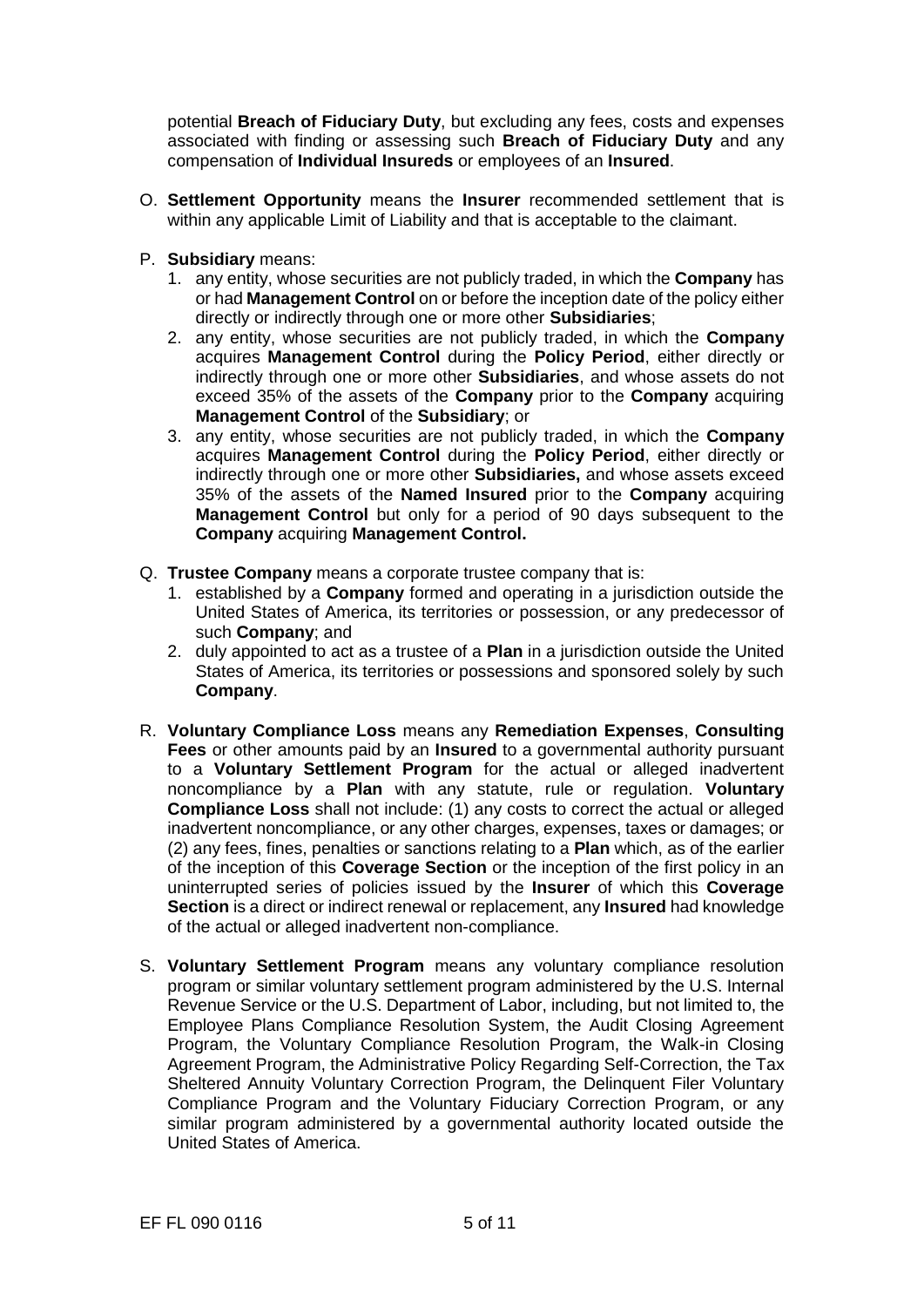potential **Breach of Fiduciary Duty**, but excluding any fees, costs and expenses associated with finding or assessing such **Breach of Fiduciary Duty** and any compensation of **Individual Insureds** or employees of an **Insured**.

O. **Settlement Opportunity** means the **Insurer** recommended settlement that is within any applicable Limit of Liability and that is acceptable to the claimant.

P. **Subsidiary** means:
   1. any entity, whose securities are not publicly traded, in which the **Company** has or had **Management Control** on or before the inception date of the policy either directly or indirectly through one or more other **Subsidiaries**;
   2. any entity, whose securities are not publicly traded, in which the **Company** acquires **Management Control** during the **Policy Period**, either directly or indirectly through one or more other **Subsidiaries**, and whose assets do not exceed 35% of the assets of the **Company** prior to the **Company** acquiring **Management Control** of the **Subsidiary**; or
   3. any entity, whose securities are not publicly traded, in which the **Company** acquires **Management Control** during the **Policy Period**, either directly or indirectly through one or more other **Subsidiaries,** and whose assets exceed 35% of the assets of the **Named Insured** prior to the **Company** acquiring **Management Control** but only for a period of 90 days subsequent to the **Company** acquiring **Management Control.**

Q. **Trustee Company** means a corporate trustee company that is:
   1. established by a **Company** formed and operating in a jurisdiction outside the United States of America, its territories or possession, or any predecessor of such **Company**; and
   2. duly appointed to act as a trustee of a **Plan** in a jurisdiction outside the United States of America, its territories or possessions and sponsored solely by such **Company**.

R. **Voluntary Compliance Loss** means any **Remediation Expenses**, **Consulting Fees** or other amounts paid by an **Insured** to a governmental authority pursuant to a **Voluntary Settlement Program** for the actual or alleged inadvertent noncompliance by a **Plan** with any statute, rule or regulation. **Voluntary Compliance Loss** shall not include: (1) any costs to correct the actual or alleged inadvertent noncompliance, or any other charges, expenses, taxes or damages; or (2) any fees, fines, penalties or sanctions relating to a **Plan** which, as of the earlier of the inception of this **Coverage Section** or the inception of the first policy in an uninterrupted series of policies issued by the **Insurer** of which this **Coverage Section** is a direct or indirect renewal or replacement, any **Insured** had knowledge of the actual or alleged inadvertent non-compliance.

S. **Voluntary Settlement Program** means any voluntary compliance resolution program or similar voluntary settlement program administered by the U.S. Internal Revenue Service or the U.S. Department of Labor, including, but not limited to, the Employee Plans Compliance Resolution System, the Audit Closing Agreement Program, the Voluntary Compliance Resolution Program, the Walk-in Closing Agreement Program, the Administrative Policy Regarding Self-Correction, the Tax Sheltered Annuity Voluntary Correction Program, the Delinquent Filer Voluntary Compliance Program and the Voluntary Fiduciary Correction Program, or any similar program administered by a governmental authority located outside the United States of America.

EF FL 090 0116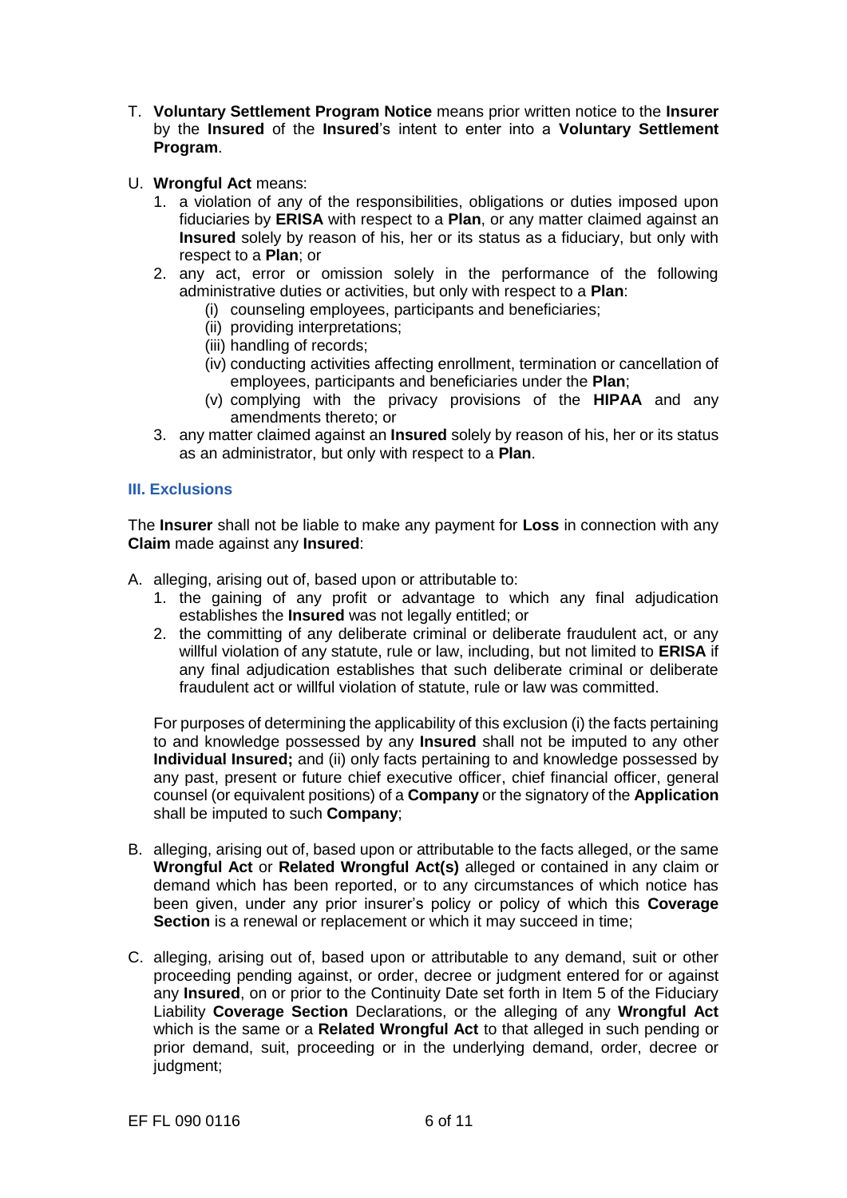T. **Voluntary Settlement Program Notice** means prior written notice to the **Insurer** by the **Insured** of the **Insured**'s intent to enter into a **Voluntary Settlement Program**.

U. **Wrongful Act** means:
   1. a violation of any of the responsibilities, obligations or duties imposed upon fiduciaries by **ERISA** with respect to a **Plan**, or any matter claimed against an **Insured** solely by reason of his, her or its status as a fiduciary, but only with respect to a **Plan**; or
   2. any act, error or omission solely in the performance of the following administrative duties or activities, but only with respect to a **Plan**:
      (i) counseling employees, participants and beneficiaries;
      (ii) providing interpretations;
      (iii) handling of records;
      (iv) conducting activities affecting enrollment, termination or cancellation of employees, participants and beneficiaries under the **Plan**;
      (v) complying with the privacy provisions of the **HIPAA** and any amendments thereto; or
   3. any matter claimed against an **Insured** solely by reason of his, her or its status as an administrator, but only with respect to a **Plan**.

## III. Exclusions

The **Insurer** shall not be liable to make any payment for **Loss** in connection with any **Claim** made against any **Insured**:

A. alleging, arising out of, based upon or attributable to:
   1. the gaining of any profit or advantage to which any final adjudication establishes the **Insured** was not legally entitled; or
   2. the committing of any deliberate criminal or deliberate fraudulent act, or any willful violation of any statute, rule or law, including, but not limited to **ERISA** if any final adjudication establishes that such deliberate criminal or deliberate fraudulent act or willful violation of statute, rule or law was committed.

   For purposes of determining the applicability of this exclusion (i) the facts pertaining to and knowledge possessed by any **Insured** shall not be imputed to any other **Individual Insured;** and (ii) only facts pertaining to and knowledge possessed by any past, present or future chief executive officer, chief financial officer, general counsel (or equivalent positions) of a **Company** or the signatory of the **Application** shall be imputed to such **Company**;

B. alleging, arising out of, based upon or attributable to the facts alleged, or the same **Wrongful Act** or **Related Wrongful Act(s)** alleged or contained in any claim or demand which has been reported, or to any circumstances of which notice has been given, under any prior insurer's policy or policy of which this **Coverage Section** is a renewal or replacement or which it may succeed in time;

C. alleging, arising out of, based upon or attributable to any demand, suit or other proceeding pending against, or order, decree or judgment entered for or against any **Insured**, on or prior to the Continuity Date set forth in Item 5 of the Fiduciary Liability **Coverage Section** Declarations, or the alleging of any **Wrongful Act** which is the same or a **Related Wrongful Act** to that alleged in such pending or prior demand, suit, proceeding or in the underlying demand, order, decree or judgment;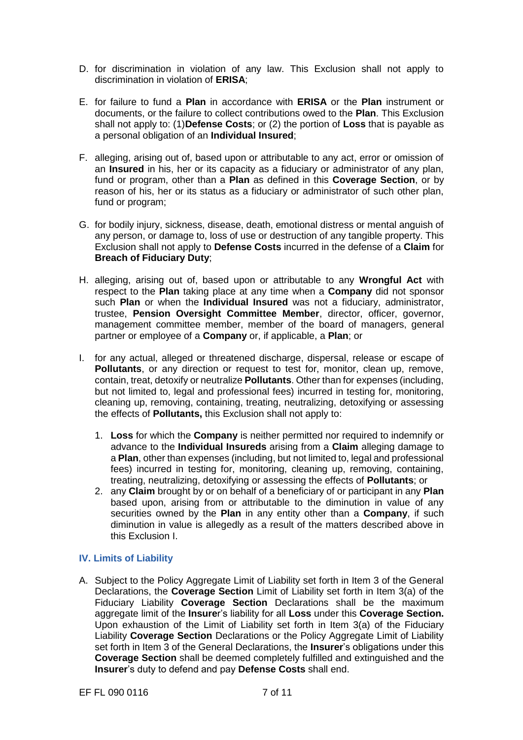D. for discrimination in violation of any law. This Exclusion shall not apply to discrimination in violation of **ERISA**;

E. for failure to fund a **Plan** in accordance with **ERISA** or the **Plan** instrument or documents, or the failure to collect contributions owed to the **Plan**. This Exclusion shall not apply to: (1)**Defense Costs**; or (2) the portion of **Loss** that is payable as a personal obligation of an **Individual Insured**;

F. alleging, arising out of, based upon or attributable to any act, error or omission of an **Insured** in his, her or its capacity as a fiduciary or administrator of any plan, fund or program, other than a **Plan** as defined in this **Coverage Section**, or by reason of his, her or its status as a fiduciary or administrator of such other plan, fund or program;

G. for bodily injury, sickness, disease, death, emotional distress or mental anguish of any person, or damage to, loss of use or destruction of any tangible property. This Exclusion shall not apply to **Defense Costs** incurred in the defense of a **Claim** for **Breach of Fiduciary Duty**;

H. alleging, arising out of, based upon or attributable to any **Wrongful Act** with respect to the **Plan** taking place at any time when a **Company** did not sponsor such **Plan** or when the **Individual Insured** was not a fiduciary, administrator, trustee, **Pension Oversight Committee Member**, director, officer, governor, management committee member, member of the board of managers, general partner or employee of a **Company** or, if applicable, a **Plan**; or

I. for any actual, alleged or threatened discharge, dispersal, release or escape of **Pollutants**, or any direction or request to test for, monitor, clean up, remove, contain, treat, detoxify or neutralize **Pollutants**. Other than for expenses (including, but not limited to, legal and professional fees) incurred in testing for, monitoring, cleaning up, removing, containing, treating, neutralizing, detoxifying or assessing the effects of **Pollutants,** this Exclusion shall not apply to:

   1. **Loss** for which the **Company** is neither permitted nor required to indemnify or advance to the **Individual Insureds** arising from a **Claim** alleging damage to a **Plan**, other than expenses (including, but not limited to, legal and professional fees) incurred in testing for, monitoring, cleaning up, removing, containing, treating, neutralizing, detoxifying or assessing the effects of **Pollutants**; or
   2. any **Claim** brought by or on behalf of a beneficiary of or participant in any **Plan** based upon, arising from or attributable to the diminution in value of any securities owned by the **Plan** in any entity other than a **Company**, if such diminution in value is allegedly as a result of the matters described above in this Exclusion I.

### IV. Limits of Liability

A. Subject to the Policy Aggregate Limit of Liability set forth in Item 3 of the General Declarations, the **Coverage Section** Limit of Liability set forth in Item 3(a) of the Fiduciary Liability **Coverage Section** Declarations shall be the maximum aggregate limit of the **Insure**r's liability for all **Loss** under this **Coverage Section.** Upon exhaustion of the Limit of Liability set forth in Item 3(a) of the Fiduciary Liability **Coverage Section** Declarations or the Policy Aggregate Limit of Liability set forth in Item 3 of the General Declarations, the **Insurer**'s obligations under this **Coverage Section** shall be deemed completely fulfilled and extinguished and the **Insurer**'s duty to defend and pay **Defense Costs** shall end.

EF FL 090 0116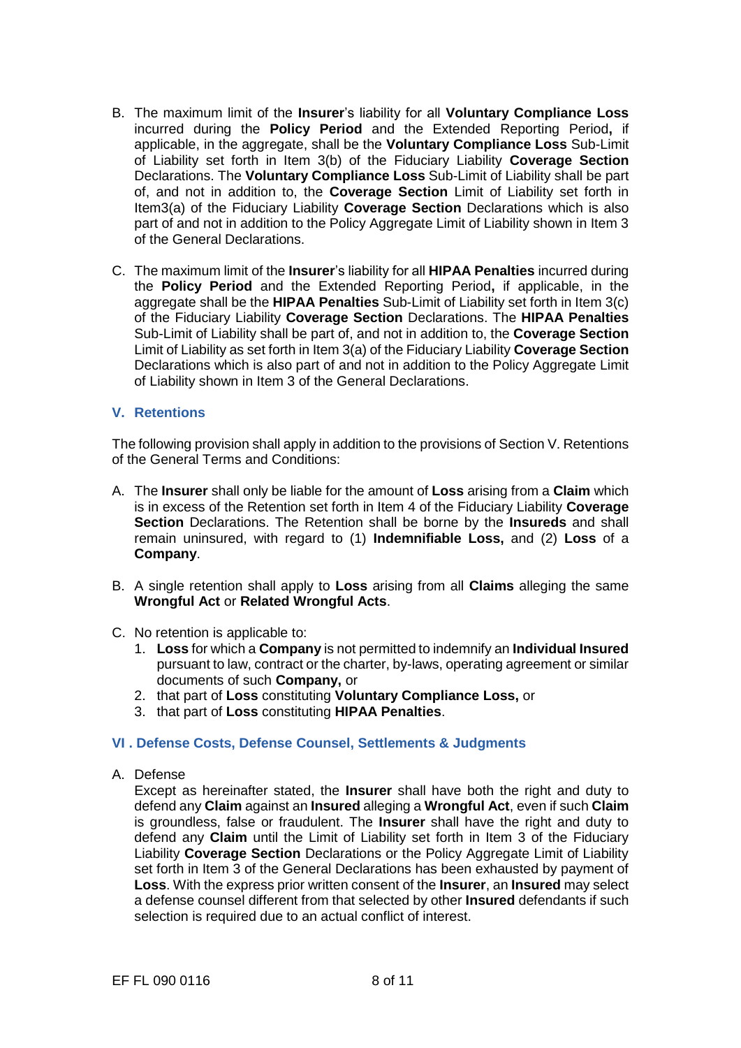B. The maximum limit of the **Insurer**'s liability for all **Voluntary Compliance Loss** incurred during the **Policy Period** and the Extended Reporting Period**,** if applicable, in the aggregate, shall be the **Voluntary Compliance Loss** Sub-Limit of Liability set forth in Item 3(b) of the Fiduciary Liability **Coverage Section** Declarations. The **Voluntary Compliance Loss** Sub-Limit of Liability shall be part of, and not in addition to, the **Coverage Section** Limit of Liability set forth in Item3(a) of the Fiduciary Liability **Coverage Section** Declarations which is also part of and not in addition to the Policy Aggregate Limit of Liability shown in Item 3 of the General Declarations.

C. The maximum limit of the **Insurer**'s liability for all **HIPAA Penalties** incurred during the **Policy Period** and the Extended Reporting Period**,** if applicable, in the aggregate shall be the **HIPAA Penalties** Sub-Limit of Liability set forth in Item 3(c) of the Fiduciary Liability **Coverage Section** Declarations. The **HIPAA Penalties** Sub-Limit of Liability shall be part of, and not in addition to, the **Coverage Section** Limit of Liability as set forth in Item 3(a) of the Fiduciary Liability **Coverage Section** Declarations which is also part of and not in addition to the Policy Aggregate Limit of Liability shown in Item 3 of the General Declarations.

## V. Retentions

The following provision shall apply in addition to the provisions of Section V. Retentions of the General Terms and Conditions:

A. The **Insurer** shall only be liable for the amount of **Loss** arising from a **Claim** which is in excess of the Retention set forth in Item 4 of the Fiduciary Liability **Coverage Section** Declarations. The Retention shall be borne by the **Insureds** and shall remain uninsured, with regard to (1) **Indemnifiable Loss,** and (2) **Loss** of a **Company**.

B. A single retention shall apply to **Loss** arising from all **Claims** alleging the same **Wrongful Act** or **Related Wrongful Acts**.

C. No retention is applicable to:
   1. **Loss** for which a **Company** is not permitted to indemnify an **Individual Insured** pursuant to law, contract or the charter, by-laws, operating agreement or similar documents of such **Company,** or
   2. that part of **Loss** constituting **Voluntary Compliance Loss,** or
   3. that part of **Loss** constituting **HIPAA Penalties**.

## VI . Defense Costs, Defense Counsel, Settlements & Judgments

A. Defense

   Except as hereinafter stated, the **Insurer** shall have both the right and duty to defend any **Claim** against an **Insured** alleging a **Wrongful Act**, even if such **Claim** is groundless, false or fraudulent. The **Insurer** shall have the right and duty to defend any **Claim** until the Limit of Liability set forth in Item 3 of the Fiduciary Liability **Coverage Section** Declarations or the Policy Aggregate Limit of Liability set forth in Item 3 of the General Declarations has been exhausted by payment of **Loss**. With the express prior written consent of the **Insurer**, an **Insured** may select a defense counsel different from that selected by other **Insured** defendants if such selection is required due to an actual conflict of interest.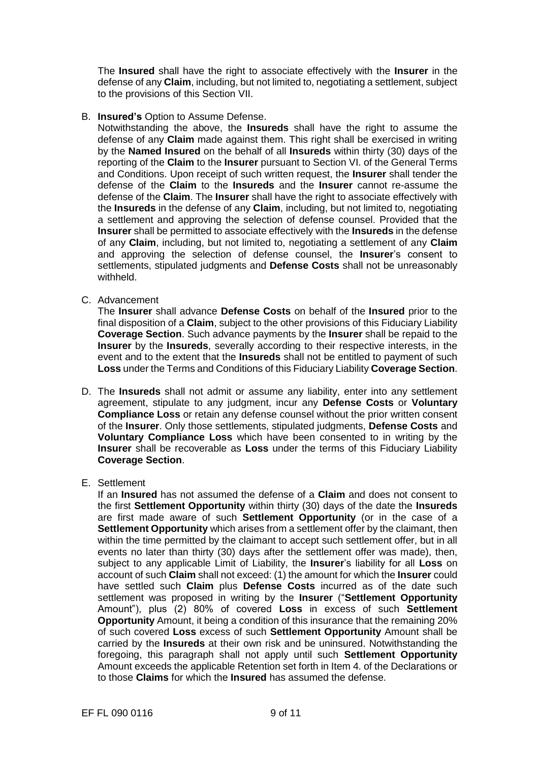The **Insured** shall have the right to associate effectively with the **Insurer** in the defense of any **Claim**, including, but not limited to, negotiating a settlement, subject to the provisions of this Section VII.

B. **Insured's** Option to Assume Defense.

Notwithstanding the above, the **Insureds** shall have the right to assume the defense of any **Claim** made against them. This right shall be exercised in writing by the **Named Insured** on the behalf of all **Insureds** within thirty (30) days of the reporting of the **Claim** to the **Insurer** pursuant to Section VI. of the General Terms and Conditions. Upon receipt of such written request, the **Insurer** shall tender the defense of the **Claim** to the **Insureds** and the **Insurer** cannot re-assume the defense of the **Claim**. The **Insurer** shall have the right to associate effectively with the **Insureds** in the defense of any **Claim**, including, but not limited to, negotiating a settlement and approving the selection of defense counsel. Provided that the **Insurer** shall be permitted to associate effectively with the **Insureds** in the defense of any **Claim**, including, but not limited to, negotiating a settlement of any **Claim** and approving the selection of defense counsel, the **Insurer**'s consent to settlements, stipulated judgments and **Defense Costs** shall not be unreasonably withheld.

C. Advancement

The **Insurer** shall advance **Defense Costs** on behalf of the **Insured** prior to the final disposition of a **Claim**, subject to the other provisions of this Fiduciary Liability **Coverage Section**. Such advance payments by the **Insurer** shall be repaid to the **Insurer** by the **Insureds**, severally according to their respective interests, in the event and to the extent that the **Insureds** shall not be entitled to payment of such **Loss** under the Terms and Conditions of this Fiduciary Liability **Coverage Section**.

D. The **Insureds** shall not admit or assume any liability, enter into any settlement agreement, stipulate to any judgment, incur any **Defense Costs** or **Voluntary Compliance Loss** or retain any defense counsel without the prior written consent of the **Insurer**. Only those settlements, stipulated judgments, **Defense Costs** and **Voluntary Compliance Loss** which have been consented to in writing by the **Insurer** shall be recoverable as **Loss** under the terms of this Fiduciary Liability **Coverage Section**.

E. Settlement

If an **Insured** has not assumed the defense of a **Claim** and does not consent to the first **Settlement Opportunity** within thirty (30) days of the date the **Insureds** are first made aware of such **Settlement Opportunity** (or in the case of a **Settlement Opportunity** which arises from a settlement offer by the claimant, then within the time permitted by the claimant to accept such settlement offer, but in all events no later than thirty (30) days after the settlement offer was made), then, subject to any applicable Limit of Liability, the **Insurer**'s liability for all **Loss** on account of such **Claim** shall not exceed: (1) the amount for which the **Insurer** could have settled such **Claim** plus **Defense Costs** incurred as of the date such settlement was proposed in writing by the **Insurer** ("**Settlement Opportunity** Amount"), plus (2) 80% of covered **Loss** in excess of such **Settlement Opportunity** Amount, it being a condition of this insurance that the remaining 20% of such covered **Loss** excess of such **Settlement Opportunity** Amount shall be carried by the **Insureds** at their own risk and be uninsured. Notwithstanding the foregoing, this paragraph shall not apply until such **Settlement Opportunity** Amount exceeds the applicable Retention set forth in Item 4. of the Declarations or to those **Claims** for which the **Insured** has assumed the defense.

EF FL 090 0116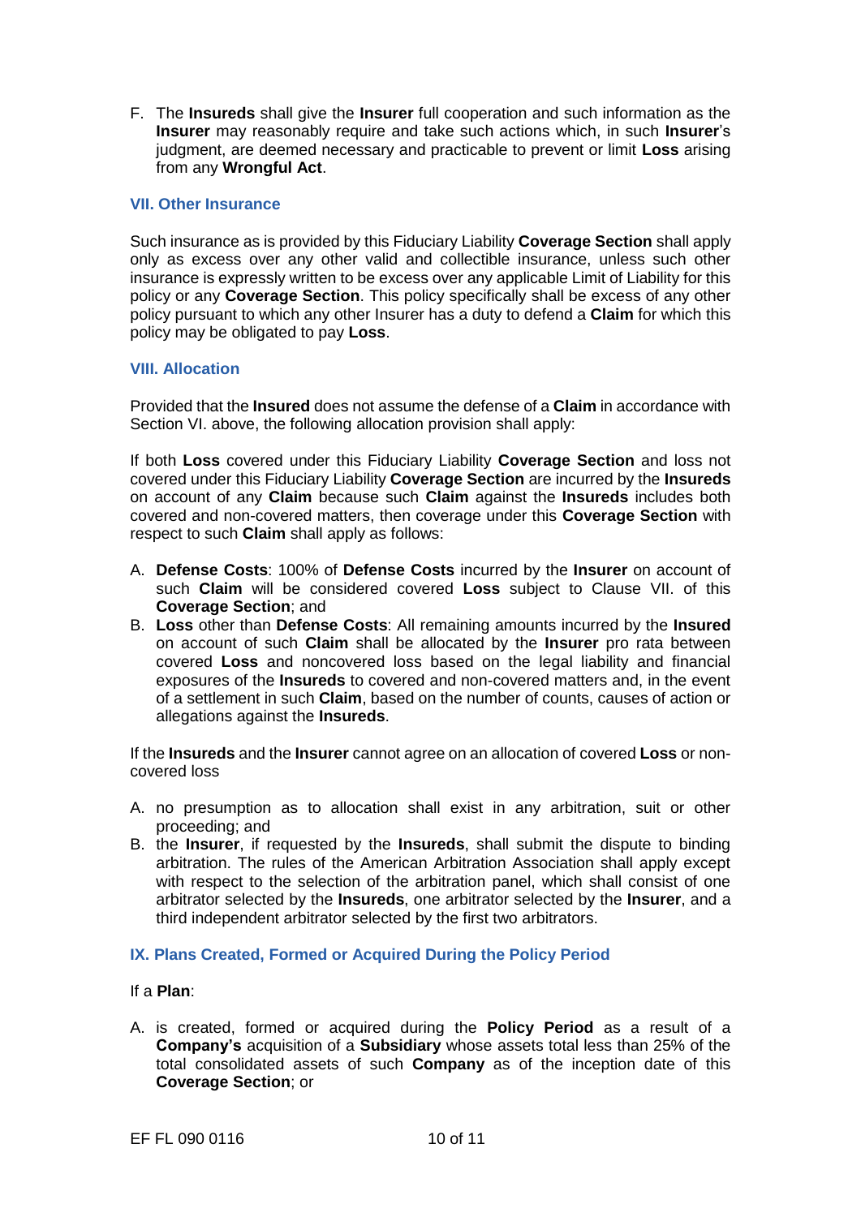F. The **Insureds** shall give the **Insurer** full cooperation and such information as the **Insurer** may reasonably require and take such actions which, in such **Insurer**'s judgment, are deemed necessary and practicable to prevent or limit **Loss** arising from any **Wrongful Act**.

### VII. Other Insurance

Such insurance as is provided by this Fiduciary Liability **Coverage Section** shall apply only as excess over any other valid and collectible insurance, unless such other insurance is expressly written to be excess over any applicable Limit of Liability for this policy or any **Coverage Section**. This policy specifically shall be excess of any other policy pursuant to which any other Insurer has a duty to defend a **Claim** for which this policy may be obligated to pay **Loss**.

### VIII. Allocation

Provided that the **Insured** does not assume the defense of a **Claim** in accordance with Section VI. above, the following allocation provision shall apply:

If both **Loss** covered under this Fiduciary Liability **Coverage Section** and loss not covered under this Fiduciary Liability **Coverage Section** are incurred by the **Insureds** on account of any **Claim** because such **Claim** against the **Insureds** includes both covered and non-covered matters, then coverage under this **Coverage Section** with respect to such **Claim** shall apply as follows:

A. **Defense Costs**: 100% of **Defense Costs** incurred by the **Insurer** on account of such **Claim** will be considered covered **Loss** subject to Clause VII. of this **Coverage Section**; and
B. **Loss** other than **Defense Costs**: All remaining amounts incurred by the **Insured** on account of **Claim** shall be allocated by the **Insurer** pro rata between covered **Loss** and noncovered loss based on the legal liability and financial exposures of the **Insureds** to covered and non-covered matters and, in the event of a settlement in such **Claim**, based on the number of counts, causes of action or allegations against the **Insureds**.

If the **Insureds** and the **Insurer** cannot agree on an allocation of covered **Loss** or non-covered loss

A. no presumption as to allocation shall exist in any arbitration, suit or other proceeding; and
B. the **Insurer**, if requested by the **Insureds**, shall submit the dispute to binding arbitration. The rules of the American Arbitration Association shall apply except with respect to the selection of the arbitration panel, which shall consist of one arbitrator selected by the **Insureds**, one arbitrator selected by the **Insurer**, and a third independent arbitrator selected by the first two arbitrators.

### IX. Plans Created, Formed or Acquired During the Policy Period

If a **Plan**:

A. is created, formed or acquired during the **Policy Period** as a result of a **Company's** acquisition of a **Subsidiary** whose assets total less than 25% of the total consolidated assets of such **Company** as of the inception date of this **Coverage Section**; or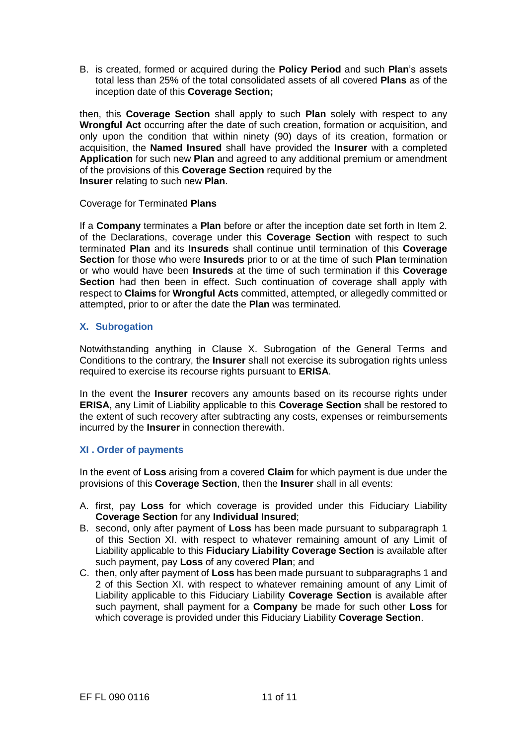B. is created, formed or acquired during the **Policy Period** and such **Plan**'s assets total less than 25% of the total consolidated assets of all covered **Plans** as of the inception date of this **Coverage Section;**

then, this **Coverage Section** shall apply to such **Plan** solely with respect to any **Wrongful Act** occurring after the date of such creation, formation or acquisition, and only upon the condition that within ninety (90) days of its creation, formation or acquisition, the **Named Insured** shall have provided the **Insurer** with a completed **Application** for such new **Plan** and agreed to any additional premium or amendment of the provisions of this **Coverage Section** required by the **Insurer** relating to such new **Plan**.

Coverage for Terminated **Plans**

If a **Company** terminates a **Plan** before or after the inception date set forth in Item 2. of the Declarations, coverage under this **Coverage Section** with respect to such terminated **Plan** and its **Insureds** shall continue until termination of this **Coverage Section** for those who were **Insureds** prior to or at the time of such **Plan** termination or who would have been **Insureds** at the time of such termination if this **Coverage Section** had then been in effect. Such continuation of coverage shall apply with respect to **Claims** for **Wrongful Acts** committed, attempted, or allegedly committed or attempted, prior to or after the date the **Plan** was terminated.

## X. Subrogation

Notwithstanding anything in Clause X. Subrogation of the General Terms and Conditions to the contrary, the **Insurer** shall not exercise its subrogation rights unless required to exercise its recourse rights pursuant to **ERISA**.

In the event the **Insurer** recovers any amounts based on its recourse rights under **ERISA**, any Limit of Liability applicable to this **Coverage Section** shall be restored to the extent of such recovery after subtracting any costs, expenses or reimbursements incurred by the **Insurer** in connection therewith.

## XI . Order of payments

In the event of **Loss** arising from a covered **Claim** for which payment is due under the provisions of this **Coverage Section**, then the **Insurer** shall in all events:

A. first, pay **Loss** for which coverage is provided under this Fiduciary Liability **Coverage Section** for any **Individual Insured**;
B. second, only after payment of **Loss** has been made pursuant to subparagraph 1 of this Section XI. with respect to whatever remaining amount of any Limit of Liability applicable to this **Fiduciary Liability Coverage Section** is available after such payment, pay **Loss** of any covered **Plan**; and
C. then, only after payment of **Loss** has been made pursuant to subparagraphs 1 and 2 of this Section XI. with respect to whatever remaining amount of any Limit of Liability applicable to this Fiduciary Liability **Coverage Section** is available after such payment, shall payment for a **Company** be made for such other **Loss** for which coverage is provided under this Fiduciary Liability **Coverage Section**.

EF FL 090 0116